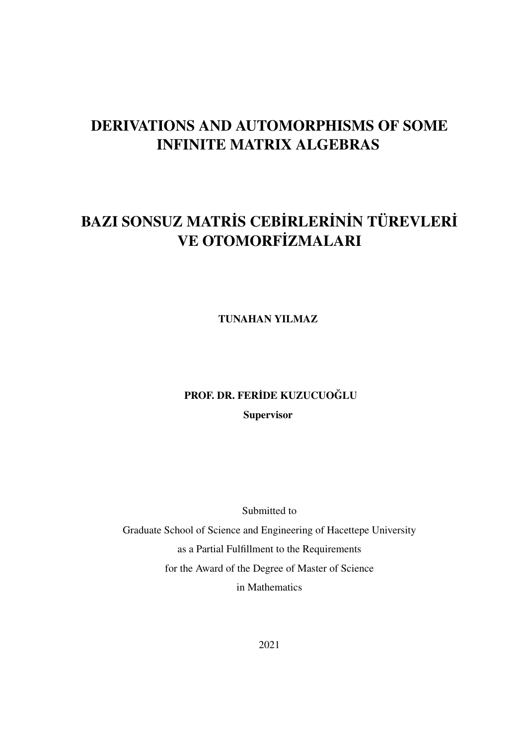# DERIVATIONS AND AUTOMORPHISMS OF SOME INFINITE MATRIX ALGEBRAS

# BAZI SONSUZ MATRİS CEBİRLERİNİN TÜREVLERİ VE OTOMORFİZMALARI

**TUNAHAN YILMAZ**

**PROF. DR. FERİDE KUZUCUOĞLU**

**Supervisor**

Submitted to

Graduate School of Science and Engineering of Hacettepe University

as a Partial Fulfillment to the Requirements

for the Award of the Degree of Master of Science

in Mathematics

2021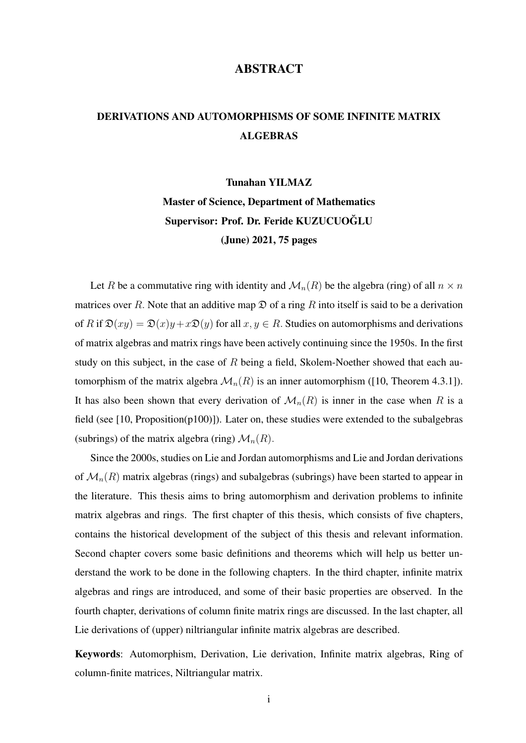# ABSTRACT

## DERIVATIONS AND AUTOMORPHISMS OF SOME INFINITE MATRIX ALGEBRAS

**Tunahan YILMAZ**
**Master of Science, Department of Mathematics**
**Supervisor: Prof. Dr. Feride KUZUCUOĞLU**
**(June) 2021, 75 pages**

Let $R$ be a commutative ring with identity and $\mathcal{M}_n(R)$ be the algebra (ring) of all $n \times n$ matrices over $R$. Note that an additive map $\mathfrak{D}$ of a ring $R$ into itself is said to be a derivation of $R$ if $\mathfrak{D}(xy) = \mathfrak{D}(x)y + x\mathfrak{D}(y)$ for all $x, y \in R$. Studies on automorphisms and derivations of matrix algebras and matrix rings have been actively continuing since the 1950s. In the first study on this subject, in the case of $R$ being a field, Skolem-Noether showed that each automorphism of the matrix algebra $\mathcal{M}_n(R)$ is an inner automorphism ([10, Theorem 4.3.1]). It has also been shown that every derivation of $\mathcal{M}_n(R)$ is inner in the case when $R$ is a field (see [10, Proposition(p100)]). Later on, these studies were extended to the subalgebras (subrings) of the matrix algebra (ring) $\mathcal{M}_n(R)$.

Since the 2000s, studies on Lie and Jordan automorphisms and Lie and Jordan derivations of $\mathcal{M}_n(R)$ matrix algebras (rings) and subalgebras (subrings) have been started to appear in the literature. This thesis aims to bring automorphism and derivation problems to infinite matrix algebras and rings. The first chapter of this thesis, which consists of five chapters, contains the historical development of the subject of this thesis and relevant information. Second chapter covers some basic definitions and theorems which will help us better understand the work to be done in the following chapters. In the third chapter, infinite matrix algebras and rings are introduced, and some of their basic properties are observed. In the fourth chapter, derivations of column finite matrix rings are discussed. In the last chapter, all Lie derivations of (upper) niltriangular infinite matrix algebras are described.

**Keywords**: Automorphism, Derivation, Lie derivation, Infinite matrix algebras, Ring of column-finite matrices, Niltriangular matrix.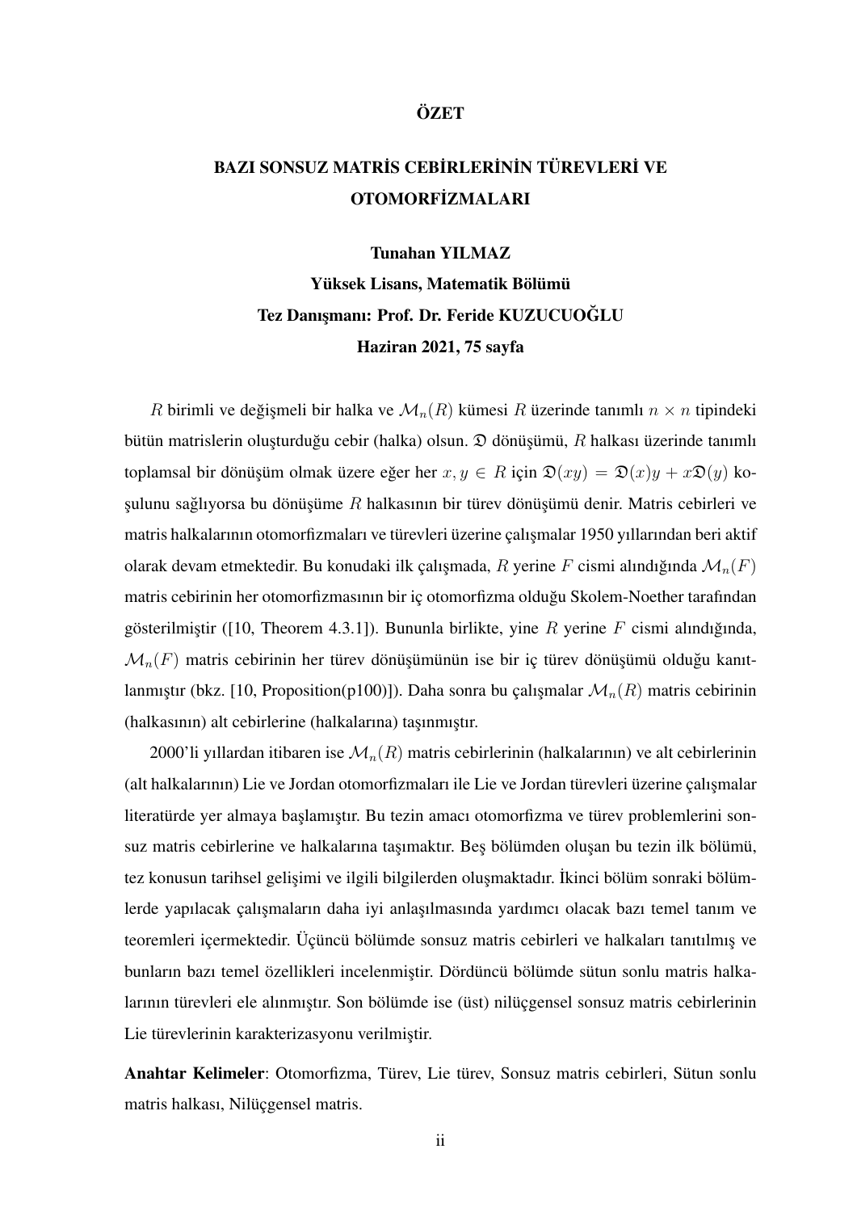# ÖZET

## BAZI SONSUZ MATRİS CEBİRLERİNİN TÜREVLERİ VE OTOMORFİZMALARI

**Tunahan YILMAZ**
**Yüksek Lisans, Matematik Bölümü**
**Tez Danışmanı: Prof. Dr. Feride KUZUCUOĞLU**
**Haziran 2021, 75 sayfa**

$R$ birimli ve değişmeli bir halka ve $\mathcal{M}_n(R)$ kümesi $R$ üzerinde tanımlı $n \times n$ tipindeki bütün matrislerin oluşturduğu cebir (halka) olsun. $\mathfrak{D}$ dönüşümü, $R$ halkası üzerinde tanımlı toplamsal bir dönüşüm olmak üzere eğer her $x, y \in R$ için $\mathfrak{D}(xy) = \mathfrak{D}(x)y + x\mathfrak{D}(y)$ koşulunu sağlıyorsa bu dönüşüme $R$ halkasının bir türev dönüşümü denir. Matris cebirleri ve matris halkalarının otomorfizmaları ve türevleri üzerine çalışmalar 1950 yıllarından beri aktif olarak devam etmektedir. Bu konudaki ilk çalışmada, $R$ yerine $F$ cismi alındığında $\mathcal{M}_n(F)$ matris cebirinin her otomorfizmasının bir iç otomorfizma olduğu Skolem-Noether tarafından gösterilmiştir ([10, Theorem 4.3.1]). Bununla birlikte, yine $R$ yerine $F$ cismi alındığında, $\mathcal{M}_n(F)$ matris cebirinin her türev dönüşümünün ise bir iç türev dönüşümü olduğu kanıtlanmıştır (bkz. [10, Proposition(p100)]). Daha sonra bu çalışmalar $\mathcal{M}_n(R)$ matris cebirinin (halkasının) alt cebirlerine (halkalarına) taşınmıştır.

2000'li yıllardan itibaren ise $\mathcal{M}_n(R)$ matris cebirlerinin (halkalarının) ve alt cebirlerinin (alt halkalarının) Lie ve Jordan otomorfizmaları ile Lie ve Jordan türevleri üzerine çalışmalar literatürde yer almaya başlamıştır. Bu tezin amacı otomorfizma ve türev problemlerini sonsuz matris cebirlerine ve halkalarına taşımaktır. Beş bölümden oluşan bu tezin ilk bölümü, tez konusun tarihsel gelişimi ve ilgili bilgilerden oluşmaktadır. İkinci bölüm sonraki bölümlerde yapılacak çalışmaların daha iyi anlaşılmasında yardımcı olacak bazı temel tanım ve teoremleri içermektedir. Üçüncü bölümde sonsuz matris cebirleri ve halkaları tanıtılmış ve bunların bazı temel özellikleri incelenmiştir. Dördüncü bölümde sütun sonlu matris halkalarının türevleri ele alınmıştır. Son bölümde ise (üst) nilüçgensel sonsuz matris cebirlerinin Lie türevlerinin karakterizasyonu verilmiştir.

**Anahtar Kelimeler**: Otomorfizma, Türev, Lie türev, Sonsuz matris cebirleri, Sütun sonlu matris halkası, Nilüçgensel matris.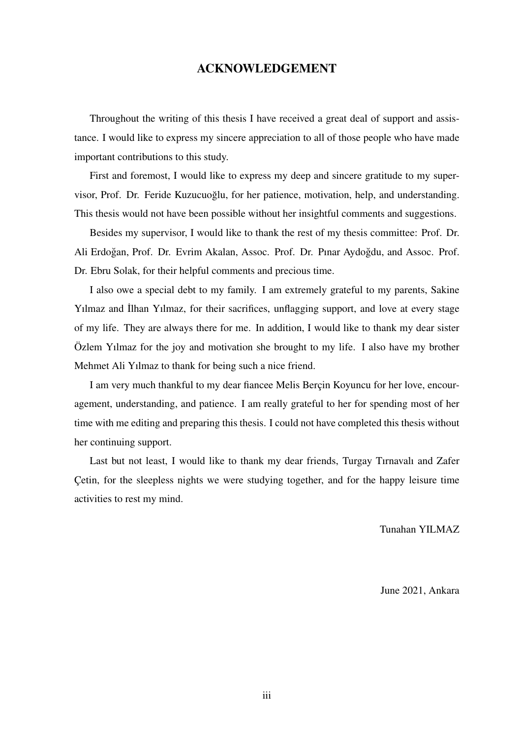# ACKNOWLEDGEMENT

Throughout the writing of this thesis I have received a great deal of support and assistance. I would like to express my sincere appreciation to all of those people who have made important contributions to this study.

First and foremost, I would like to express my deep and sincere gratitude to my supervisor, Prof. Dr. Feride Kuzucuoğlu, for her patience, motivation, help, and understanding. This thesis would not have been possible without her insightful comments and suggestions.

Besides my supervisor, I would like to thank the rest of my thesis committee: Prof. Dr. Ali Erdoğan, Prof. Dr. Evrim Akalan, Assoc. Prof. Dr. Pınar Aydoğdu, and Assoc. Prof. Dr. Ebru Solak, for their helpful comments and precious time.

I also owe a special debt to my family. I am extremely grateful to my parents, Sakine Yılmaz and İlhan Yılmaz, for their sacrifices, unflagging support, and love at every stage of my life. They are always there for me. In addition, I would like to thank my dear sister Özlem Yılmaz for the joy and motivation she brought to my life. I also have my brother Mehmet Ali Yılmaz to thank for being such a nice friend.

I am very much thankful to my dear fiancee Melis Berçin Koyuncu for her love, encouragement, understanding, and patience. I am really grateful to her for spending most of her time with me editing and preparing this thesis. I could not have completed this thesis without her continuing support.

Last but not least, I would like to thank my dear friends, Turgay Tırnavalı and Zafer Çetin, for the sleepless nights we were studying together, and for the happy leisure time activities to rest my mind.

Tunahan YILMAZ

June 2021, Ankara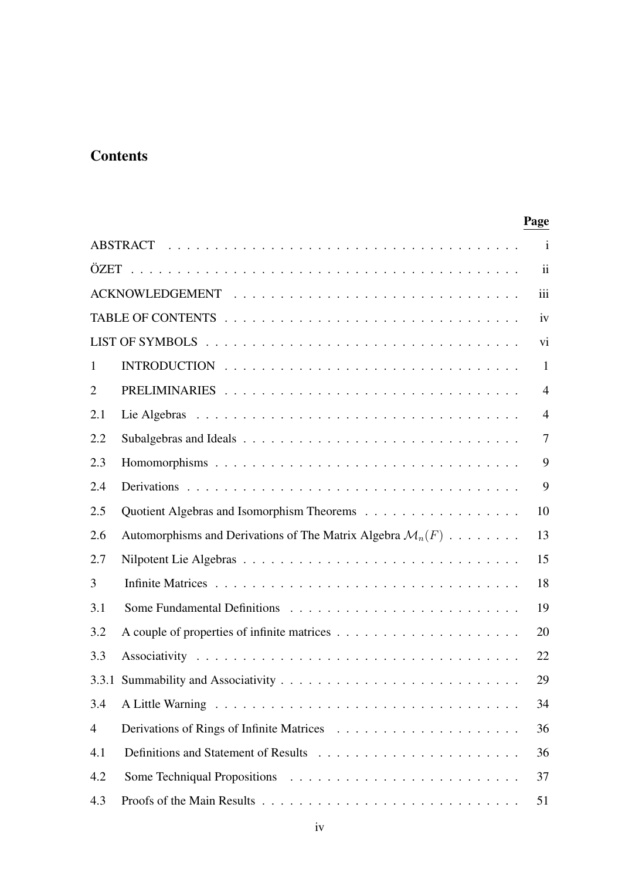# Contents

| | | Page |
|---|---|---|
| | ABSTRACT | i |
| | ÖZET | ii |
| | ACKNOWLEDGEMENT | iii |
| | TABLE OF CONTENTS | iv |
| | LIST OF SYMBOLS | vi |
| 1 | INTRODUCTION | 1 |
| 2 | PRELIMINARIES | 4 |
| 2.1 | Lie Algebras | 4 |
| 2.2 | Subalgebras and Ideals | 7 |
| 2.3 | Homomorphisms | 9 |
| 2.4 | Derivations | 9 |
| 2.5 | Quotient Algebras and Isomorphism Theorems | 10 |
| 2.6 | Automorphisms and Derivations of The Matrix Algebra $\mathcal{M}_n(F)$ | 13 |
| 2.7 | Nilpotent Lie Algebras | 15 |
| 3 | Infinite Matrices | 18 |
| 3.1 | Some Fundamental Definitions | 19 |
| 3.2 | A couple of properties of infinite matrices | 20 |
| 3.3 | Associativity | 22 |
| 3.3.1 | Summability and Associativity | 29 |
| 3.4 | A Little Warning | 34 |
| 4 | Derivations of Rings of Infinite Matrices | 36 |
| 4.1 | Definitions and Statement of Results | 36 |
| 4.2 | Some Techniqual Propositions | 37 |
| 4.3 | Proofs of the Main Results | 51 |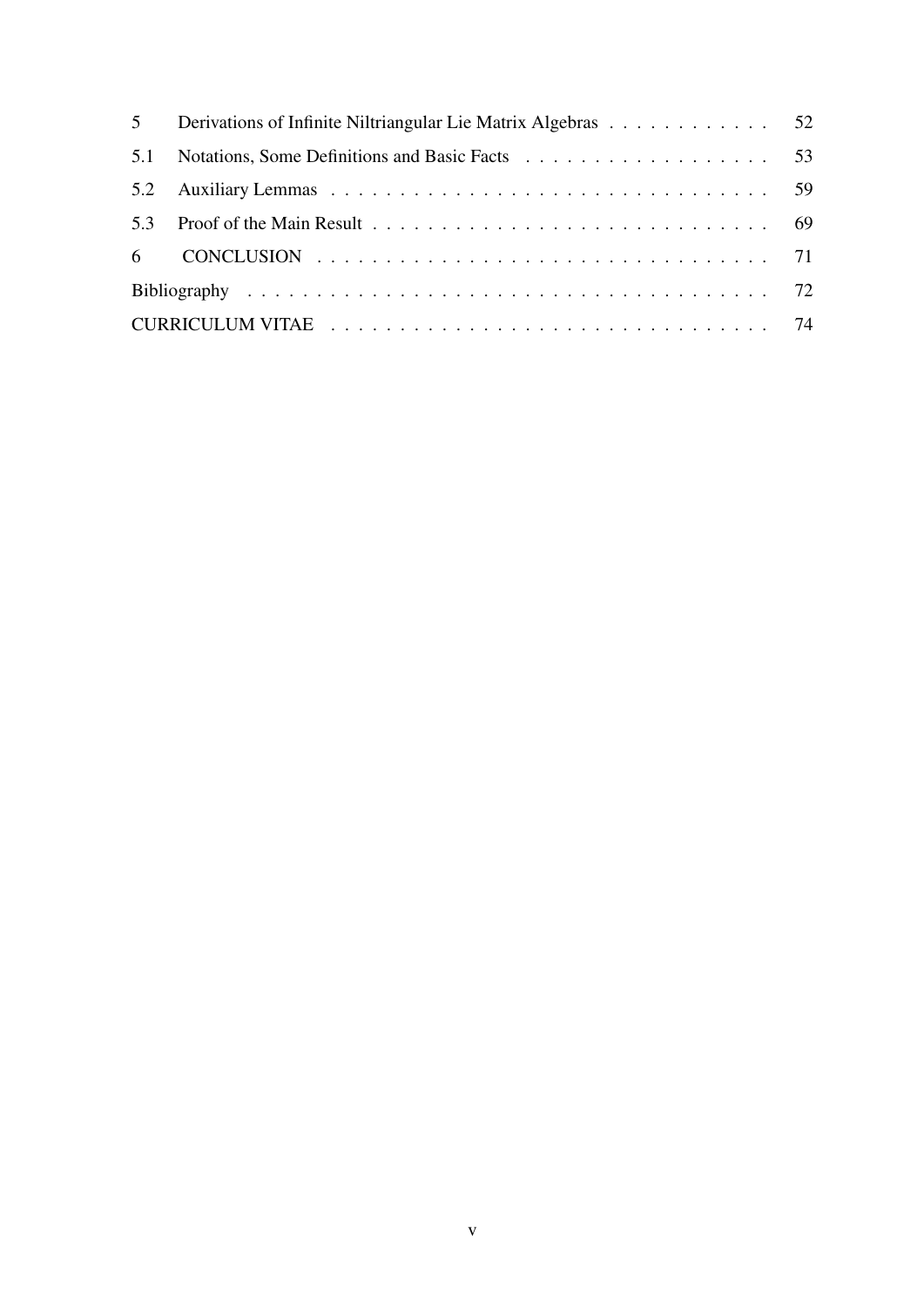| | | |
|---|---|---|
| 5 | Derivations of Infinite Niltriangular Lie Matrix Algebras | 52 |
| 5.1 | Notations, Some Definitions and Basic Facts | 53 |
| 5.2 | Auxiliary Lemmas | 59 |
| 5.3 | Proof of the Main Result | 69 |
| 6 | CONCLUSION | 71 |
| Bibliography | | 72 |
| CURRICULUM VITAE | | 74 |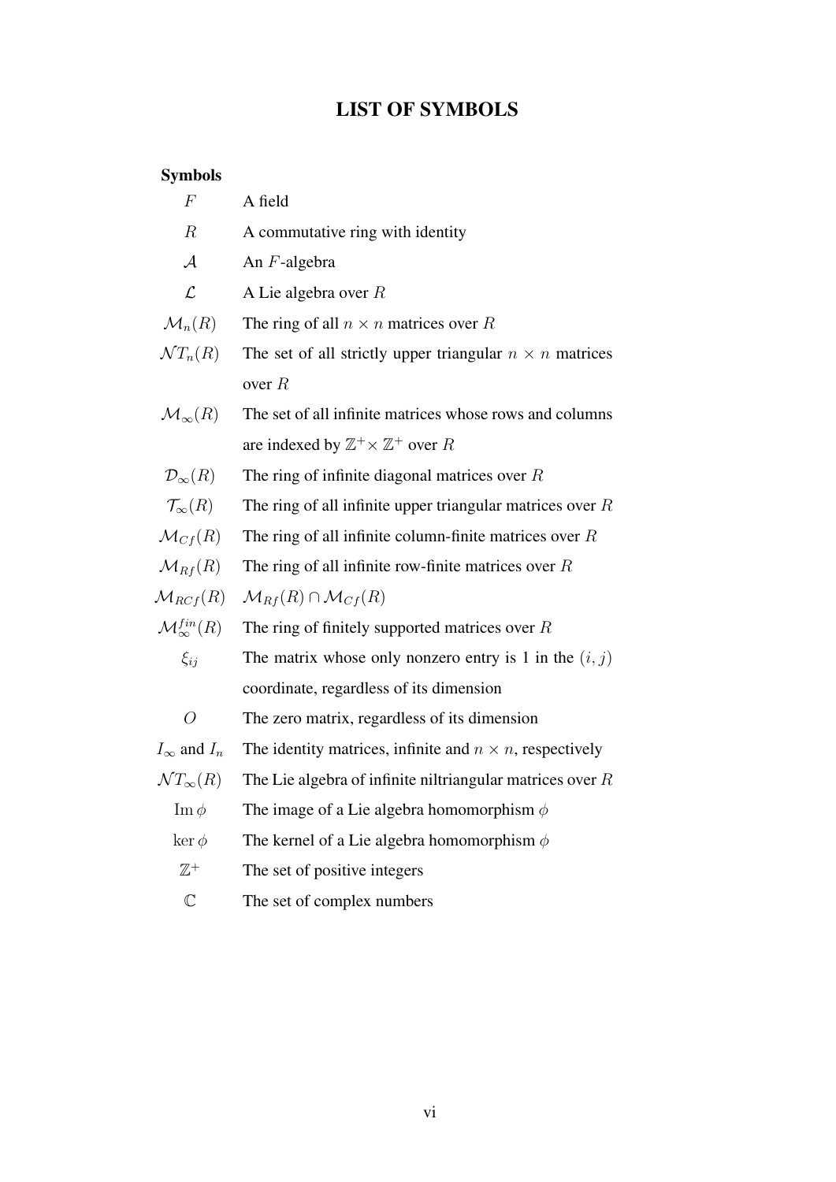# LIST OF SYMBOLS

**Symbols**

| | |
|---|---|
| $F$ | A field |
| $R$ | A commutative ring with identity |
| $\mathcal{A}$ | An $F$-algebra |
| $\mathcal{L}$ | A Lie algebra over $R$ |
| $\mathcal{M}_n(R)$ | The ring of all $n \times n$ matrices over $R$ |
| $\mathcal{N}T_n(R)$ | The set of all strictly upper triangular $n \times n$ matrices over $R$ |
| $\mathcal{M}_\infty(R)$ | The set of all infinite matrices whose rows and columns are indexed by $\mathbb{Z}^+ \times \mathbb{Z}^+$ over $R$ |
| $\mathcal{D}_\infty(R)$ | The ring of infinite diagonal matrices over $R$ |
| $\mathcal{T}_\infty(R)$ | The ring of all infinite upper triangular matrices over $R$ |
| $\mathcal{M}_{Cf}(R)$ | The ring of all infinite column-finite matrices over $R$ |
| $\mathcal{M}_{Rf}(R)$ | The ring of all infinite row-finite matrices over $R$ |
| $\mathcal{M}_{RCf}(R)$ | $\mathcal{M}_{Rf}(R) \cap \mathcal{M}_{Cf}(R)$ |
| $\mathcal{M}_\infty^{fin}(R)$ | The ring of finitely supported matrices over $R$ |
| $\xi_{ij}$ | The matrix whose only nonzero entry is 1 in the $(i, j)$ coordinate, regardless of its dimension |
| $O$ | The zero matrix, regardless of its dimension |
| $I_\infty$ and $I_n$ | The identity matrices, infinite and $n \times n$, respectively |
| $\mathcal{N}T_\infty(R)$ | The Lie algebra of infinite niltriangular matrices over $R$ |
| $\operatorname{Im} \phi$ | The image of a Lie algebra homomorphism $\phi$ |
| $\ker \phi$ | The kernel of a Lie algebra homomorphism $\phi$ |
| $\mathbb{Z}^+$ | The set of positive integers |
| $\mathbb{C}$ | The set of complex numbers |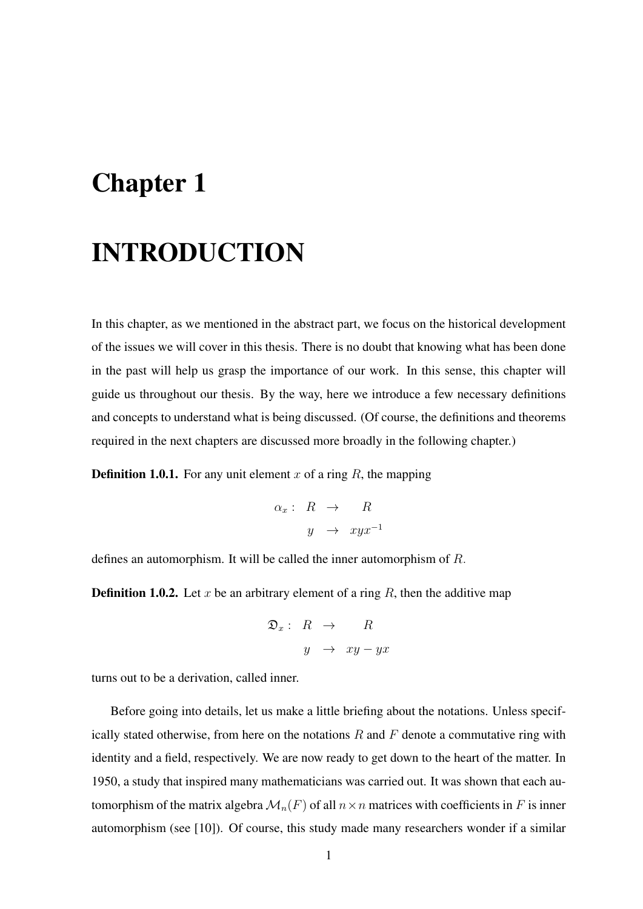# Chapter 1

# INTRODUCTION

In this chapter, as we mentioned in the abstract part, we focus on the historical development of the issues we will cover in this thesis. There is no doubt that knowing what has been done in the past will help us grasp the importance of our work. In this sense, this chapter will guide us throughout our thesis. By the way, here we introduce a few necessary definitions and concepts to understand what is being discussed. (Of course, the definitions and theorems required in the next chapters are discussed more broadly in the following chapter.)

**Definition 1.0.1.** For any unit element $x$ of a ring $R$, the mapping

$$\begin{array}{rccc} \alpha_x : & R & \to & R \\ & y & \to & xyx^{-1} \end{array}$$

defines an automorphism. It will be called the inner automorphism of $R$.

**Definition 1.0.2.** Let $x$ be an arbitrary element of a ring $R$, then the additive map

$$\begin{array}{rccc} \mathfrak{D}_x : & R & \to & R \\ & y & \to & xy - yx \end{array}$$

turns out to be a derivation, called inner.

Before going into details, let us make a little briefing about the notations. Unless specifically stated otherwise, from here on the notations $R$ and $F$ denote a commutative ring with identity and a field, respectively. We are now ready to get down to the heart of the matter. In 1950, a study that inspired many mathematicians was carried out. It was shown that each automorphism of the matrix algebra $\mathcal{M}_n(F)$ of all $n \times n$ matrices with coefficients in $F$ is inner automorphism (see [10]). Of course, this study made many researchers wonder if a similar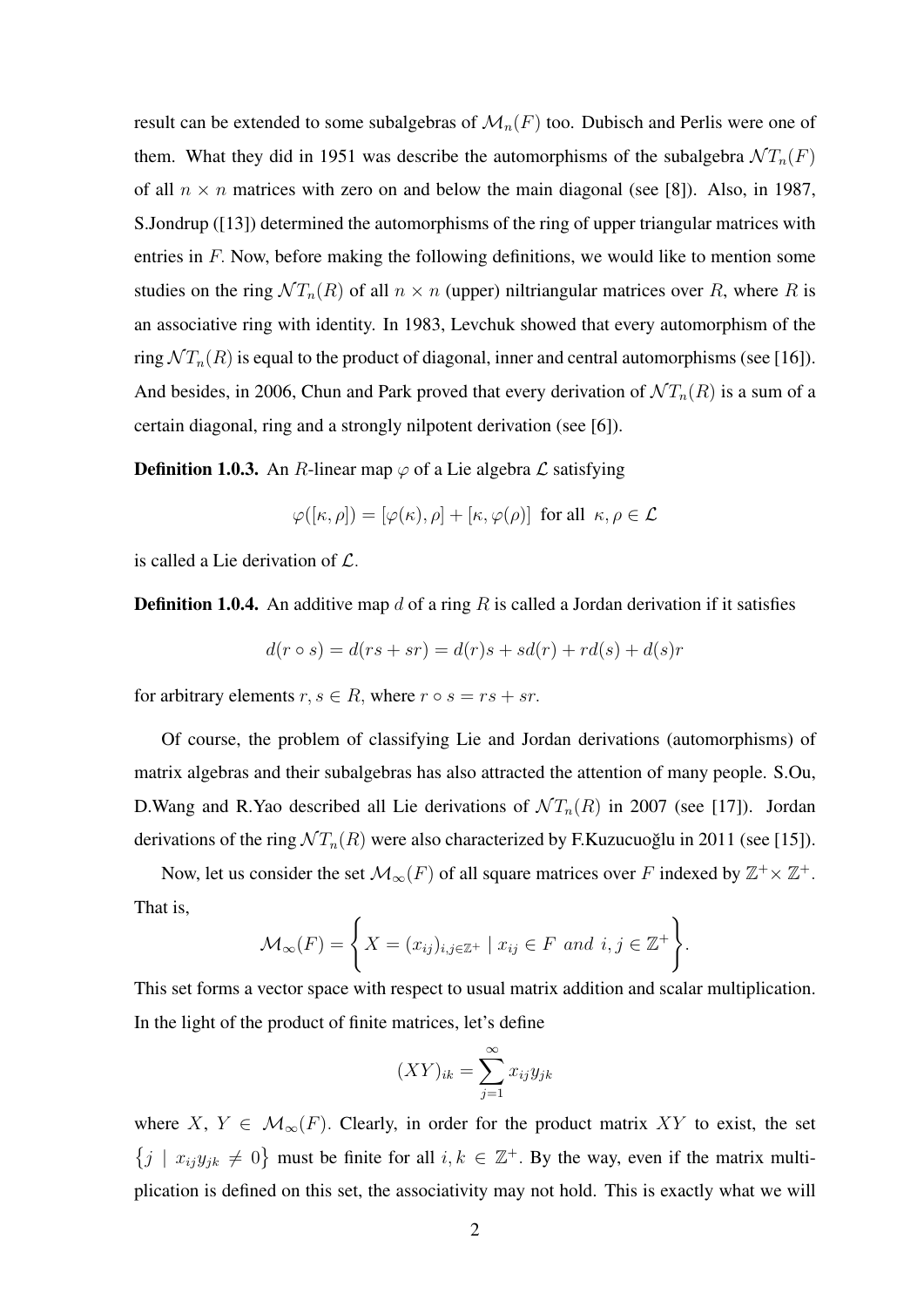result can be extended to some subalgebras of $\mathcal{M}_n(F)$ too. Dubisch and Perlis were one of them. What they did in 1951 was describe the automorphisms of the subalgebra $\mathcal{N}T_n(F)$ of all $n \times n$ matrices with zero on and below the main diagonal (see [8]). Also, in 1987, S.Jondrup ([13]) determined the automorphisms of the ring of upper triangular matrices with entries in $F$. Now, before making the following definitions, we would like to mention some studies on the ring $\mathcal{N}T_n(R)$ of all $n \times n$ (upper) niltriangular matrices over $R$, where $R$ is an associative ring with identity. In 1983, Levchuk showed that every automorphism of the ring $\mathcal{N}T_n(R)$ is equal to the product of diagonal, inner and central automorphisms (see [16]). And besides, in 2006, Chun and Park proved that every derivation of $\mathcal{N}T_n(R)$ is a sum of a certain diagonal, ring and a strongly nilpotent derivation (see [6]).

**Definition 1.0.3.** An $R$-linear map $\varphi$ of a Lie algebra $\mathcal{L}$ satisfying

$$\varphi([\kappa, \rho]) = [\varphi(\kappa), \rho] + [\kappa, \varphi(\rho)] \text{ for all } \kappa, \rho \in \mathcal{L}$$

is called a Lie derivation of $\mathcal{L}$.

**Definition 1.0.4.** An additive map $d$ of a ring $R$ is called a Jordan derivation if it satisfies

$$d(r \circ s) = d(rs + sr) = d(r)s + sd(r) + rd(s) + d(s)r$$

for arbitrary elements $r, s \in R$, where $r \circ s = rs + sr$.

Of course, the problem of classifying Lie and Jordan derivations (automorphisms) of matrix algebras and their subalgebras has also attracted the attention of many people. S.Ou, D.Wang and R.Yao described all Lie derivations of $\mathcal{N}T_n(R)$ in 2007 (see [17]). Jordan derivations of the ring $\mathcal{N}T_n(R)$ were also characterized by F.Kuzucuoğlu in 2011 (see [15]).

Now, let us consider the set $\mathcal{M}_\infty(F)$ of all square matrices over $F$ indexed by $\mathbb{Z}^+ \times \mathbb{Z}^+$. That is,

$$\mathcal{M}_\infty(F) = \left\{ X = (x_{ij})_{i,j \in \mathbb{Z}^+} \mid x_{ij} \in F \ \ and \ \ i, j \in \mathbb{Z}^+ \right\}.$$

This set forms a vector space with respect to usual matrix addition and scalar multiplication. In the light of the product of finite matrices, let's define

$$(XY)_{ik} = \sum_{j=1}^{\infty} x_{ij} y_{jk}$$

where $X,\ Y \in \mathcal{M}_\infty(F)$. Clearly, in order for the product matrix $XY$ to exist, the set $\{j \mid x_{ij} y_{jk} \neq 0\}$ must be finite for all $i, k \in \mathbb{Z}^+$. By the way, even if the matrix multiplication is defined on this set, the associativity may not hold. This is exactly what we will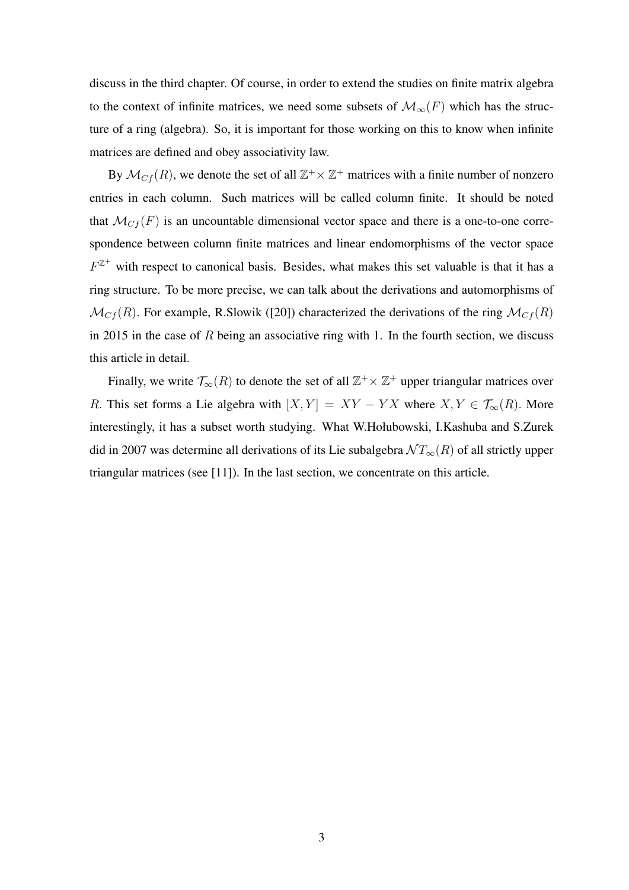discuss in the third chapter. Of course, in order to extend the studies on finite matrix algebra to the context of infinite matrices, we need some subsets of $\mathcal{M}_\infty(F)$ which has the structure of a ring (algebra). So, it is important for those working on this to know when infinite matrices are defined and obey associativity law.

By $\mathcal{M}_{Cf}(R)$, we denote the set of all $\mathbb{Z}^+ \times \mathbb{Z}^+$ matrices with a finite number of nonzero entries in each column. Such matrices will be called column finite. It should be noted that $\mathcal{M}_{Cf}(F)$ is an uncountable dimensional vector space and there is a one-to-one correspondence between column finite matrices and linear endomorphisms of the vector space $F^{\mathbb{Z}^+}$ with respect to canonical basis. Besides, what makes this set valuable is that it has a ring structure. To be more precise, we can talk about the derivations and automorphisms of $\mathcal{M}_{Cf}(R)$. For example, R.Slowik ([20]) characterized the derivations of the ring $\mathcal{M}_{Cf}(R)$ in 2015 in the case of $R$ being an associative ring with 1. In the fourth section, we discuss this article in detail.

Finally, we write $\mathcal{T}_\infty(R)$ to denote the set of all $\mathbb{Z}^+ \times \mathbb{Z}^+$ upper triangular matrices over $R$. This set forms a Lie algebra with $[X, Y] = XY - YX$ where $X, Y \in \mathcal{T}_\infty(R)$. More interestingly, it has a subset worth studying. What W.Hołubowski, I.Kashuba and S.Zurek did in 2007 was determine all derivations of its Lie subalgebra $\mathcal{N}T_\infty(R)$ of all strictly upper triangular matrices (see [11]). In the last section, we concentrate on this article.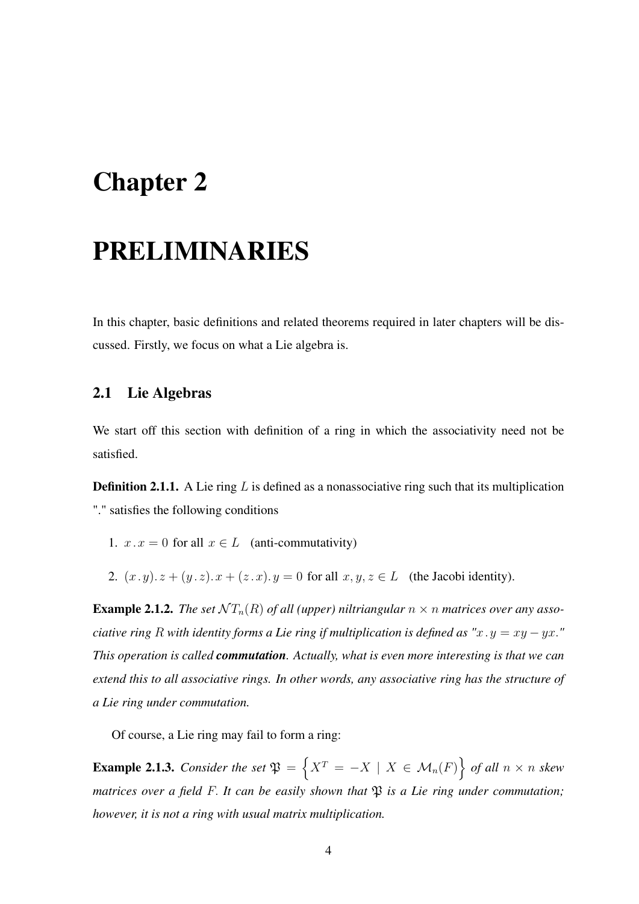# Chapter 2

# PRELIMINARIES

In this chapter, basic definitions and related theorems required in later chapters will be discussed. Firstly, we focus on what a Lie algebra is.

## 2.1 Lie Algebras

We start off this section with definition of a ring in which the associativity need not be satisfied.

**Definition 2.1.1.** A Lie ring $L$ is defined as a nonassociative ring such that its multiplication "." satisfies the following conditions

1. $x\,.\,x = 0$ for all $x \in L$ (anti-commutativity)
2. $(x\,.\,y)\,.\,z + (y\,.\,z)\,.\,x + (z\,.\,x)\,.\,y = 0$ for all $x, y, z \in L$ (the Jacobi identity).

**Example 2.1.2.** *The set $\mathcal{N}T_n(R)$ of all (upper) niltriangular $n \times n$ matrices over any associative ring $R$ with identity forms a Lie ring if multiplication is defined as "$x\,.\,y = xy - yx$." This operation is called **commutation**. Actually, what is even more interesting is that we can extend this to all associative rings. In other words, any associative ring has the structure of a Lie ring under commutation.*

Of course, a Lie ring may fail to form a ring:

**Example 2.1.3.** *Consider the set $\mathfrak{P} = \left\{ X^T = -X \mid X \in \mathcal{M}_n(F) \right\}$ of all $n \times n$ skew matrices over a field $F$. It can be easily shown that $\mathfrak{P}$ is a Lie ring under commutation; however, it is not a ring with usual matrix multiplication.*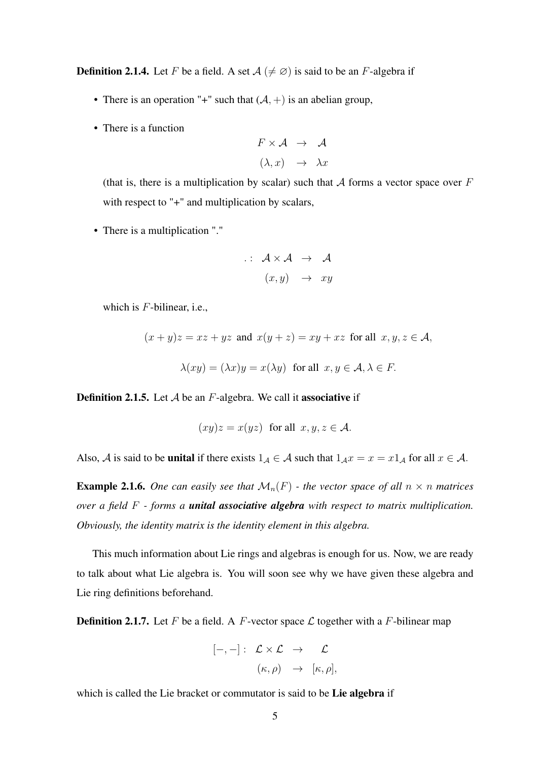**Definition 2.1.4.** Let $F$ be a field. A set $\mathcal{A}$ ($\neq \varnothing$) is said to be an $F$-algebra if

- There is an operation "+" such that $(\mathcal{A}, +)$ is an abelian group,
- There is a function

$$\begin{aligned} F \times \mathcal{A} &\rightarrow \mathcal{A} \\ (\lambda, x) &\rightarrow \lambda x \end{aligned}$$

  (that is, there is a multiplication by scalar) such that $\mathcal{A}$ forms a vector space over $F$ with respect to "+" and multiplication by scalars,
- There is a multiplication "."

$$\begin{aligned} .: \ \mathcal{A} \times \mathcal{A} &\rightarrow \mathcal{A} \\ (x, y) &\rightarrow xy \end{aligned}$$

  which is $F$-bilinear, i.e.,

$$(x + y)z = xz + yz \text{ and } x(y + z) = xy + xz \text{ for all } x, y, z \in \mathcal{A},$$

$$\lambda(xy) = (\lambda x)y = x(\lambda y) \text{ for all } x, y \in \mathcal{A}, \lambda \in F.$$

**Definition 2.1.5.** Let $\mathcal{A}$ be an $F$-algebra. We call it **associative** if

$$(xy)z = x(yz) \text{ for all } x, y, z \in \mathcal{A}.$$

Also, $\mathcal{A}$ is said to be **unital** if there exists $1_{\mathcal{A}} \in \mathcal{A}$ such that $1_{\mathcal{A}} x = x = x 1_{\mathcal{A}}$ for all $x \in \mathcal{A}$.

**Example 2.1.6.** *One can easily see that $\mathcal{M}_n(F)$ - the vector space of all $n \times n$ matrices over a field $F$ - forms a **unital associative algebra** with respect to matrix multiplication. Obviously, the identity matrix is the identity element in this algebra.*

This much information about Lie rings and algebras is enough for us. Now, we are ready to talk about what Lie algebra is. You will soon see why we have given these algebra and Lie ring definitions beforehand.

**Definition 2.1.7.** Let $F$ be a field. A $F$-vector space $\mathcal{L}$ together with a $F$-bilinear map

$$\begin{aligned} [-,-]: \ \mathcal{L} \times \mathcal{L} &\rightarrow \mathcal{L} \\ (\kappa, \rho) &\rightarrow [\kappa, \rho], \end{aligned}$$

which is called the Lie bracket or commutator is said to be **Lie algebra** if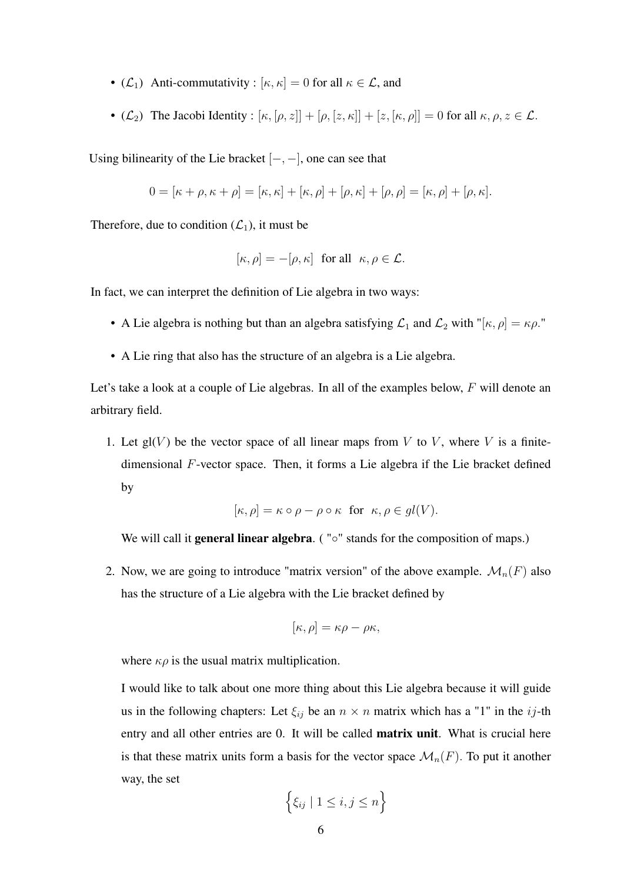- ($\mathcal{L}_1$) Anti-commutativity : $[\kappa, \kappa] = 0$ for all $\kappa \in \mathcal{L}$, and

- ($\mathcal{L}_2$) The Jacobi Identity : $[\kappa, [\rho, z]] + [\rho, [z, \kappa]] + [z, [\kappa, \rho]] = 0$ for all $\kappa, \rho, z \in \mathcal{L}$.

Using bilinearity of the Lie bracket $[-, -]$, one can see that

$$0 = [\kappa + \rho, \kappa + \rho] = [\kappa, \kappa] + [\kappa, \rho] + [\rho, \kappa] + [\rho, \rho] = [\kappa, \rho] + [\rho, \kappa].$$

Therefore, due to condition ($\mathcal{L}_1$), it must be

$$[\kappa, \rho] = -[\rho, \kappa] \text{ for all } \kappa, \rho \in \mathcal{L}.$$

In fact, we can interpret the definition of Lie algebra in two ways:

- A Lie algebra is nothing but than an algebra satisfying $\mathcal{L}_1$ and $\mathcal{L}_2$ with "$[\kappa, \rho] = \kappa\rho$."

- A Lie ring that also has the structure of an algebra is a Lie algebra.

Let's take a look at a couple of Lie algebras. In all of the examples below, $F$ will denote an arbitrary field.

1. Let gl($V$) be the vector space of all linear maps from $V$ to $V$, where $V$ is a finite-dimensional $F$-vector space. Then, it forms a Lie algebra if the Lie bracket defined by

$$[\kappa, \rho] = \kappa \circ \rho - \rho \circ \kappa \text{ for } \kappa, \rho \in gl(V).$$

   We will call it **general linear algebra**. ( "$\circ$" stands for the composition of maps.)

2. Now, we are going to introduce "matrix version" of the above example. $\mathcal{M}_n(F)$ also has the structure of a Lie algebra with the Lie bracket defined by

$$[\kappa, \rho] = \kappa\rho - \rho\kappa,$$

   where $\kappa\rho$ is the usual matrix multiplication.

   I would like to talk about one more thing about this Lie algebra because it will guide us in the following chapters: Let $\xi_{ij}$ be an $n \times n$ matrix which has a "1" in the $ij$-th entry and all other entries are 0. It will be called **matrix unit**. What is crucial here is that these matrix units form a basis for the vector space $\mathcal{M}_n(F)$. To put it another way, the set

$$\Big\{\xi_{ij} \mid 1 \leq i, j \leq n\Big\}$$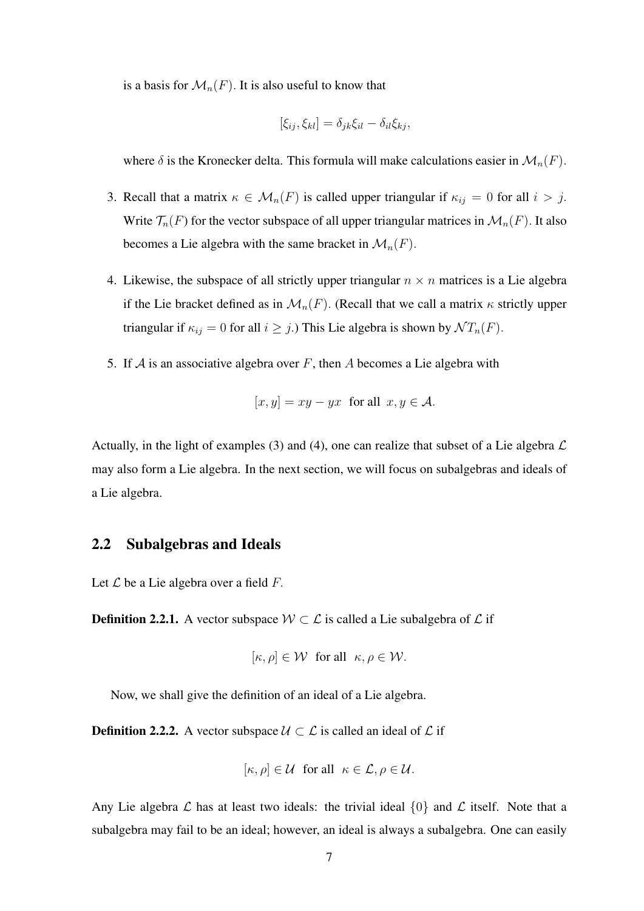is a basis for $\mathcal{M}_n(F)$. It is also useful to know that

$$[\xi_{ij}, \xi_{kl}] = \delta_{jk}\xi_{il} - \delta_{il}\xi_{kj},$$

where $\delta$ is the Kronecker delta. This formula will make calculations easier in $\mathcal{M}_n(F)$.

3. Recall that a matrix $\kappa \in \mathcal{M}_n(F)$ is called upper triangular if $\kappa_{ij} = 0$ for all $i > j$. Write $\mathcal{T}_n(F)$ for the vector subspace of all upper triangular matrices in $\mathcal{M}_n(F)$. It also becomes a Lie algebra with the same bracket in $\mathcal{M}_n(F)$.

4. Likewise, the subspace of all strictly upper triangular $n \times n$ matrices is a Lie algebra if the Lie bracket defined as in $\mathcal{M}_n(F)$. (Recall that we call a matrix $\kappa$ strictly upper triangular if $\kappa_{ij} = 0$ for all $i \geq j$.) This Lie algebra is shown by $\mathcal{N}T_n(F)$.

5. If $\mathcal{A}$ is an associative algebra over $F$, then $A$ becomes a Lie algebra with

$$[x, y] = xy - yx \text{ for all } x, y \in \mathcal{A}.$$

Actually, in the light of examples (3) and (4), one can realize that subset of a Lie algebra $\mathcal{L}$ may also form a Lie algebra. In the next section, we will focus on subalgebras and ideals of a Lie algebra.

## 2.2 Subalgebras and Ideals

Let $\mathcal{L}$ be a Lie algebra over a field $F$.

**Definition 2.2.1.** A vector subspace $\mathcal{W} \subset \mathcal{L}$ is called a Lie subalgebra of $\mathcal{L}$ if

$$[\kappa, \rho] \in \mathcal{W} \text{ for all } \kappa, \rho \in \mathcal{W}.$$

Now, we shall give the definition of an ideal of a Lie algebra.

**Definition 2.2.2.** A vector subspace $\mathcal{U} \subset \mathcal{L}$ is called an ideal of $\mathcal{L}$ if

$$[\kappa, \rho] \in \mathcal{U} \text{ for all } \kappa \in \mathcal{L}, \rho \in \mathcal{U}.$$

Any Lie algebra $\mathcal{L}$ has at least two ideals: the trivial ideal $\{0\}$ and $\mathcal{L}$ itself. Note that a subalgebra may fail to be an ideal; however, an ideal is always a subalgebra. One can easily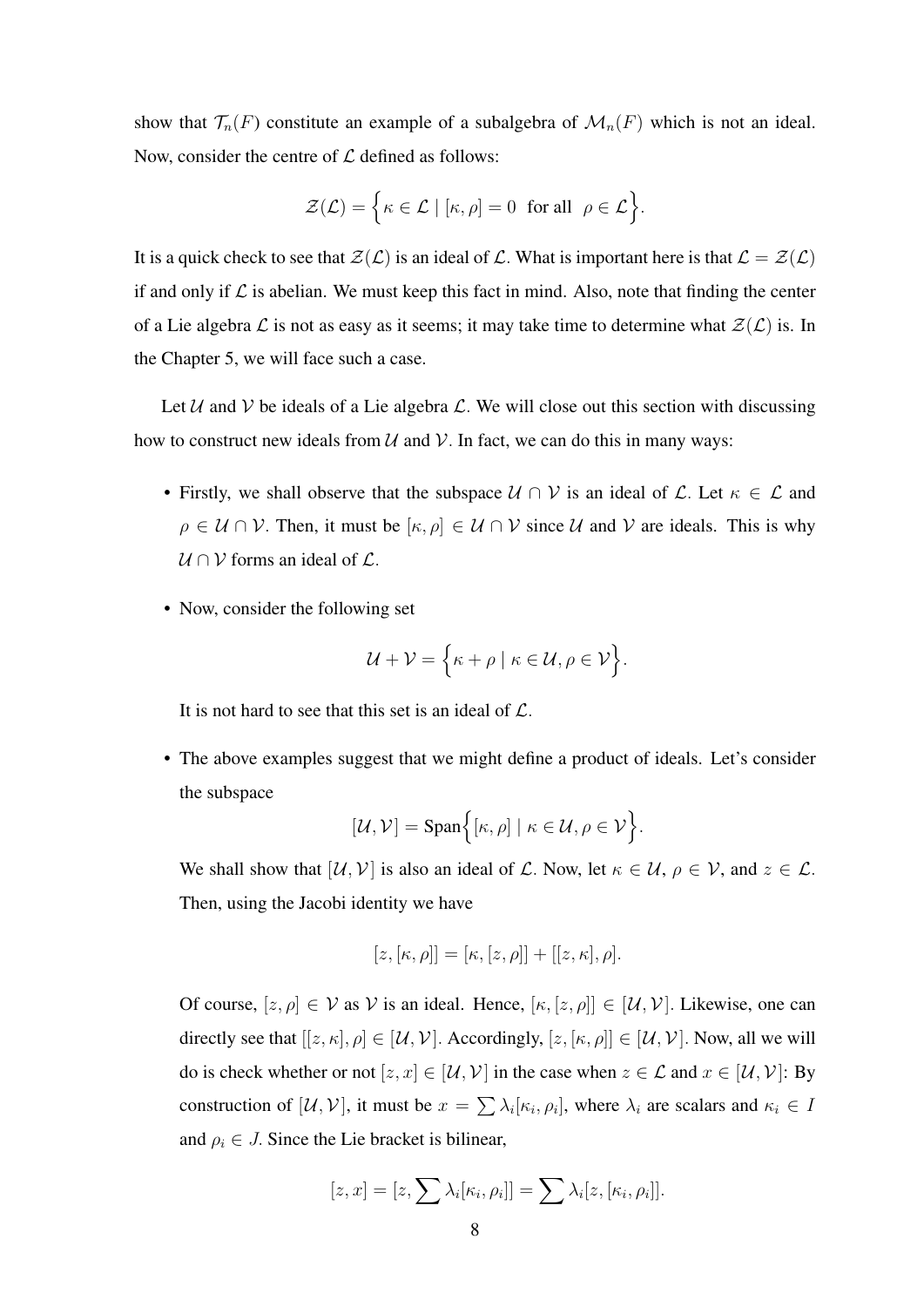show that $\mathcal{T}_n(F)$ constitute an example of a subalgebra of $\mathcal{M}_n(F)$ which is not an ideal. Now, consider the centre of $\mathcal{L}$ defined as follows:

$$\mathcal{Z}(\mathcal{L}) = \Big\{ \kappa \in \mathcal{L} \mid [\kappa, \rho] = 0 \;\text{ for all }\; \rho \in \mathcal{L} \Big\}.$$

It is a quick check to see that $\mathcal{Z}(\mathcal{L})$ is an ideal of $\mathcal{L}$. What is important here is that $\mathcal{L} = \mathcal{Z}(\mathcal{L})$ if and only if $\mathcal{L}$ is abelian. We must keep this fact in mind. Also, note that finding the center of a Lie algebra $\mathcal{L}$ is not as easy as it seems; it may take time to determine what $\mathcal{Z}(\mathcal{L})$ is. In the Chapter 5, we will face such a case.

Let $\mathcal{U}$ and $\mathcal{V}$ be ideals of a Lie algebra $\mathcal{L}$. We will close out this section with discussing how to construct new ideals from $\mathcal{U}$ and $\mathcal{V}$. In fact, we can do this in many ways:

- Firstly, we shall observe that the subspace $\mathcal{U} \cap \mathcal{V}$ is an ideal of $\mathcal{L}$. Let $\kappa \in \mathcal{L}$ and $\rho \in \mathcal{U} \cap \mathcal{V}$. Then, it must be $[\kappa, \rho] \in \mathcal{U} \cap \mathcal{V}$ since $\mathcal{U}$ and $\mathcal{V}$ are ideals. This is why $\mathcal{U} \cap \mathcal{V}$ forms an ideal of $\mathcal{L}$.

- Now, consider the following set

$$\mathcal{U} + \mathcal{V} = \Big\{ \kappa + \rho \mid \kappa \in \mathcal{U}, \rho \in \mathcal{V} \Big\}.$$

  It is not hard to see that this set is an ideal of $\mathcal{L}$.

- The above examples suggest that we might define a product of ideals. Let's consider the subspace

$$[\mathcal{U}, \mathcal{V}] = \text{Span}\Big\{ [\kappa, \rho] \mid \kappa \in \mathcal{U}, \rho \in \mathcal{V} \Big\}.$$

  We shall show that $[\mathcal{U}, \mathcal{V}]$ is also an ideal of $\mathcal{L}$. Now, let $\kappa \in \mathcal{U}$, $\rho \in \mathcal{V}$, and $z \in \mathcal{L}$. Then, using the Jacobi identity we have

$$[z, [\kappa, \rho]] = [\kappa, [z, \rho]] + [[z, \kappa], \rho].$$

  Of course, $[z, \rho] \in \mathcal{V}$ as $\mathcal{V}$ is an ideal. Hence, $[\kappa, [z, \rho]] \in [\mathcal{U}, \mathcal{V}]$. Likewise, one can directly see that $[[z, \kappa], \rho] \in [\mathcal{U}, \mathcal{V}]$. Accordingly, $[z, [\kappa, \rho]] \in [\mathcal{U}, \mathcal{V}]$. Now, all we will do is check whether or not $[z, x] \in [\mathcal{U}, \mathcal{V}]$ in the case when $z \in \mathcal{L}$ and $x \in [\mathcal{U}, \mathcal{V}]$: By construction of $[\mathcal{U}, \mathcal{V}]$, it must be $x = \sum \lambda_i [\kappa_i, \rho_i]$, where $\lambda_i$ are scalars and $\kappa_i \in I$ and $\rho_i \in J$. Since the Lie bracket is bilinear,

$$[z, x] = [z, \sum \lambda_i [\kappa_i, \rho_i]] = \sum \lambda_i [z, [\kappa_i, \rho_i]].$$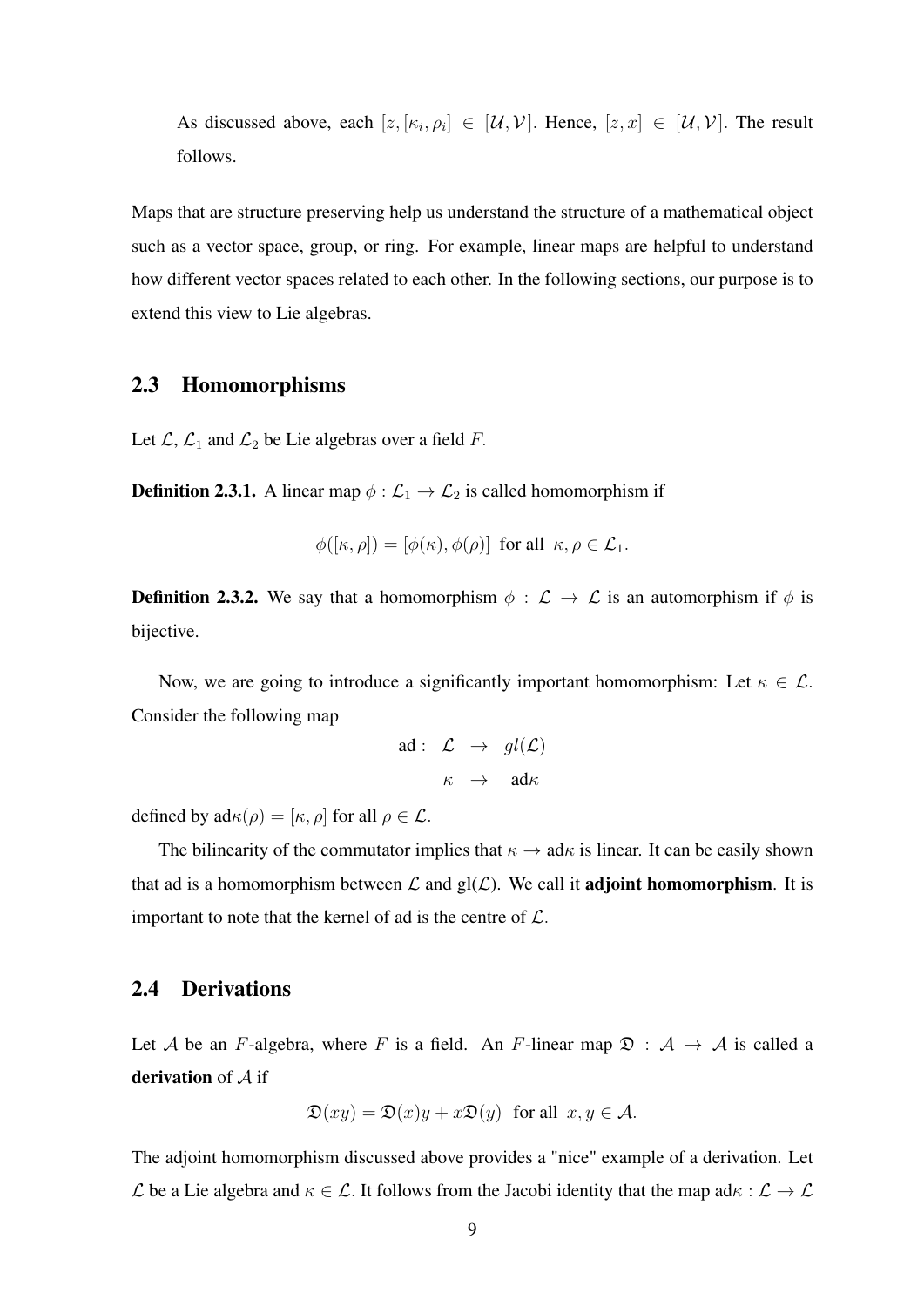As discussed above, each $[z, [\kappa_i, \rho_i] \in [\mathcal{U}, \mathcal{V}]$. Hence, $[z, x] \in [\mathcal{U}, \mathcal{V}]$. The result follows.

Maps that are structure preserving help us understand the structure of a mathematical object such as a vector space, group, or ring. For example, linear maps are helpful to understand how different vector spaces related to each other. In the following sections, our purpose is to extend this view to Lie algebras.

## 2.3 Homomorphisms

Let $\mathcal{L}$, $\mathcal{L}_1$ and $\mathcal{L}_2$ be Lie algebras over a field $F$.

**Definition 2.3.1.** A linear map $\phi : \mathcal{L}_1 \to \mathcal{L}_2$ is called homomorphism if

$$\phi([\kappa, \rho]) = [\phi(\kappa), \phi(\rho)] \text{ for all } \kappa, \rho \in \mathcal{L}_1.$$

**Definition 2.3.2.** We say that a homomorphism $\phi : \mathcal{L} \to \mathcal{L}$ is an automorphism if $\phi$ is bijective.

Now, we are going to introduce a significantly important homomorphism: Let $\kappa \in \mathcal{L}$. Consider the following map

$$\begin{aligned} \text{ad} : \ \mathcal{L} \ &\to \ gl(\mathcal{L}) \\ \kappa \ &\to \ \text{ad}\kappa \end{aligned}$$

defined by $\text{ad}\kappa(\rho) = [\kappa, \rho]$ for all $\rho \in \mathcal{L}$.

The bilinearity of the commutator implies that $\kappa \to \text{ad}\kappa$ is linear. It can be easily shown that ad is a homomorphism between $\mathcal{L}$ and gl($\mathcal{L}$). We call it **adjoint homomorphism**. It is important to note that the kernel of ad is the centre of $\mathcal{L}$.

## 2.4 Derivations

Let $\mathcal{A}$ be an $F$-algebra, where $F$ is a field. An $F$-linear map $\mathfrak{D} : \mathcal{A} \to \mathcal{A}$ is called a **derivation** of $\mathcal{A}$ if

$$\mathfrak{D}(xy) = \mathfrak{D}(x)y + x\mathfrak{D}(y) \text{ for all } x, y \in \mathcal{A}.$$

The adjoint homomorphism discussed above provides a "nice" example of a derivation. Let $\mathcal{L}$ be a Lie algebra and $\kappa \in \mathcal{L}$. It follows from the Jacobi identity that the map $\text{ad}\kappa : \mathcal{L} \to \mathcal{L}$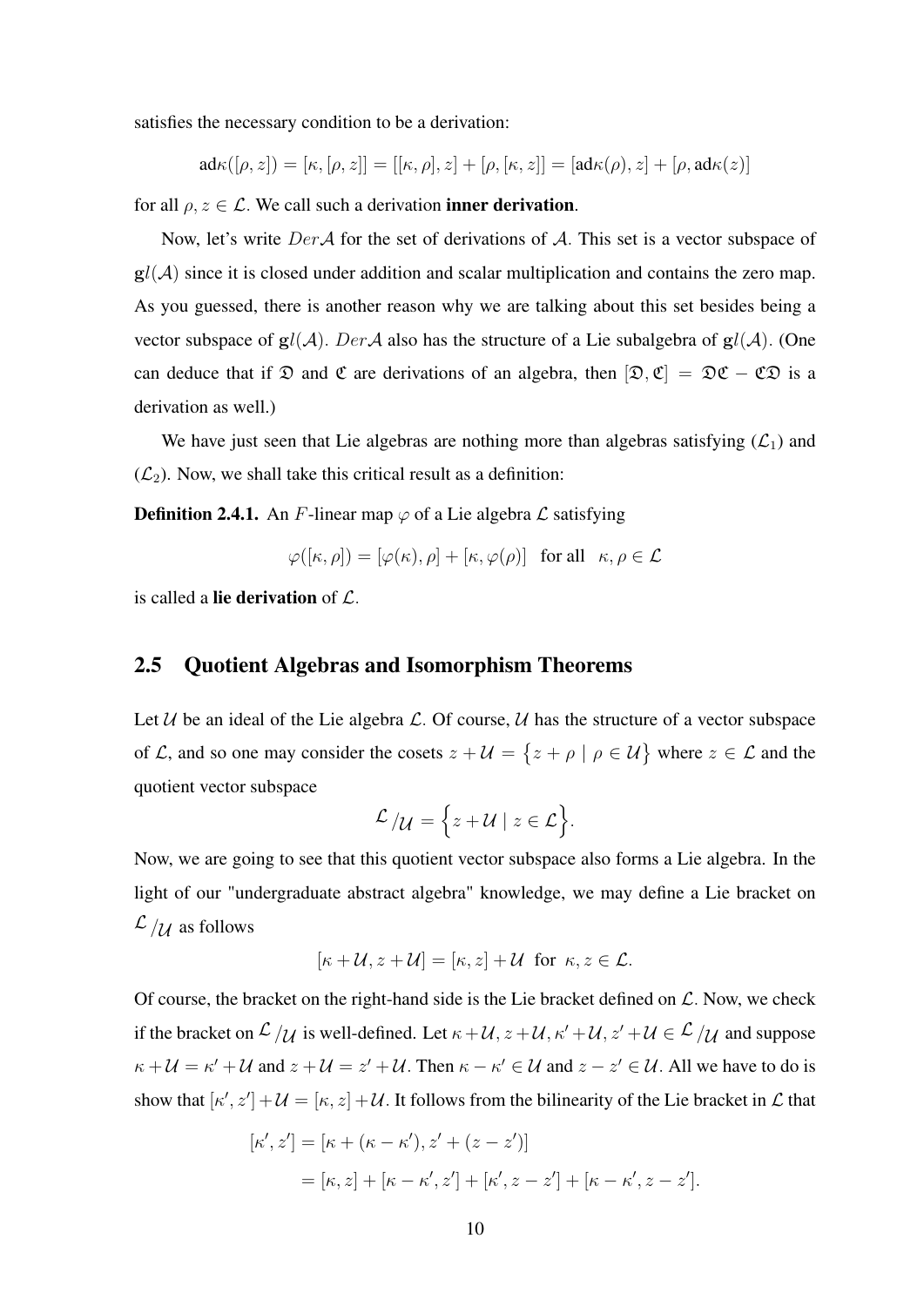satisfies the necessary condition to be a derivation:

$$\mathrm{ad}\kappa([\rho, z]) = [\kappa, [\rho, z]] = [[\kappa, \rho], z] + [\rho, [\kappa, z]] = [\mathrm{ad}\kappa(\rho), z] + [\rho, \mathrm{ad}\kappa(z)]$$

for all $\rho, z \in \mathcal{L}$. We call such a derivation **inner derivation**.

Now, let's write $Der\mathcal{A}$ for the set of derivations of $\mathcal{A}$. This set is a vector subspace of $\mathrm{g}l(\mathcal{A})$ since it is closed under addition and scalar multiplication and contains the zero map. As you guessed, there is another reason why we are talking about this set besides being a vector subspace of $\mathrm{g}l(\mathcal{A})$. $Der\mathcal{A}$ also has the structure of a Lie subalgebra of $\mathrm{g}l(\mathcal{A})$. (One can deduce that if $\mathfrak{D}$ and $\mathfrak{C}$ are derivations of an algebra, then $[\mathfrak{D}, \mathfrak{C}] = \mathfrak{D}\mathfrak{C} - \mathfrak{C}\mathfrak{D}$ is a derivation as well.)

We have just seen that Lie algebras are nothing more than algebras satisfying ($\mathcal{L}_1$) and ($\mathcal{L}_2$). Now, we shall take this critical result as a definition:

**Definition 2.4.1.** An $F$-linear map $\varphi$ of a Lie algebra $\mathcal{L}$ satisfying

$$\varphi([\kappa, \rho]) = [\varphi(\kappa), \rho] + [\kappa, \varphi(\rho)] \quad \text{for all} \quad \kappa, \rho \in \mathcal{L}$$

is called a **lie derivation** of $\mathcal{L}$.

## 2.5 Quotient Algebras and Isomorphism Theorems

Let $\mathcal{U}$ be an ideal of the Lie algebra $\mathcal{L}$. Of course, $\mathcal{U}$ has the structure of a vector subspace of $\mathcal{L}$, and so one may consider the cosets $z + \mathcal{U} = \{z + \rho \mid \rho \in \mathcal{U}\}$ where $z \in \mathcal{L}$ and the quotient vector subspace

$$\mathcal{L}/\mathcal{U} = \{z + \mathcal{U} \mid z \in \mathcal{L}\}.$$

Now, we are going to see that this quotient vector subspace also forms a Lie algebra. In the light of our "undergraduate abstract algebra" knowledge, we may define a Lie bracket on $\mathcal{L}/\mathcal{U}$ as follows

$$[\kappa + \mathcal{U}, z + \mathcal{U}] = [\kappa, z] + \mathcal{U} \;\text{ for }\; \kappa, z \in \mathcal{L}.$$

Of course, the bracket on the right-hand side is the Lie bracket defined on $\mathcal{L}$. Now, we check if the bracket on $\mathcal{L}/\mathcal{U}$ is well-defined. Let $\kappa + \mathcal{U}, z + \mathcal{U}, \kappa' + \mathcal{U}, z' + \mathcal{U} \in \mathcal{L}/\mathcal{U}$ and suppose $\kappa + \mathcal{U} = \kappa' + \mathcal{U}$ and $z + \mathcal{U} = z' + \mathcal{U}$. Then $\kappa - \kappa' \in \mathcal{U}$ and $z - z' \in \mathcal{U}$. All we have to do is show that $[\kappa', z'] + \mathcal{U} = [\kappa, z] + \mathcal{U}$. It follows from the bilinearity of the Lie bracket in $\mathcal{L}$ that

$$\begin{aligned}
[\kappa', z'] &= [\kappa + (\kappa - \kappa'), z' + (z - z')] \\
&= [\kappa, z] + [\kappa - \kappa', z'] + [\kappa', z - z'] + [\kappa - \kappa', z - z'].
\end{aligned}$$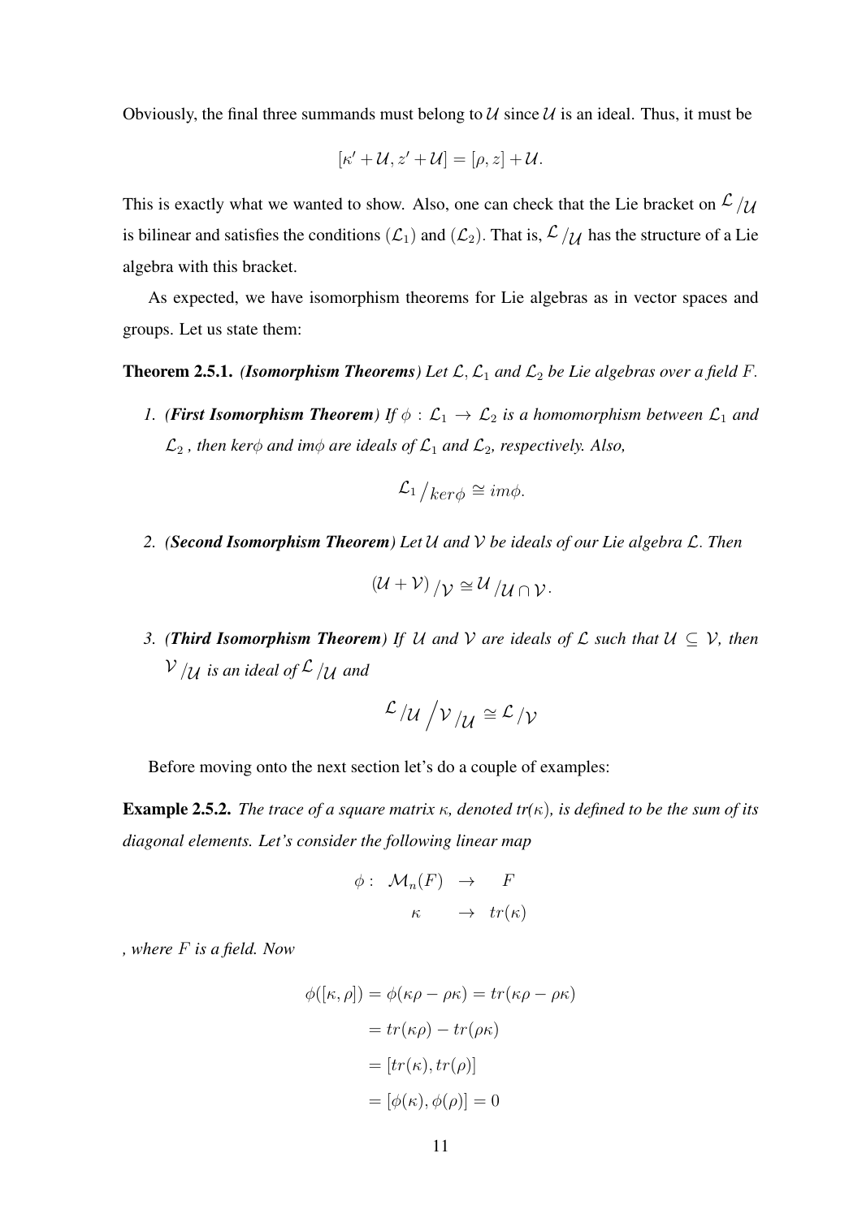Obviously, the final three summands must belong to $\mathcal{U}$ since $\mathcal{U}$ is an ideal. Thus, it must be

$$[\kappa' + \mathcal{U}, z' + \mathcal{U}] = [\rho, z] + \mathcal{U}.$$

This is exactly what we wanted to show. Also, one can check that the Lie bracket on $\mathcal{L}/\mathcal{U}$ is bilinear and satisfies the conditions $(\mathcal{L}_1)$ and $(\mathcal{L}_2)$. That is, $\mathcal{L}/\mathcal{U}$ has the structure of a Lie algebra with this bracket.

As expected, we have isomorphism theorems for Lie algebras as in vector spaces and groups. Let us state them:

**Theorem 2.5.1.** ***(Isomorphism Theorems)*** *Let $\mathcal{L}, \mathcal{L}_1$ and $\mathcal{L}_2$ be Lie algebras over a field $F$.*

1. ***(First Isomorphism Theorem)*** *If $\phi : \mathcal{L}_1 \to \mathcal{L}_2$ is a homomorphism between $\mathcal{L}_1$ and $\mathcal{L}_2$ , then ker$\phi$ and im$\phi$ are ideals of $\mathcal{L}_1$ and $\mathcal{L}_2$, respectively. Also,*

$$\mathcal{L}_1 \big/ ker\phi \cong im\phi.$$

2. ***(Second Isomorphism Theorem)*** *Let $\mathcal{U}$ and $\mathcal{V}$ be ideals of our Lie algebra $\mathcal{L}$. Then*

$$(\mathcal{U} + \mathcal{V}) / \mathcal{V} \cong \mathcal{U} / \mathcal{U} \cap \mathcal{V}.$$

3. ***(Third Isomorphism Theorem)*** *If $\mathcal{U}$ and $\mathcal{V}$ are ideals of $\mathcal{L}$ such that $\mathcal{U} \subseteq \mathcal{V}$, then $\mathcal{V}/\mathcal{U}$ is an ideal of $\mathcal{L}/\mathcal{U}$ and*

$$\mathcal{L}/\mathcal{U} \Big/ \mathcal{V}/\mathcal{U} \cong \mathcal{L}/\mathcal{V}$$

Before moving onto the next section let's do a couple of examples:

**Example 2.5.2.** *The trace of a square matrix $\kappa$, denoted tr($\kappa$), is defined to be the sum of its diagonal elements. Let's consider the following linear map*

$$\begin{array}{rccc} \phi : & \mathcal{M}_n(F) & \to & F \\ & \kappa & \to & tr(\kappa) \end{array}$$

*, where $F$ is a field. Now*

$$\begin{aligned} \phi([\kappa, \rho]) = \phi(\kappa\rho - \rho\kappa) &= tr(\kappa\rho - \rho\kappa) \\ &= tr(\kappa\rho) - tr(\rho\kappa) \\ &= [tr(\kappa), tr(\rho)] \\ &= [\phi(\kappa), \phi(\rho)] = 0 \end{aligned}$$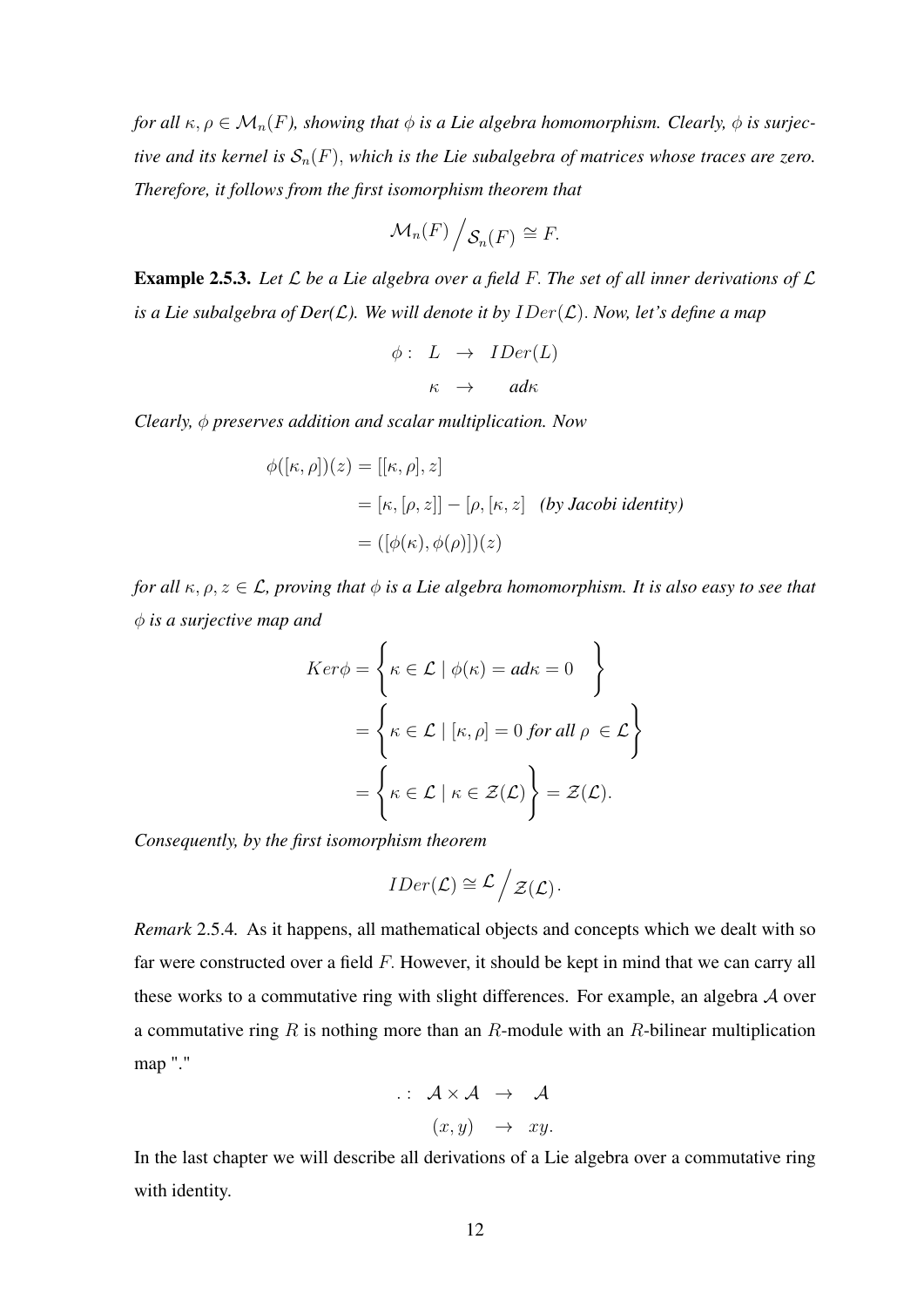*for all $\kappa, \rho \in \mathcal{M}_n(F)$, showing that $\phi$ is a Lie algebra homomorphism. Clearly, $\phi$ is surjective and its kernel is $\mathcal{S}_n(F)$, which is the Lie subalgebra of matrices whose traces are zero. Therefore, it follows from the first isomorphism theorem that*

$$\mathcal{M}_n(F) \Big/ \mathcal{S}_n(F) \cong F.$$

**Example 2.5.3.** *Let $\mathcal{L}$ be a Lie algebra over a field $F$. The set of all inner derivations of $\mathcal{L}$ is a Lie subalgebra of Der($\mathcal{L}$). We will denote it by $IDer(\mathcal{L})$. Now, let's define a map*

$$\begin{aligned} \phi: \ L &\rightarrow IDer(L) \\ \kappa &\rightarrow ad\kappa \end{aligned}$$

*Clearly, $\phi$ preserves addition and scalar multiplication. Now*

$$\begin{aligned} \phi([\kappa,\rho])(z) &= [[\kappa,\rho],z] \\ &= [\kappa,[\rho,z]] - [\rho,[\kappa,z]] \quad \textit{(by Jacobi identity)} \\ &= ([\phi(\kappa),\phi(\rho)])(z) \end{aligned}$$

*for all $\kappa, \rho, z \in \mathcal{L}$, proving that $\phi$ is a Lie algebra homomorphism. It is also easy to see that $\phi$ is a surjective map and*

$$\begin{aligned} Ker\phi &= \left\{ \kappa \in \mathcal{L} \mid \phi(\kappa) = ad\kappa = 0 \right\} \\ &= \left\{ \kappa \in \mathcal{L} \mid [\kappa,\rho] = 0 \textit{ for all } \rho \in \mathcal{L} \right\} \\ &= \left\{ \kappa \in \mathcal{L} \mid \kappa \in \mathcal{Z}(\mathcal{L}) \right\} = \mathcal{Z}(\mathcal{L}). \end{aligned}$$

*Consequently, by the first isomorphism theorem*

$$IDer(\mathcal{L}) \cong \mathcal{L} \Big/ \mathcal{Z}(\mathcal{L}).$$

*Remark* 2.5.4. As it happens, all mathematical objects and concepts which we dealt with so far were constructed over a field $F$. However, it should be kept in mind that we can carry all these works to a commutative ring with slight differences. For example, an algebra $\mathcal{A}$ over a commutative ring $R$ is nothing more than an $R$-module with an $R$-bilinear multiplication map "."

$$\begin{aligned} . : \ \mathcal{A} \times \mathcal{A} &\rightarrow \mathcal{A} \\ (x,y) &\rightarrow xy. \end{aligned}$$

In the last chapter we will describe all derivations of a Lie algebra over a commutative ring with identity.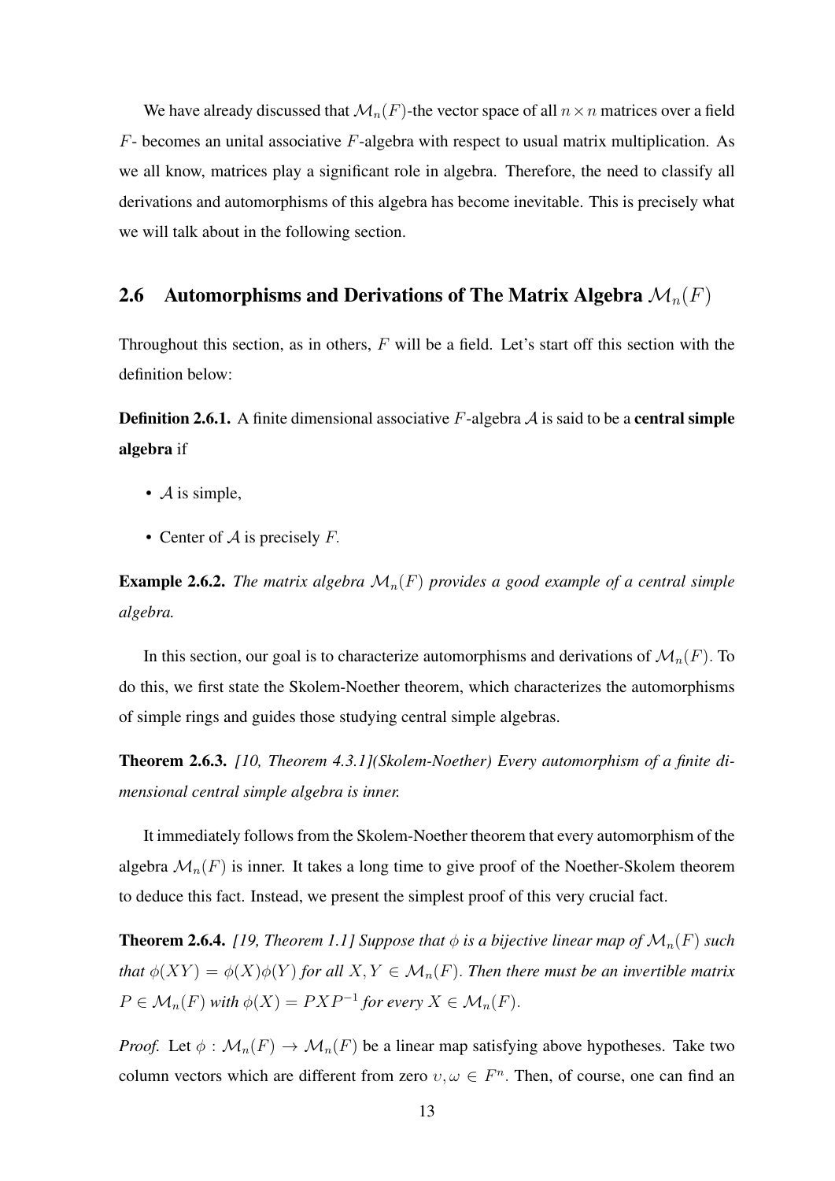We have already discussed that $\mathcal{M}_n(F)$-the vector space of all $n \times n$ matrices over a field $F$- becomes an unital associative $F$-algebra with respect to usual matrix multiplication. As we all know, matrices play a significant role in algebra. Therefore, the need to classify all derivations and automorphisms of this algebra has become inevitable. This is precisely what we will talk about in the following section.

## 2.6 Automorphisms and Derivations of The Matrix Algebra $\mathcal{M}_n(F)$

Throughout this section, as in others, $F$ will be a field. Let's start off this section with the definition below:

**Definition 2.6.1.** A finite dimensional associative $F$-algebra $\mathcal{A}$ is said to be a **central simple algebra** if

- $\mathcal{A}$ is simple,
- Center of $\mathcal{A}$ is precisely $F$.

**Example 2.6.2.** *The matrix algebra $\mathcal{M}_n(F)$ provides a good example of a central simple algebra.*

In this section, our goal is to characterize automorphisms and derivations of $\mathcal{M}_n(F)$. To do this, we first state the Skolem-Noether theorem, which characterizes the automorphisms of simple rings and guides those studying central simple algebras.

**Theorem 2.6.3.** *[10, Theorem 4.3.1](Skolem-Noether) Every automorphism of a finite dimensional central simple algebra is inner.*

It immediately follows from the Skolem-Noether theorem that every automorphism of the algebra $\mathcal{M}_n(F)$ is inner. It takes a long time to give proof of the Noether-Skolem theorem to deduce this fact. Instead, we present the simplest proof of this very crucial fact.

**Theorem 2.6.4.** *[19, Theorem 1.1] Suppose that $\phi$ is a bijective linear map of $\mathcal{M}_n(F)$ such that $\phi(XY) = \phi(X)\phi(Y)$ for all $X, Y \in \mathcal{M}_n(F)$. Then there must be an invertible matrix $P \in \mathcal{M}_n(F)$ with $\phi(X) = PXP^{-1}$ for every $X \in \mathcal{M}_n(F)$.*

*Proof.* Let $\phi : \mathcal{M}_n(F) \to \mathcal{M}_n(F)$ be a linear map satisfying above hypotheses. Take two column vectors which are different from zero $\upsilon, \omega \in F^n$. Then, of course, one can find an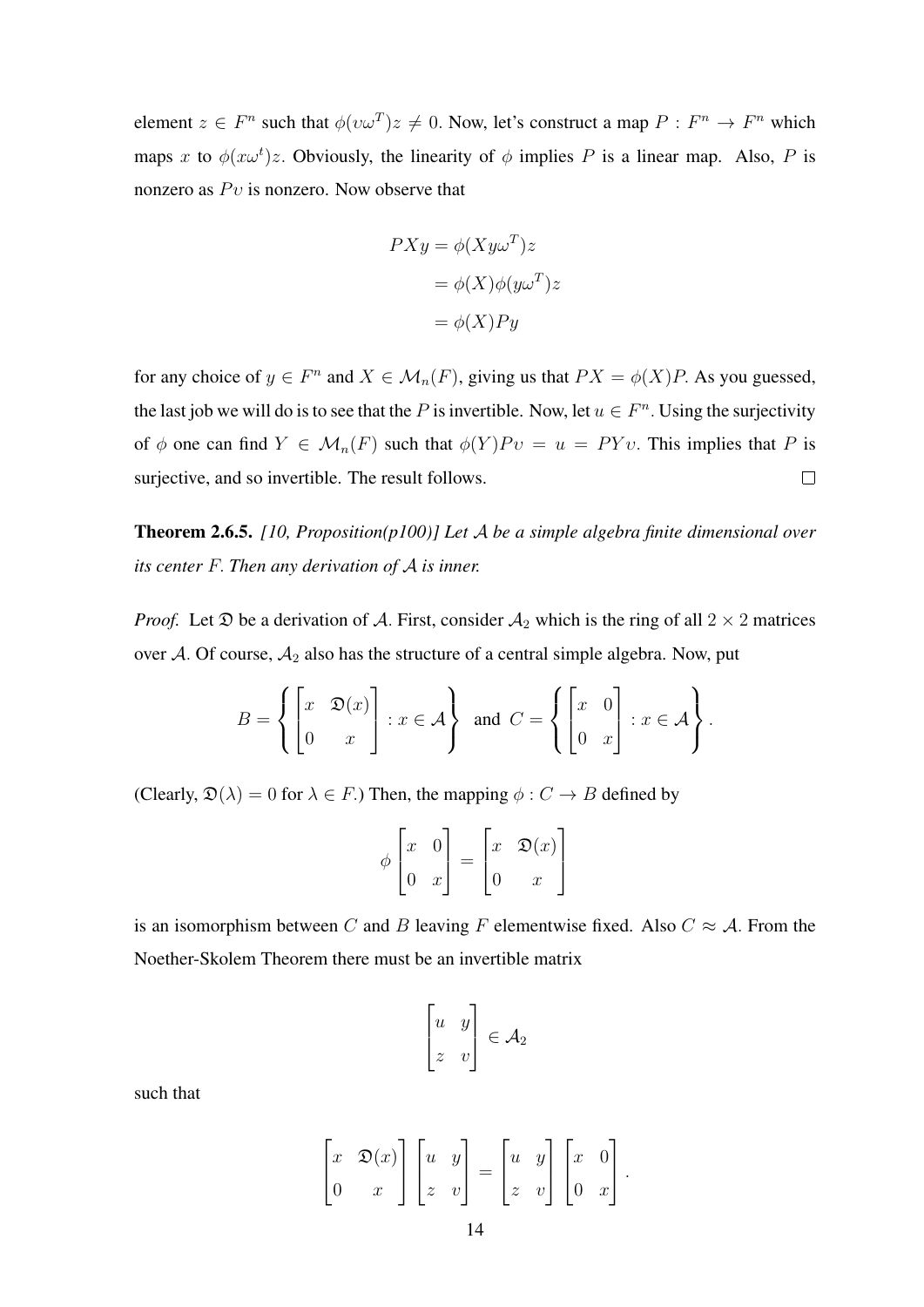element $z \in F^n$ such that $\phi(\upsilon\omega^T)z \neq 0$. Now, let's construct a map $P : F^n \to F^n$ which maps $x$ to $\phi(x\omega^t)z$. Obviously, the linearity of $\phi$ implies $P$ is a linear map. Also, $P$ is nonzero as $P\upsilon$ is nonzero. Now observe that

$$\begin{aligned} PXy &= \phi(Xy\omega^T)z \\ &= \phi(X)\phi(y\omega^T)z \\ &= \phi(X)Py \end{aligned}$$

for any choice of $y \in F^n$ and $X \in \mathcal{M}_n(F)$, giving us that $PX = \phi(X)P$. As you guessed, the last job we will do is to see that the $P$ is invertible. Now, let $u \in F^n$. Using the surjectivity of $\phi$ one can find $Y \in \mathcal{M}_n(F)$ such that $\phi(Y)P\upsilon = u = PY\upsilon$. This implies that $P$ is surjective, and so invertible. The result follows. $\square$

**Theorem 2.6.5.** *[10, Proposition(p100)] Let $\mathcal{A}$ be a simple algebra finite dimensional over its center $F$. Then any derivation of $\mathcal{A}$ is inner.*

*Proof.* Let $\mathfrak{D}$ be a derivation of $\mathcal{A}$. First, consider $\mathcal{A}_2$ which is the ring of all $2 \times 2$ matrices over $\mathcal{A}$. Of course, $\mathcal{A}_2$ also has the structure of a central simple algebra. Now, put

$$B = \left\{ \begin{bmatrix} x & \mathfrak{D}(x) \\ 0 & x \end{bmatrix} : x \in \mathcal{A} \right\} \text{ and } C = \left\{ \begin{bmatrix} x & 0 \\ 0 & x \end{bmatrix} : x \in \mathcal{A} \right\}.$$

(Clearly, $\mathfrak{D}(\lambda) = 0$ for $\lambda \in F$.) Then, the mapping $\phi : C \to B$ defined by

$$\phi \begin{bmatrix} x & 0 \\ 0 & x \end{bmatrix} = \begin{bmatrix} x & \mathfrak{D}(x) \\ 0 & x \end{bmatrix}$$

is an isomorphism between $C$ and $B$ leaving $F$ elementwise fixed. Also $C \approx \mathcal{A}$. From the Noether-Skolem Theorem there must be an invertible matrix

$$\begin{bmatrix} u & y \\ z & v \end{bmatrix} \in \mathcal{A}_2$$

such that

$$\begin{bmatrix} x & \mathfrak{D}(x) \\ 0 & x \end{bmatrix} \begin{bmatrix} u & y \\ z & v \end{bmatrix} = \begin{bmatrix} u & y \\ z & v \end{bmatrix} \begin{bmatrix} x & 0 \\ 0 & x \end{bmatrix}.$$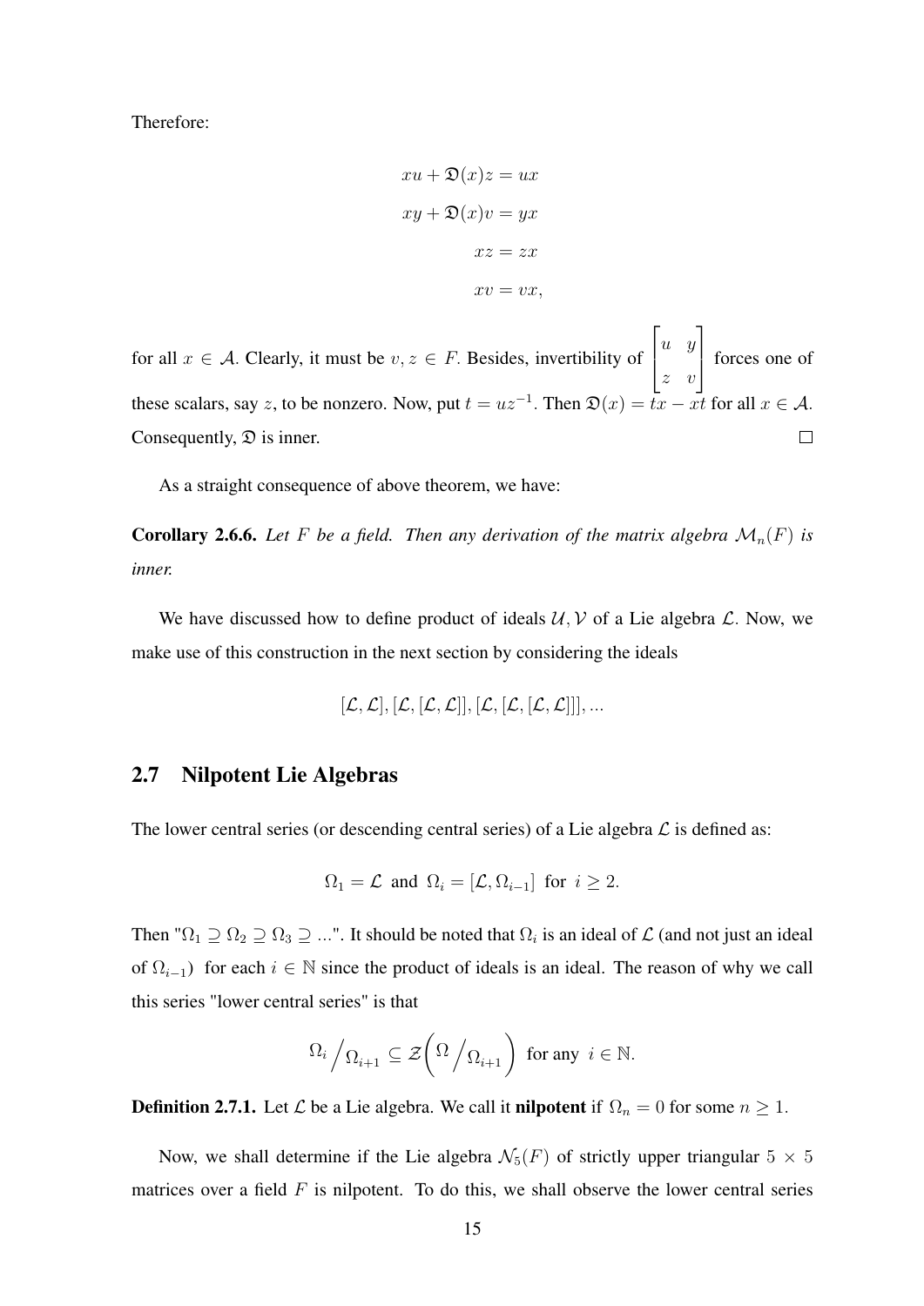Therefore:

$$xu + \mathfrak{D}(x)z = ux$$
$$xy + \mathfrak{D}(x)v = yx$$
$$xz = zx$$
$$xv = vx,$$

for all $x \in \mathcal{A}$. Clearly, it must be $v, z \in F$. Besides, invertibility of $\begin{bmatrix} u & y \\ z & v \end{bmatrix}$ forces one of these scalars, say $z$, to be nonzero. Now, put $t = uz^{-1}$. Then $\mathfrak{D}(x) = tx - xt$ for all $x \in \mathcal{A}$. Consequently, $\mathfrak{D}$ is inner. □

As a straight consequence of above theorem, we have:

**Corollary 2.6.6.** *Let $F$ be a field. Then any derivation of the matrix algebra $\mathcal{M}_n(F)$ is inner.*

We have discussed how to define product of ideals $\mathcal{U}, \mathcal{V}$ of a Lie algebra $\mathcal{L}$. Now, we make use of this construction in the next section by considering the ideals

$$[\mathcal{L}, \mathcal{L}], [\mathcal{L}, [\mathcal{L}, \mathcal{L}]], [\mathcal{L}, [\mathcal{L}, [\mathcal{L}, \mathcal{L}]]], ...$$

## 2.7 Nilpotent Lie Algebras

The lower central series (or descending central series) of a Lie algebra $\mathcal{L}$ is defined as:

$$\Omega_1 = \mathcal{L} \text{ and } \Omega_i = [\mathcal{L}, \Omega_{i-1}] \text{ for } i \geq 2.$$

Then "$\Omega_1 \supseteq \Omega_2 \supseteq \Omega_3 \supseteq ...$". It should be noted that $\Omega_i$ is an ideal of $\mathcal{L}$ (and not just an ideal of $\Omega_{i-1}$) for each $i \in \mathbb{N}$ since the product of ideals is an ideal. The reason of why we call this series "lower central series" is that

$$\Omega_i \big/ \Omega_{i+1} \subseteq \mathcal{Z}\Big(\Omega \big/ \Omega_{i+1}\Big) \text{ for any } i \in \mathbb{N}.$$

**Definition 2.7.1.** Let $\mathcal{L}$ be a Lie algebra. We call it **nilpotent** if $\Omega_n = 0$ for some $n \geq 1$.

Now, we shall determine if the Lie algebra $\mathcal{N}_5(F)$ of strictly upper triangular $5 \times 5$ matrices over a field $F$ is nilpotent. To do this, we shall observe the lower central series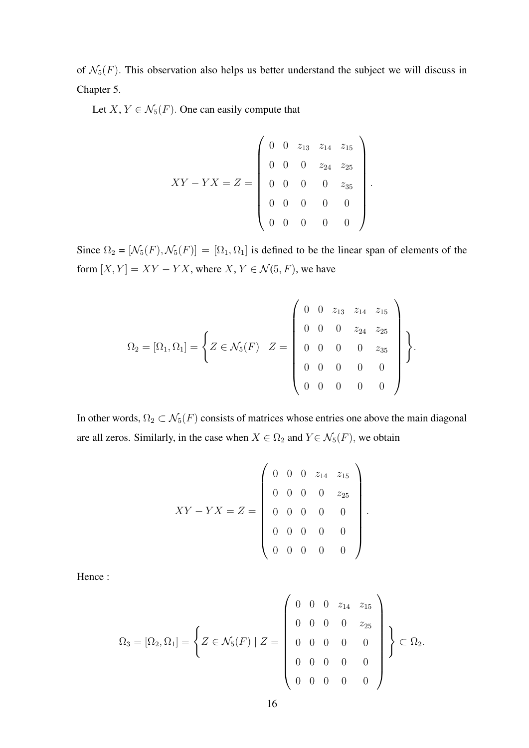of $\mathcal{N}_5(F)$. This observation also helps us better understand the subject we will discuss in Chapter 5.

Let $X, Y \in \mathcal{N}_5(F)$. One can easily compute that

$$XY - YX = Z = \begin{pmatrix} 0 & 0 & z_{13} & z_{14} & z_{15} \\ 0 & 0 & 0 & z_{24} & z_{25} \\ 0 & 0 & 0 & 0 & z_{35} \\ 0 & 0 & 0 & 0 & 0 \\ 0 & 0 & 0 & 0 & 0 \end{pmatrix}.$$

Since $\Omega_2 = [\mathcal{N}_5(F), \mathcal{N}_5(F)] = [\Omega_1, \Omega_1]$ is defined to be the linear span of elements of the form $[X, Y] = XY - YX$, where $X, Y \in \mathcal{N}(5, F)$, we have

$$\Omega_2 = [\Omega_1, \Omega_1] = \left\{ Z \in \mathcal{N}_5(F) \mid Z = \begin{pmatrix} 0 & 0 & z_{13} & z_{14} & z_{15} \\ 0 & 0 & 0 & z_{24} & z_{25} \\ 0 & 0 & 0 & 0 & z_{35} \\ 0 & 0 & 0 & 0 & 0 \\ 0 & 0 & 0 & 0 & 0 \end{pmatrix} \right\}.$$

In other words, $\Omega_2 \subset \mathcal{N}_5(F)$ consists of matrices whose entries one above the main diagonal are all zeros. Similarly, in the case when $X \in \Omega_2$ and $Y \in \mathcal{N}_5(F)$, we obtain

$$XY - YX = Z = \begin{pmatrix} 0 & 0 & 0 & z_{14} & z_{15} \\ 0 & 0 & 0 & 0 & z_{25} \\ 0 & 0 & 0 & 0 & 0 \\ 0 & 0 & 0 & 0 & 0 \\ 0 & 0 & 0 & 0 & 0 \end{pmatrix}.$$

Hence :

$$\Omega_3 = [\Omega_2, \Omega_1] = \left\{ Z \in \mathcal{N}_5(F) \mid Z = \begin{pmatrix} 0 & 0 & 0 & z_{14} & z_{15} \\ 0 & 0 & 0 & 0 & z_{25} \\ 0 & 0 & 0 & 0 & 0 \\ 0 & 0 & 0 & 0 & 0 \\ 0 & 0 & 0 & 0 & 0 \end{pmatrix} \right\} \subset \Omega_2.$$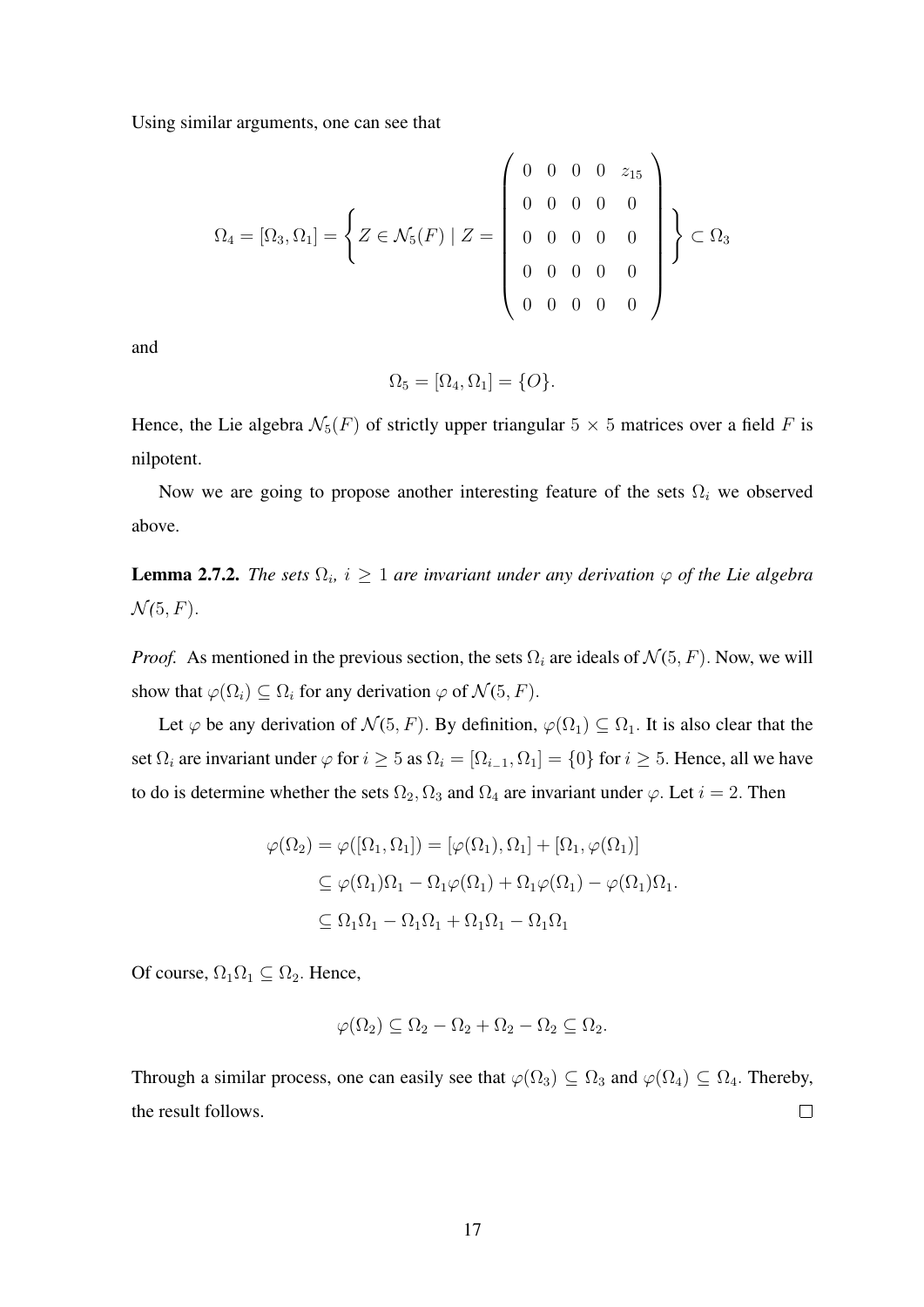Using similar arguments, one can see that

$$\Omega_4 = [\Omega_3, \Omega_1] = \left\{ Z \in \mathcal{N}_5(F) \mid Z = \begin{pmatrix} 0 & 0 & 0 & 0 & z_{15} \\ 0 & 0 & 0 & 0 & 0 \\ 0 & 0 & 0 & 0 & 0 \\ 0 & 0 & 0 & 0 & 0 \\ 0 & 0 & 0 & 0 & 0 \end{pmatrix} \right\} \subset \Omega_3$$

and

$$\Omega_5 = [\Omega_4, \Omega_1] = \{O\}.$$

Hence, the Lie algebra $\mathcal{N}_5(F)$ of strictly upper triangular $5 \times 5$ matrices over a field $F$ is nilpotent.

Now we are going to propose another interesting feature of the sets $\Omega_i$ we observed above.

**Lemma 2.7.2.** *The sets $\Omega_i$, $i \geq 1$ are invariant under any derivation $\varphi$ of the Lie algebra $\mathcal{N}(5, F)$.*

*Proof.* As mentioned in the previous section, the sets $\Omega_i$ are ideals of $\mathcal{N}(5, F)$. Now, we will show that $\varphi(\Omega_i) \subseteq \Omega_i$ for any derivation $\varphi$ of $\mathcal{N}(5, F)$.

Let $\varphi$ be any derivation of $\mathcal{N}(5, F)$. By definition, $\varphi(\Omega_1) \subseteq \Omega_1$. It is also clear that the set $\Omega_i$ are invariant under $\varphi$ for $i \geq 5$ as $\Omega_i = [\Omega_{i\_1}, \Omega_1] = \{0\}$ for $i \geq 5$. Hence, all we have to do is determine whether the sets $\Omega_2, \Omega_3$ and $\Omega_4$ are invariant under $\varphi$. Let $i = 2$. Then

$$\begin{aligned} \varphi(\Omega_2) = \varphi([\Omega_1, \Omega_1]) &= [\varphi(\Omega_1), \Omega_1] + [\Omega_1, \varphi(\Omega_1)] \\ &\subseteq \varphi(\Omega_1)\Omega_1 - \Omega_1\varphi(\Omega_1) + \Omega_1\varphi(\Omega_1) - \varphi(\Omega_1)\Omega_1. \\ &\subseteq \Omega_1\Omega_1 - \Omega_1\Omega_1 + \Omega_1\Omega_1 - \Omega_1\Omega_1 \end{aligned}$$

Of course, $\Omega_1\Omega_1 \subseteq \Omega_2$. Hence,

$$\varphi(\Omega_2) \subseteq \Omega_2 - \Omega_2 + \Omega_2 - \Omega_2 \subseteq \Omega_2.$$

Through a similar process, one can easily see that $\varphi(\Omega_3) \subseteq \Omega_3$ and $\varphi(\Omega_4) \subseteq \Omega_4$. Thereby, the result follows. $\square$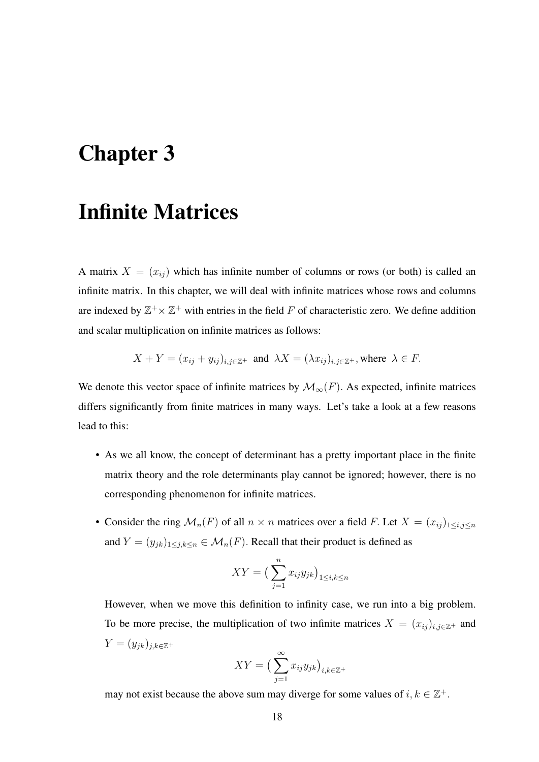# Chapter 3

# Infinite Matrices

A matrix $X = (x_{ij})$ which has infinite number of columns or rows (or both) is called an infinite matrix. In this chapter, we will deal with infinite matrices whose rows and columns are indexed by $\mathbb{Z}^+ \times \mathbb{Z}^+$ with entries in the field $F$ of characteristic zero. We define addition and scalar multiplication on infinite matrices as follows:

$$X + Y = (x_{ij} + y_{ij})_{i,j \in \mathbb{Z}^+} \text{ and } \lambda X = (\lambda x_{ij})_{i,j \in \mathbb{Z}^+}, \text{where } \lambda \in F.$$

We denote this vector space of infinite matrices by $\mathcal{M}_\infty(F)$. As expected, infinite matrices differs significantly from finite matrices in many ways. Let's take a look at a few reasons lead to this:

- As we all know, the concept of determinant has a pretty important place in the finite matrix theory and the role determinants play cannot be ignored; however, there is no corresponding phenomenon for infinite matrices.

- Consider the ring $\mathcal{M}_n(F)$ of all $n \times n$ matrices over a field $F$. Let $X = (x_{ij})_{1 \leq i,j \leq n}$ and $Y = (y_{jk})_{1 \leq j,k \leq n} \in \mathcal{M}_n(F)$. Recall that their product is defined as

  $$XY = \big(\sum_{j=1}^{n} x_{ij} y_{jk}\big)_{1 \leq i,k \leq n}$$

  However, when we move this definition to infinity case, we run into a big problem. To be more precise, the multiplication of two infinite matrices $X = (x_{ij})_{i,j \in \mathbb{Z}^+}$ and $Y = (y_{jk})_{j,k \in \mathbb{Z}^+}$

  $$XY = \big(\sum_{j=1}^{\infty} x_{ij} y_{jk}\big)_{i,k \in \mathbb{Z}^+}$$

  may not exist because the above sum may diverge for some values of $i, k \in \mathbb{Z}^+$.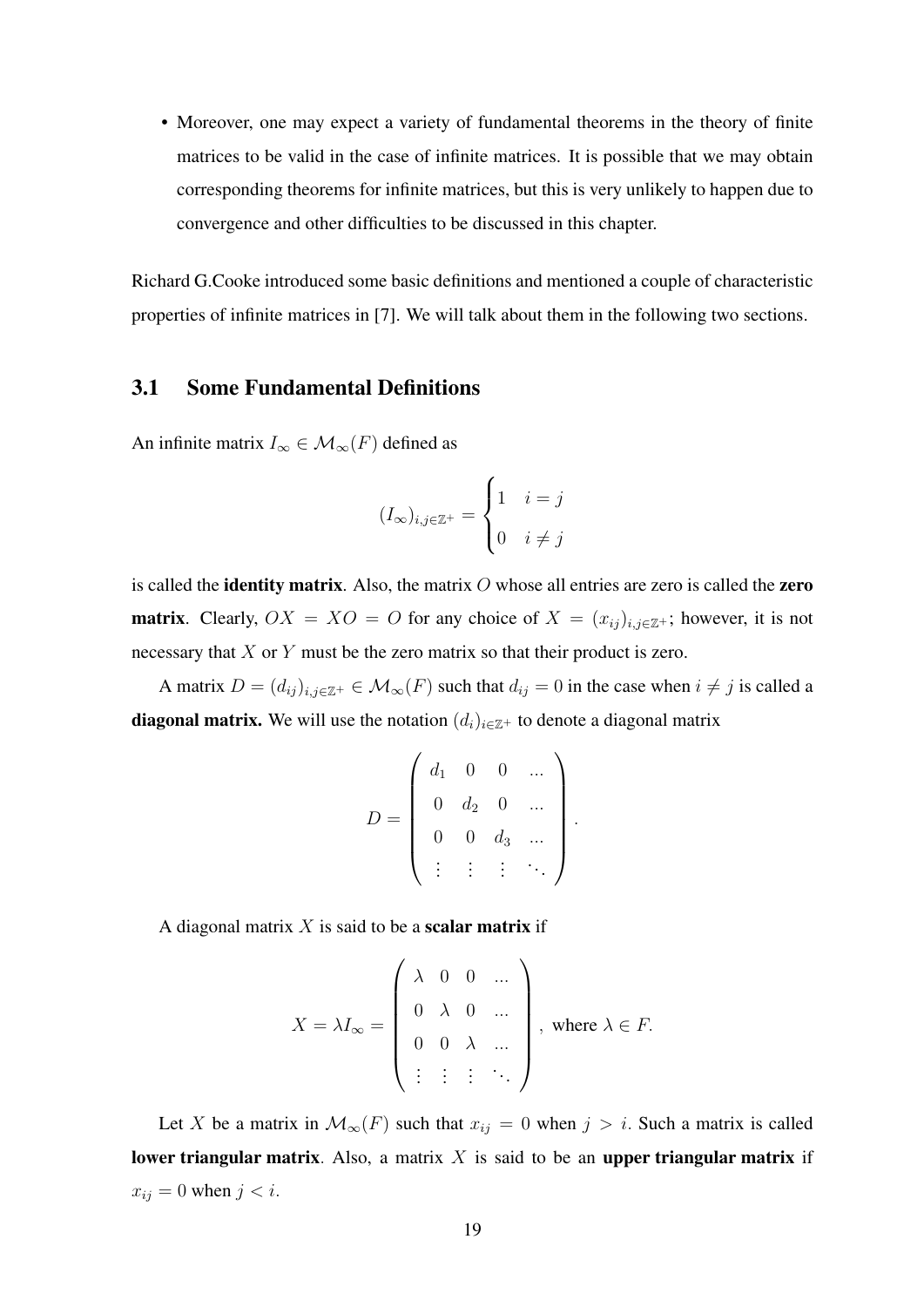- Moreover, one may expect a variety of fundamental theorems in the theory of finite matrices to be valid in the case of infinite matrices. It is possible that we may obtain corresponding theorems for infinite matrices, but this is very unlikely to happen due to convergence and other difficulties to be discussed in this chapter.

Richard G.Cooke introduced some basic definitions and mentioned a couple of characteristic properties of infinite matrices in [7]. We will talk about them in the following two sections.

## 3.1 Some Fundamental Definitions

An infinite matrix $I_\infty \in \mathcal{M}_\infty(F)$ defined as

$$(I_\infty)_{i,j\in\mathbb{Z}^+} = \begin{cases} 1 & i = j \\ 0 & i \neq j \end{cases}$$

is called the **identity matrix**. Also, the matrix $O$ whose all entries are zero is called the **zero matrix**. Clearly, $OX = XO = O$ for any choice of $X = (x_{ij})_{i,j\in\mathbb{Z}^+}$; however, it is not necessary that $X$ or $Y$ must be the zero matrix so that their product is zero.

A matrix $D = (d_{ij})_{i,j\in\mathbb{Z}^+} \in \mathcal{M}_\infty(F)$ such that $d_{ij} = 0$ in the case when $i \neq j$ is called a **diagonal matrix.** We will use the notation $(d_i)_{i\in\mathbb{Z}^+}$ to denote a diagonal matrix

$$D = \begin{pmatrix} d_1 & 0 & 0 & ... \\ 0 & d_2 & 0 & ... \\ 0 & 0 & d_3 & ... \\ \vdots & \vdots & \vdots & \ddots \end{pmatrix}.$$

A diagonal matrix $X$ is said to be a **scalar matrix** if

$$X = \lambda I_\infty = \begin{pmatrix} \lambda & 0 & 0 & ... \\ 0 & \lambda & 0 & ... \\ 0 & 0 & \lambda & ... \\ \vdots & \vdots & \vdots & \ddots \end{pmatrix}, \text{ where } \lambda \in F.$$

Let $X$ be a matrix in $\mathcal{M}_\infty(F)$ such that $x_{ij} = 0$ when $j > i$. Such a matrix is called **lower triangular matrix**. Also, a matrix $X$ is said to be an **upper triangular matrix** if $x_{ij} = 0$ when $j < i$.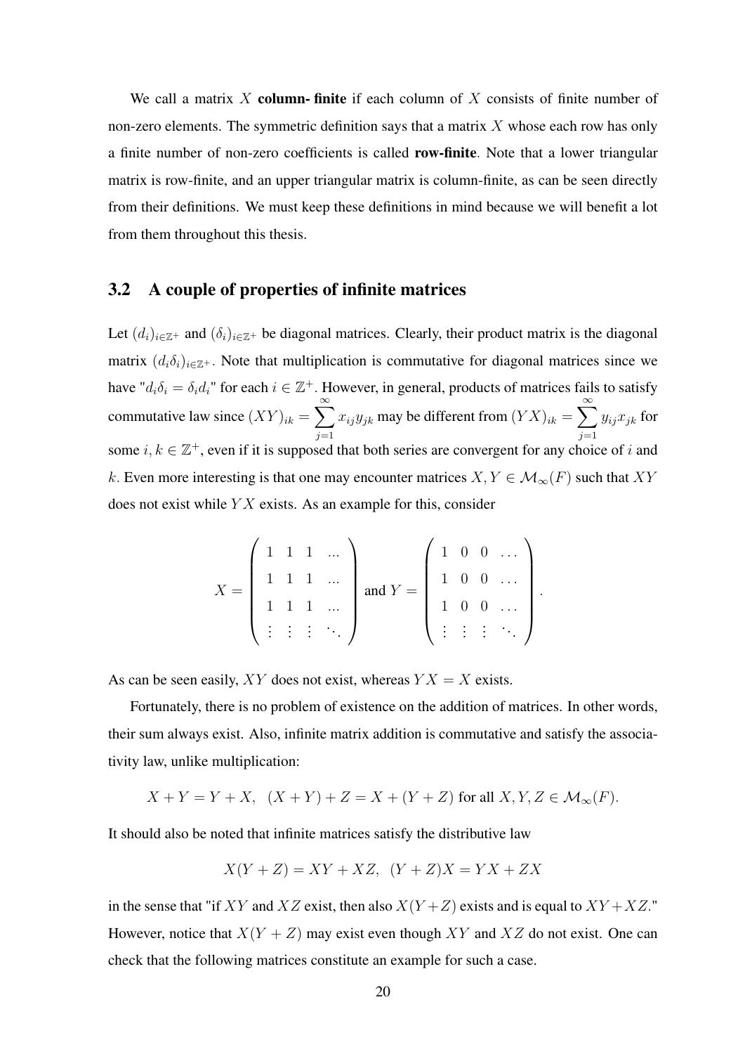We call a matrix $X$ **column- finite** if each column of $X$ consists of finite number of non-zero elements. The symmetric definition says that a matrix $X$ whose each row has only a finite number of non-zero coefficients is called **row-finite**. Note that a lower triangular matrix is row-finite, and an upper triangular matrix is column-finite, as can be seen directly from their definitions. We must keep these definitions in mind because we will benefit a lot from them throughout this thesis.

## 3.2 A couple of properties of infinite matrices

Let $(d_i)_{i \in \mathbb{Z}^+}$ and $(\delta_i)_{i \in \mathbb{Z}^+}$ be diagonal matrices. Clearly, their product matrix is the diagonal matrix $(d_i \delta_i)_{i \in \mathbb{Z}^+}$. Note that multiplication is commutative for diagonal matrices since we have "$d_i \delta_i = \delta_i d_i$" for each $i \in \mathbb{Z}^+$. However, in general, products of matrices fails to satisfy commutative law since $(XY)_{ik} = \sum_{j=1}^{\infty} x_{ij} y_{jk}$ may be different from $(YX)_{ik} = \sum_{j=1}^{\infty} y_{ij} x_{jk}$ for some $i, k \in \mathbb{Z}^+$, even if it is supposed that both series are convergent for any choice of $i$ and $k$. Even more interesting is that one may encounter matrices $X, Y \in \mathcal{M}_\infty(F)$ such that $XY$ does not exist while $YX$ exists. As an example for this, consider

$$X = \begin{pmatrix} 1 & 1 & 1 & \ldots \\ 1 & 1 & 1 & \ldots \\ 1 & 1 & 1 & \ldots \\ \vdots & \vdots & \vdots & \ddots \end{pmatrix} \text{ and } Y = \begin{pmatrix} 1 & 0 & 0 & \ldots \\ 1 & 0 & 0 & \ldots \\ 1 & 0 & 0 & \ldots \\ \vdots & \vdots & \vdots & \ddots \end{pmatrix}.$$

As can be seen easily, $XY$ does not exist, whereas $YX = X$ exists.

Fortunately, there is no problem of existence on the addition of matrices. In other words, their sum always exist. Also, infinite matrix addition is commutative and satisfy the associativity law, unlike multiplication:

$$X + Y = Y + X, \;\; (X + Y) + Z = X + (Y + Z) \text{ for all } X, Y, Z \in \mathcal{M}_\infty(F).$$

It should also be noted that infinite matrices satisfy the distributive law

$$X(Y + Z) = XY + XZ, \;\; (Y + Z)X = YX + ZX$$

in the sense that "if $XY$ and $XZ$ exist, then also $X(Y+Z)$ exists and is equal to $XY+XZ$." However, notice that $X(Y + Z)$ may exist even though $XY$ and $XZ$ do not exist. One can check that the following matrices constitute an example for such a case.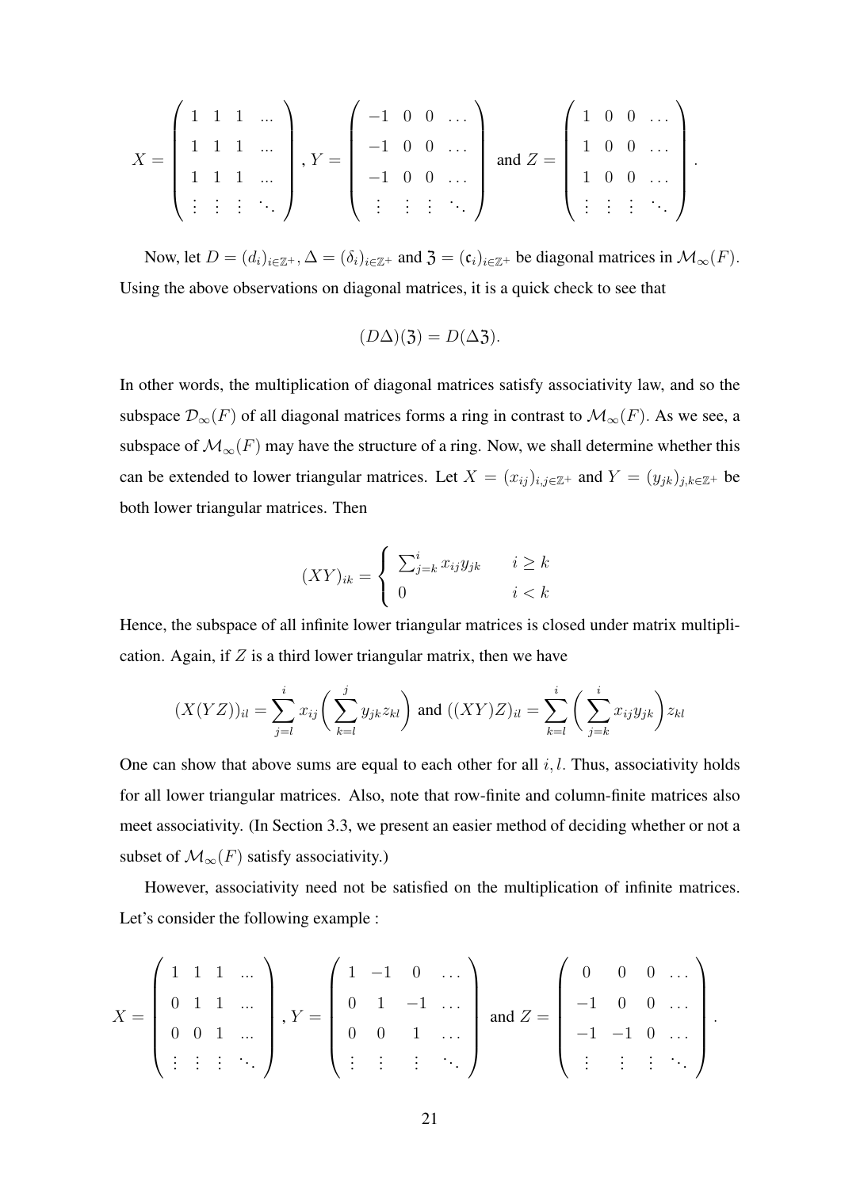$$X = \begin{pmatrix} 1 & 1 & 1 & \dots \\ 1 & 1 & 1 & \dots \\ 1 & 1 & 1 & \dots \\ \vdots & \vdots & \vdots & \ddots \end{pmatrix}, Y = \begin{pmatrix} -1 & 0 & 0 & \dots \\ -1 & 0 & 0 & \dots \\ -1 & 0 & 0 & \dots \\ \vdots & \vdots & \vdots & \ddots \end{pmatrix} \text{ and } Z = \begin{pmatrix} 1 & 0 & 0 & \dots \\ 1 & 0 & 0 & \dots \\ 1 & 0 & 0 & \dots \\ \vdots & \vdots & \vdots & \ddots \end{pmatrix}.$$

Now, let $D = (d_i)_{i \in \mathbb{Z}^+}, \Delta = (\delta_i)_{i \in \mathbb{Z}^+}$ and $\mathfrak{Z} = (\mathfrak{c}_i)_{i \in \mathbb{Z}^+}$ be diagonal matrices in $\mathcal{M}_\infty(F)$. Using the above observations on diagonal matrices, it is a quick check to see that

$$(D\Delta)(\mathfrak{Z}) = D(\Delta\mathfrak{Z}).$$

In other words, the multiplication of diagonal matrices satisfy associativity law, and so the subspace $\mathcal{D}_\infty(F)$ of all diagonal matrices forms a ring in contrast to $\mathcal{M}_\infty(F)$. As we see, a subspace of $\mathcal{M}_\infty(F)$ may have the structure of a ring. Now, we shall determine whether this can be extended to lower triangular matrices. Let $X = (x_{ij})_{i,j \in \mathbb{Z}^+}$ and $Y = (y_{jk})_{j,k \in \mathbb{Z}^+}$ be both lower triangular matrices. Then

$$(XY)_{ik} = \begin{cases} \sum_{j=k}^{i} x_{ij} y_{jk} & i \geq k \\ 0 & i < k \end{cases}$$

Hence, the subspace of all infinite lower triangular matrices is closed under matrix multiplication. Again, if $Z$ is a third lower triangular matrix, then we have

$$(X(YZ))_{il} = \sum_{j=l}^{i} x_{ij} \bigg( \sum_{k=l}^{j} y_{jk} z_{kl} \bigg) \text{ and } ((XY)Z)_{il} = \sum_{k=l}^{i} \bigg( \sum_{j=k}^{i} x_{ij} y_{jk} \bigg) z_{kl}$$

One can show that above sums are equal to each other for all $i, l$. Thus, associativity holds for all lower triangular matrices. Also, note that row-finite and column-finite matrices also meet associativity. (In Section 3.3, we present an easier method of deciding whether or not a subset of $\mathcal{M}_\infty(F)$ satisfy associativity.)

However, associativity need not be satisfied on the multiplication of infinite matrices. Let's consider the following example :

$$X = \begin{pmatrix} 1 & 1 & 1 & \dots \\ 0 & 1 & 1 & \dots \\ 0 & 0 & 1 & \dots \\ \vdots & \vdots & \vdots & \ddots \end{pmatrix}, Y = \begin{pmatrix} 1 & -1 & 0 & \dots \\ 0 & 1 & -1 & \dots \\ 0 & 0 & 1 & \dots \\ \vdots & \vdots & \vdots & \ddots \end{pmatrix} \text{ and } Z = \begin{pmatrix} 0 & 0 & 0 & \dots \\ -1 & 0 & 0 & \dots \\ -1 & -1 & 0 & \dots \\ \vdots & \vdots & \vdots & \ddots \end{pmatrix}.$$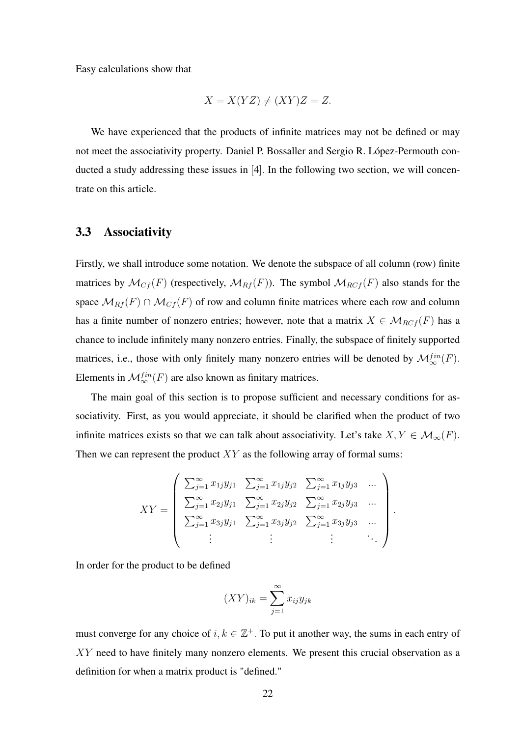Easy calculations show that

$$X = X(YZ) \neq (XY)Z = Z.$$

We have experienced that the products of infinite matrices may not be defined or may not meet the associativity property. Daniel P. Bossaller and Sergio R. López-Permouth conducted a study addressing these issues in [4]. In the following two section, we will concentrate on this article.

### 3.3 Associativity

Firstly, we shall introduce some notation. We denote the subspace of all column (row) finite matrices by $\mathcal{M}_{Cf}(F)$ (respectively, $\mathcal{M}_{Rf}(F)$). The symbol $\mathcal{M}_{RCf}(F)$ also stands for the space $\mathcal{M}_{Rf}(F) \cap \mathcal{M}_{Cf}(F)$ of row and column finite matrices where each row and column has a finite number of nonzero entries; however, note that a matrix $X \in \mathcal{M}_{RCf}(F)$ has a chance to include infinitely many nonzero entries. Finally, the subspace of finitely supported matrices, i.e., those with only finitely many nonzero entries will be denoted by $\mathcal{M}_{\infty}^{fin}(F)$. Elements in $\mathcal{M}_{\infty}^{fin}(F)$ are also known as finitary matrices.

The main goal of this section is to propose sufficient and necessary conditions for associativity. First, as you would appreciate, it should be clarified when the product of two infinite matrices exists so that we can talk about associativity. Let's take $X, Y \in \mathcal{M}_{\infty}(F)$. Then we can represent the product $XY$ as the following array of formal sums:

$$XY = \begin{pmatrix} \sum_{j=1}^{\infty} x_{1j}y_{j1} & \sum_{j=1}^{\infty} x_{1j}y_{j2} & \sum_{j=1}^{\infty} x_{1j}y_{j3} & \cdots \\ \sum_{j=1}^{\infty} x_{2j}y_{j1} & \sum_{j=1}^{\infty} x_{2j}y_{j2} & \sum_{j=1}^{\infty} x_{2j}y_{j3} & \cdots \\ \sum_{j=1}^{\infty} x_{3j}y_{j1} & \sum_{j=1}^{\infty} x_{3j}y_{j2} & \sum_{j=1}^{\infty} x_{3j}y_{j3} & \cdots \\ \vdots & \vdots & \vdots & \ddots \end{pmatrix}.$$

In order for the product to be defined

$$(XY)_{ik} = \sum_{j=1}^{\infty} x_{ij}y_{jk}$$

must converge for any choice of $i, k \in \mathbb{Z}^+$. To put it another way, the sums in each entry of $XY$ need to have finitely many nonzero elements. We present this crucial observation as a definition for when a matrix product is "defined."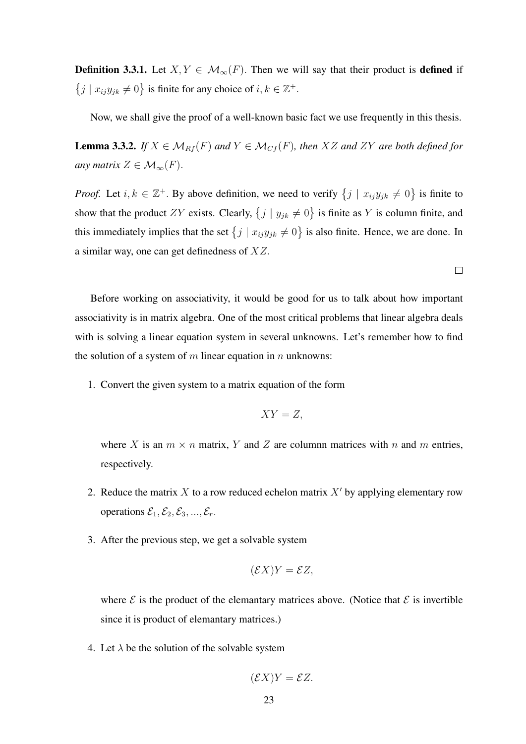**Definition 3.3.1.** Let $X, Y \in \mathcal{M}_\infty(F)$. Then we will say that their product is **defined** if $\{j \mid x_{ij}y_{jk} \neq 0\}$ is finite for any choice of $i, k \in \mathbb{Z}^+$.

Now, we shall give the proof of a well-known basic fact we use frequently in this thesis.

**Lemma 3.3.2.** *If $X \in \mathcal{M}_{Rf}(F)$ and $Y \in \mathcal{M}_{Cf}(F)$, then $XZ$ and $ZY$ are both defined for any matrix $Z \in \mathcal{M}_\infty(F)$.*

*Proof.* Let $i, k \in \mathbb{Z}^+$. By above definition, we need to verify $\{j \mid x_{ij}y_{jk} \neq 0\}$ is finite to show that the product $ZY$ exists. Clearly, $\{j \mid y_{jk} \neq 0\}$ is finite as $Y$ is column finite, and this immediately implies that the set $\{j \mid x_{ij}y_{jk} \neq 0\}$ is also finite. Hence, we are done. In a similar way, one can get definedness of $XZ$. $\square$

Before working on associativity, it would be good for us to talk about how important associativity is in matrix algebra. One of the most critical problems that linear algebra deals with is solving a linear equation system in several unknowns. Let's remember how to find the solution of a system of $m$ linear equation in $n$ unknowns:

1. Convert the given system to a matrix equation of the form

$$XY = Z,$$

where $X$ is an $m \times n$ matrix, $Y$ and $Z$ are columnn matrices with $n$ and $m$ entries, respectively.

2. Reduce the matrix $X$ to a row reduced echelon matrix $X'$ by applying elementary row operations $\mathcal{E}_1, \mathcal{E}_2, \mathcal{E}_3, ..., \mathcal{E}_r$.

3. After the previous step, we get a solvable system

$$(\mathcal{E}X)Y = \mathcal{E}Z,$$

where $\mathcal{E}$ is the product of the elemantary matrices above. (Notice that $\mathcal{E}$ is invertible since it is product of elemantary matrices.)

4. Let $\lambda$ be the solution of the solvable system

$$(\mathcal{E}X)Y = \mathcal{E}Z.$$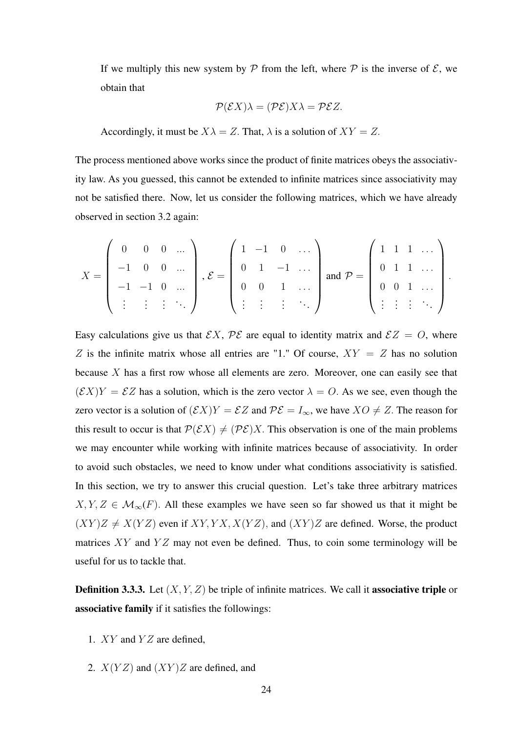If we multiply this new system by $\mathcal{P}$ from the left, where $\mathcal{P}$ is the inverse of $\mathcal{E}$, we obtain that

$$\mathcal{P}(\mathcal{E}X)\lambda = (\mathcal{P}\mathcal{E})X\lambda = \mathcal{P}\mathcal{E}Z.$$

Accordingly, it must be $X\lambda = Z$. That, $\lambda$ is a solution of $XY = Z$.

The process mentioned above works since the product of finite matrices obeys the associativity law. As you guessed, this cannot be extended to infinite matrices since associativity may not be satisfied there. Now, let us consider the following matrices, which we have already observed in section 3.2 again:

$$X = \begin{pmatrix} 0 & 0 & 0 & ... \\ -1 & 0 & 0 & ... \\ -1 & -1 & 0 & ... \\ \vdots & \vdots & \vdots & \ddots \end{pmatrix}, \mathcal{E} = \begin{pmatrix} 1 & -1 & 0 & \dots \\ 0 & 1 & -1 & \dots \\ 0 & 0 & 1 & \dots \\ \vdots & \vdots & \vdots & \ddots \end{pmatrix} \text{ and } \mathcal{P} = \begin{pmatrix} 1 & 1 & 1 & \dots \\ 0 & 1 & 1 & \dots \\ 0 & 0 & 1 & \dots \\ \vdots & \vdots & \vdots & \ddots \end{pmatrix}.$$

Easy calculations give us that $\mathcal{E}X$, $\mathcal{P}\mathcal{E}$ are equal to identity matrix and $\mathcal{E}Z = O$, where $Z$ is the infinite matrix whose all entries are "1." Of course, $XY = Z$ has no solution because $X$ has a first row whose all elements are zero. Moreover, one can easily see that $(\mathcal{E}X)Y = \mathcal{E}Z$ has a solution, which is the zero vector $\lambda = O$. As we see, even though the zero vector is a solution of $(\mathcal{E}X)Y = \mathcal{E}Z$ and $\mathcal{P}\mathcal{E} = I_\infty$, we have $XO \neq Z$. The reason for this result to occur is that $\mathcal{P}(\mathcal{E}X) \neq (\mathcal{P}\mathcal{E})X$. This observation is one of the main problems we may encounter while working with infinite matrices because of associativity. In order to avoid such obstacles, we need to know under what conditions associativity is satisfied. In this section, we try to answer this crucial question. Let's take three arbitrary matrices $X, Y, Z \in \mathcal{M}_\infty(F)$. All these examples we have seen so far showed us that it might be $(XY)Z \neq X(YZ)$ even if $XY, YX, X(YZ)$, and $(XY)Z$ are defined. Worse, the product matrices $XY$ and $YZ$ may not even be defined. Thus, to coin some terminology will be useful for us to tackle that.

**Definition 3.3.3.** Let $(X, Y, Z)$ be triple of infinite matrices. We call it **associative triple** or **associative family** if it satisfies the followings:

1. $XY$ and $YZ$ are defined,
2. $X(YZ)$ and $(XY)Z$ are defined, and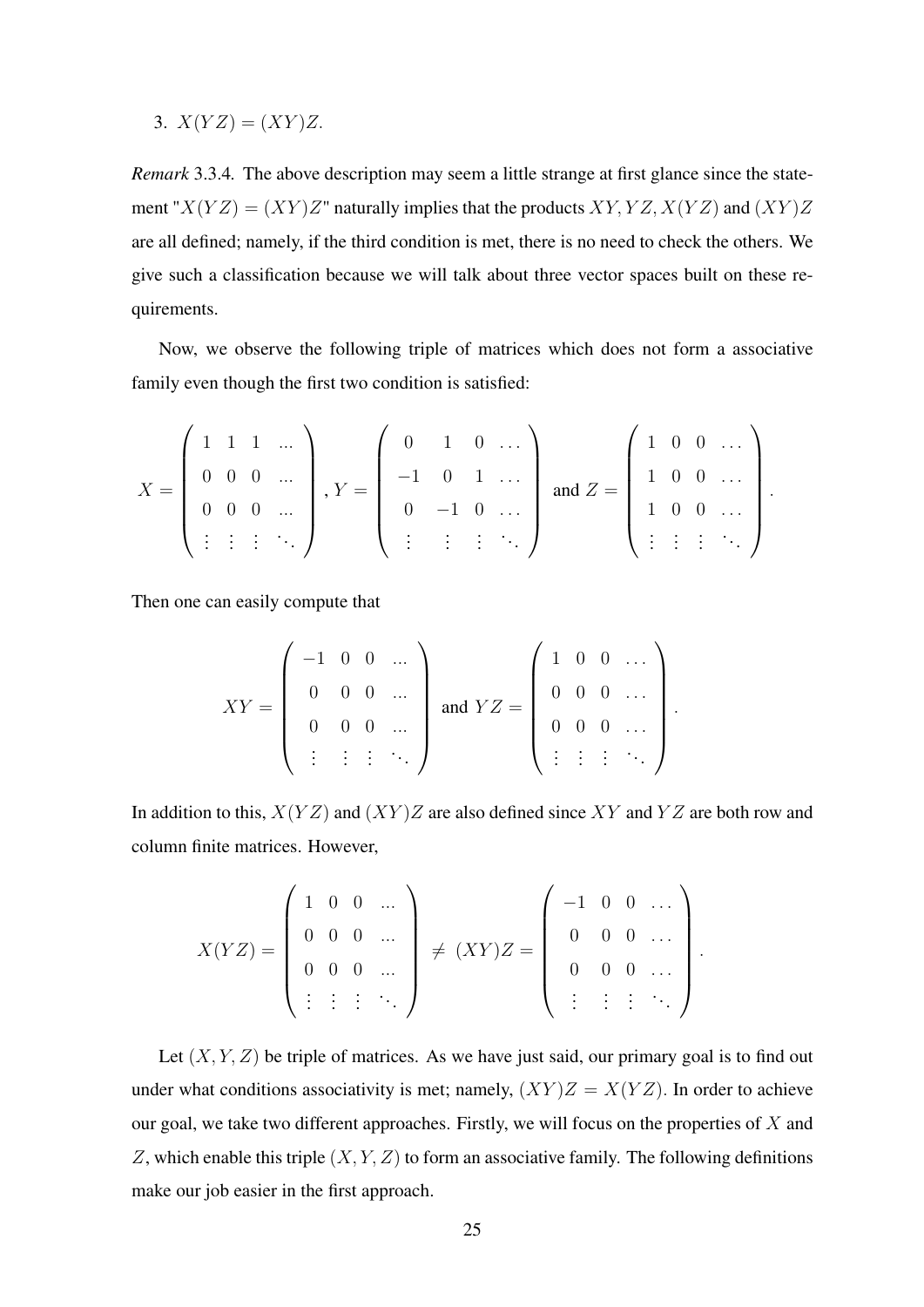3. $X(YZ) = (XY)Z$.

*Remark* 3.3.4. The above description may seem a little strange at first glance since the statement "$X(YZ) = (XY)Z$" naturally implies that the products $XY, YZ, X(YZ)$ and $(XY)Z$ are all defined; namely, if the third condition is met, there is no need to check the others. We give such a classification because we will talk about three vector spaces built on these requirements.

Now, we observe the following triple of matrices which does not form a associative family even though the first two condition is satisfied:

$$X = \begin{pmatrix} 1 & 1 & 1 & ... \\ 0 & 0 & 0 & ... \\ 0 & 0 & 0 & ... \\ \vdots & \vdots & \vdots & \ddots \end{pmatrix}, Y = \begin{pmatrix} 0 & 1 & 0 & \dots \\ -1 & 0 & 1 & \dots \\ 0 & -1 & 0 & \dots \\ \vdots & \vdots & \vdots & \ddots \end{pmatrix} \text{ and } Z = \begin{pmatrix} 1 & 0 & 0 & \dots \\ 1 & 0 & 0 & \dots \\ 1 & 0 & 0 & \dots \\ \vdots & \vdots & \vdots & \ddots \end{pmatrix}.$$

Then one can easily compute that

$$XY = \begin{pmatrix} -1 & 0 & 0 & ... \\ 0 & 0 & 0 & ... \\ 0 & 0 & 0 & ... \\ \vdots & \vdots & \vdots & \ddots \end{pmatrix} \text{ and } YZ = \begin{pmatrix} 1 & 0 & 0 & \dots \\ 0 & 0 & 0 & \dots \\ 0 & 0 & 0 & \dots \\ \vdots & \vdots & \vdots & \ddots \end{pmatrix}.$$

In addition to this, $X(YZ)$ and $(XY)Z$ are also defined since $XY$ and $YZ$ are both row and column finite matrices. However,

$$X(YZ) = \begin{pmatrix} 1 & 0 & 0 & ... \\ 0 & 0 & 0 & ... \\ 0 & 0 & 0 & ... \\ \vdots & \vdots & \vdots & \ddots \end{pmatrix} \neq (XY)Z = \begin{pmatrix} -1 & 0 & 0 & \dots \\ 0 & 0 & 0 & \dots \\ 0 & 0 & 0 & \dots \\ \vdots & \vdots & \vdots & \ddots \end{pmatrix}.$$

Let $(X, Y, Z)$ be triple of matrices. As we have just said, our primary goal is to find out under what conditions associativity is met; namely, $(XY)Z = X(YZ)$. In order to achieve our goal, we take two different approaches. Firstly, we will focus on the properties of $X$ and $Z$, which enable this triple $(X, Y, Z)$ to form an associative family. The following definitions make our job easier in the first approach.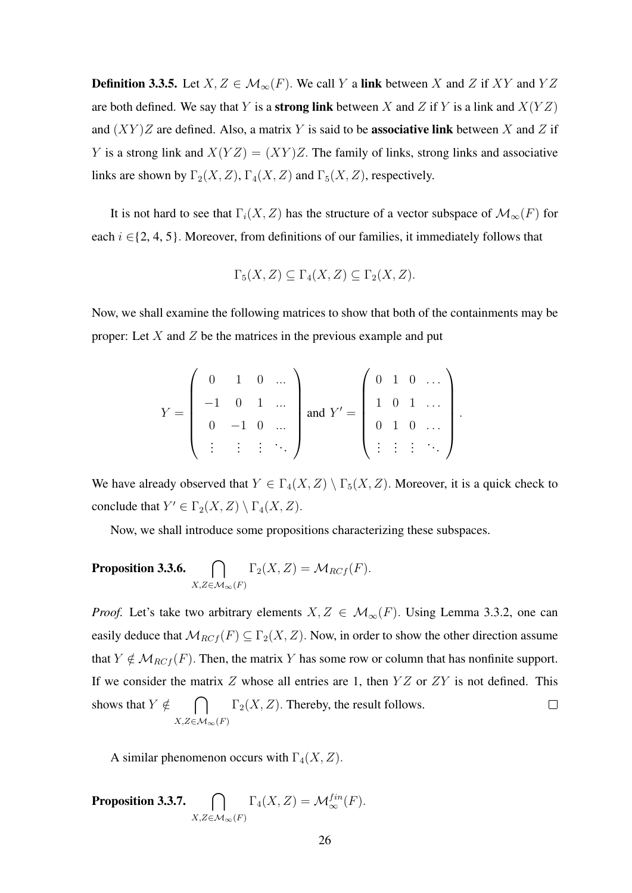**Definition 3.3.5.** Let $X, Z \in \mathcal{M}_\infty(F)$. We call $Y$ a **link** between $X$ and $Z$ if $XY$ and $YZ$ are both defined. We say that $Y$ is a **strong link** between $X$ and $Z$ if $Y$ is a link and $X(YZ)$ and $(XY)Z$ are defined. Also, a matrix $Y$ is said to be **associative link** between $X$ and $Z$ if $Y$ is a strong link and $X(YZ) = (XY)Z$. The family of links, strong links and associative links are shown by $\Gamma_2(X, Z)$, $\Gamma_4(X, Z)$ and $\Gamma_5(X, Z)$, respectively.

It is not hard to see that $\Gamma_i(X, Z)$ has the structure of a vector subspace of $\mathcal{M}_\infty(F)$ for each $i \in \{2, 4, 5\}$. Moreover, from definitions of our families, it immediately follows that

$$\Gamma_5(X, Z) \subseteq \Gamma_4(X, Z) \subseteq \Gamma_2(X, Z).$$

Now, we shall examine the following matrices to show that both of the containments may be proper: Let $X$ and $Z$ be the matrices in the previous example and put

$$Y = \begin{pmatrix} 0 & 1 & 0 & ... \\ -1 & 0 & 1 & ... \\ 0 & -1 & 0 & ... \\ \vdots & \vdots & \vdots & \ddots \end{pmatrix} \text{ and } Y' = \begin{pmatrix} 0 & 1 & 0 & \dots \\ 1 & 0 & 1 & \dots \\ 0 & 1 & 0 & \dots \\ \vdots & \vdots & \vdots & \ddots \end{pmatrix}.$$

We have already observed that $Y \in \Gamma_4(X, Z) \setminus \Gamma_5(X, Z)$. Moreover, it is a quick check to conclude that $Y' \in \Gamma_2(X, Z) \setminus \Gamma_4(X, Z)$.

Now, we shall introduce some propositions characterizing these subspaces.

**Proposition 3.3.6.** $\displaystyle\bigcap_{X,Z \in \mathcal{M}_\infty(F)} \Gamma_2(X, Z) = \mathcal{M}_{RCf}(F).$

*Proof.* Let's take two arbitrary elements $X, Z \in \mathcal{M}_\infty(F)$. Using Lemma 3.3.2, one can easily deduce that $\mathcal{M}_{RCf}(F) \subseteq \Gamma_2(X, Z)$. Now, in order to show the other direction assume that $Y \notin \mathcal{M}_{RCf}(F)$. Then, the matrix $Y$ has some row or column that has nonfinite support. If we consider the matrix $Z$ whose all entries are 1, then $YZ$ or $ZY$ is not defined. This shows that $Y \notin \displaystyle\bigcap_{X,Z \in \mathcal{M}_\infty(F)} \Gamma_2(X, Z)$. Thereby, the result follows. $\square$

A similar phenomenon occurs with $\Gamma_4(X, Z)$.

**Proposition 3.3.7.** $\displaystyle\bigcap_{X,Z \in \mathcal{M}_\infty(F)} \Gamma_4(X, Z) = \mathcal{M}_\infty^{fin}(F).$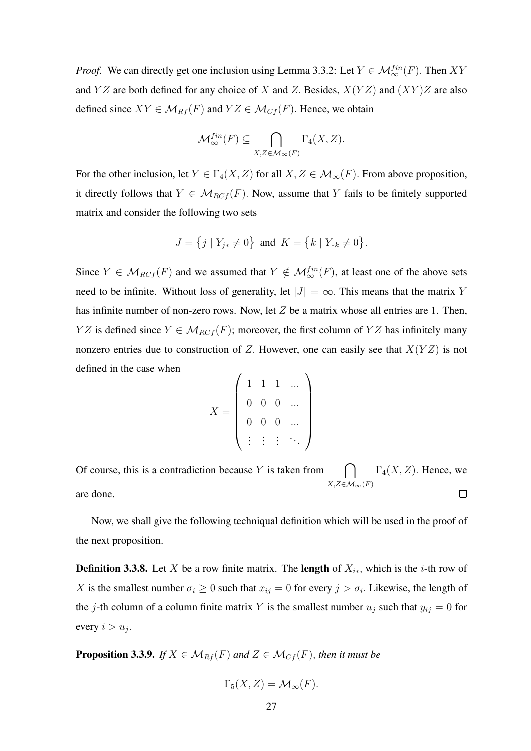*Proof.* We can directly get one inclusion using Lemma 3.3.2: Let $Y \in \mathcal{M}_\infty^{fin}(F)$. Then $XY$ and $YZ$ are both defined for any choice of $X$ and $Z$. Besides, $X(YZ)$ and $(XY)Z$ are also defined since $XY \in \mathcal{M}_{Rf}(F)$ and $YZ \in \mathcal{M}_{Cf}(F)$. Hence, we obtain

$$\mathcal{M}_\infty^{fin}(F) \subseteq \bigcap_{X,Z \in \mathcal{M}_\infty(F)} \Gamma_4(X,Z).$$

For the other inclusion, let $Y \in \Gamma_4(X,Z)$ for all $X, Z \in \mathcal{M}_\infty(F)$. From above proposition, it directly follows that $Y \in \mathcal{M}_{RCf}(F)$. Now, assume that $Y$ fails to be finitely supported matrix and consider the following two sets

$$J = \{j \mid Y_{j*} \neq 0\} \text{ and } K = \{k \mid Y_{*k} \neq 0\}.$$

Since $Y \in \mathcal{M}_{RCf}(F)$ and we assumed that $Y \notin \mathcal{M}_\infty^{fin}(F)$, at least one of the above sets need to be infinite. Without loss of generality, let $|J| = \infty$. This means that the matrix $Y$ has infinite number of non-zero rows. Now, let $Z$ be a matrix whose all entries are 1. Then, $YZ$ is defined since $Y \in \mathcal{M}_{RCf}(F)$; moreover, the first column of $YZ$ has infinitely many nonzero entries due to construction of $Z$. However, one can easily see that $X(YZ)$ is not defined in the case when

$$X = \begin{pmatrix} 1 & 1 & 1 & \ldots \\ 0 & 0 & 0 & \ldots \\ 0 & 0 & 0 & \ldots \\ \vdots & \vdots & \vdots & \ddots \end{pmatrix}$$

Of course, this is a contradiction because $Y$ is taken from $\bigcap_{X,Z \in \mathcal{M}_\infty(F)} \Gamma_4(X,Z)$. Hence, we are done. ∎

Now, we shall give the following techniqual definition which will be used in the proof of the next proposition.

**Definition 3.3.8.** Let $X$ be a row finite matrix. The **length** of $X_{i*}$, which is the $i$-th row of $X$ is the smallest number $\sigma_i \geq 0$ such that $x_{ij} = 0$ for every $j > \sigma_i$. Likewise, the length of the $j$-th column of a column finite matrix $Y$ is the smallest number $u_j$ such that $y_{ij} = 0$ for every $i > u_j$.

**Proposition 3.3.9.** *If $X \in \mathcal{M}_{Rf}(F)$ and $Z \in \mathcal{M}_{Cf}(F)$, then it must be*

$$\Gamma_5(X,Z) = \mathcal{M}_\infty(F).$$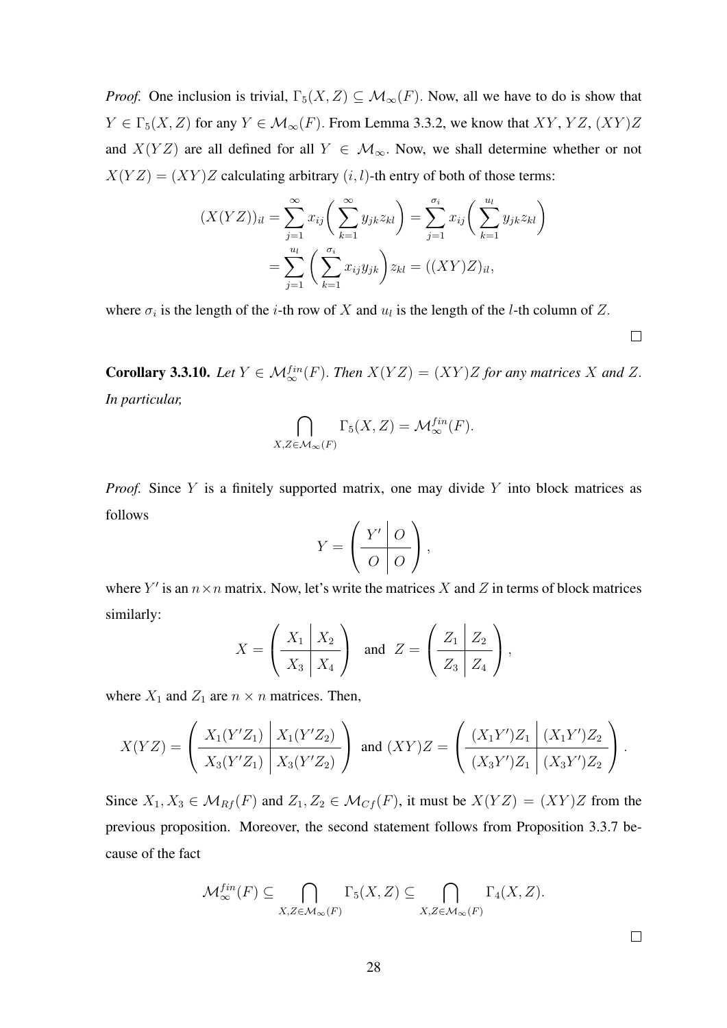*Proof.* One inclusion is trivial, $\Gamma_5(X, Z) \subseteq \mathcal{M}_\infty(F)$. Now, all we have to do is show that $Y \in \Gamma_5(X, Z)$ for any $Y \in \mathcal{M}_\infty(F)$. From Lemma 3.3.2, we know that $XY$, $YZ$, $(XY)Z$ and $X(YZ)$ are all defined for all $Y \in \mathcal{M}_\infty$. Now, we shall determine whether or not $X(YZ) = (XY)Z$ calculating arbitrary $(i, l)$-th entry of both of those terms:

$$
\begin{aligned}
(X(YZ))_{il} &= \sum_{j=1}^{\infty} x_{ij}\bigg(\sum_{k=1}^{\infty} y_{jk} z_{kl}\bigg) = \sum_{j=1}^{\sigma_i} x_{ij}\bigg(\sum_{k=1}^{u_l} y_{jk} z_{kl}\bigg) \\
&= \sum_{j=1}^{u_l}\bigg(\sum_{k=1}^{\sigma_i} x_{ij} y_{jk}\bigg) z_{kl} = ((XY)Z)_{il},
\end{aligned}
$$

where $\sigma_i$ is the length of the $i$-th row of $X$ and $u_l$ is the length of the $l$-th column of $Z$.

□

**Corollary 3.3.10.** *Let $Y \in \mathcal{M}_\infty^{fin}(F)$. Then $X(YZ) = (XY)Z$ for any matrices $X$ and $Z$. In particular,*

$$
\bigcap_{X,Z \in \mathcal{M}_\infty(F)} \Gamma_5(X, Z) = \mathcal{M}_\infty^{fin}(F).
$$

*Proof.* Since $Y$ is a finitely supported matrix, one may divide $Y$ into block matrices as follows

$$
Y = \left(\begin{array}{c|c} Y' & O \\ \hline O & O \end{array}\right),
$$

where $Y'$ is an $n \times n$ matrix. Now, let's write the matrices $X$ and $Z$ in terms of block matrices similarly:

$$
X = \left(\begin{array}{c|c} X_1 & X_2 \\ \hline X_3 & X_4 \end{array}\right) \quad \text{and} \quad Z = \left(\begin{array}{c|c} Z_1 & Z_2 \\ \hline Z_3 & Z_4 \end{array}\right),
$$

where $X_1$ and $Z_1$ are $n \times n$ matrices. Then,

$$
X(YZ) = \left(\begin{array}{c|c} X_1(Y'Z_1) & X_1(Y'Z_2) \\ \hline X_3(Y'Z_1) & X_3(Y'Z_2) \end{array}\right) \text{ and } (XY)Z = \left(\begin{array}{c|c} (X_1Y')Z_1 & (X_1Y')Z_2 \\ \hline (X_3Y')Z_1 & (X_3Y')Z_2 \end{array}\right).
$$

Since $X_1, X_3 \in \mathcal{M}_{Rf}(F)$ and $Z_1, Z_2 \in \mathcal{M}_{Cf}(F)$, it must be $X(YZ) = (XY)Z$ from the previous proposition. Moreover, the second statement follows from Proposition 3.3.7 because of the fact

$$
\mathcal{M}_\infty^{fin}(F) \subseteq \bigcap_{X,Z \in \mathcal{M}_\infty(F)} \Gamma_5(X, Z) \subseteq \bigcap_{X,Z \in \mathcal{M}_\infty(F)} \Gamma_4(X, Z).
$$

□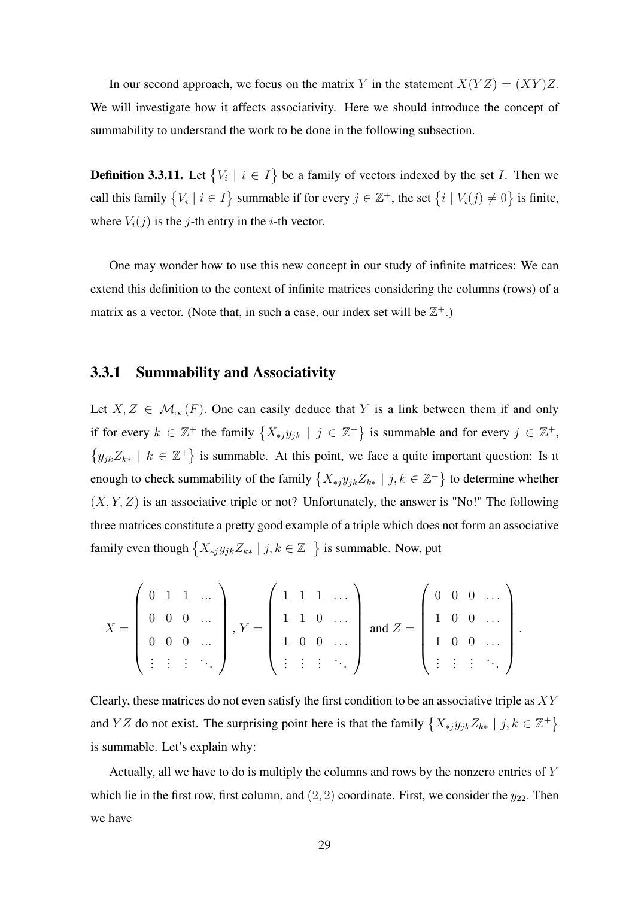In our second approach, we focus on the matrix $Y$ in the statement $X(YZ) = (XY)Z$. We will investigate how it affects associativity. Here we should introduce the concept of summability to understand the work to be done in the following subsection.

**Definition 3.3.11.** Let $\{V_i \mid i \in I\}$ be a family of vectors indexed by the set $I$. Then we call this family $\{V_i \mid i \in I\}$ summable if for every $j \in \mathbb{Z}^+$, the set $\{i \mid V_i(j) \neq 0\}$ is finite, where $V_i(j)$ is the $j$-th entry in the $i$-th vector.

One may wonder how to use this new concept in our study of infinite matrices: We can extend this definition to the context of infinite matrices considering the columns (rows) of a matrix as a vector. (Note that, in such a case, our index set will be $\mathbb{Z}^+$.)

### 3.3.1 Summability and Associativity

Let $X, Z \in \mathcal{M}_\infty(F)$. One can easily deduce that $Y$ is a link between them if and only if for every $k \in \mathbb{Z}^+$ the family $\{X_{*j}y_{jk} \mid j \in \mathbb{Z}^+\}$ is summable and for every $j \in \mathbb{Z}^+$, $\{y_{jk}Z_{k*} \mid k \in \mathbb{Z}^+\}$ is summable. At this point, we face a quite important question: Is ıt enough to check summability of the family $\{X_{*j}y_{jk}Z_{k*} \mid j, k \in \mathbb{Z}^+\}$ to determine whether $(X, Y, Z)$ is an associative triple or not? Unfortunately, the answer is "No!" The following three matrices constitute a pretty good example of a triple which does not form an associative family even though $\{X_{*j}y_{jk}Z_{k*} \mid j, k \in \mathbb{Z}^+\}$ is summable. Now, put

$$X = \begin{pmatrix} 0 & 1 & 1 & ... \\ 0 & 0 & 0 & ... \\ 0 & 0 & 0 & ... \\ \vdots & \vdots & \vdots & \ddots \end{pmatrix}, Y = \begin{pmatrix} 1 & 1 & 1 & \dots \\ 1 & 1 & 0 & \dots \\ 1 & 0 & 0 & \dots \\ \vdots & \vdots & \vdots & \ddots \end{pmatrix} \text{ and } Z = \begin{pmatrix} 0 & 0 & 0 & \dots \\ 1 & 0 & 0 & \dots \\ 1 & 0 & 0 & \dots \\ \vdots & \vdots & \vdots & \ddots \end{pmatrix}.$$

Clearly, these matrices do not even satisfy the first condition to be an associative triple as $XY$ and $YZ$ do not exist. The surprising point here is that the family $\{X_{*j}y_{jk}Z_{k*} \mid j, k \in \mathbb{Z}^+\}$ is summable. Let's explain why:

Actually, all we have to do is multiply the columns and rows by the nonzero entries of $Y$ which lie in the first row, first column, and $(2, 2)$ coordinate. First, we consider the $y_{22}$. Then we have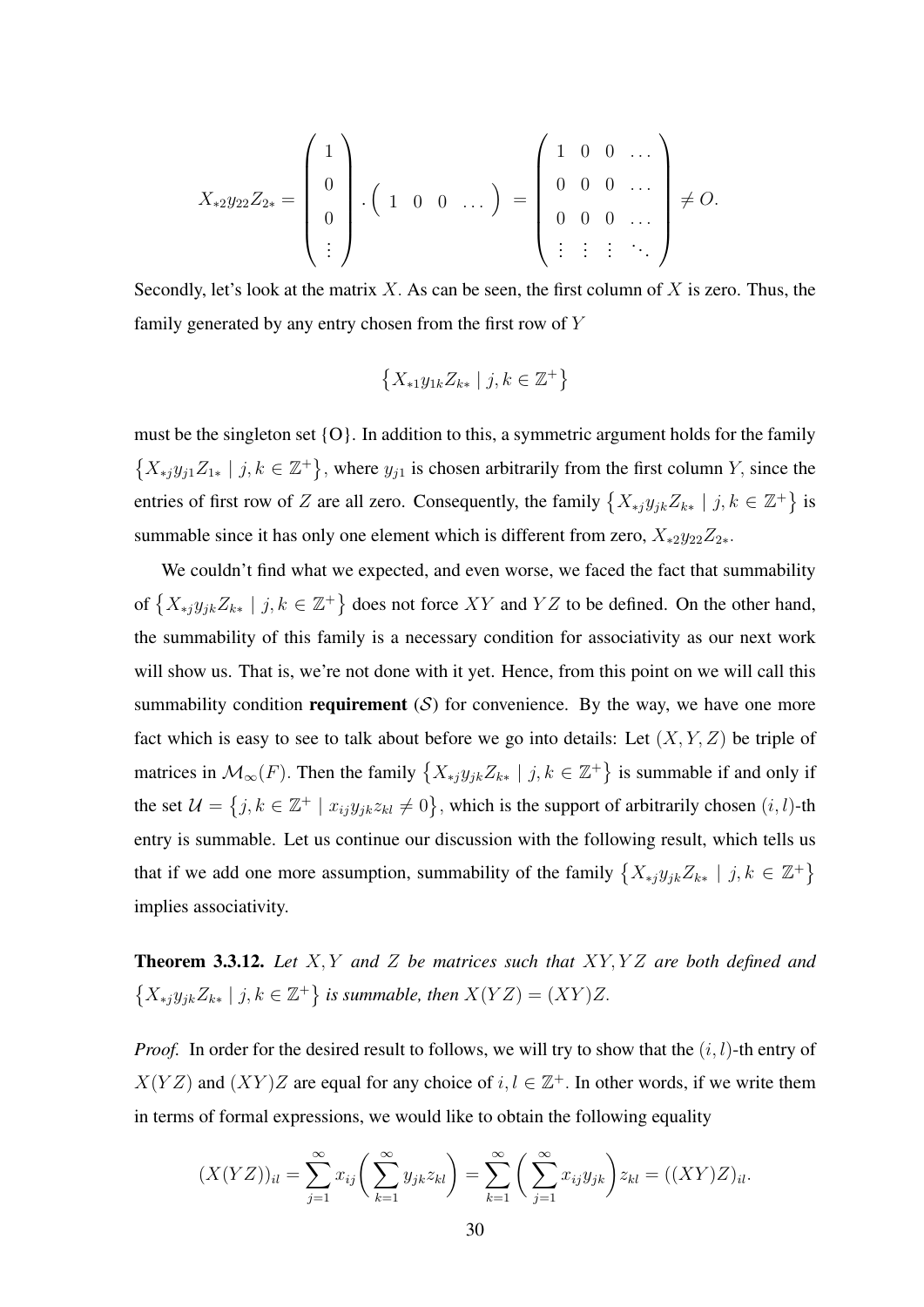$$X_{*2}y_{22}Z_{2*} = \begin{pmatrix} 1 \\ 0 \\ 0 \\ \vdots \end{pmatrix} \cdot \begin{pmatrix} 1 & 0 & 0 & \dots \end{pmatrix} = \begin{pmatrix} 1 & 0 & 0 & \dots \\ 0 & 0 & 0 & \dots \\ 0 & 0 & 0 & \dots \\ \vdots & \vdots & \vdots & \ddots \end{pmatrix} \neq O.$$

Secondly, let's look at the matrix $X$. As can be seen, the first column of $X$ is zero. Thus, the family generated by any entry chosen from the first row of $Y$

$$\left\{ X_{*1}y_{1k}Z_{k*} \mid j, k \in \mathbb{Z}^+ \right\}$$

must be the singleton set {O}. In addition to this, a symmetric argument holds for the family $\left\{ X_{*j}y_{j1}Z_{1*} \mid j, k \in \mathbb{Z}^+ \right\}$, where $y_{j1}$ is chosen arbitrarily from the first column $Y$, since the entries of first row of $Z$ are all zero. Consequently, the family $\left\{ X_{*j}y_{jk}Z_{k*} \mid j, k \in \mathbb{Z}^+ \right\}$ is summable since it has only one element which is different from zero, $X_{*2}y_{22}Z_{2*}$.

We couldn't find what we expected, and even worse, we faced the fact that summability of $\left\{ X_{*j}y_{jk}Z_{k*} \mid j, k \in \mathbb{Z}^+ \right\}$ does not force $XY$ and $YZ$ to be defined. On the other hand, the summability of this family is a necessary condition for associativity as our next work will show us. That is, we're not done with it yet. Hence, from this point on we will call this summability condition **requirement** ($\mathcal{S}$) for convenience. By the way, we have one more fact which is easy to see to talk about before we go into details: Let $(X, Y, Z)$ be triple of matrices in $\mathcal{M}_\infty(F)$. Then the family $\left\{ X_{*j}y_{jk}Z_{k*} \mid j, k \in \mathbb{Z}^+ \right\}$ is summable if and only if the set $\mathcal{U} = \left\{ j, k \in \mathbb{Z}^+ \mid x_{ij}y_{jk}z_{kl} \neq 0 \right\}$, which is the support of arbitrarily chosen $(i, l)$-th entry is summable. Let us continue our discussion with the following result, which tells us that if we add one more assumption, summability of the family $\left\{ X_{*j}y_{jk}Z_{k*} \mid j, k \in \mathbb{Z}^+ \right\}$ implies associativity.

**Theorem 3.3.12.** *Let $X, Y$ and $Z$ be matrices such that $XY, YZ$ are both defined and $\left\{ X_{*j}y_{jk}Z_{k*} \mid j, k \in \mathbb{Z}^+ \right\}$ is summable, then $X(YZ) = (XY)Z$.*

*Proof.* In order for the desired result to follows, we will try to show that the $(i, l)$-th entry of $X(YZ)$ and $(XY)Z$ are equal for any choice of $i, l \in \mathbb{Z}^+$. In other words, if we write them in terms of formal expressions, we would like to obtain the following equality

$$(X(YZ))_{il} = \sum_{j=1}^{\infty} x_{ij} \left( \sum_{k=1}^{\infty} y_{jk}z_{kl} \right) = \sum_{k=1}^{\infty} \left( \sum_{j=1}^{\infty} x_{ij}y_{jk} \right) z_{kl} = ((XY)Z)_{il}.$$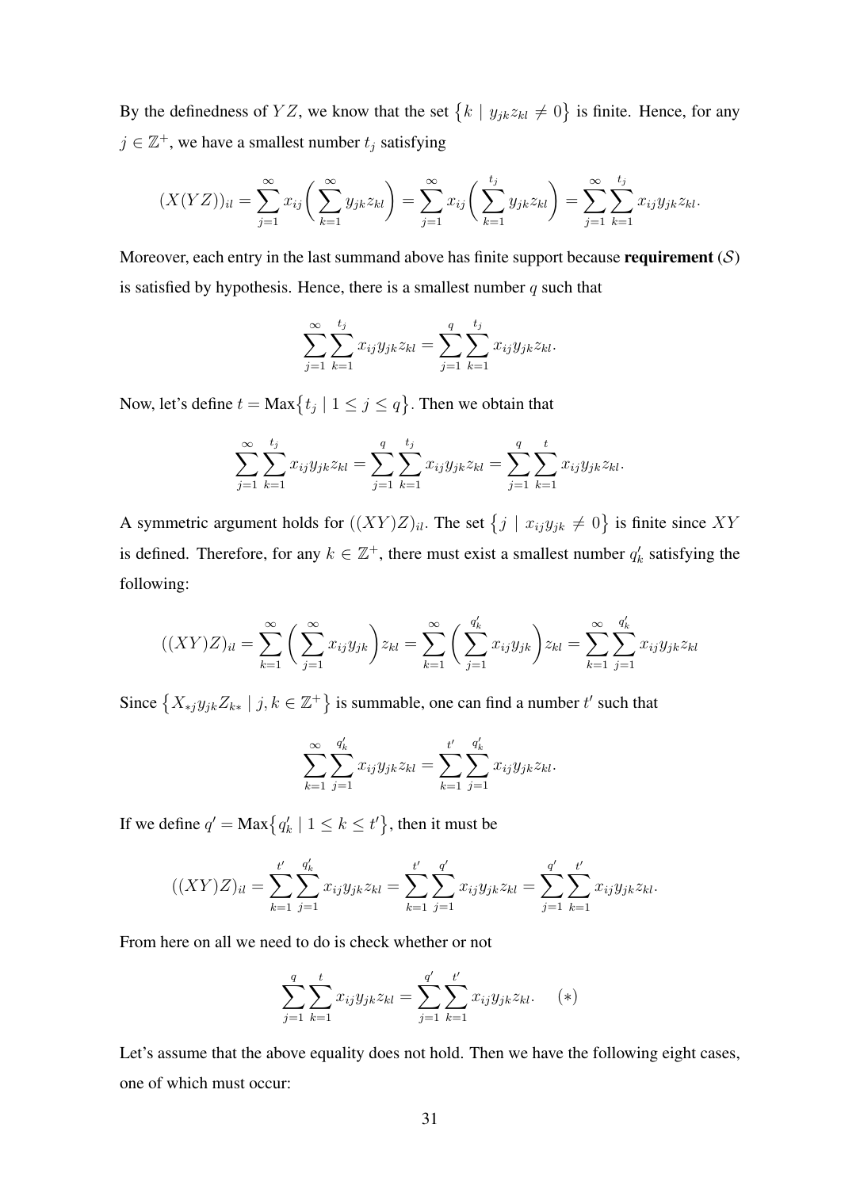By the definedness of $YZ$, we know that the set $\{k \mid y_{jk}z_{kl} \neq 0\}$ is finite. Hence, for any $j \in \mathbb{Z}^+$, we have a smallest number $t_j$ satisfying

$$(X(YZ))_{il} = \sum_{j=1}^{\infty} x_{ij}\bigg(\sum_{k=1}^{\infty} y_{jk}z_{kl}\bigg) = \sum_{j=1}^{\infty} x_{ij}\bigg(\sum_{k=1}^{t_j} y_{jk}z_{kl}\bigg) = \sum_{j=1}^{\infty}\sum_{k=1}^{t_j} x_{ij}y_{jk}z_{kl}.$$

Moreover, each entry in the last summand above has finite support because **requirement** $(\mathcal{S})$ is satisfied by hypothesis. Hence, there is a smallest number $q$ such that

$$\sum_{j=1}^{\infty}\sum_{k=1}^{t_j} x_{ij}y_{jk}z_{kl} = \sum_{j=1}^{q}\sum_{k=1}^{t_j} x_{ij}y_{jk}z_{kl}.$$

Now, let's define $t = \text{Max}\{t_j \mid 1 \leq j \leq q\}$. Then we obtain that

$$\sum_{j=1}^{\infty}\sum_{k=1}^{t_j} x_{ij}y_{jk}z_{kl} = \sum_{j=1}^{q}\sum_{k=1}^{t_j} x_{ij}y_{jk}z_{kl} = \sum_{j=1}^{q}\sum_{k=1}^{t} x_{ij}y_{jk}z_{kl}.$$

A symmetric argument holds for $((XY)Z)_{il}$. The set $\{j \mid x_{ij}y_{jk} \neq 0\}$ is finite since $XY$ is defined. Therefore, for any $k \in \mathbb{Z}^+$, there must exist a smallest number $q'_k$ satisfying the following:

$$((XY)Z)_{il} = \sum_{k=1}^{\infty}\bigg(\sum_{j=1}^{\infty} x_{ij}y_{jk}\bigg)z_{kl} = \sum_{k=1}^{\infty}\bigg(\sum_{j=1}^{q'_k} x_{ij}y_{jk}\bigg)z_{kl} = \sum_{k=1}^{\infty}\sum_{j=1}^{q'_k} x_{ij}y_{jk}z_{kl}$$

Since $\{X_{*j}y_{jk}Z_{k*} \mid j,k \in \mathbb{Z}^+\}$ is summable, one can find a number $t'$ such that

$$\sum_{k=1}^{\infty}\sum_{j=1}^{q'_k} x_{ij}y_{jk}z_{kl} = \sum_{k=1}^{t'}\sum_{j=1}^{q'_k} x_{ij}y_{jk}z_{kl}.$$

If we define $q' = \text{Max}\{q'_k \mid 1 \leq k \leq t'\}$, then it must be

$$((XY)Z)_{il} = \sum_{k=1}^{t'}\sum_{j=1}^{q'_k} x_{ij}y_{jk}z_{kl} = \sum_{k=1}^{t'}\sum_{j=1}^{q'} x_{ij}y_{jk}z_{kl} = \sum_{j=1}^{q'}\sum_{k=1}^{t'} x_{ij}y_{jk}z_{kl}.$$

From here on all we need to do is check whether or not

$$\sum_{j=1}^{q}\sum_{k=1}^{t} x_{ij}y_{jk}z_{kl} = \sum_{j=1}^{q'}\sum_{k=1}^{t'} x_{ij}y_{jk}z_{kl}. \quad (*)$$

Let's assume that the above equality does not hold. Then we have the following eight cases, one of which must occur: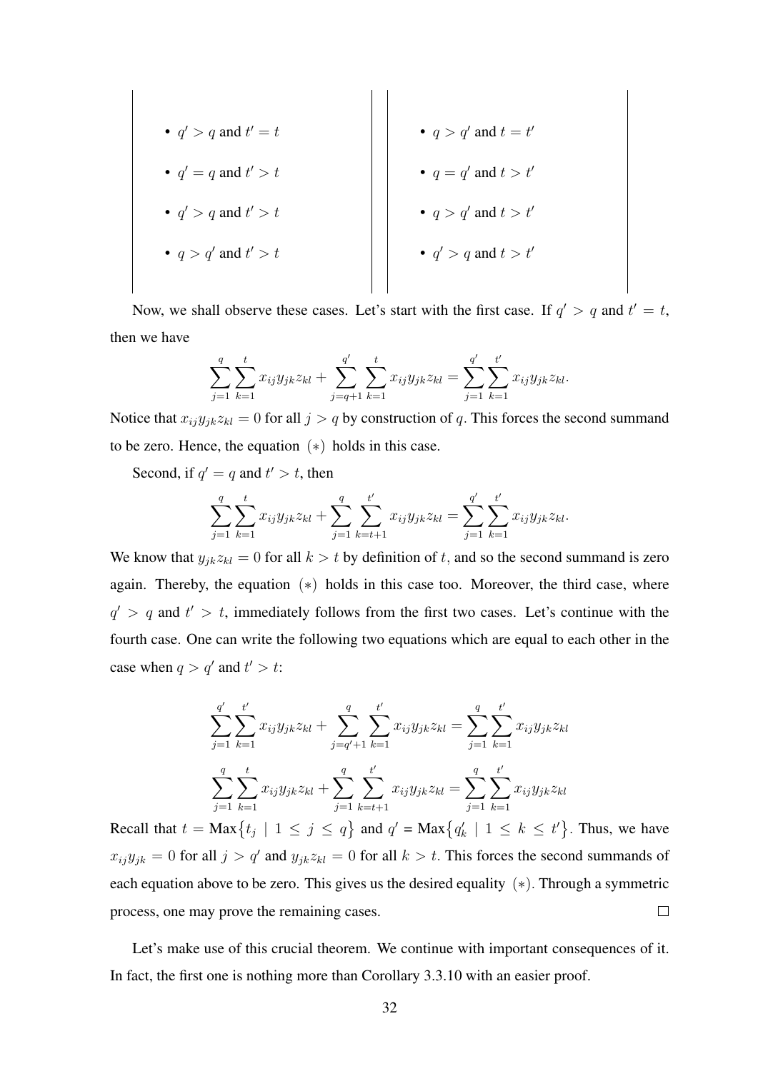| | |
|---|---|
| • $q' > q$ and $t' = t$ | • $q > q'$ and $t = t'$ |
| • $q' = q$ and $t' > t$ | • $q = q'$ and $t > t'$ |
| • $q' > q$ and $t' > t$ | • $q > q'$ and $t > t'$ |
| • $q > q'$ and $t' > t$ | • $q' > q$ and $t > t'$ |

Now, we shall observe these cases. Let's start with the first case. If $q' > q$ and $t' = t$, then we have

$$\sum_{j=1}^{q}\sum_{k=1}^{t} x_{ij}y_{jk}z_{kl} + \sum_{j=q+1}^{q'}\sum_{k=1}^{t} x_{ij}y_{jk}z_{kl} = \sum_{j=1}^{q'}\sum_{k=1}^{t'} x_{ij}y_{jk}z_{kl}.$$

Notice that $x_{ij}y_{jk}z_{kl} = 0$ for all $j > q$ by construction of $q$. This forces the second summand to be zero. Hence, the equation $(*)$ holds in this case.

Second, if $q' = q$ and $t' > t$, then

$$\sum_{j=1}^{q}\sum_{k=1}^{t} x_{ij}y_{jk}z_{kl} + \sum_{j=1}^{q}\sum_{k=t+1}^{t'} x_{ij}y_{jk}z_{kl} = \sum_{j=1}^{q'}\sum_{k=1}^{t'} x_{ij}y_{jk}z_{kl}.$$

We know that $y_{jk}z_{kl} = 0$ for all $k > t$ by definition of $t$, and so the second summand is zero again. Thereby, the equation $(*)$ holds in this case too. Moreover, the third case, where $q' > q$ and $t' > t$, immediately follows from the first two cases. Let's continue with the fourth case. One can write the following two equations which are equal to each other in the case when $q > q'$ and $t' > t$:

$$\sum_{j=1}^{q'}\sum_{k=1}^{t'} x_{ij}y_{jk}z_{kl} + \sum_{j=q'+1}^{q}\sum_{k=1}^{t'} x_{ij}y_{jk}z_{kl} = \sum_{j=1}^{q}\sum_{k=1}^{t'} x_{ij}y_{jk}z_{kl}$$

$$\sum_{j=1}^{q}\sum_{k=1}^{t} x_{ij}y_{jk}z_{kl} + \sum_{j=1}^{q}\sum_{k=t+1}^{t'} x_{ij}y_{jk}z_{kl} = \sum_{j=1}^{q}\sum_{k=1}^{t'} x_{ij}y_{jk}z_{kl}$$

Recall that $t = \text{Max}\{t_j \mid 1 \leq j \leq q\}$ and $q' = \text{Max}\{q'_k \mid 1 \leq k \leq t'\}$. Thus, we have $x_{ij}y_{jk} = 0$ for all $j > q'$ and $y_{jk}z_{kl} = 0$ for all $k > t$. This forces the second summands of each equation above to be zero. This gives us the desired equality $(*)$. Through a symmetric process, one may prove the remaining cases. □

Let's make use of this crucial theorem. We continue with important consequences of it. In fact, the first one is nothing more than Corollary 3.3.10 with an easier proof.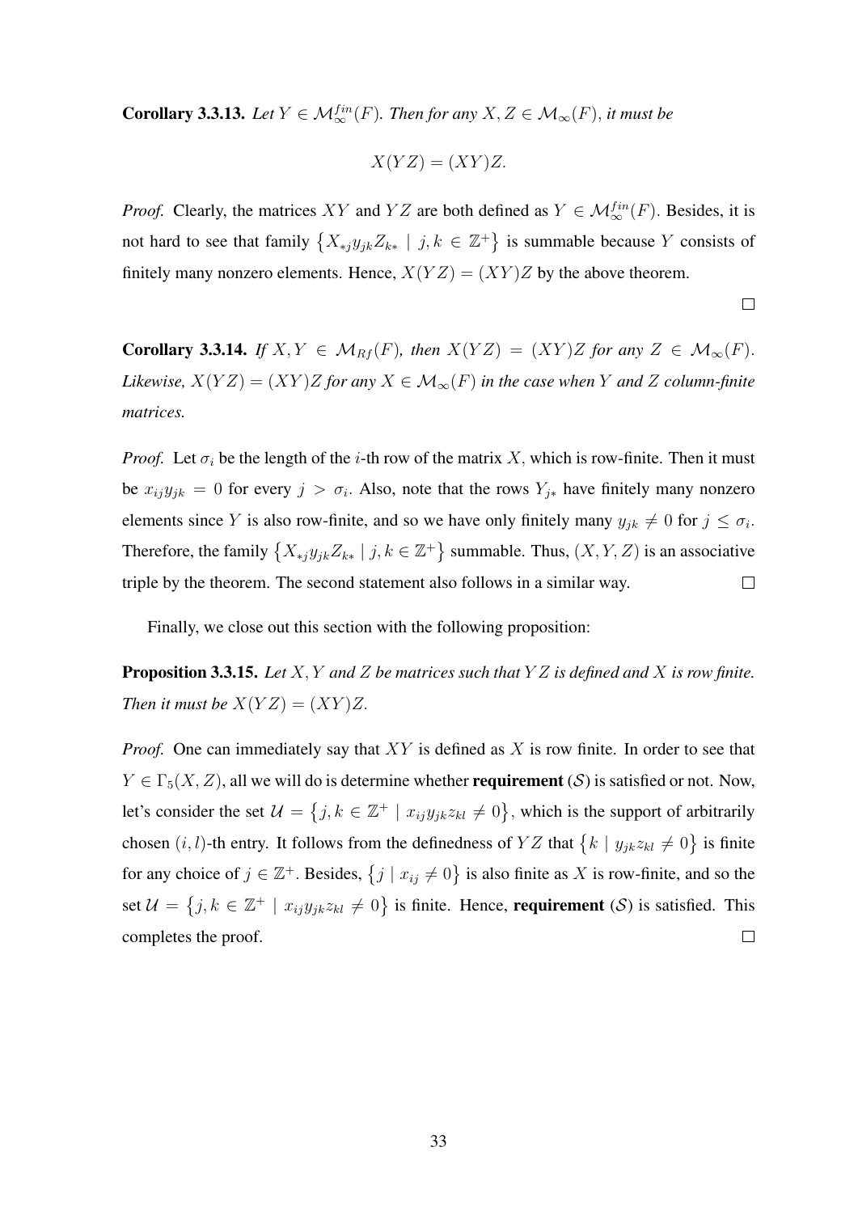**Corollary 3.3.13.** *Let $Y \in \mathcal{M}_\infty^{fin}(F)$. Then for any $X, Z \in \mathcal{M}_\infty(F)$, it must be*

$$X(YZ) = (XY)Z.$$

*Proof.* Clearly, the matrices $XY$ and $YZ$ are both defined as $Y \in \mathcal{M}_\infty^{fin}(F)$. Besides, it is not hard to see that family $\{X_{*j}y_{jk}Z_{k*} \mid j, k \in \mathbb{Z}^+\}$ is summable because $Y$ consists of finitely many nonzero elements. Hence, $X(YZ) = (XY)Z$ by the above theorem. □

**Corollary 3.3.14.** *If $X, Y \in \mathcal{M}_{Rf}(F)$, then $X(YZ) = (XY)Z$ for any $Z \in \mathcal{M}_\infty(F)$. Likewise, $X(YZ) = (XY)Z$ for any $X \in \mathcal{M}_\infty(F)$ in the case when $Y$ and $Z$ column-finite matrices.*

*Proof.* Let $\sigma_i$ be the length of the $i$-th row of the matrix $X$, which is row-finite. Then it must be $x_{ij}y_{jk} = 0$ for every $j > \sigma_i$. Also, note that the rows $Y_{j*}$ have finitely many nonzero elements since $Y$ is also row-finite, and so we have only finitely many $y_{jk} \neq 0$ for $j \leq \sigma_i$. Therefore, the family $\{X_{*j}y_{jk}Z_{k*} \mid j, k \in \mathbb{Z}^+\}$ summable. Thus, $(X, Y, Z)$ is an associative triple by the theorem. The second statement also follows in a similar way. □

Finally, we close out this section with the following proposition:

**Proposition 3.3.15.** *Let $X, Y$ and $Z$ be matrices such that $YZ$ is defined and $X$ is row finite. Then it must be $X(YZ) = (XY)Z$.*

*Proof.* One can immediately say that $XY$ is defined as $X$ is row finite. In order to see that $Y \in \Gamma_5(X, Z)$, all we will do is determine whether **requirement** $(\mathcal{S})$ is satisfied or not. Now, let's consider the set $\mathcal{U} = \{j, k \in \mathbb{Z}^+ \mid x_{ij}y_{jk}z_{kl} \neq 0\}$, which is the support of arbitrarily chosen $(i, l)$-th entry. It follows from the definedness of $YZ$ that $\{k \mid y_{jk}z_{kl} \neq 0\}$ is finite for any choice of $j \in \mathbb{Z}^+$. Besides, $\{j \mid x_{ij} \neq 0\}$ is also finite as $X$ is row-finite, and so the set $\mathcal{U} = \{j, k \in \mathbb{Z}^+ \mid x_{ij}y_{jk}z_{kl} \neq 0\}$ is finite. Hence, **requirement** $(\mathcal{S})$ is satisfied. This completes the proof. □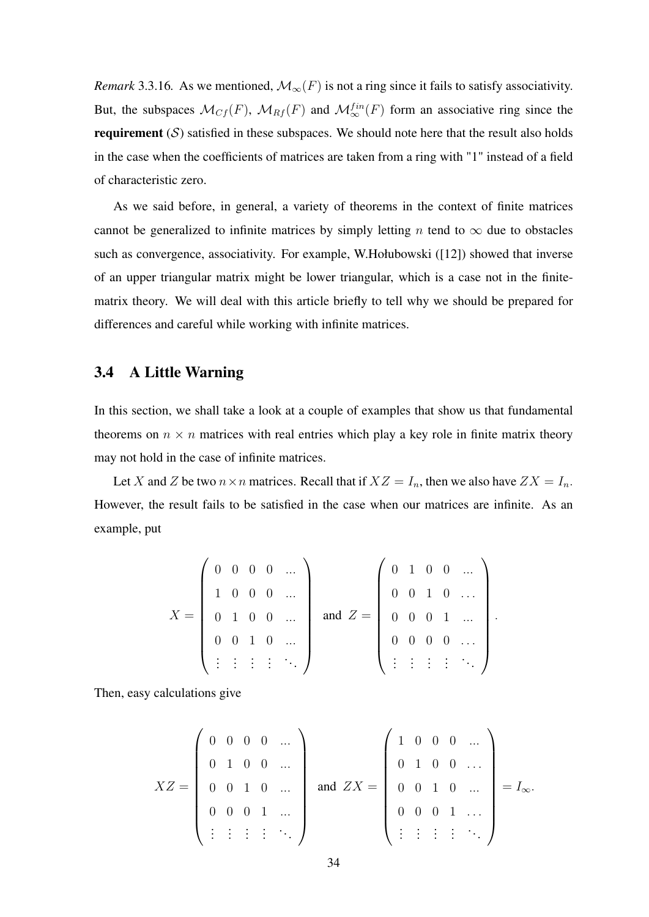*Remark* 3.3.16. As we mentioned, $\mathcal{M}_\infty(F)$ is not a ring since it fails to satisfy associativity. But, the subspaces $\mathcal{M}_{Cf}(F)$, $\mathcal{M}_{Rf}(F)$ and $\mathcal{M}_\infty^{fin}(F)$ form an associative ring since the **requirement** ($\mathcal{S}$) satisfied in these subspaces. We should note here that the result also holds in the case when the coefficients of matrices are taken from a ring with "1" instead of a field of characteristic zero.

As we said before, in general, a variety of theorems in the context of finite matrices cannot be generalized to infinite matrices by simply letting $n$ tend to $\infty$ due to obstacles such as convergence, associativity. For example, W.Hołubowski ([12]) showed that inverse of an upper triangular matrix might be lower triangular, which is a case not in the finite-matrix theory. We will deal with this article briefly to tell why we should be prepared for differences and careful while working with infinite matrices.

## 3.4 A Little Warning

In this section, we shall take a look at a couple of examples that show us that fundamental theorems on $n \times n$ matrices with real entries which play a key role in finite matrix theory may not hold in the case of infinite matrices.

Let $X$ and $Z$ be two $n \times n$ matrices. Recall that if $XZ = I_n$, then we also have $ZX = I_n$. However, the result fails to be satisfied in the case when our matrices are infinite. As an example, put

$$X = \begin{pmatrix} 0 & 0 & 0 & 0 & ... \\ 1 & 0 & 0 & 0 & ... \\ 0 & 1 & 0 & 0 & ... \\ 0 & 0 & 1 & 0 & ... \\ \vdots & \vdots & \vdots & \vdots & \ddots \end{pmatrix} \text{ and } Z = \begin{pmatrix} 0 & 1 & 0 & 0 & ... \\ 0 & 0 & 1 & 0 & \dots \\ 0 & 0 & 0 & 1 & ... \\ 0 & 0 & 0 & 0 & \dots \\ \vdots & \vdots & \vdots & \vdots & \ddots \end{pmatrix}.$$

Then, easy calculations give

$$XZ = \begin{pmatrix} 0 & 0 & 0 & 0 & ... \\ 0 & 1 & 0 & 0 & ... \\ 0 & 0 & 1 & 0 & ... \\ 0 & 0 & 0 & 1 & ... \\ \vdots & \vdots & \vdots & \vdots & \ddots \end{pmatrix} \text{ and } ZX = \begin{pmatrix} 1 & 0 & 0 & 0 & ... \\ 0 & 1 & 0 & 0 & \dots \\ 0 & 0 & 1 & 0 & ... \\ 0 & 0 & 0 & 1 & \dots \\ \vdots & \vdots & \vdots & \vdots & \ddots \end{pmatrix} = I_\infty.$$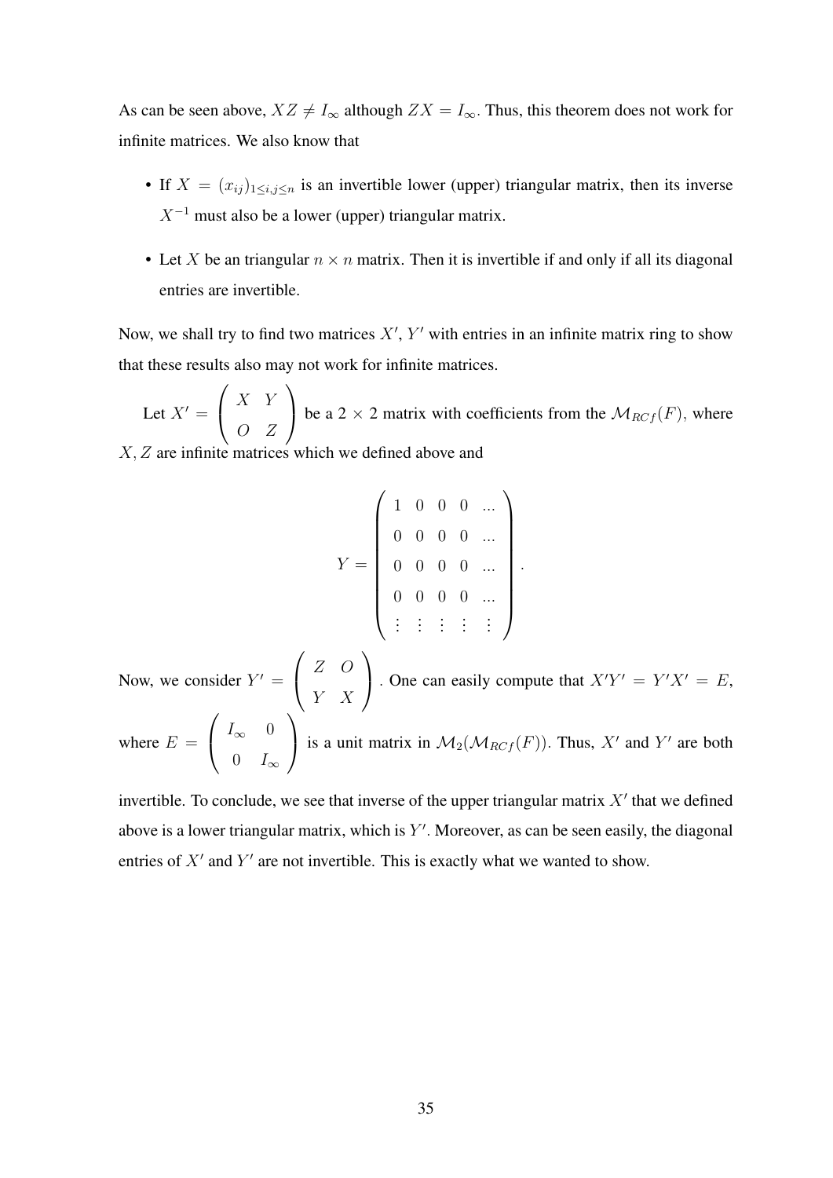As can be seen above, $XZ \neq I_\infty$ although $ZX = I_\infty$. Thus, this theorem does not work for infinite matrices. We also know that

- If $X = (x_{ij})_{1 \leq i,j \leq n}$ is an invertible lower (upper) triangular matrix, then its inverse $X^{-1}$ must also be a lower (upper) triangular matrix.
- Let $X$ be an triangular $n \times n$ matrix. Then it is invertible if and only if all its diagonal entries are invertible.

Now, we shall try to find two matrices $X'$, $Y'$ with entries in an infinite matrix ring to show that these results also may not work for infinite matrices.

Let $X' = \begin{pmatrix} X & Y \\ O & Z \end{pmatrix}$ be a $2 \times 2$ matrix with coefficients from the $\mathcal{M}_{RCf}(F)$, where $X, Z$ are infinite matrices which we defined above and

$$Y = \begin{pmatrix} 1 & 0 & 0 & 0 & \ldots \\ 0 & 0 & 0 & 0 & \ldots \\ 0 & 0 & 0 & 0 & \ldots \\ 0 & 0 & 0 & 0 & \ldots \\ \vdots & \vdots & \vdots & \vdots & \vdots \end{pmatrix}.$$

Now, we consider $Y' = \begin{pmatrix} Z & O \\ Y & X \end{pmatrix}$. One can easily compute that $X'Y' = Y'X' = E$, where $E = \begin{pmatrix} I_\infty & 0 \\ 0 & I_\infty \end{pmatrix}$ is a unit matrix in $\mathcal{M}_2(\mathcal{M}_{RCf}(F))$. Thus, $X'$ and $Y'$ are both invertible. To conclude, we see that inverse of the upper triangular matrix $X'$ that we defined above is a lower triangular matrix, which is $Y'$. Moreover, as can be seen easily, the diagonal entries of $X'$ and $Y'$ are not invertible. This is exactly what we wanted to show.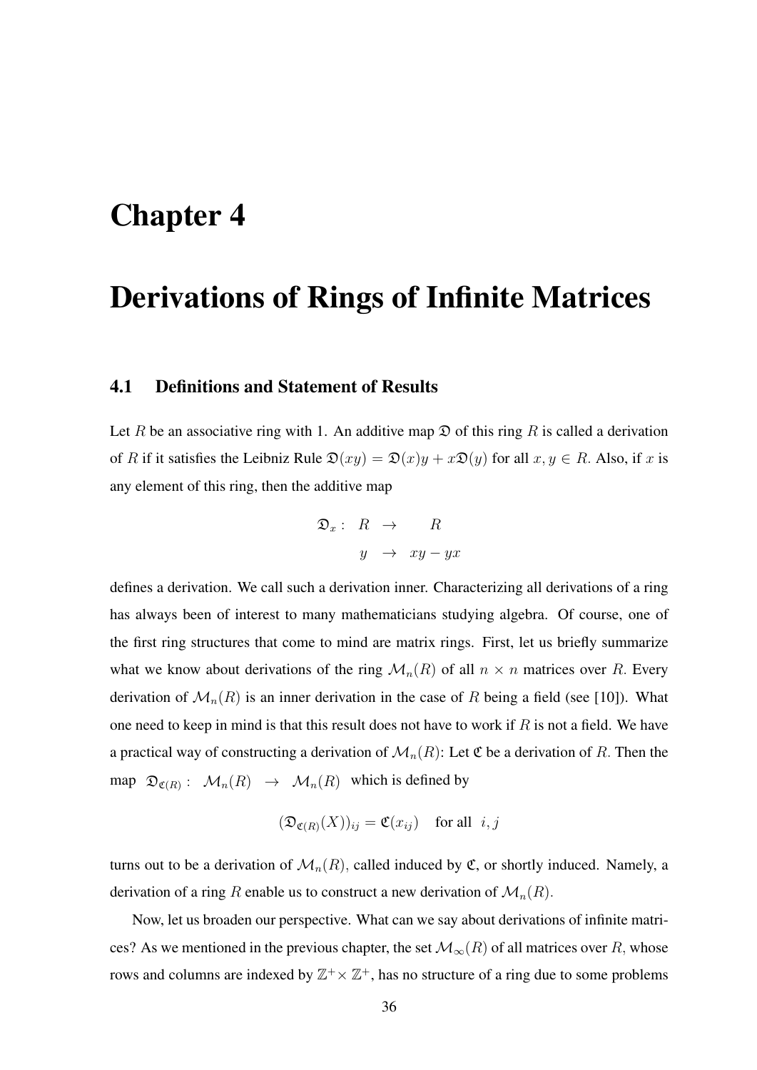# Chapter 4

# Derivations of Rings of Infinite Matrices

## 4.1 Definitions and Statement of Results

Let $R$ be an associative ring with 1. An additive map $\mathfrak{D}$ of this ring $R$ is called a derivation of $R$ if it satisfies the Leibniz Rule $\mathfrak{D}(xy) = \mathfrak{D}(x)y + x\mathfrak{D}(y)$ for all $x, y \in R$. Also, if $x$ is any element of this ring, then the additive map

$$\begin{array}{rccc} \mathfrak{D}_x : & R & \rightarrow & R \\ & y & \rightarrow & xy - yx \end{array}$$

defines a derivation. We call such a derivation inner. Characterizing all derivations of a ring has always been of interest to many mathematicians studying algebra. Of course, one of the first ring structures that come to mind are matrix rings. First, let us briefly summarize what we know about derivations of the ring $\mathcal{M}_n(R)$ of all $n \times n$ matrices over $R$. Every derivation of $\mathcal{M}_n(R)$ is an inner derivation in the case of $R$ being a field (see [10]). What one need to keep in mind is that this result does not have to work if $R$ is not a field. We have a practical way of constructing a derivation of $\mathcal{M}_n(R)$: Let $\mathfrak{C}$ be a derivation of $R$. Then the map $\mathfrak{D}_{\mathfrak{C}(R)} : \mathcal{M}_n(R) \rightarrow \mathcal{M}_n(R)$ which is defined by

$$(\mathfrak{D}_{\mathfrak{C}(R)}(X))_{ij} = \mathfrak{C}(x_{ij}) \quad \text{for all } \ i, j$$

turns out to be a derivation of $\mathcal{M}_n(R)$, called induced by $\mathfrak{C}$, or shortly induced. Namely, a derivation of a ring $R$ enable us to construct a new derivation of $\mathcal{M}_n(R)$.

Now, let us broaden our perspective. What can we say about derivations of infinite matrices? As we mentioned in the previous chapter, the set $\mathcal{M}_\infty(R)$ of all matrices over $R$, whose rows and columns are indexed by $\mathbb{Z}^+ \times \mathbb{Z}^+$, has no structure of a ring due to some problems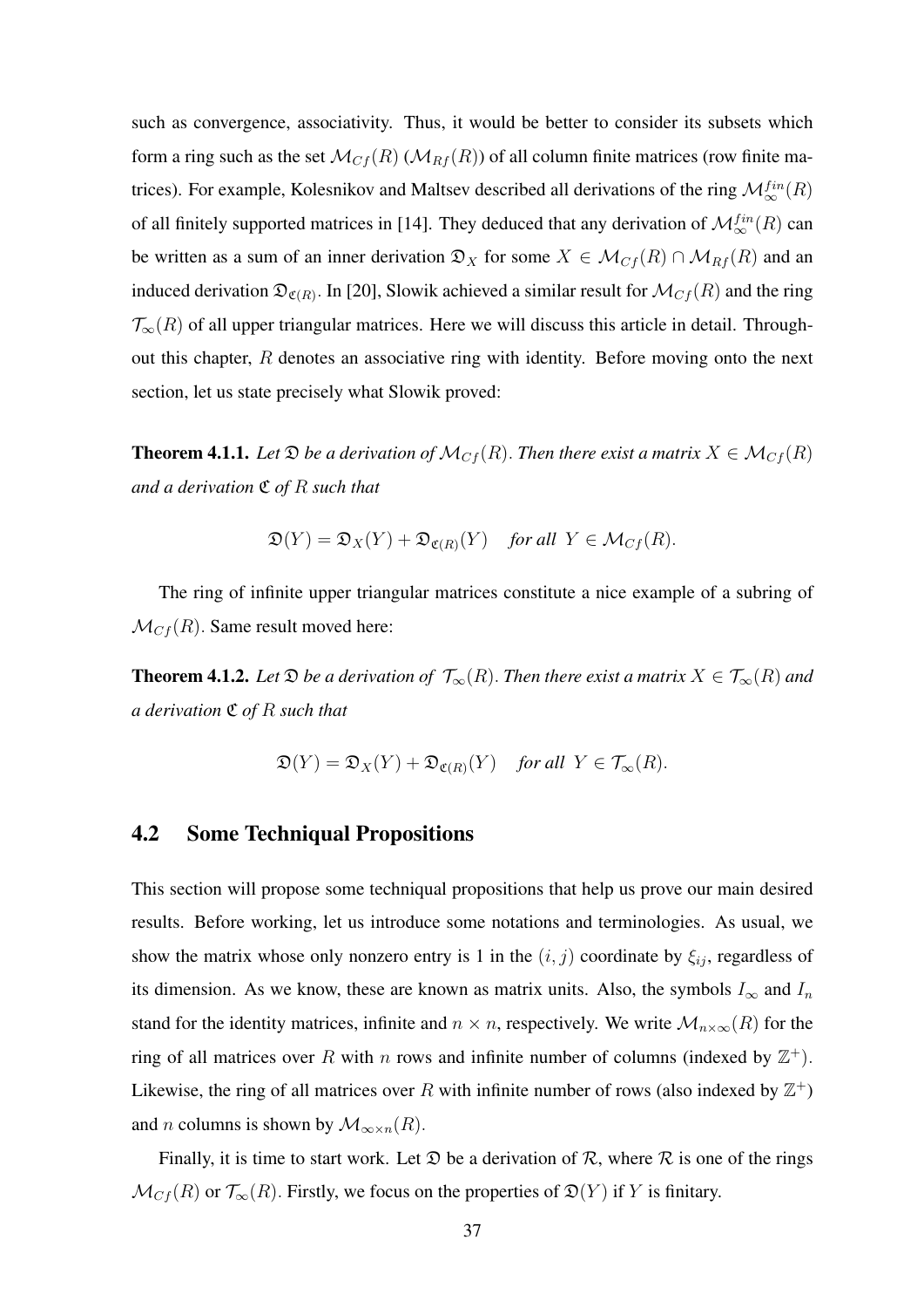such as convergence, associativity. Thus, it would be better to consider its subsets which form a ring such as the set $\mathcal{M}_{Cf}(R)$ ($\mathcal{M}_{Rf}(R)$) of all column finite matrices (row finite matrices). For example, Kolesnikov and Maltsev described all derivations of the ring $\mathcal{M}_{\infty}^{fin}(R)$ of all finitely supported matrices in [14]. They deduced that any derivation of $\mathcal{M}_{\infty}^{fin}(R)$ can be written as a sum of an inner derivation $\mathfrak{D}_X$ for some $X \in \mathcal{M}_{Cf}(R) \cap \mathcal{M}_{Rf}(R)$ and an induced derivation $\mathfrak{D}_{\mathfrak{C}(R)}$. In [20], Slowik achieved a similar result for $\mathcal{M}_{Cf}(R)$ and the ring $\mathcal{T}_{\infty}(R)$ of all upper triangular matrices. Here we will discuss this article in detail. Throughout this chapter, $R$ denotes an associative ring with identity. Before moving onto the next section, let us state precisely what Slowik proved:

**Theorem 4.1.1.** *Let $\mathfrak{D}$ be a derivation of $\mathcal{M}_{Cf}(R)$. Then there exist a matrix $X \in \mathcal{M}_{Cf}(R)$ and a derivation $\mathfrak{C}$ of $R$ such that*

$$\mathfrak{D}(Y) = \mathfrak{D}_X(Y) + \mathfrak{D}_{\mathfrak{C}(R)}(Y) \quad \textit{for all } \ Y \in \mathcal{M}_{Cf}(R).$$

The ring of infinite upper triangular matrices constitute a nice example of a subring of $\mathcal{M}_{Cf}(R)$. Same result moved here:

**Theorem 4.1.2.** *Let $\mathfrak{D}$ be a derivation of $\mathcal{T}_{\infty}(R)$. Then there exist a matrix $X \in \mathcal{T}_{\infty}(R)$ and a derivation $\mathfrak{C}$ of $R$ such that*

$$\mathfrak{D}(Y) = \mathfrak{D}_X(Y) + \mathfrak{D}_{\mathfrak{C}(R)}(Y) \quad \textit{for all } \ Y \in \mathcal{T}_{\infty}(R).$$

## 4.2 Some Techniqual Propositions

This section will propose some techniqual propositions that help us prove our main desired results. Before working, let us introduce some notations and terminologies. As usual, we show the matrix whose only nonzero entry is 1 in the $(i, j)$ coordinate by $\xi_{ij}$, regardless of its dimension. As we know, these are known as matrix units. Also, the symbols $I_{\infty}$ and $I_n$ stand for the identity matrices, infinite and $n \times n$, respectively. We write $\mathcal{M}_{n\times\infty}(R)$ for the ring of all matrices over $R$ with $n$ rows and infinite number of columns (indexed by $\mathbb{Z}^+$). Likewise, the ring of all matrices over $R$ with infinite number of rows (also indexed by $\mathbb{Z}^+$) and $n$ columns is shown by $\mathcal{M}_{\infty\times n}(R)$.

Finally, it is time to start work. Let $\mathfrak{D}$ be a derivation of $\mathcal{R}$, where $\mathcal{R}$ is one of the rings $\mathcal{M}_{Cf}(R)$ or $\mathcal{T}_{\infty}(R)$. Firstly, we focus on the properties of $\mathfrak{D}(Y)$ if $Y$ is finitary.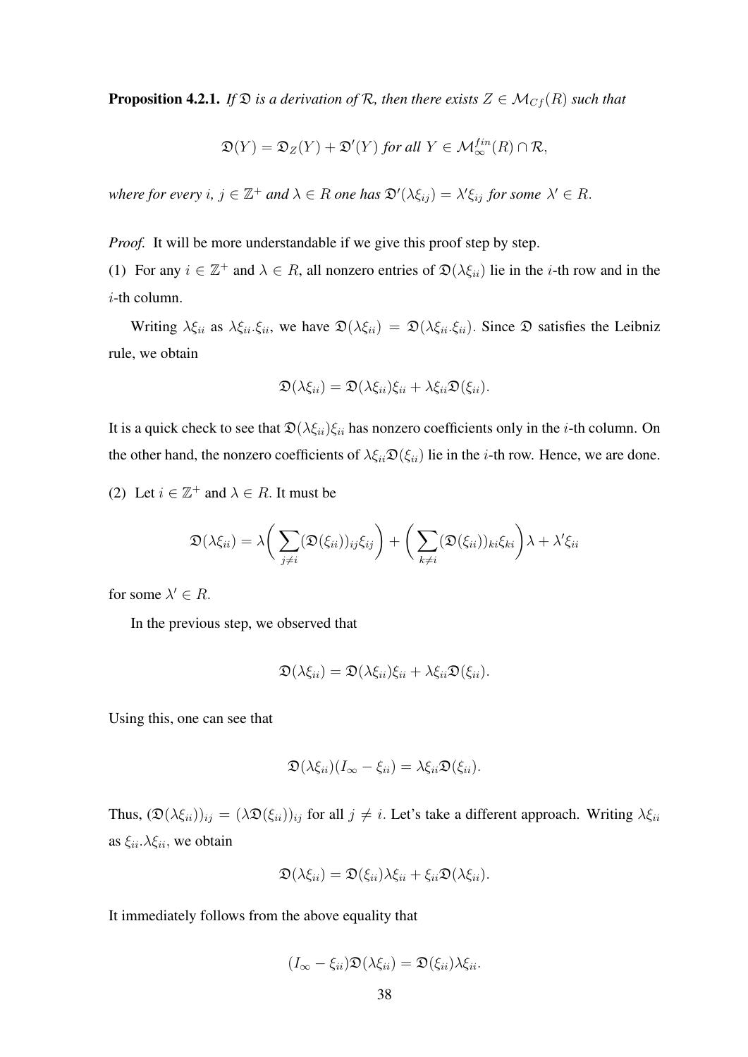**Proposition 4.2.1.** *If $\mathfrak{D}$ is a derivation of $\mathcal{R}$, then there exists $Z \in \mathcal{M}_{Cf}(R)$ such that*

$$\mathfrak{D}(Y) = \mathfrak{D}_Z(Y) + \mathfrak{D}'(Y) \text{ for all } Y \in \mathcal{M}_{\infty}^{fin}(R) \cap \mathcal{R},$$

*where for every $i$, $j \in \mathbb{Z}^+$ and $\lambda \in R$ one has $\mathfrak{D}'(\lambda\xi_{ij}) = \lambda'\xi_{ij}$ for some $\lambda' \in R$.*

*Proof.* It will be more understandable if we give this proof step by step.

(1) For any $i \in \mathbb{Z}^+$ and $\lambda \in R$, all nonzero entries of $\mathfrak{D}(\lambda\xi_{ii})$ lie in the $i$-th row and in the $i$-th column.

Writing $\lambda\xi_{ii}$ as $\lambda\xi_{ii}.\xi_{ii}$, we have $\mathfrak{D}(\lambda\xi_{ii}) = \mathfrak{D}(\lambda\xi_{ii}.\xi_{ii})$. Since $\mathfrak{D}$ satisfies the Leibniz rule, we obtain

$$\mathfrak{D}(\lambda\xi_{ii}) = \mathfrak{D}(\lambda\xi_{ii})\xi_{ii} + \lambda\xi_{ii}\mathfrak{D}(\xi_{ii}).$$

It is a quick check to see that $\mathfrak{D}(\lambda\xi_{ii})\xi_{ii}$ has nonzero coefficients only in the $i$-th column. On the other hand, the nonzero coefficients of $\lambda\xi_{ii}\mathfrak{D}(\xi_{ii})$ lie in the $i$-th row. Hence, we are done.

(2) Let $i \in \mathbb{Z}^+$ and $\lambda \in R$. It must be

$$\mathfrak{D}(\lambda\xi_{ii}) = \lambda\bigg(\sum_{j\neq i}(\mathfrak{D}(\xi_{ii}))_{ij}\xi_{ij}\bigg) + \bigg(\sum_{k\neq i}(\mathfrak{D}(\xi_{ii}))_{ki}\xi_{ki}\bigg)\lambda + \lambda'\xi_{ii}$$

for some $\lambda' \in R$.

In the previous step, we observed that

$$\mathfrak{D}(\lambda\xi_{ii}) = \mathfrak{D}(\lambda\xi_{ii})\xi_{ii} + \lambda\xi_{ii}\mathfrak{D}(\xi_{ii}).$$

Using this, one can see that

$$\mathfrak{D}(\lambda\xi_{ii})(I_{\infty} - \xi_{ii}) = \lambda\xi_{ii}\mathfrak{D}(\xi_{ii}).$$

Thus, $(\mathfrak{D}(\lambda\xi_{ii}))_{ij} = (\lambda\mathfrak{D}(\xi_{ii}))_{ij}$ for all $j \neq i$. Let's take a different approach. Writing $\lambda\xi_{ii}$ as $\xi_{ii}.\lambda\xi_{ii}$, we obtain

$$\mathfrak{D}(\lambda\xi_{ii}) = \mathfrak{D}(\xi_{ii})\lambda\xi_{ii} + \xi_{ii}\mathfrak{D}(\lambda\xi_{ii}).$$

It immediately follows from the above equality that

$$(I_{\infty} - \xi_{ii})\mathfrak{D}(\lambda\xi_{ii}) = \mathfrak{D}(\xi_{ii})\lambda\xi_{ii}.$$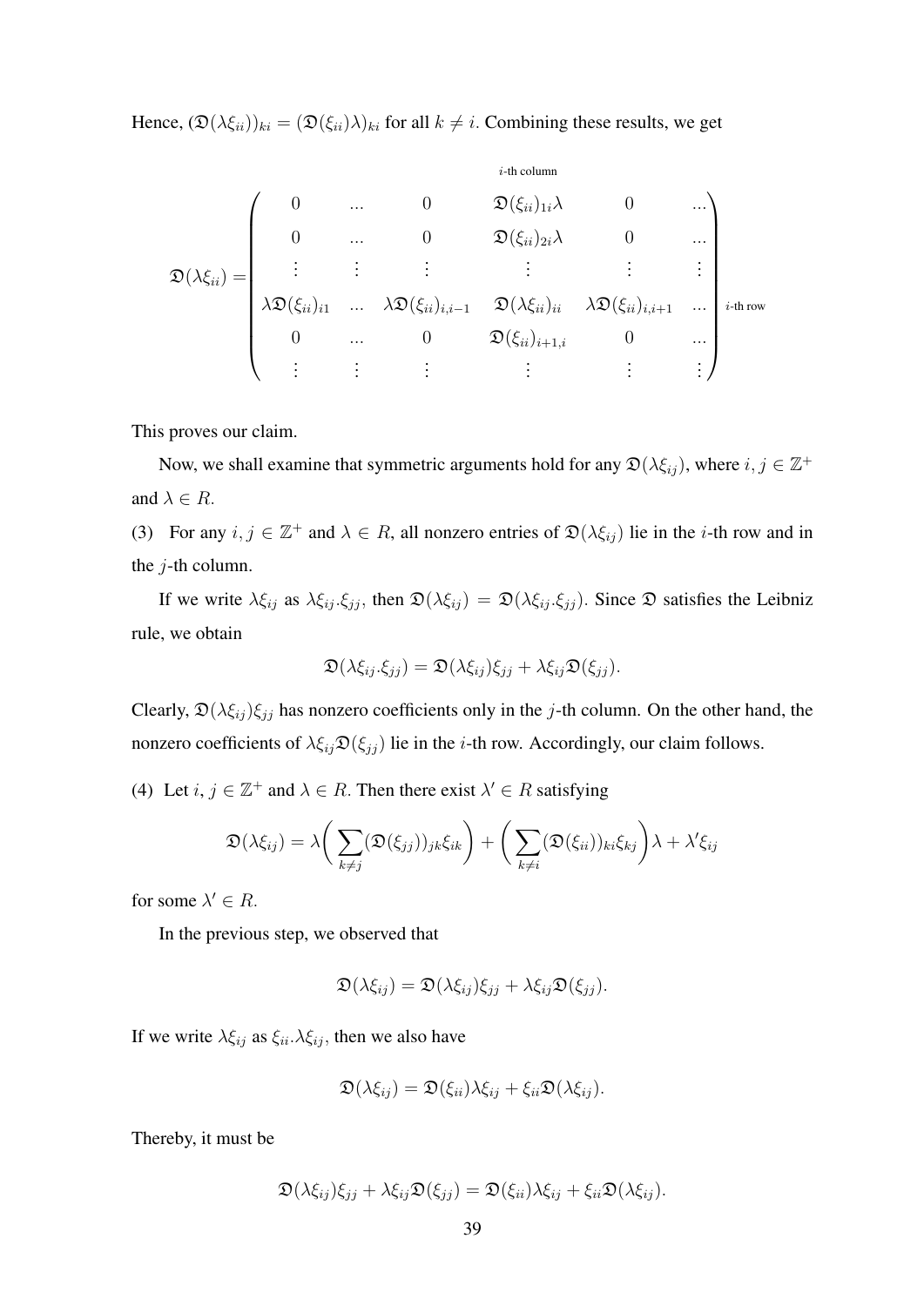Hence, $(\mathfrak{D}(\lambda\xi_{ii}))_{ki} = (\mathfrak{D}(\xi_{ii})\lambda)_{ki}$ for all $k \neq i$. Combining these results, we get

$$\mathfrak{D}(\lambda\xi_{ii}) = \begin{pmatrix} 0 & \dots & 0 & \mathfrak{D}(\xi_{ii})_{1i}\lambda & 0 & \dots \\ 0 & \dots & 0 & \mathfrak{D}(\xi_{ii})_{2i}\lambda & 0 & \dots \\ \vdots & \vdots & \vdots & \vdots & \vdots & \vdots \\ \lambda\mathfrak{D}(\xi_{ii})_{i1} & \dots & \lambda\mathfrak{D}(\xi_{ii})_{i,i-1} & \mathfrak{D}(\lambda\xi_{ii})_{ii} & \lambda\mathfrak{D}(\xi_{ii})_{i,i+1} & \dots \\ 0 & \dots & 0 & \mathfrak{D}(\xi_{ii})_{i+1,i} & 0 & \dots \\ \vdots & \vdots & \vdots & \vdots & \vdots & \vdots \end{pmatrix}$$

(where the middle column shown is the $i$-th column and the middle row shown is the $i$-th row)

This proves our claim.

Now, we shall examine that symmetric arguments hold for any $\mathfrak{D}(\lambda\xi_{ij})$, where $i, j \in \mathbb{Z}^+$ and $\lambda \in R$.

(3) For any $i, j \in \mathbb{Z}^+$ and $\lambda \in R$, all nonzero entries of $\mathfrak{D}(\lambda\xi_{ij})$ lie in the $i$-th row and in the $j$-th column.

If we write $\lambda\xi_{ij}$ as $\lambda\xi_{ij}.\xi_{jj}$, then $\mathfrak{D}(\lambda\xi_{ij}) = \mathfrak{D}(\lambda\xi_{ij}.\xi_{jj})$. Since $\mathfrak{D}$ satisfies the Leibniz rule, we obtain

$$\mathfrak{D}(\lambda\xi_{ij}.\xi_{jj}) = \mathfrak{D}(\lambda\xi_{ij})\xi_{jj} + \lambda\xi_{ij}\mathfrak{D}(\xi_{jj}).$$

Clearly, $\mathfrak{D}(\lambda\xi_{ij})\xi_{jj}$ has nonzero coefficients only in the $j$-th column. On the other hand, the nonzero coefficients of $\lambda\xi_{ij}\mathfrak{D}(\xi_{jj})$ lie in the $i$-th row. Accordingly, our claim follows.

(4) Let $i, j \in \mathbb{Z}^+$ and $\lambda \in R$. Then there exist $\lambda' \in R$ satisfying

$$\mathfrak{D}(\lambda\xi_{ij}) = \lambda\bigg(\sum_{k\neq j}(\mathfrak{D}(\xi_{jj}))_{jk}\xi_{ik}\bigg) + \bigg(\sum_{k\neq i}(\mathfrak{D}(\xi_{ii}))_{ki}\xi_{kj}\bigg)\lambda + \lambda'\xi_{ij}$$

for some $\lambda' \in R$.

In the previous step, we observed that

$$\mathfrak{D}(\lambda\xi_{ij}) = \mathfrak{D}(\lambda\xi_{ij})\xi_{jj} + \lambda\xi_{ij}\mathfrak{D}(\xi_{jj}).$$

If we write $\lambda\xi_{ij}$ as $\xi_{ii}.\lambda\xi_{ij}$, then we also have

$$\mathfrak{D}(\lambda\xi_{ij}) = \mathfrak{D}(\xi_{ii})\lambda\xi_{ij} + \xi_{ii}\mathfrak{D}(\lambda\xi_{ij}).$$

Thereby, it must be

$$\mathfrak{D}(\lambda\xi_{ij})\xi_{jj} + \lambda\xi_{ij}\mathfrak{D}(\xi_{jj}) = \mathfrak{D}(\xi_{ii})\lambda\xi_{ij} + \xi_{ii}\mathfrak{D}(\lambda\xi_{ij}).$$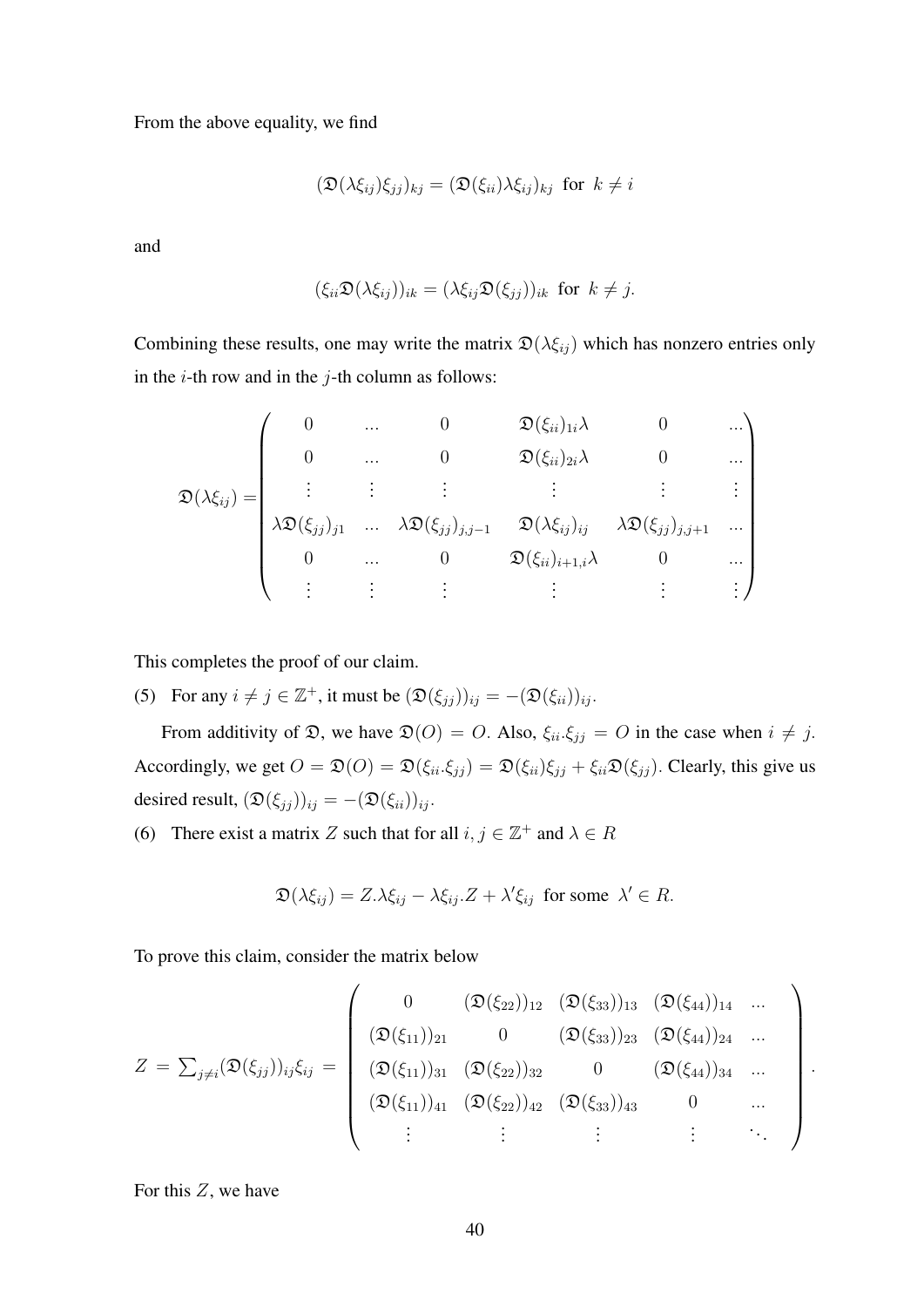From the above equality, we find

$$(\mathfrak{D}(\lambda\xi_{ij})\xi_{jj})_{kj} = (\mathfrak{D}(\xi_{ii})\lambda\xi_{ij})_{kj} \text{ for } k \neq i$$

and

$$(\xi_{ii}\mathfrak{D}(\lambda\xi_{ij}))_{ik} = (\lambda\xi_{ij}\mathfrak{D}(\xi_{jj}))_{ik} \text{ for } k \neq j.$$

Combining these results, one may write the matrix $\mathfrak{D}(\lambda\xi_{ij})$ which has nonzero entries only in the $i$-th row and in the $j$-th column as follows:

$$\mathfrak{D}(\lambda\xi_{ij}) = \begin{pmatrix} 0 & ... & 0 & \mathfrak{D}(\xi_{ii})_{1i}\lambda & 0 & ... \\ 0 & ... & 0 & \mathfrak{D}(\xi_{ii})_{2i}\lambda & 0 & ... \\ \vdots & \vdots & \vdots & \vdots & \vdots & \vdots \\ \lambda\mathfrak{D}(\xi_{jj})_{j1} & ... & \lambda\mathfrak{D}(\xi_{jj})_{j,j-1} & \mathfrak{D}(\lambda\xi_{ij})_{ij} & \lambda\mathfrak{D}(\xi_{jj})_{j,j+1} & ... \\ 0 & ... & 0 & \mathfrak{D}(\xi_{ii})_{i+1,i}\lambda & 0 & ... \\ \vdots & \vdots & \vdots & \vdots & \vdots & \vdots \end{pmatrix}$$

This completes the proof of our claim.

(5) For any $i \neq j \in \mathbb{Z}^+$, it must be $(\mathfrak{D}(\xi_{jj}))_{ij} = -(\mathfrak{D}(\xi_{ii}))_{ij}$.

From additivity of $\mathfrak{D}$, we have $\mathfrak{D}(O) = O$. Also, $\xi_{ii}.\xi_{jj} = O$ in the case when $i \neq j$. Accordingly, we get $O = \mathfrak{D}(O) = \mathfrak{D}(\xi_{ii}.\xi_{jj}) = \mathfrak{D}(\xi_{ii})\xi_{jj} + \xi_{ii}\mathfrak{D}(\xi_{jj})$. Clearly, this give us desired result, $(\mathfrak{D}(\xi_{jj}))_{ij} = -(\mathfrak{D}(\xi_{ii}))_{ij}$.

(6) There exist a matrix $Z$ such that for all $i, j \in \mathbb{Z}^+$ and $\lambda \in R$

$$\mathfrak{D}(\lambda\xi_{ij}) = Z.\lambda\xi_{ij} - \lambda\xi_{ij}.Z + \lambda'\xi_{ij} \text{ for some } \lambda' \in R.$$

To prove this claim, consider the matrix below

$$Z = \sum_{j \neq i}(\mathfrak{D}(\xi_{jj}))_{ij}\xi_{ij} = \begin{pmatrix} 0 & (\mathfrak{D}(\xi_{22}))_{12} & (\mathfrak{D}(\xi_{33}))_{13} & (\mathfrak{D}(\xi_{44}))_{14} & ... \\ (\mathfrak{D}(\xi_{11}))_{21} & 0 & (\mathfrak{D}(\xi_{33}))_{23} & (\mathfrak{D}(\xi_{44}))_{24} & ... \\ (\mathfrak{D}(\xi_{11}))_{31} & (\mathfrak{D}(\xi_{22}))_{32} & 0 & (\mathfrak{D}(\xi_{44}))_{34} & ... \\ (\mathfrak{D}(\xi_{11}))_{41} & (\mathfrak{D}(\xi_{22}))_{42} & (\mathfrak{D}(\xi_{33}))_{43} & 0 & ... \\ \vdots & \vdots & \vdots & \vdots & \ddots \end{pmatrix}.$$

For this $Z$, we have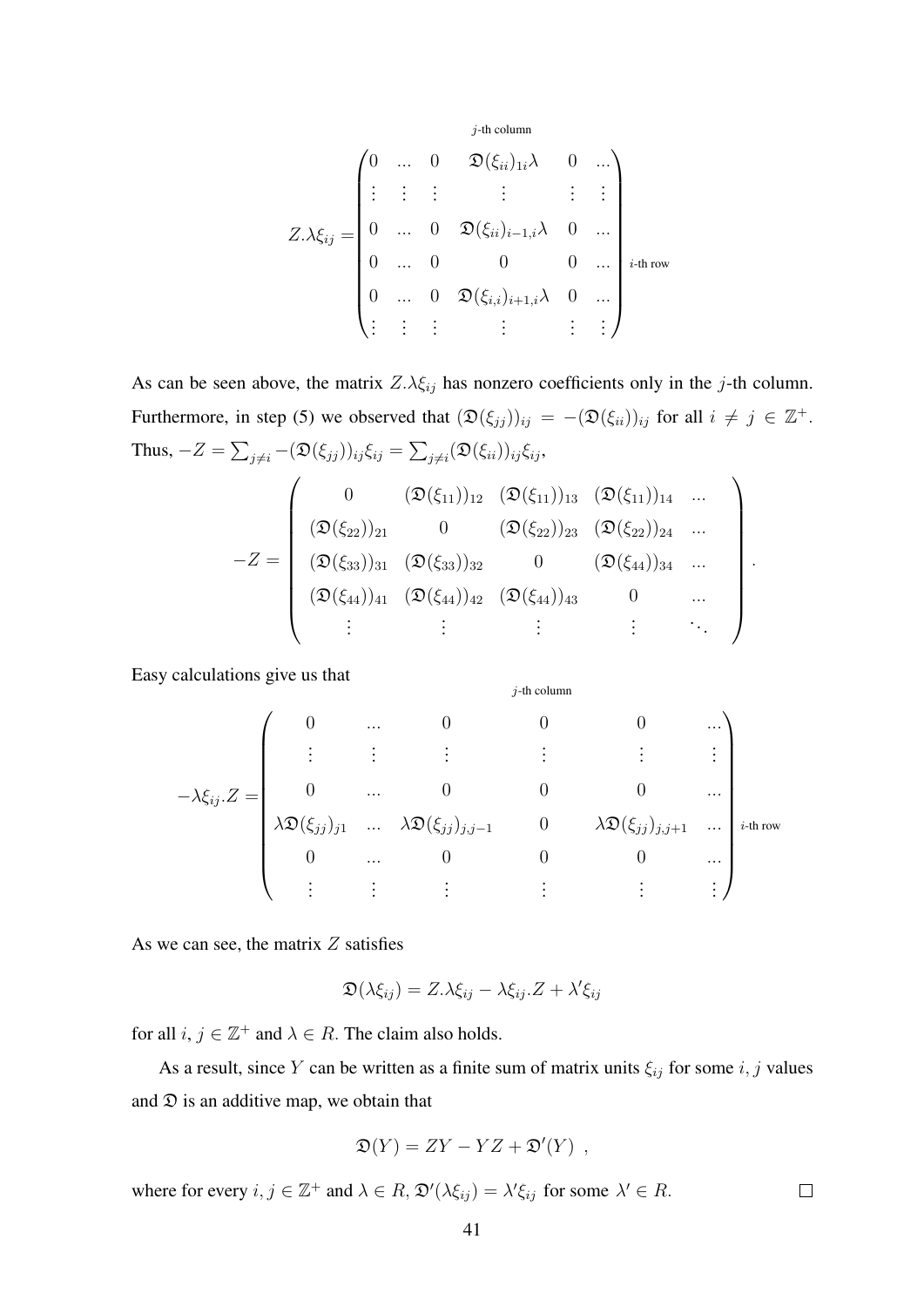$$
Z.\lambda\xi_{ij} = \begin{pmatrix} 0 & \dots & 0 & \mathfrak{D}(\xi_{ii})_{1i}\lambda & 0 & \dots \\ \vdots & \vdots & \vdots & \vdots & \vdots & \vdots \\ 0 & \dots & 0 & \mathfrak{D}(\xi_{ii})_{i-1,i}\lambda & 0 & \dots \\ 0 & \dots & 0 & 0 & 0 & \dots \\ 0 & \dots & 0 & \mathfrak{D}(\xi_{i,i})_{i+1,i}\lambda & 0 & \dots \\ \vdots & \vdots & \vdots & \vdots & \vdots & \vdots \end{pmatrix} \begin{matrix} \\ \\ \\ i\text{-th row} \\ \\ \\ \end{matrix}
$$

(the nonzero column above is the $j$-th column)

As can be seen above, the matrix $Z.\lambda\xi_{ij}$ has nonzero coefficients only in the $j$-th column. Furthermore, in step (5) we observed that $(\mathfrak{D}(\xi_{jj}))_{ij} = -(\mathfrak{D}(\xi_{ii}))_{ij}$ for all $i \neq j \in \mathbb{Z}^+$. Thus, $-Z = \sum_{j \neq i} -(\mathfrak{D}(\xi_{jj}))_{ij}\xi_{ij} = \sum_{j \neq i}(\mathfrak{D}(\xi_{ii}))_{ij}\xi_{ij}$,

$$
-Z = \begin{pmatrix} 0 & (\mathfrak{D}(\xi_{11}))_{12} & (\mathfrak{D}(\xi_{11}))_{13} & (\mathfrak{D}(\xi_{11}))_{14} & \dots \\ (\mathfrak{D}(\xi_{22}))_{21} & 0 & (\mathfrak{D}(\xi_{22}))_{23} & (\mathfrak{D}(\xi_{22}))_{24} & \dots \\ (\mathfrak{D}(\xi_{33}))_{31} & (\mathfrak{D}(\xi_{33}))_{32} & 0 & (\mathfrak{D}(\xi_{44}))_{34} & \dots \\ (\mathfrak{D}(\xi_{44}))_{41} & (\mathfrak{D}(\xi_{44}))_{42} & (\mathfrak{D}(\xi_{44}))_{43} & 0 & \dots \\ \vdots & \vdots & \vdots & \vdots & \ddots \end{pmatrix}.
$$

Easy calculations give us that

$$
-\lambda\xi_{ij}.Z = \begin{pmatrix} 0 & \dots & 0 & 0 & 0 & \dots \\ \vdots & \vdots & \vdots & \vdots & \vdots & \vdots \\ 0 & \dots & 0 & 0 & 0 & \dots \\ \lambda\mathfrak{D}(\xi_{jj})_{j1} & \dots & \lambda\mathfrak{D}(\xi_{jj})_{j,j-1} & 0 & \lambda\mathfrak{D}(\xi_{jj})_{j,j+1} & \dots \\ 0 & \dots & 0 & 0 & 0 & \dots \\ \vdots & \vdots & \vdots & \vdots & \vdots & \vdots \end{pmatrix} \begin{matrix} \\ \\ \\ i\text{-th row} \\ \\ \\ \end{matrix}
$$

(the zero entry in the $i$-th row is in the $j$-th column)

As we can see, the matrix $Z$ satisfies

$$
\mathfrak{D}(\lambda\xi_{ij}) = Z.\lambda\xi_{ij} - \lambda\xi_{ij}.Z + \lambda'\xi_{ij}
$$

for all $i, j \in \mathbb{Z}^+$ and $\lambda \in R$. The claim also holds.

As a result, since $Y$ can be written as a finite sum of matrix units $\xi_{ij}$ for some $i, j$ values and $\mathfrak{D}$ is an additive map, we obtain that

$$
\mathfrak{D}(Y) = ZY - YZ + \mathfrak{D}'(Y) \ ,
$$

where for every $i, j \in \mathbb{Z}^+$ and $\lambda \in R$, $\mathfrak{D}'(\lambda\xi_{ij}) = \lambda'\xi_{ij}$ for some $\lambda' \in R$. □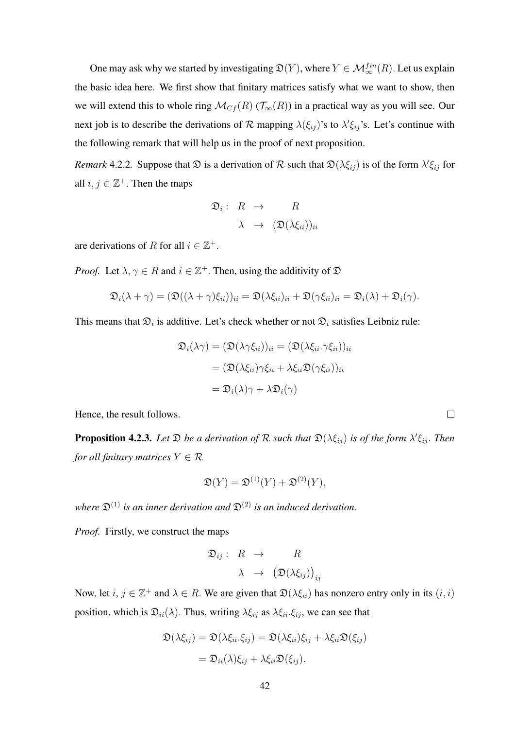One may ask why we started by investigating $\mathfrak{D}(Y)$, where $Y \in \mathcal{M}_\infty^{fin}(R)$. Let us explain the basic idea here. We first show that finitary matrices satisfy what we want to show, then we will extend this to whole ring $\mathcal{M}_{Cf}(R)$ ($\mathcal{T}_\infty(R)$) in a practical way as you will see. Our next job is to describe the derivations of $\mathcal{R}$ mapping $\lambda(\xi_{ij})$'s to $\lambda'\xi_{ij}$'s. Let's continue with the following remark that will help us in the proof of next proposition.

*Remark* 4.2.2. Suppose that $\mathfrak{D}$ is a derivation of $\mathcal{R}$ such that $\mathfrak{D}(\lambda\xi_{ij})$ is of the form $\lambda'\xi_{ij}$ for all $i, j \in \mathbb{Z}^+$. Then the maps

$$\begin{array}{rccc} \mathfrak{D}_i: & R & \to & R \\ & \lambda & \to & (\mathfrak{D}(\lambda\xi_{ii}))_{ii} \end{array}$$

are derivations of $R$ for all $i \in \mathbb{Z}^+$.

*Proof.* Let $\lambda, \gamma \in R$ and $i \in \mathbb{Z}^+$. Then, using the additivity of $\mathfrak{D}$

$$\mathfrak{D}_i(\lambda + \gamma) = (\mathfrak{D}((\lambda+\gamma)\xi_{ii}))_{ii} = \mathfrak{D}(\lambda\xi_{ii})_{ii} + \mathfrak{D}(\gamma\xi_{ii})_{ii} = \mathfrak{D}_i(\lambda) + \mathfrak{D}_i(\gamma).$$

This means that $\mathfrak{D}_i$ is additive. Let's check whether or not $\mathfrak{D}_i$ satisfies Leibniz rule:

$$\begin{aligned} \mathfrak{D}_i(\lambda\gamma) &= (\mathfrak{D}(\lambda\gamma\xi_{ii}))_{ii} = (\mathfrak{D}(\lambda\xi_{ii}.\gamma\xi_{ii}))_{ii} \\ &= (\mathfrak{D}(\lambda\xi_{ii})\gamma\xi_{ii} + \lambda\xi_{ii}\mathfrak{D}(\gamma\xi_{ii}))_{ii} \\ &= \mathfrak{D}_i(\lambda)\gamma + \lambda\mathfrak{D}_i(\gamma) \end{aligned}$$

Hence, the result follows. ∎

**Proposition 4.2.3.** *Let $\mathfrak{D}$ be a derivation of $\mathcal{R}$ such that $\mathfrak{D}(\lambda\xi_{ij})$ is of the form $\lambda'\xi_{ij}$. Then for all finitary matrices $Y \in \mathcal{R}$*

$$\mathfrak{D}(Y) = \mathfrak{D}^{(1)}(Y) + \mathfrak{D}^{(2)}(Y),$$

*where $\mathfrak{D}^{(1)}$ is an inner derivation and $\mathfrak{D}^{(2)}$ is an induced derivation.*

*Proof.* Firstly, we construct the maps

$$\begin{array}{rccc} \mathfrak{D}_{ij}: & R & \to & R \\ & \lambda & \to & \big(\mathfrak{D}(\lambda\xi_{ij})\big)_{ij} \end{array}$$

Now, let $i, j \in \mathbb{Z}^+$ and $\lambda \in R$. We are given that $\mathfrak{D}(\lambda\xi_{ii})$ has nonzero entry only in its $(i,i)$ position, which is $\mathfrak{D}_{ii}(\lambda)$. Thus, writing $\lambda\xi_{ij}$ as $\lambda\xi_{ii}.\xi_{ij}$, we can see that

$$\begin{aligned} \mathfrak{D}(\lambda\xi_{ij}) &= \mathfrak{D}(\lambda\xi_{ii}.\xi_{ij}) = \mathfrak{D}(\lambda\xi_{ii})\xi_{ij} + \lambda\xi_{ii}\mathfrak{D}(\xi_{ij}) \\ &= \mathfrak{D}_{ii}(\lambda)\xi_{ij} + \lambda\xi_{ii}\mathfrak{D}(\xi_{ij}). \end{aligned}$$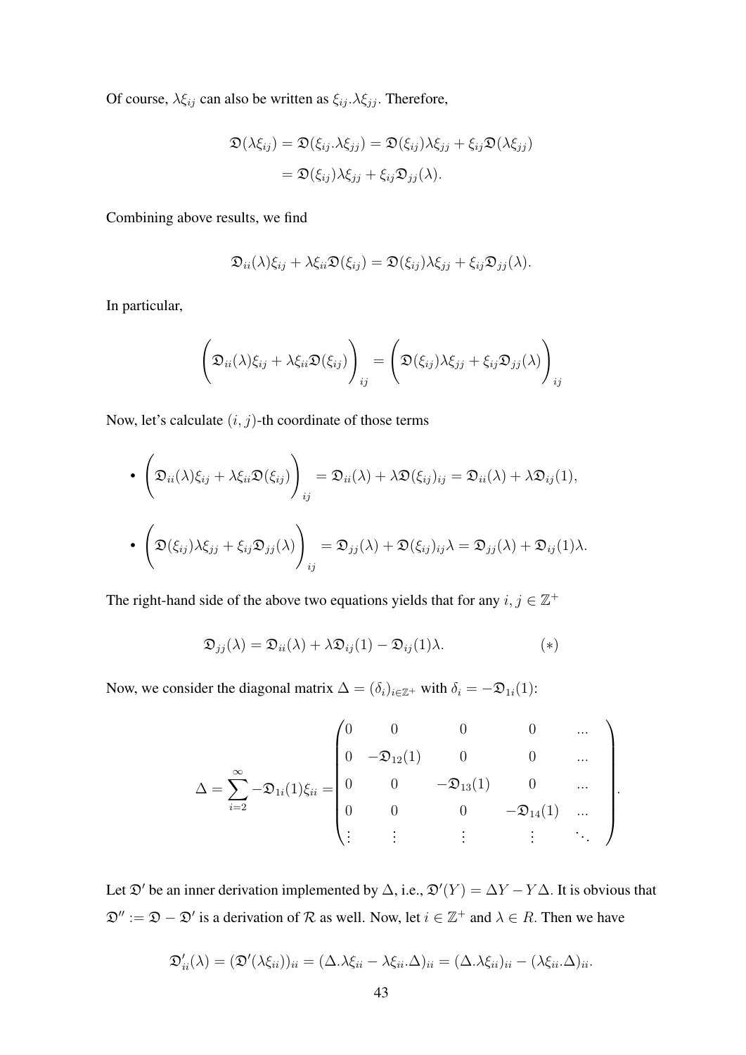Of course, $\lambda\xi_{ij}$ can also be written as $\xi_{ij}.\lambda\xi_{jj}$. Therefore,

$$
\begin{aligned}
\mathfrak{D}(\lambda\xi_{ij}) &= \mathfrak{D}(\xi_{ij}.\lambda\xi_{jj}) = \mathfrak{D}(\xi_{ij})\lambda\xi_{jj} + \xi_{ij}\mathfrak{D}(\lambda\xi_{jj}) \\
&= \mathfrak{D}(\xi_{ij})\lambda\xi_{jj} + \xi_{ij}\mathfrak{D}_{jj}(\lambda).
\end{aligned}
$$

Combining above results, we find

$$
\mathfrak{D}_{ii}(\lambda)\xi_{ij} + \lambda\xi_{ii}\mathfrak{D}(\xi_{ij}) = \mathfrak{D}(\xi_{ij})\lambda\xi_{jj} + \xi_{ij}\mathfrak{D}_{jj}(\lambda).
$$

In particular,

$$
\left(\mathfrak{D}_{ii}(\lambda)\xi_{ij} + \lambda\xi_{ii}\mathfrak{D}(\xi_{ij})\right)_{ij} = \left(\mathfrak{D}(\xi_{ij})\lambda\xi_{jj} + \xi_{ij}\mathfrak{D}_{jj}(\lambda)\right)_{ij}
$$

Now, let's calculate $(i, j)$-th coordinate of those terms

- $\left(\mathfrak{D}_{ii}(\lambda)\xi_{ij} + \lambda\xi_{ii}\mathfrak{D}(\xi_{ij})\right)_{ij} = \mathfrak{D}_{ii}(\lambda) + \lambda\mathfrak{D}(\xi_{ij})_{ij} = \mathfrak{D}_{ii}(\lambda) + \lambda\mathfrak{D}_{ij}(1),$

- $\left(\mathfrak{D}(\xi_{ij})\lambda\xi_{jj} + \xi_{ij}\mathfrak{D}_{jj}(\lambda)\right)_{ij} = \mathfrak{D}_{jj}(\lambda) + \mathfrak{D}(\xi_{ij})_{ij}\lambda = \mathfrak{D}_{jj}(\lambda) + \mathfrak{D}_{ij}(1)\lambda.$

The right-hand side of the above two equations yields that for any $i, j \in \mathbb{Z}^+$

$$
\mathfrak{D}_{jj}(\lambda) = \mathfrak{D}_{ii}(\lambda) + \lambda\mathfrak{D}_{ij}(1) - \mathfrak{D}_{ij}(1)\lambda. \qquad (*)
$$

Now, we consider the diagonal matrix $\Delta = (\delta_i)_{i\in\mathbb{Z}^+}$ with $\delta_i = -\mathfrak{D}_{1i}(1)$:

$$
\Delta = \sum_{i=2}^{\infty} -\mathfrak{D}_{1i}(1)\xi_{ii} = \begin{pmatrix}
0 & 0 & 0 & 0 & \dots \\
0 & -\mathfrak{D}_{12}(1) & 0 & 0 & \dots \\
0 & 0 & -\mathfrak{D}_{13}(1) & 0 & \dots \\
0 & 0 & 0 & -\mathfrak{D}_{14}(1) & \dots \\
\vdots & \vdots & \vdots & \vdots & \ddots
\end{pmatrix}.
$$

Let $\mathfrak{D}'$ be an inner derivation implemented by $\Delta$, i.e., $\mathfrak{D}'(Y) = \Delta Y - Y\Delta$. It is obvious that $\mathfrak{D}'' := \mathfrak{D} - \mathfrak{D}'$ is a derivation of $\mathcal{R}$ as well. Now, let $i \in \mathbb{Z}^+$ and $\lambda \in R$. Then we have

$$
\mathfrak{D}'_{ii}(\lambda) = (\mathfrak{D}'(\lambda\xi_{ii}))_{ii} = (\Delta.\lambda\xi_{ii} - \lambda\xi_{ii}.\Delta)_{ii} = (\Delta.\lambda\xi_{ii})_{ii} - (\lambda\xi_{ii}.\Delta)_{ii}.
$$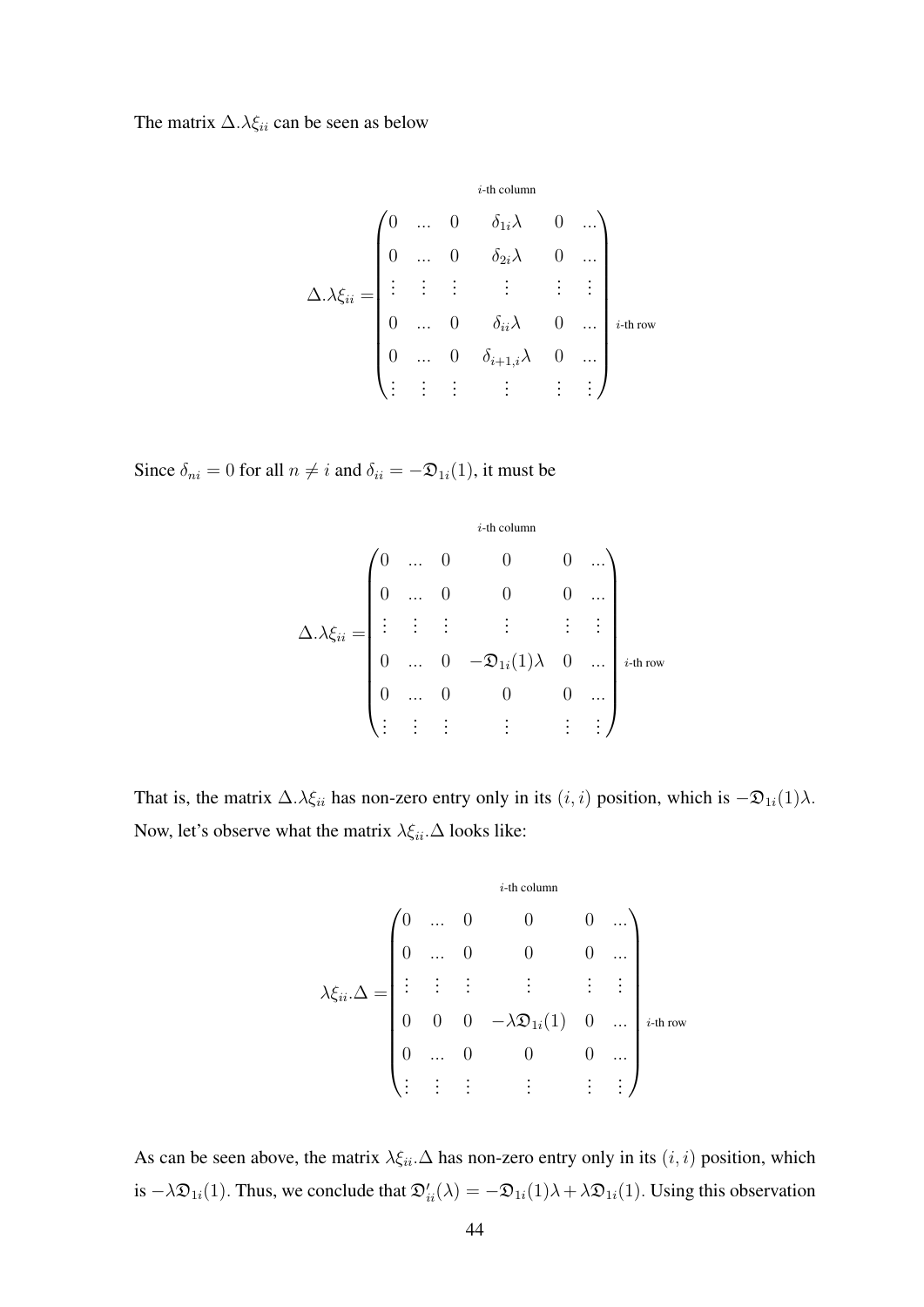The matrix $\Delta.\lambda\xi_{ii}$ can be seen as below

$$
\Delta.\lambda\xi_{ii} = \begin{pmatrix}
0 & \ldots & 0 & \delta_{1i}\lambda & 0 & \ldots \\
0 & \ldots & 0 & \delta_{2i}\lambda & 0 & \ldots \\
\vdots & \vdots & \vdots & \vdots & \vdots & \vdots \\
0 & \ldots & 0 & \delta_{ii}\lambda & 0 & \ldots \\
0 & \ldots & 0 & \delta_{i+1,i}\lambda & 0 & \ldots \\
\vdots & \vdots & \vdots & \vdots & \vdots & \vdots
\end{pmatrix}
\begin{matrix} \\ \\ \\ i\text{-th row} \\ \\ \\ \end{matrix}
$$

($i$-th column)

Since $\delta_{ni} = 0$ for all $n \neq i$ and $\delta_{ii} = -\mathfrak{D}_{1i}(1)$, it must be

$$
\Delta.\lambda\xi_{ii} = \begin{pmatrix}
0 & \ldots & 0 & 0 & 0 & \ldots \\
0 & \ldots & 0 & 0 & 0 & \ldots \\
\vdots & \vdots & \vdots & \vdots & \vdots & \vdots \\
0 & \ldots & 0 & -\mathfrak{D}_{1i}(1)\lambda & 0 & \ldots \\
0 & \ldots & 0 & 0 & 0 & \ldots \\
\vdots & \vdots & \vdots & \vdots & \vdots & \vdots
\end{pmatrix}
\begin{matrix} \\ \\ \\ i\text{-th row} \\ \\ \\ \end{matrix}
$$

($i$-th column)

That is, the matrix $\Delta.\lambda\xi_{ii}$ has non-zero entry only in its $(i, i)$ position, which is $-\mathfrak{D}_{1i}(1)\lambda$. Now, let's observe what the matrix $\lambda\xi_{ii}.\Delta$ looks like:

$$
\lambda\xi_{ii}.\Delta = \begin{pmatrix}
0 & \ldots & 0 & 0 & 0 & \ldots \\
0 & \ldots & 0 & 0 & 0 & \ldots \\
\vdots & \vdots & \vdots & \vdots & \vdots & \vdots \\
0 & 0 & 0 & -\lambda\mathfrak{D}_{1i}(1) & 0 & \ldots \\
0 & \ldots & 0 & 0 & 0 & \ldots \\
\vdots & \vdots & \vdots & \vdots & \vdots & \vdots
\end{pmatrix}
\begin{matrix} \\ \\ \\ i\text{-th row} \\ \\ \\ \end{matrix}
$$

($i$-th column)

As can be seen above, the matrix $\lambda\xi_{ii}.\Delta$ has non-zero entry only in its $(i, i)$ position, which is $-\lambda\mathfrak{D}_{1i}(1)$. Thus, we conclude that $\mathfrak{D}'_{ii}(\lambda) = -\mathfrak{D}_{1i}(1)\lambda + \lambda\mathfrak{D}_{1i}(1)$. Using this observation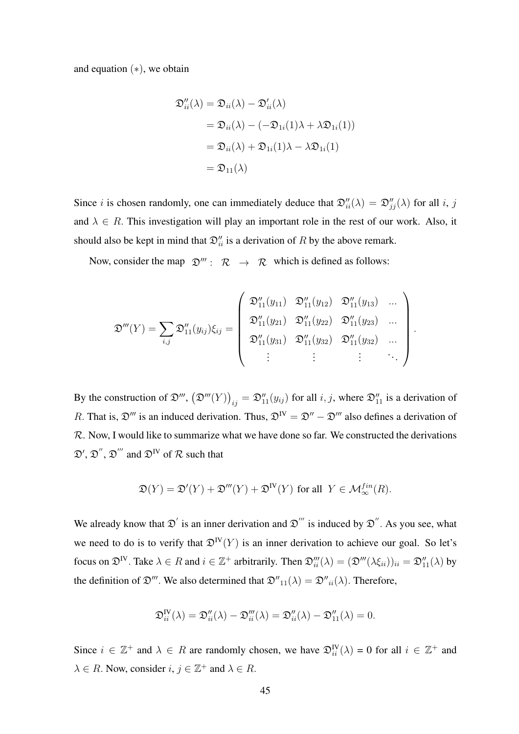and equation $(*)$, we obtain

$$
\begin{aligned}
\mathfrak{D}''_{ii}(\lambda) &= \mathfrak{D}_{ii}(\lambda) - \mathfrak{D}'_{ii}(\lambda) \\
&= \mathfrak{D}_{ii}(\lambda) - (-\mathfrak{D}_{1i}(1)\lambda + \lambda\mathfrak{D}_{1i}(1)) \\
&= \mathfrak{D}_{ii}(\lambda) + \mathfrak{D}_{1i}(1)\lambda - \lambda\mathfrak{D}_{1i}(1) \\
&= \mathfrak{D}_{11}(\lambda)
\end{aligned}
$$

Since $i$ is chosen randomly, one can immediately deduce that $\mathfrak{D}''_{ii}(\lambda) = \mathfrak{D}''_{jj}(\lambda)$ for all $i$, $j$ and $\lambda \in R$. This investigation will play an important role in the rest of our work. Also, it should also be kept in mind that $\mathfrak{D}''_{ii}$ is a derivation of $R$ by the above remark.

Now, consider the map $\mathfrak{D}''' : \mathcal{R} \to \mathcal{R}$ which is defined as follows:

$$
\mathfrak{D}'''(Y) = \sum_{i,j} \mathfrak{D}''_{11}(y_{ij})\xi_{ij} = \begin{pmatrix} \mathfrak{D}''_{11}(y_{11}) & \mathfrak{D}''_{11}(y_{12}) & \mathfrak{D}''_{11}(y_{13}) & \ldots \\ \mathfrak{D}''_{11}(y_{21}) & \mathfrak{D}''_{11}(y_{22}) & \mathfrak{D}''_{11}(y_{23}) & \ldots \\ \mathfrak{D}''_{11}(y_{31}) & \mathfrak{D}''_{11}(y_{32}) & \mathfrak{D}''_{11}(y_{32}) & \ldots \\ \vdots & \vdots & \vdots & \ddots \end{pmatrix}.
$$

By the construction of $\mathfrak{D}'''$, $\left(\mathfrak{D}'''(Y)\right)_{ij} = \mathfrak{D}''_{11}(y_{ij})$ for all $i, j$, where $\mathfrak{D}''_{11}$ is a derivation of $R$. That is, $\mathfrak{D}'''$ is an induced derivation. Thus, $\mathfrak{D}^{\text{IV}} = \mathfrak{D}'' - \mathfrak{D}'''$ also defines a derivation of $\mathcal{R}$. Now, I would like to summarize what we have done so far. We constructed the derivations $\mathfrak{D}'$, $\mathfrak{D}''$, $\mathfrak{D}'''$ and $\mathfrak{D}^{\text{IV}}$ of $\mathcal{R}$ such that

$$
\mathfrak{D}(Y) = \mathfrak{D}'(Y) + \mathfrak{D}'''(Y) + \mathfrak{D}^{\text{IV}}(Y) \text{ for all } Y \in \mathcal{M}_\infty^{fin}(R).
$$

We already know that $\mathfrak{D}'$ is an inner derivation and $\mathfrak{D}'''$ is induced by $\mathfrak{D}''$. As you see, what we need to do is to verify that $\mathfrak{D}^{\text{IV}}(Y)$ is an inner derivation to achieve our goal. So let's focus on $\mathfrak{D}^{\text{IV}}$. Take $\lambda \in R$ and $i \in \mathbb{Z}^+$ arbitrarily. Then $\mathfrak{D}'''_{ii}(\lambda) = (\mathfrak{D}'''(\lambda\xi_{ii}))_{ii} = \mathfrak{D}''_{11}(\lambda)$ by the definition of $\mathfrak{D}'''$. We also determined that ${\mathfrak{D}''}_{11}(\lambda) = {\mathfrak{D}''}_{ii}(\lambda)$. Therefore,

$$
\mathfrak{D}^{\text{IV}}_{ii}(\lambda) = \mathfrak{D}''_{ii}(\lambda) - \mathfrak{D}'''_{ii}(\lambda) = \mathfrak{D}''_{ii}(\lambda) - \mathfrak{D}''_{11}(\lambda) = 0.
$$

Since $i \in \mathbb{Z}^+$ and $\lambda \in R$ are randomly chosen, we have $\mathfrak{D}^{\text{IV}}_{ii}(\lambda) = 0$ for all $i \in \mathbb{Z}^+$ and $\lambda \in R$. Now, consider $i, j \in \mathbb{Z}^+$ and $\lambda \in R$.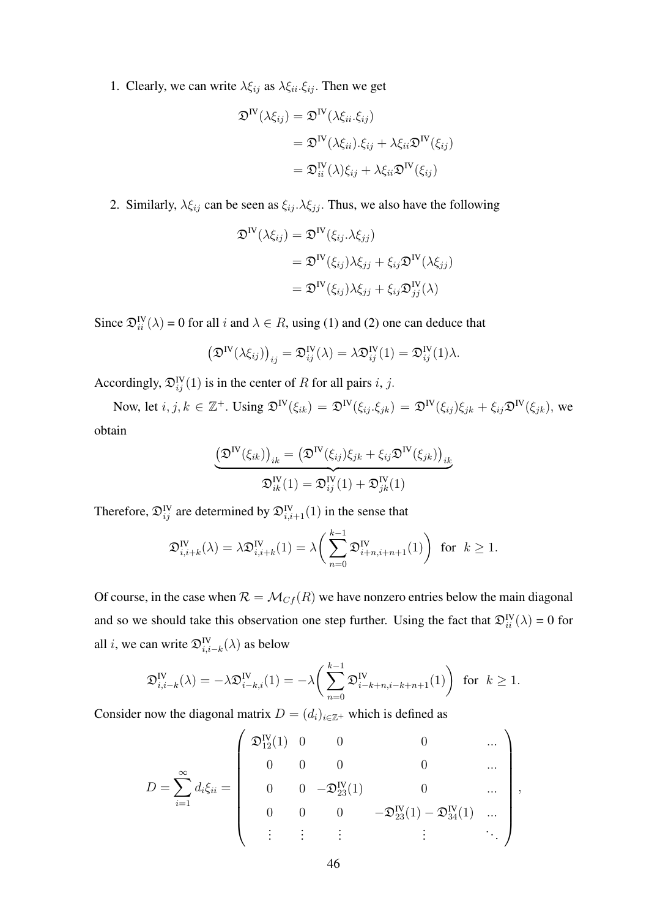1. Clearly, we can write $\lambda\xi_{ij}$ as $\lambda\xi_{ii}.\xi_{ij}$. Then we get

$$
\begin{aligned}
\mathfrak{D}^{\mathrm{IV}}(\lambda\xi_{ij}) &= \mathfrak{D}^{\mathrm{IV}}(\lambda\xi_{ii}.\xi_{ij}) \\
&= \mathfrak{D}^{\mathrm{IV}}(\lambda\xi_{ii}).\xi_{ij} + \lambda\xi_{ii}\mathfrak{D}^{\mathrm{IV}}(\xi_{ij}) \\
&= \mathfrak{D}^{\mathrm{IV}}_{ii}(\lambda)\xi_{ij} + \lambda\xi_{ii}\mathfrak{D}^{\mathrm{IV}}(\xi_{ij})
\end{aligned}
$$

2. Similarly, $\lambda\xi_{ij}$ can be seen as $\xi_{ij}.\lambda\xi_{jj}$. Thus, we also have the following

$$
\begin{aligned}
\mathfrak{D}^{\mathrm{IV}}(\lambda\xi_{ij}) &= \mathfrak{D}^{\mathrm{IV}}(\xi_{ij}.\lambda\xi_{jj}) \\
&= \mathfrak{D}^{\mathrm{IV}}(\xi_{ij})\lambda\xi_{jj} + \xi_{ij}\mathfrak{D}^{\mathrm{IV}}(\lambda\xi_{jj}) \\
&= \mathfrak{D}^{\mathrm{IV}}(\xi_{ij})\lambda\xi_{jj} + \xi_{ij}\mathfrak{D}^{\mathrm{IV}}_{jj}(\lambda)
\end{aligned}
$$

Since $\mathfrak{D}^{\mathrm{IV}}_{ii}(\lambda) = 0$ for all $i$ and $\lambda \in R$, using (1) and (2) one can deduce that

$$
\left(\mathfrak{D}^{\mathrm{IV}}(\lambda\xi_{ij})\right)_{ij} = \mathfrak{D}^{\mathrm{IV}}_{ij}(\lambda) = \lambda\mathfrak{D}^{\mathrm{IV}}_{ij}(1) = \mathfrak{D}^{\mathrm{IV}}_{ij}(1)\lambda.
$$

Accordingly, $\mathfrak{D}^{\mathrm{IV}}_{ij}(1)$ is in the center of $R$ for all pairs $i, j$.

Now, let $i, j, k \in \mathbb{Z}^+$. Using $\mathfrak{D}^{\mathrm{IV}}(\xi_{ik}) = \mathfrak{D}^{\mathrm{IV}}(\xi_{ij}.\xi_{jk}) = \mathfrak{D}^{\mathrm{IV}}(\xi_{ij})\xi_{jk} + \xi_{ij}\mathfrak{D}^{\mathrm{IV}}(\xi_{jk})$, we obtain

$$
\underbrace{\left(\mathfrak{D}^{\mathrm{IV}}(\xi_{ik})\right)_{ik} = \left(\mathfrak{D}^{\mathrm{IV}}(\xi_{ij})\xi_{jk} + \xi_{ij}\mathfrak{D}^{\mathrm{IV}}(\xi_{jk})\right)_{ik}}_{\mathfrak{D}^{\mathrm{IV}}_{ik}(1) = \mathfrak{D}^{\mathrm{IV}}_{ij}(1) + \mathfrak{D}^{\mathrm{IV}}_{jk}(1)}
$$

Therefore, $\mathfrak{D}^{\mathrm{IV}}_{ij}$ are determined by $\mathfrak{D}^{\mathrm{IV}}_{i,i+1}(1)$ in the sense that

$$
\mathfrak{D}^{\mathrm{IV}}_{i,i+k}(\lambda) = \lambda\mathfrak{D}^{\mathrm{IV}}_{i,i+k}(1) = \lambda\bigg(\sum_{n=0}^{k-1}\mathfrak{D}^{\mathrm{IV}}_{i+n,i+n+1}(1)\bigg) \;\text{ for }\; k \geq 1.
$$

Of course, in the case when $\mathcal{R} = \mathcal{M}_{Cf}(R)$ we have nonzero entries below the main diagonal and so we should take this observation one step further. Using the fact that $\mathfrak{D}^{\mathrm{IV}}_{ii}(\lambda) = 0$ for all $i$, we can write $\mathfrak{D}^{\mathrm{IV}}_{i,i-k}(\lambda)$ as below

$$
\mathfrak{D}^{\mathrm{IV}}_{i,i-k}(\lambda) = -\lambda\mathfrak{D}^{\mathrm{IV}}_{i-k,i}(1) = -\lambda\bigg(\sum_{n=0}^{k-1}\mathfrak{D}^{\mathrm{IV}}_{i-k+n,i-k+n+1}(1)\bigg) \;\text{ for }\; k \geq 1.
$$

Consider now the diagonal matrix $D = (d_i)_{i\in\mathbb{Z}^+}$ which is defined as

$$
D = \sum_{i=1}^{\infty} d_i\xi_{ii} = \begin{pmatrix}
\mathfrak{D}^{\mathrm{IV}}_{12}(1) & 0 & 0 & 0 & \dots \\
0 & 0 & 0 & 0 & \dots \\
0 & 0 & -\mathfrak{D}^{\mathrm{IV}}_{23}(1) & 0 & \dots \\
0 & 0 & 0 & -\mathfrak{D}^{\mathrm{IV}}_{23}(1) - \mathfrak{D}^{\mathrm{IV}}_{34}(1) & \dots \\
\vdots & \vdots & \vdots & \vdots & \ddots
\end{pmatrix},
$$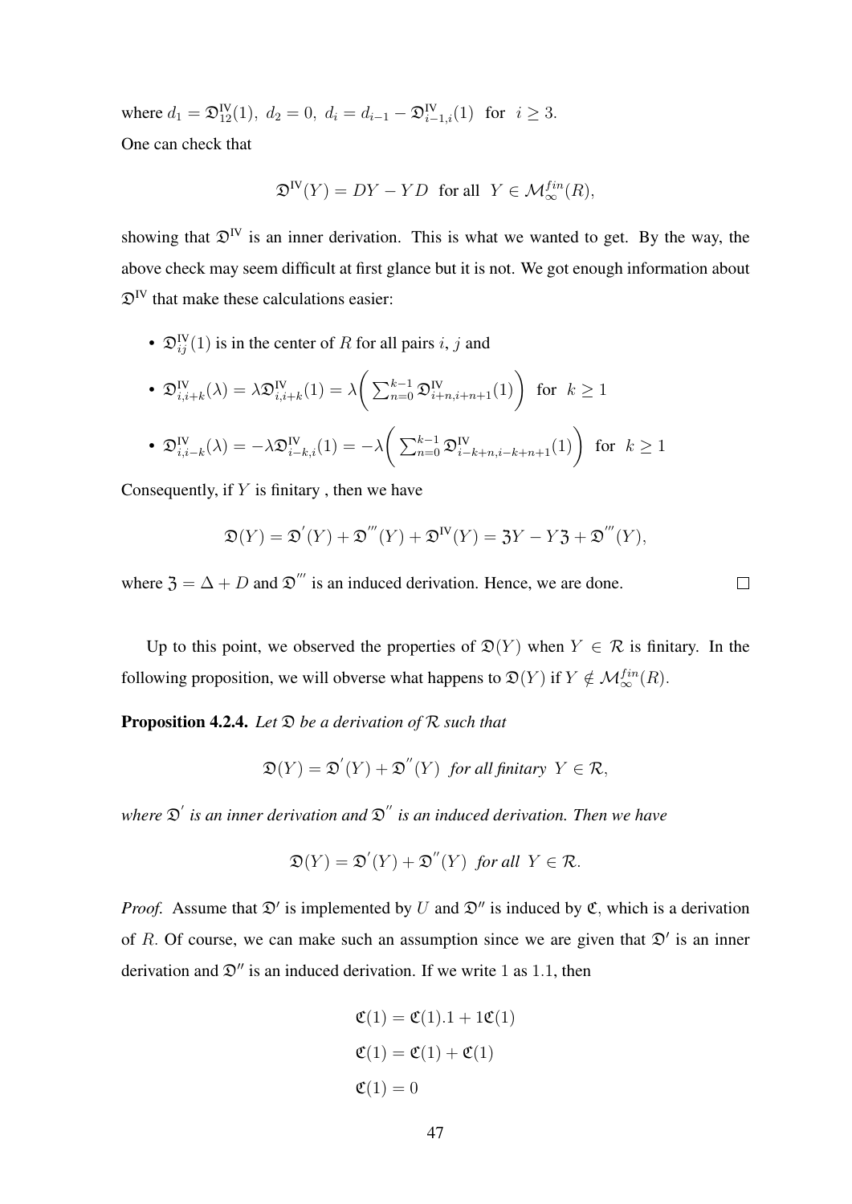where $d_1 = \mathfrak{D}^{\text{IV}}_{12}(1),\ d_2 = 0,\ d_i = d_{i-1} - \mathfrak{D}^{\text{IV}}_{i-1,i}(1)$ for $i \geq 3$.

One can check that

$$\mathfrak{D}^{\text{IV}}(Y) = DY - YD \ \text{ for all } \ Y \in \mathcal{M}^{fin}_{\infty}(R),$$

showing that $\mathfrak{D}^{\text{IV}}$ is an inner derivation. This is what we wanted to get. By the way, the above check may seem difficult at first glance but it is not. We got enough information about $\mathfrak{D}^{\text{IV}}$ that make these calculations easier:

- $\mathfrak{D}^{\text{IV}}_{ij}(1)$ is in the center of $R$ for all pairs $i$, $j$ and
- $\mathfrak{D}^{\text{IV}}_{i,i+k}(\lambda) = \lambda \mathfrak{D}^{\text{IV}}_{i,i+k}(1) = \lambda \bigg( \sum_{n=0}^{k-1} \mathfrak{D}^{\text{IV}}_{i+n,i+n+1}(1) \bigg)$ for $k \geq 1$
- $\mathfrak{D}^{\text{IV}}_{i,i-k}(\lambda) = -\lambda \mathfrak{D}^{\text{IV}}_{i-k,i}(1) = -\lambda \bigg( \sum_{n=0}^{k-1} \mathfrak{D}^{\text{IV}}_{i-k+n,i-k+n+1}(1) \bigg)$ for $k \geq 1$

Consequently, if $Y$ is finitary , then we have

$$\mathfrak{D}(Y) = \mathfrak{D}^{'}(Y) + \mathfrak{D}^{'''}(Y) + \mathfrak{D}^{\text{IV}}(Y) = \mathfrak{Z}Y - Y\mathfrak{Z} + \mathfrak{D}^{'''}(Y),$$

where $\mathfrak{Z} = \Delta + D$ and $\mathfrak{D}^{'''}$ is an induced derivation. Hence, we are done. $\square$

Up to this point, we observed the properties of $\mathfrak{D}(Y)$ when $Y \in \mathcal{R}$ is finitary. In the following proposition, we will obverse what happens to $\mathfrak{D}(Y)$ if $Y \notin \mathcal{M}^{fin}_{\infty}(R)$.

**Proposition 4.2.4.** *Let $\mathfrak{D}$ be a derivation of $\mathcal{R}$ such that*

$$\mathfrak{D}(Y) = \mathfrak{D}^{'}(Y) + \mathfrak{D}^{''}(Y) \ \text{ for all finitary } \ Y \in \mathcal{R},$$

*where $\mathfrak{D}^{'}$ is an inner derivation and $\mathfrak{D}^{''}$ is an induced derivation. Then we have*

$$\mathfrak{D}(Y) = \mathfrak{D}^{'}(Y) + \mathfrak{D}^{''}(Y) \ \text{ for all } \ Y \in \mathcal{R}.$$

*Proof.* Assume that $\mathfrak{D}'$ is implemented by $U$ and $\mathfrak{D}''$ is induced by $\mathfrak{C}$, which is a derivation of $R$. Of course, we can make such an assumption since we are given that $\mathfrak{D}'$ is an inner derivation and $\mathfrak{D}''$ is an induced derivation. If we write $1$ as $1.1$, then

$$\mathfrak{C}(1) = \mathfrak{C}(1).1 + 1\mathfrak{C}(1)$$

$$\mathfrak{C}(1) = \mathfrak{C}(1) + \mathfrak{C}(1)$$

$$\mathfrak{C}(1) = 0$$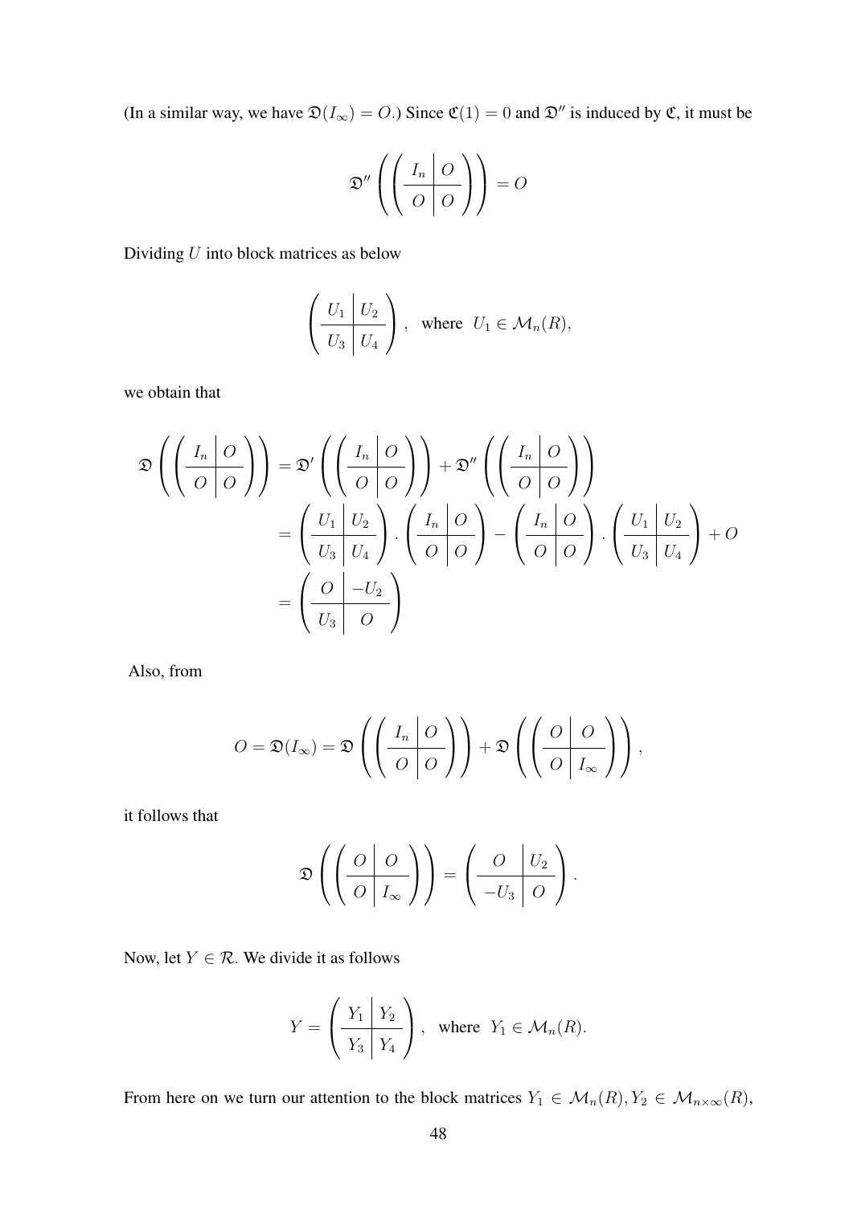(In a similar way, we have $\mathfrak{D}(I_\infty) = O$.) Since $\mathfrak{C}(1) = 0$ and $\mathfrak{D}''$ is induced by $\mathfrak{C}$, it must be

$$\mathfrak{D}''\left(\left(\begin{array}{c|c} I_n & O \\ \hline O & O \end{array}\right)\right) = O$$

Dividing $U$ into block matrices as below

$$\left(\begin{array}{c|c} U_1 & U_2 \\ \hline U_3 & U_4 \end{array}\right), \quad \text{where } \; U_1 \in \mathcal{M}_n(R),$$

we obtain that

$$\begin{aligned}
\mathfrak{D}\left(\left(\begin{array}{c|c} I_n & O \\ \hline O & O \end{array}\right)\right) &= \mathfrak{D}'\left(\left(\begin{array}{c|c} I_n & O \\ \hline O & O \end{array}\right)\right) + \mathfrak{D}''\left(\left(\begin{array}{c|c} I_n & O \\ \hline O & O \end{array}\right)\right) \\
&= \left(\begin{array}{c|c} U_1 & U_2 \\ \hline U_3 & U_4 \end{array}\right) \cdot \left(\begin{array}{c|c} I_n & O \\ \hline O & O \end{array}\right) - \left(\begin{array}{c|c} I_n & O \\ \hline O & O \end{array}\right) \cdot \left(\begin{array}{c|c} U_1 & U_2 \\ \hline U_3 & U_4 \end{array}\right) + O \\
&= \left(\begin{array}{c|c} O & -U_2 \\ \hline U_3 & O \end{array}\right)
\end{aligned}$$

Also, from

$$O = \mathfrak{D}(I_\infty) = \mathfrak{D}\left(\left(\begin{array}{c|c} I_n & O \\ \hline O & O \end{array}\right)\right) + \mathfrak{D}\left(\left(\begin{array}{c|c} O & O \\ \hline O & I_\infty \end{array}\right)\right),$$

it follows that

$$\mathfrak{D}\left(\left(\begin{array}{c|c} O & O \\ \hline O & I_\infty \end{array}\right)\right) = \left(\begin{array}{c|c} O & U_2 \\ \hline -U_3 & O \end{array}\right).$$

Now, let $Y \in \mathcal{R}$. We divide it as follows

$$Y = \left(\begin{array}{c|c} Y_1 & Y_2 \\ \hline Y_3 & Y_4 \end{array}\right), \quad \text{where } \; Y_1 \in \mathcal{M}_n(R).$$

From here on we turn our attention to the block matrices $Y_1 \in \mathcal{M}_n(R), Y_2 \in \mathcal{M}_{n\times\infty}(R)$,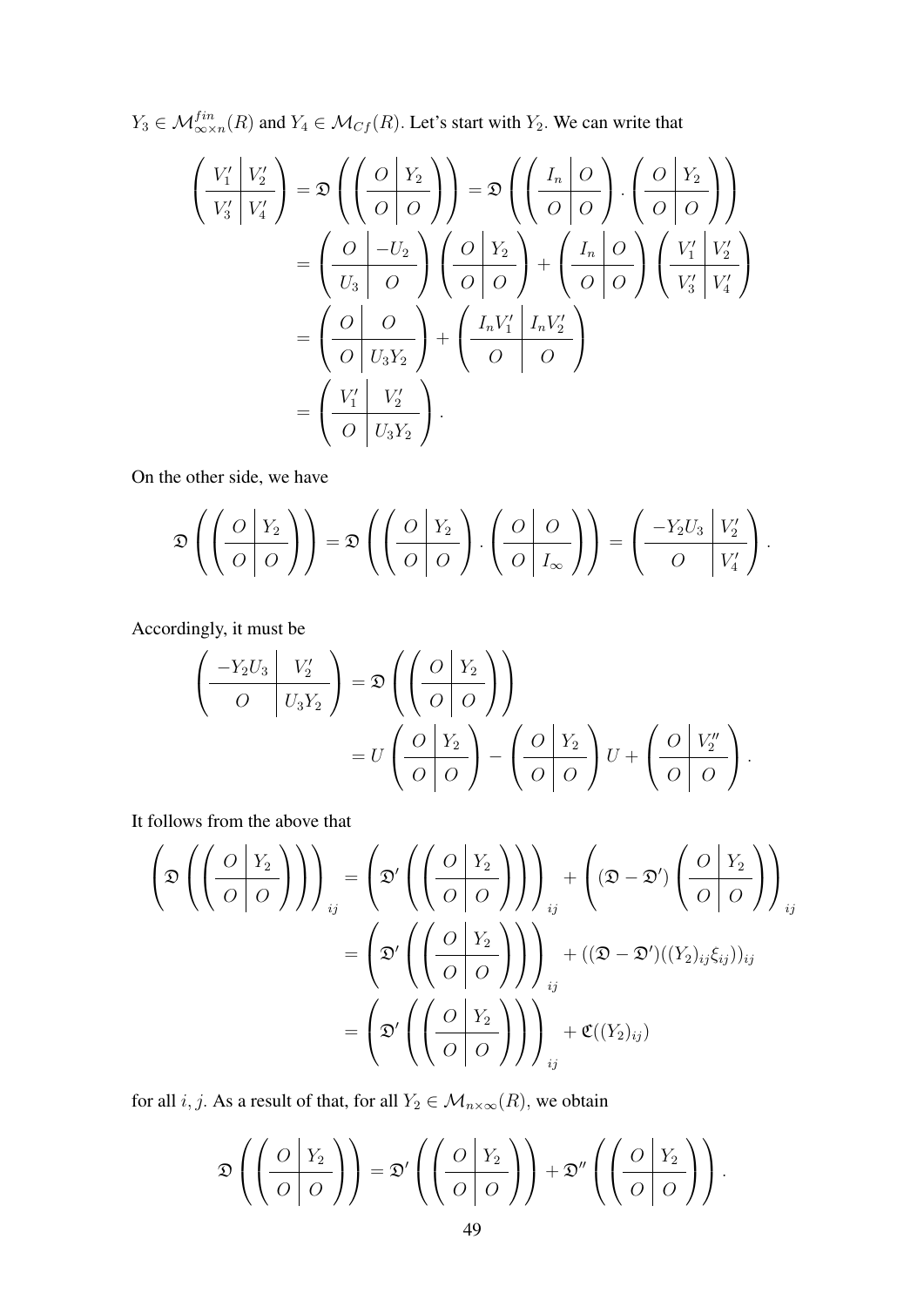$Y_3 \in \mathcal{M}^{fin}_{\infty\times n}(R)$ and $Y_4 \in \mathcal{M}_{Cf}(R)$. Let's start with $Y_2$. We can write that

$$
\begin{aligned}
\left(\begin{array}{c|c} V_1' & V_2' \\ \hline V_3' & V_4' \end{array}\right) &= \mathfrak{D}\left(\left(\begin{array}{c|c} O & Y_2 \\ \hline O & O \end{array}\right)\right) = \mathfrak{D}\left(\left(\begin{array}{c|c} I_n & O \\ \hline O & O \end{array}\right) \cdot \left(\begin{array}{c|c} O & Y_2 \\ \hline O & O \end{array}\right)\right) \\
&= \left(\begin{array}{c|c} O & -U_2 \\ \hline U_3 & O \end{array}\right)\left(\begin{array}{c|c} O & Y_2 \\ \hline O & O \end{array}\right) + \left(\begin{array}{c|c} I_n & O \\ \hline O & O \end{array}\right)\left(\begin{array}{c|c} V_1' & V_2' \\ \hline V_3' & V_4' \end{array}\right) \\
&= \left(\begin{array}{c|c} O & O \\ \hline O & U_3Y_2 \end{array}\right) + \left(\begin{array}{c|c} I_nV_1' & I_nV_2' \\ \hline O & O \end{array}\right) \\
&= \left(\begin{array}{c|c} V_1' & V_2' \\ \hline O & U_3Y_2 \end{array}\right).
\end{aligned}
$$

On the other side, we have

$$
\mathfrak{D}\left(\left(\begin{array}{c|c} O & Y_2 \\ \hline O & O \end{array}\right)\right) = \mathfrak{D}\left(\left(\begin{array}{c|c} O & Y_2 \\ \hline O & O \end{array}\right) \cdot \left(\begin{array}{c|c} O & O \\ \hline O & I_\infty \end{array}\right)\right) = \left(\begin{array}{c|c} -Y_2U_3 & V_2' \\ \hline O & V_4' \end{array}\right).
$$

Accordingly, it must be

$$
\begin{aligned}
\left(\begin{array}{c|c} -Y_2U_3 & V_2' \\ \hline O & U_3Y_2 \end{array}\right) &= \mathfrak{D}\left(\left(\begin{array}{c|c} O & Y_2 \\ \hline O & O \end{array}\right)\right) \\
&= U\left(\begin{array}{c|c} O & Y_2 \\ \hline O & O \end{array}\right) - \left(\begin{array}{c|c} O & Y_2 \\ \hline O & O \end{array}\right)U + \left(\begin{array}{c|c} O & V_2'' \\ \hline O & O \end{array}\right).
\end{aligned}
$$

It follows from the above that

$$
\begin{aligned}
\left(\mathfrak{D}\left(\left(\begin{array}{c|c} O & Y_2 \\ \hline O & O \end{array}\right)\right)\right)_{ij} &= \left(\mathfrak{D}'\left(\left(\begin{array}{c|c} O & Y_2 \\ \hline O & O \end{array}\right)\right)\right)_{ij} + \left((\mathfrak{D}-\mathfrak{D}')\left(\begin{array}{c|c} O & Y_2 \\ \hline O & O \end{array}\right)\right)_{ij} \\
&= \left(\mathfrak{D}'\left(\left(\begin{array}{c|c} O & Y_2 \\ \hline O & O \end{array}\right)\right)\right)_{ij} + ((\mathfrak{D}-\mathfrak{D}')((Y_2)_{ij}\xi_{ij}))_{ij} \\
&= \left(\mathfrak{D}'\left(\left(\begin{array}{c|c} O & Y_2 \\ \hline O & O \end{array}\right)\right)\right)_{ij} + \mathfrak{C}((Y_2)_{ij})
\end{aligned}
$$

for all $i, j$. As a result of that, for all $Y_2 \in \mathcal{M}_{n\times\infty}(R)$, we obtain

$$
\mathfrak{D}\left(\left(\begin{array}{c|c} O & Y_2 \\ \hline O & O \end{array}\right)\right) = \mathfrak{D}'\left(\left(\begin{array}{c|c} O & Y_2 \\ \hline O & O \end{array}\right)\right) + \mathfrak{D}''\left(\left(\begin{array}{c|c} O & Y_2 \\ \hline O & O \end{array}\right)\right).
$$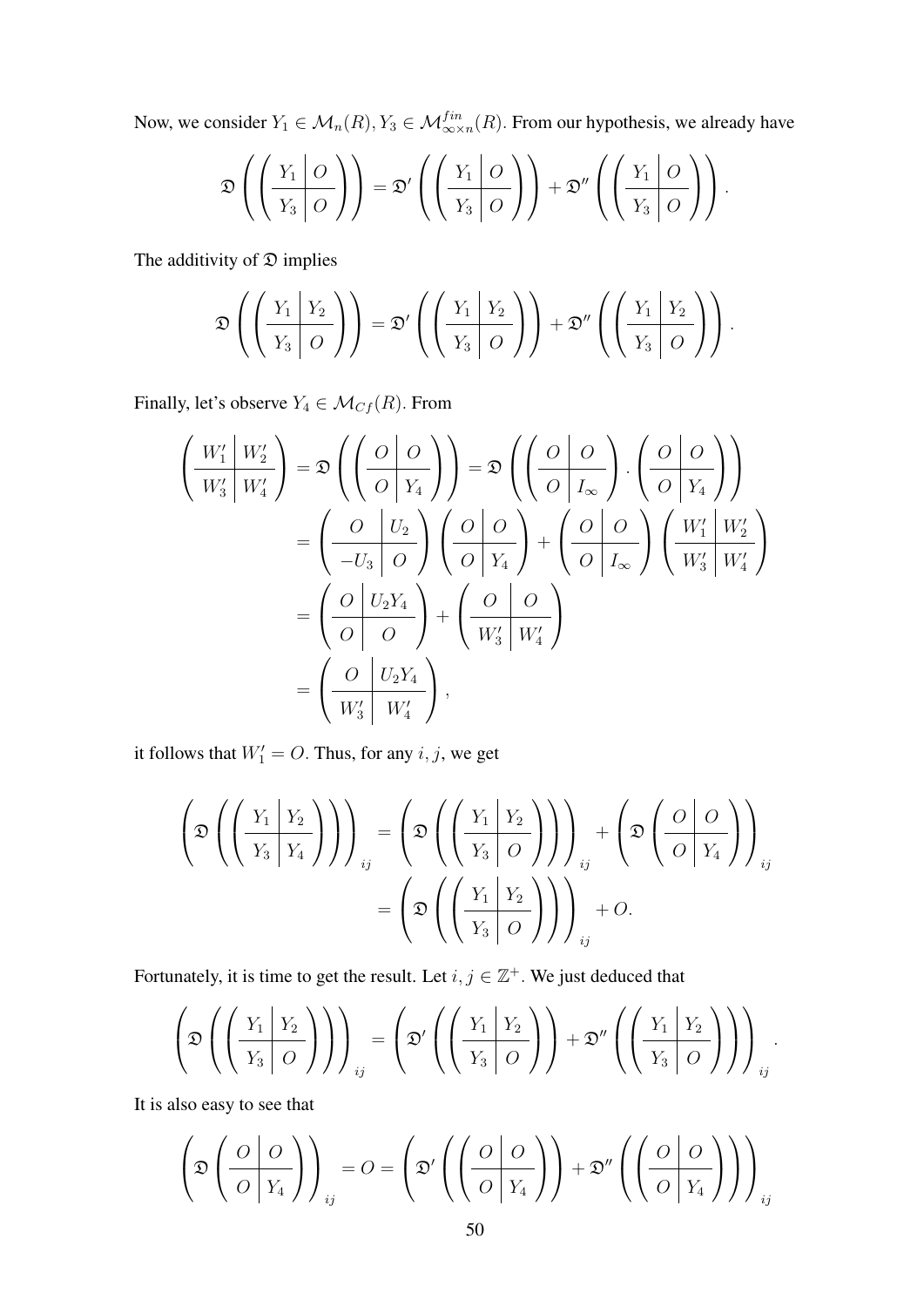Now, we consider $Y_1 \in \mathcal{M}_n(R), Y_3 \in \mathcal{M}^{fin}_{\infty\times n}(R)$. From our hypothesis, we already have

$$\mathfrak{D}\left(\left(\begin{array}{c|c} Y_1 & O \\ \hline Y_3 & O \end{array}\right)\right) = \mathfrak{D}'\left(\left(\begin{array}{c|c} Y_1 & O \\ \hline Y_3 & O \end{array}\right)\right) + \mathfrak{D}''\left(\left(\begin{array}{c|c} Y_1 & O \\ \hline Y_3 & O \end{array}\right)\right).$$

The additivity of $\mathfrak{D}$ implies

$$\mathfrak{D}\left(\left(\begin{array}{c|c} Y_1 & Y_2 \\ \hline Y_3 & O \end{array}\right)\right) = \mathfrak{D}'\left(\left(\begin{array}{c|c} Y_1 & Y_2 \\ \hline Y_3 & O \end{array}\right)\right) + \mathfrak{D}''\left(\left(\begin{array}{c|c} Y_1 & Y_2 \\ \hline Y_3 & O \end{array}\right)\right).$$

Finally, let's observe $Y_4 \in \mathcal{M}_{Cf}(R)$. From

$$\begin{aligned}
\left(\begin{array}{c|c} W_1' & W_2' \\ \hline W_3' & W_4' \end{array}\right) &= \mathfrak{D}\left(\left(\begin{array}{c|c} O & O \\ \hline O & Y_4 \end{array}\right)\right) = \mathfrak{D}\left(\left(\begin{array}{c|c} O & O \\ \hline O & I_\infty \end{array}\right) \cdot \left(\begin{array}{c|c} O & O \\ \hline O & Y_4 \end{array}\right)\right) \\
&= \left(\begin{array}{c|c} O & U_2 \\ \hline -U_3 & O \end{array}\right)\left(\begin{array}{c|c} O & O \\ \hline O & Y_4 \end{array}\right) + \left(\begin{array}{c|c} O & O \\ \hline O & I_\infty \end{array}\right)\left(\begin{array}{c|c} W_1' & W_2' \\ \hline W_3' & W_4' \end{array}\right) \\
&= \left(\begin{array}{c|c} O & U_2Y_4 \\ \hline O & O \end{array}\right) + \left(\begin{array}{c|c} O & O \\ \hline W_3' & W_4' \end{array}\right) \\
&= \left(\begin{array}{c|c} O & U_2Y_4 \\ \hline W_3' & W_4' \end{array}\right),
\end{aligned}$$

it follows that $W_1' = O$. Thus, for any $i, j$, we get

$$\begin{aligned}
\left(\mathfrak{D}\left(\left(\begin{array}{c|c} Y_1 & Y_2 \\ \hline Y_3 & Y_4 \end{array}\right)\right)\right)_{ij} &= \left(\mathfrak{D}\left(\left(\begin{array}{c|c} Y_1 & Y_2 \\ \hline Y_3 & O \end{array}\right)\right)\right)_{ij} + \left(\mathfrak{D}\left(\begin{array}{c|c} O & O \\ \hline O & Y_4 \end{array}\right)\right)_{ij} \\
&= \left(\mathfrak{D}\left(\left(\begin{array}{c|c} Y_1 & Y_2 \\ \hline Y_3 & O \end{array}\right)\right)\right)_{ij} + O.
\end{aligned}$$

Fortunately, it is time to get the result. Let $i, j \in \mathbb{Z}^+$. We just deduced that

$$\left(\mathfrak{D}\left(\left(\begin{array}{c|c} Y_1 & Y_2 \\ \hline Y_3 & O \end{array}\right)\right)\right)_{ij} = \left(\mathfrak{D}'\left(\left(\begin{array}{c|c} Y_1 & Y_2 \\ \hline Y_3 & O \end{array}\right)\right) + \mathfrak{D}''\left(\left(\begin{array}{c|c} Y_1 & Y_2 \\ \hline Y_3 & O \end{array}\right)\right)\right)_{ij}.$$

It is also easy to see that

$$\left(\mathfrak{D}\left(\begin{array}{c|c} O & O \\ \hline O & Y_4 \end{array}\right)\right)_{ij} = O = \left(\mathfrak{D}'\left(\left(\begin{array}{c|c} O & O \\ \hline O & Y_4 \end{array}\right)\right) + \mathfrak{D}''\left(\left(\begin{array}{c|c} O & O \\ \hline O & Y_4 \end{array}\right)\right)\right)_{ij}$$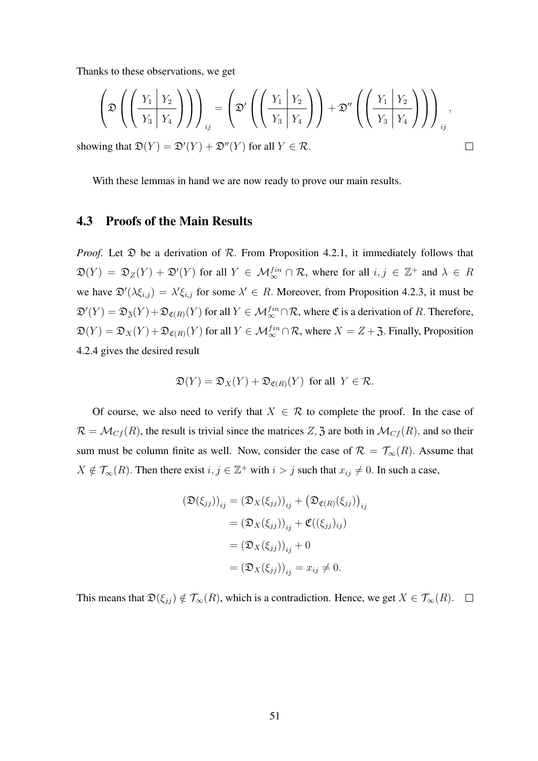Thanks to these observations, we get

$$\left(\mathfrak{D}\left(\left(\begin{array}{c|c} Y_1 & Y_2 \\ \hline Y_3 & Y_4 \end{array}\right)\right)\right)_{ij} = \left(\mathfrak{D}'\left(\left(\begin{array}{c|c} Y_1 & Y_2 \\ \hline Y_3 & Y_4 \end{array}\right)\right) + \mathfrak{D}''\left(\left(\begin{array}{c|c} Y_1 & Y_2 \\ \hline Y_3 & Y_4 \end{array}\right)\right)\right)_{ij},$$

showing that $\mathfrak{D}(Y) = \mathfrak{D}'(Y) + \mathfrak{D}''(Y)$ for all $Y \in \mathcal{R}$. □

With these lemmas in hand we are now ready to prove our main results.

## 4.3 Proofs of the Main Results

*Proof.* Let $\mathfrak{D}$ be a derivation of $\mathcal{R}$. From Proposition 4.2.1, it immediately follows that $\mathfrak{D}(Y) = \mathfrak{D}_Z(Y) + \mathfrak{D}'(Y)$ for all $Y \in \mathcal{M}_\infty^{fin} \cap \mathcal{R}$, where for all $i, j \in \mathbb{Z}^+$ and $\lambda \in R$ we have $\mathfrak{D}'(\lambda\xi_{i,j}) = \lambda'\xi_{i,j}$ for some $\lambda' \in R$. Moreover, from Proposition 4.2.3, it must be $\mathfrak{D}'(Y) = \mathfrak{D}_{\mathfrak{Z}}(Y) + \mathfrak{D}_{\mathfrak{C}(R)}(Y)$ for all $Y \in \mathcal{M}_\infty^{fin} \cap \mathcal{R}$, where $\mathfrak{C}$ is a derivation of $R$. Therefore, $\mathfrak{D}(Y) = \mathfrak{D}_X(Y) + \mathfrak{D}_{\mathfrak{C}(R)}(Y)$ for all $Y \in \mathcal{M}_\infty^{fin} \cap \mathcal{R}$, where $X = Z + \mathfrak{Z}$. Finally, Proposition 4.2.4 gives the desired result

$$\mathfrak{D}(Y) = \mathfrak{D}_X(Y) + \mathfrak{D}_{\mathfrak{C}(R)}(Y) \text{ for all } Y \in \mathcal{R}.$$

Of course, we also need to verify that $X \in \mathcal{R}$ to complete the proof. In the case of $\mathcal{R} = \mathcal{M}_{Cf}(R)$, the result is trivial since the matrices $Z, \mathfrak{Z}$ are both in $\mathcal{M}_{Cf}(R)$, and so their sum must be column finite as well. Now, consider the case of $\mathcal{R} = \mathcal{T}_\infty(R)$. Assume that $X \notin \mathcal{T}_\infty(R)$. Then there exist $i, j \in \mathbb{Z}^+$ with $i > j$ such that $x_{ij} \neq 0$. In such a case,

$$\begin{aligned}
(\mathfrak{D}(\xi_{jj}))_{ij} &= (\mathfrak{D}_X(\xi_{jj}))_{ij} + \left(\mathfrak{D}_{\mathfrak{C}(R)}(\xi_{jj})\right)_{ij} \\
&= (\mathfrak{D}_X(\xi_{jj}))_{ij} + \mathfrak{C}((\xi_{jj})_{ij}) \\
&= (\mathfrak{D}_X(\xi_{jj}))_{ij} + 0 \\
&= (\mathfrak{D}_X(\xi_{jj}))_{ij} = x_{ij} \neq 0.
\end{aligned}$$

This means that $\mathfrak{D}(\xi_{jj}) \notin \mathcal{T}_\infty(R)$, which is a contradiction. Hence, we get $X \in \mathcal{T}_\infty(R)$. □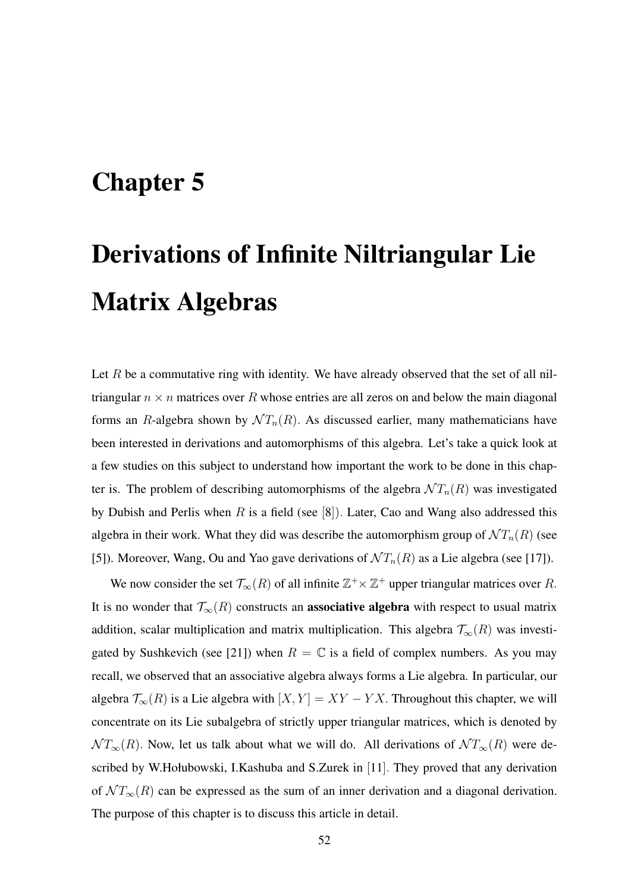# Chapter 5

# Derivations of Infinite Niltriangular Lie Matrix Algebras

Let $R$ be a commutative ring with identity. We have already observed that the set of all niltriangular $n \times n$ matrices over $R$ whose entries are all zeros on and below the main diagonal forms an $R$-algebra shown by $\mathcal{N}T_n(R)$. As discussed earlier, many mathematicians have been interested in derivations and automorphisms of this algebra. Let's take a quick look at a few studies on this subject to understand how important the work to be done in this chapter is. The problem of describing automorphisms of the algebra $\mathcal{N}T_n(R)$ was investigated by Dubish and Perlis when $R$ is a field (see [8]). Later, Cao and Wang also addressed this algebra in their work. What they did was describe the automorphism group of $\mathcal{N}T_n(R)$ (see [5]). Moreover, Wang, Ou and Yao gave derivations of $\mathcal{N}T_n(R)$ as a Lie algebra (see [17]).

We now consider the set $\mathcal{T}_\infty(R)$ of all infinite $\mathbb{Z}^+ \times \mathbb{Z}^+$ upper triangular matrices over $R$. It is no wonder that $\mathcal{T}_\infty(R)$ constructs an **associative algebra** with respect to usual matrix addition, scalar multiplication and matrix multiplication. This algebra $\mathcal{T}_\infty(R)$ was investigated by Sushkevich (see [21]) when $R = \mathbb{C}$ is a field of complex numbers. As you may recall, we observed that an associative algebra always forms a Lie algebra. In particular, our algebra $\mathcal{T}_\infty(R)$ is a Lie algebra with $[X, Y] = XY - YX$. Throughout this chapter, we will concentrate on its Lie subalgebra of strictly upper triangular matrices, which is denoted by $\mathcal{N}T_\infty(R)$. Now, let us talk about what we will do. All derivations of $\mathcal{N}T_\infty(R)$ were described by W.Hołubowski, I.Kashuba and S.Zurek in [11]. They proved that any derivation of $\mathcal{N}T_\infty(R)$ can be expressed as the sum of an inner derivation and a diagonal derivation. The purpose of this chapter is to discuss this article in detail.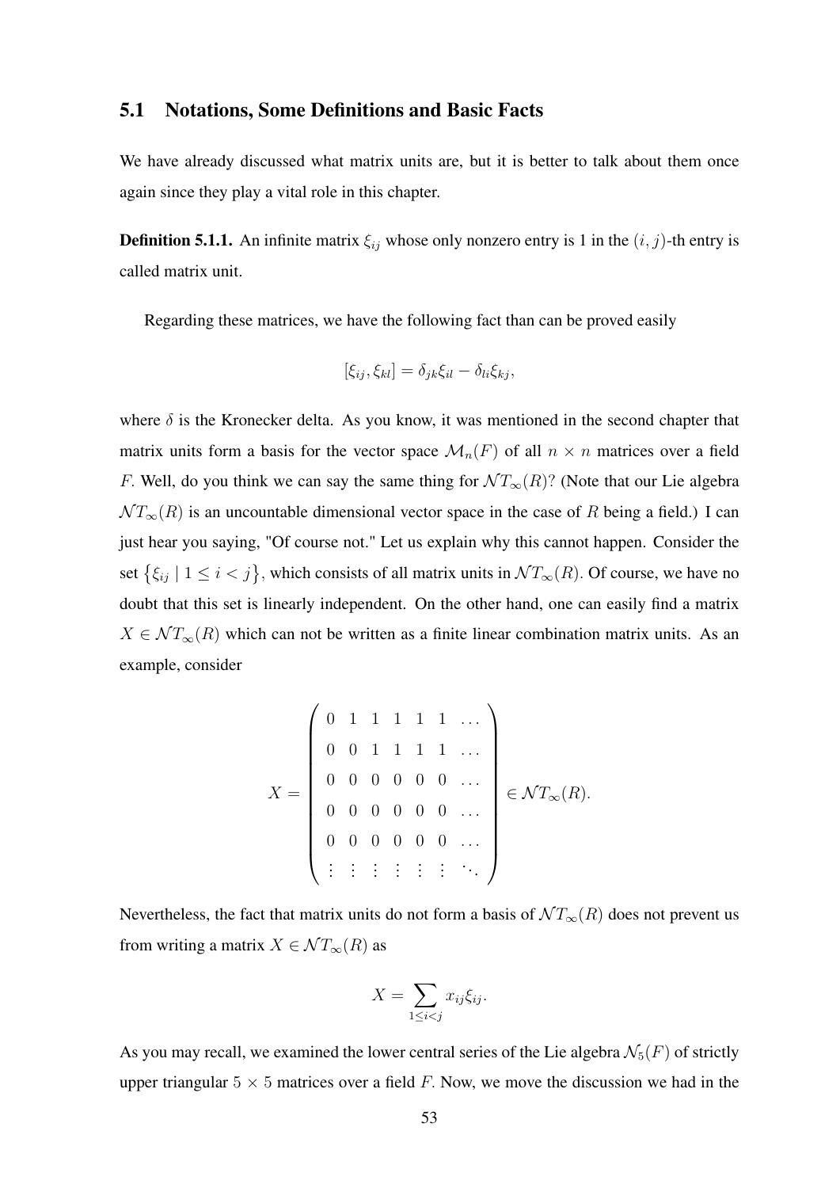## 5.1 Notations, Some Definitions and Basic Facts

We have already discussed what matrix units are, but it is better to talk about them once again since they play a vital role in this chapter.

**Definition 5.1.1.** An infinite matrix $\xi_{ij}$ whose only nonzero entry is 1 in the $(i, j)$-th entry is called matrix unit.

Regarding these matrices, we have the following fact than can be proved easily

$$[\xi_{ij}, \xi_{kl}] = \delta_{jk}\xi_{il} - \delta_{li}\xi_{kj},$$

where $\delta$ is the Kronecker delta. As you know, it was mentioned in the second chapter that matrix units form a basis for the vector space $\mathcal{M}_n(F)$ of all $n \times n$ matrices over a field $F$. Well, do you think we can say the same thing for $\mathcal{NT}_\infty(R)$? (Note that our Lie algebra $\mathcal{NT}_\infty(R)$ is an uncountable dimensional vector space in the case of $R$ being a field.) I can just hear you saying, "Of course not." Let us explain why this cannot happen. Consider the set $\{\xi_{ij} \mid 1 \leq i < j\}$, which consists of all matrix units in $\mathcal{NT}_\infty(R)$. Of course, we have no doubt that this set is linearly independent. On the other hand, one can easily find a matrix $X \in \mathcal{NT}_\infty(R)$ which can not be written as a finite linear combination matrix units. As an example, consider

$$X = \begin{pmatrix} 0 & 1 & 1 & 1 & 1 & 1 & \dots \\ 0 & 0 & 1 & 1 & 1 & 1 & \dots \\ 0 & 0 & 0 & 0 & 0 & 0 & \dots \\ 0 & 0 & 0 & 0 & 0 & 0 & \dots \\ 0 & 0 & 0 & 0 & 0 & 0 & \dots \\ \vdots & \vdots & \vdots & \vdots & \vdots & \vdots & \ddots \end{pmatrix} \in \mathcal{NT}_\infty(R).$$

Nevertheless, the fact that matrix units do not form a basis of $\mathcal{NT}_\infty(R)$ does not prevent us from writing a matrix $X \in \mathcal{NT}_\infty(R)$ as

$$X = \sum_{1 \leq i < j} x_{ij}\xi_{ij}.$$

As you may recall, we examined the lower central series of the Lie algebra $\mathcal{N}_5(F)$ of strictly upper triangular $5 \times 5$ matrices over a field $F$. Now, we move the discussion we had in the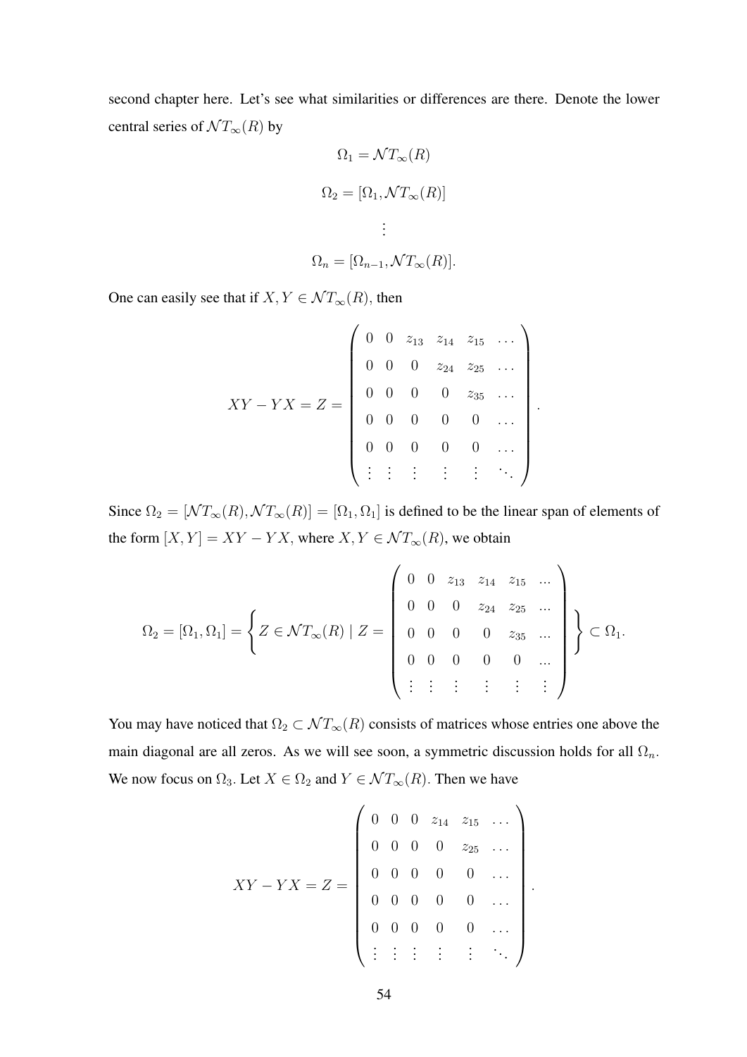second chapter here. Let's see what similarities or differences are there. Denote the lower central series of $\mathcal{N}T_\infty(R)$ by

$$\Omega_1 = \mathcal{N}T_\infty(R)$$

$$\Omega_2 = [\Omega_1, \mathcal{N}T_\infty(R)]$$

$$\vdots$$

$$\Omega_n = [\Omega_{n-1}, \mathcal{N}T_\infty(R)].$$

One can easily see that if $X, Y \in \mathcal{N}T_\infty(R)$, then

$$XY - YX = Z = \begin{pmatrix} 0 & 0 & z_{13} & z_{14} & z_{15} & \dots \\ 0 & 0 & 0 & z_{24} & z_{25} & \dots \\ 0 & 0 & 0 & 0 & z_{35} & \dots \\ 0 & 0 & 0 & 0 & 0 & \dots \\ 0 & 0 & 0 & 0 & 0 & \dots \\ \vdots & \vdots & \vdots & \vdots & \vdots & \ddots \end{pmatrix}.$$

Since $\Omega_2 = [\mathcal{N}T_\infty(R), \mathcal{N}T_\infty(R)] = [\Omega_1, \Omega_1]$ is defined to be the linear span of elements of the form $[X, Y] = XY - YX$, where $X, Y \in \mathcal{N}T_\infty(R)$, we obtain

$$\Omega_2 = [\Omega_1, \Omega_1] = \left\{ Z \in \mathcal{N}T_\infty(R) \mid Z = \begin{pmatrix} 0 & 0 & z_{13} & z_{14} & z_{15} & \dots \\ 0 & 0 & 0 & z_{24} & z_{25} & \dots \\ 0 & 0 & 0 & 0 & z_{35} & \dots \\ 0 & 0 & 0 & 0 & 0 & \dots \\ \vdots & \vdots & \vdots & \vdots & \vdots & \vdots \end{pmatrix} \right\} \subset \Omega_1.$$

You may have noticed that $\Omega_2 \subset \mathcal{N}T_\infty(R)$ consists of matrices whose entries one above the main diagonal are all zeros. As we will see soon, a symmetric discussion holds for all $\Omega_n$. We now focus on $\Omega_3$. Let $X \in \Omega_2$ and $Y \in \mathcal{N}T_\infty(R)$. Then we have

$$XY - YX = Z = \begin{pmatrix} 0 & 0 & 0 & z_{14} & z_{15} & \dots \\ 0 & 0 & 0 & 0 & z_{25} & \dots \\ 0 & 0 & 0 & 0 & 0 & \dots \\ 0 & 0 & 0 & 0 & 0 & \dots \\ 0 & 0 & 0 & 0 & 0 & \dots \\ \vdots & \vdots & \vdots & \vdots & \vdots & \ddots \end{pmatrix}.$$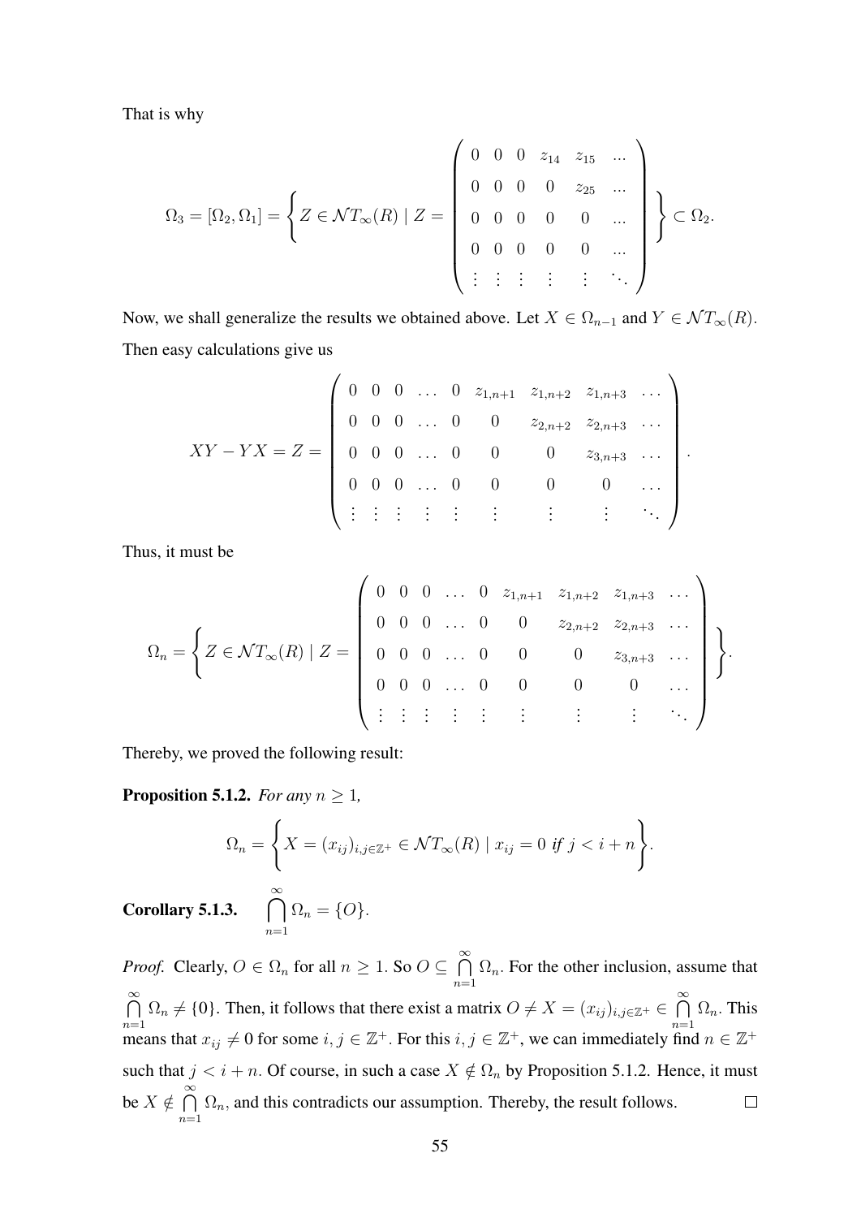That is why

$$
\Omega_3 = [\Omega_2, \Omega_1] = \left\{ Z \in \mathcal{N}T_\infty(R) \mid Z = \begin{pmatrix} 0 & 0 & 0 & z_{14} & z_{15} & \dots \\ 0 & 0 & 0 & 0 & z_{25} & \dots \\ 0 & 0 & 0 & 0 & 0 & \dots \\ 0 & 0 & 0 & 0 & 0 & \dots \\ \vdots & \vdots & \vdots & \vdots & \vdots & \ddots \end{pmatrix} \right\} \subset \Omega_2.
$$

Now, we shall generalize the results we obtained above. Let $X \in \Omega_{n-1}$ and $Y \in \mathcal{N}T_\infty(R)$. Then easy calculations give us

$$
XY - YX = Z = \begin{pmatrix} 0 & 0 & 0 & \dots & 0 & z_{1,n+1} & z_{1,n+2} & z_{1,n+3} & \dots \\ 0 & 0 & 0 & \dots & 0 & 0 & z_{2,n+2} & z_{2,n+3} & \dots \\ 0 & 0 & 0 & \dots & 0 & 0 & 0 & z_{3,n+3} & \dots \\ 0 & 0 & 0 & \dots & 0 & 0 & 0 & 0 & \dots \\ \vdots & \vdots & \vdots & \vdots & \vdots & \vdots & \vdots & \vdots & \ddots \end{pmatrix}.
$$

Thus, it must be

$$
\Omega_n = \left\{ Z \in \mathcal{N}T_\infty(R) \mid Z = \begin{pmatrix} 0 & 0 & 0 & \dots & 0 & z_{1,n+1} & z_{1,n+2} & z_{1,n+3} & \dots \\ 0 & 0 & 0 & \dots & 0 & 0 & z_{2,n+2} & z_{2,n+3} & \dots \\ 0 & 0 & 0 & \dots & 0 & 0 & 0 & z_{3,n+3} & \dots \\ 0 & 0 & 0 & \dots & 0 & 0 & 0 & 0 & \dots \\ \vdots & \vdots & \vdots & \vdots & \vdots & \vdots & \vdots & \vdots & \ddots \end{pmatrix} \right\}.
$$

Thereby, we proved the following result:

**Proposition 5.1.2.** *For any $n \geq 1$,*

$$
\Omega_n = \left\{ X = (x_{ij})_{i,j \in \mathbb{Z}^+} \in \mathcal{N}T_\infty(R) \mid x_{ij} = 0 \text{ if } j < i + n \right\}.
$$

**Corollary 5.1.3.** $\bigcap_{n=1}^{\infty} \Omega_n = \{O\}$.

*Proof.* Clearly, $O \in \Omega_n$ for all $n \geq 1$. So $O \subseteq \bigcap_{n=1}^{\infty} \Omega_n$. For the other inclusion, assume that $\bigcap_{n=1}^{\infty} \Omega_n \neq \{0\}$. Then, it follows that there exist a matrix $O \neq X = (x_{ij})_{i,j \in \mathbb{Z}^+} \in \bigcap_{n=1}^{\infty} \Omega_n$. This means that $x_{ij} \neq 0$ for some $i, j \in \mathbb{Z}^+$. For this $i, j \in \mathbb{Z}^+$, we can immediately find $n \in \mathbb{Z}^+$ such that $j < i + n$. Of course, in such a case $X \notin \Omega_n$ by Proposition 5.1.2. Hence, it must be $X \notin \bigcap_{n=1}^{\infty} \Omega_n$, and this contradicts our assumption. Thereby, the result follows. $\square$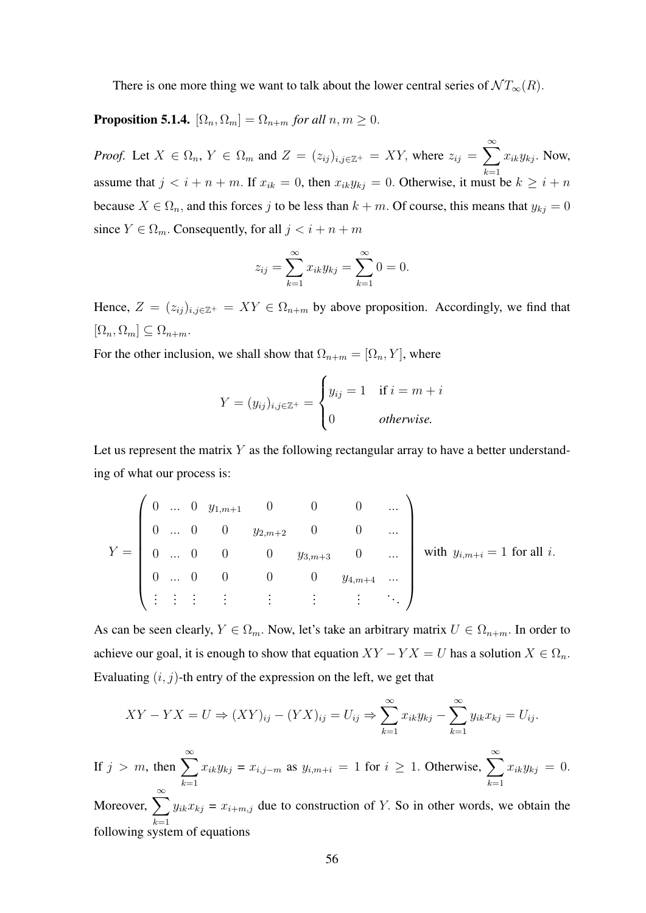There is one more thing we want to talk about the lower central series of $\mathcal{NT}_\infty(R)$.

**Proposition 5.1.4.** *$[\Omega_n, \Omega_m] = \Omega_{n+m}$ for all $n, m \geq 0$.*

*Proof.* Let $X \in \Omega_n$, $Y \in \Omega_m$ and $Z = (z_{ij})_{i,j \in \mathbb{Z}^+} = XY$, where $z_{ij} = \sum_{k=1}^{\infty} x_{ik} y_{kj}$. Now, assume that $j < i + n + m$. If $x_{ik} = 0$, then $x_{ik} y_{kj} = 0$. Otherwise, it must be $k \geq i + n$ because $X \in \Omega_n$, and this forces $j$ to be less than $k + m$. Of course, this means that $y_{kj} = 0$ since $Y \in \Omega_m$. Consequently, for all $j < i + n + m$

$$z_{ij} = \sum_{k=1}^{\infty} x_{ik} y_{kj} = \sum_{k=1}^{\infty} 0 = 0.$$

Hence, $Z = (z_{ij})_{i,j \in \mathbb{Z}^+} = XY \in \Omega_{n+m}$ by above proposition. Accordingly, we find that $[\Omega_n, \Omega_m] \subseteq \Omega_{n+m}$.

For the other inclusion, we shall show that $\Omega_{n+m} = [\Omega_n, Y]$, where

$$Y = (y_{ij})_{i,j \in \mathbb{Z}^+} = \begin{cases} y_{ij} = 1 & \text{if } i = m + i \\ 0 & \textit{otherwise.} \end{cases}$$

Let us represent the matrix $Y$ as the following rectangular array to have a better understanding of what our process is:

$$Y = \begin{pmatrix} 0 & \dots & 0 & y_{1,m+1} & 0 & 0 & 0 & \dots \\ 0 & \dots & 0 & 0 & y_{2,m+2} & 0 & 0 & \dots \\ 0 & \dots & 0 & 0 & 0 & y_{3,m+3} & 0 & \dots \\ 0 & \dots & 0 & 0 & 0 & 0 & y_{4,m+4} & \dots \\ \vdots & \vdots & \vdots & \vdots & \vdots & \vdots & \vdots & \ddots \end{pmatrix} \quad \text{with } \ y_{i,m+i} = 1 \text{ for all } i.$$

As can be seen clearly, $Y \in \Omega_m$. Now, let's take an arbitrary matrix $U \in \Omega_{n+m}$. In order to achieve our goal, it is enough to show that equation $XY - YX = U$ has a solution $X \in \Omega_n$. Evaluating $(i, j)$-th entry of the expression on the left, we get that

$$XY - YX = U \Rightarrow (XY)_{ij} - (YX)_{ij} = U_{ij} \Rightarrow \sum_{k=1}^{\infty} x_{ik} y_{kj} - \sum_{k=1}^{\infty} y_{ik} x_{kj} = U_{ij}.$$

If $j > m$, then $\sum_{k=1}^{\infty} x_{ik} y_{kj} = x_{i,j-m}$ as $y_{i,m+i} = 1$ for $i \geq 1$. Otherwise, $\sum_{k=1}^{\infty} x_{ik} y_{kj} = 0$. Moreover, $\sum_{k=1}^{\infty} y_{ik} x_{kj} = x_{i+m,j}$ due to construction of $Y$. So in other words, we obtain the following system of equations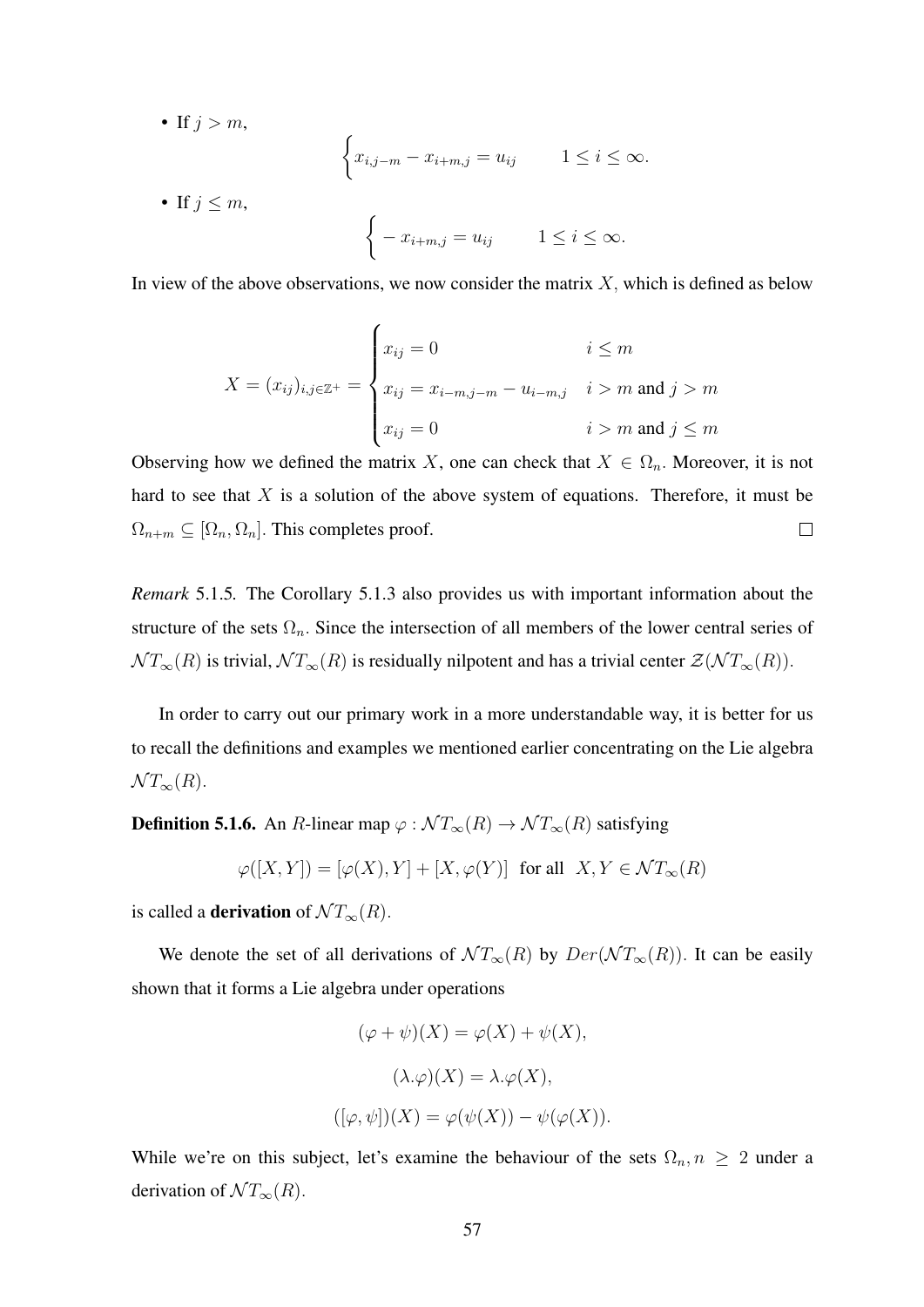- If $j > m$,

$$\begin{cases} x_{i,j-m} - x_{i+m,j} = u_{ij} & 1 \leq i \leq \infty. \end{cases}$$

- If $j \leq m$,

$$\begin{cases} -x_{i+m,j} = u_{ij} & 1 \leq i \leq \infty. \end{cases}$$

In view of the above observations, we now consider the matrix $X$, which is defined as below

$$X = (x_{ij})_{i,j \in \mathbb{Z}^+} = \begin{cases} x_{ij} = 0 & i \leq m \\ x_{ij} = x_{i-m,j-m} - u_{i-m,j} & i > m \text{ and } j > m \\ x_{ij} = 0 & i > m \text{ and } j \leq m \end{cases}$$

Observing how we defined the matrix $X$, one can check that $X \in \Omega_n$. Moreover, it is not hard to see that $X$ is a solution of the above system of equations. Therefore, it must be $\Omega_{n+m} \subseteq [\Omega_n, \Omega_n]$. This completes proof. □

*Remark* 5.1.5. The Corollary 5.1.3 also provides us with important information about the structure of the sets $\Omega_n$. Since the intersection of all members of the lower central series of $\mathcal{N}T_\infty(R)$ is trivial, $\mathcal{N}T_\infty(R)$ is residually nilpotent and has a trivial center $\mathcal{Z}(\mathcal{N}T_\infty(R))$.

In order to carry out our primary work in a more understandable way, it is better for us to recall the definitions and examples we mentioned earlier concentrating on the Lie algebra $\mathcal{N}T_\infty(R)$.

**Definition 5.1.6.** An $R$-linear map $\varphi : \mathcal{N}T_\infty(R) \to \mathcal{N}T_\infty(R)$ satisfying

$$\varphi([X, Y]) = [\varphi(X), Y] + [X, \varphi(Y)] \text{ for all } X, Y \in \mathcal{N}T_\infty(R)$$

is called a **derivation** of $\mathcal{N}T_\infty(R)$.

We denote the set of all derivations of $\mathcal{N}T_\infty(R)$ by $Der(\mathcal{N}T_\infty(R))$. It can be easily shown that it forms a Lie algebra under operations

$$(\varphi + \psi)(X) = \varphi(X) + \psi(X),$$

$$(\lambda.\varphi)(X) = \lambda.\varphi(X),$$

$$([\varphi, \psi])(X) = \varphi(\psi(X)) - \psi(\varphi(X)).$$

While we're on this subject, let's examine the behaviour of the sets $\Omega_n, n \geq 2$ under a derivation of $\mathcal{N}T_\infty(R)$.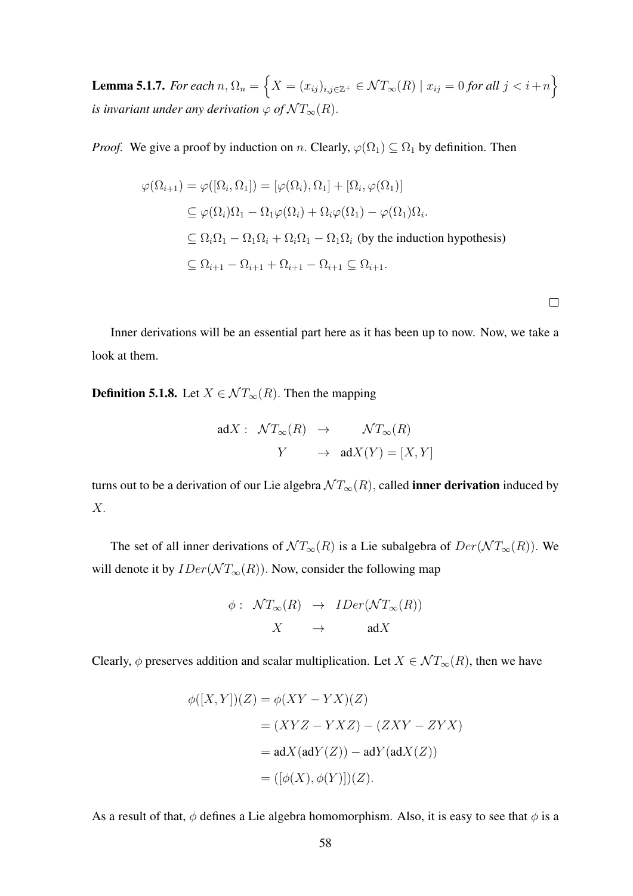**Lemma 5.1.7.** *For each $n$, $\Omega_n = \Big\{X = (x_{ij})_{i,j\in\mathbb{Z}^+} \in \mathcal{N}T_\infty(R) \mid x_{ij} = 0$ for all $j < i+n\Big\}$ is invariant under any derivation $\varphi$ of $\mathcal{N}T_\infty(R)$.*

*Proof.* We give a proof by induction on $n$. Clearly, $\varphi(\Omega_1) \subseteq \Omega_1$ by definition. Then

$$
\begin{aligned}
\varphi(\Omega_{i+1}) = \varphi([\Omega_i, \Omega_1]) &= [\varphi(\Omega_i), \Omega_1] + [\Omega_i, \varphi(\Omega_1)] \\
&\subseteq \varphi(\Omega_i)\Omega_1 - \Omega_1\varphi(\Omega_i) + \Omega_i\varphi(\Omega_1) - \varphi(\Omega_1)\Omega_i. \\
&\subseteq \Omega_i\Omega_1 - \Omega_1\Omega_i + \Omega_i\Omega_1 - \Omega_1\Omega_i \text{ (by the induction hypothesis)} \\
&\subseteq \Omega_{i+1} - \Omega_{i+1} + \Omega_{i+1} - \Omega_{i+1} \subseteq \Omega_{i+1}.
\end{aligned}
$$

$\square$

Inner derivations will be an essential part here as it has been up to now. Now, we take a look at them.

**Definition 5.1.8.** Let $X \in \mathcal{N}T_\infty(R)$. Then the mapping

$$
\begin{aligned}
\text{ad}X: \ \mathcal{N}T_\infty(R) &\rightarrow \mathcal{N}T_\infty(R) \\
Y &\rightarrow \text{ad}X(Y) = [X, Y]
\end{aligned}
$$

turns out to be a derivation of our Lie algebra $\mathcal{N}T_\infty(R)$, called **inner derivation** induced by $X$.

The set of all inner derivations of $\mathcal{N}T_\infty(R)$ is a Lie subalgebra of $Der(\mathcal{N}T_\infty(R))$. We will denote it by $IDer(\mathcal{N}T_\infty(R))$. Now, consider the following map

$$
\begin{aligned}
\phi: \ \mathcal{N}T_\infty(R) &\rightarrow IDer(\mathcal{N}T_\infty(R)) \\
X &\rightarrow \text{ad}X
\end{aligned}
$$

Clearly, $\phi$ preserves addition and scalar multiplication. Let $X \in \mathcal{N}T_\infty(R)$, then we have

$$
\begin{aligned}
\phi([X, Y])(Z) &= \phi(XY - YX)(Z) \\
&= (XYZ - YXZ) - (ZXY - ZYX) \\
&= \text{ad}X(\text{ad}Y(Z)) - \text{ad}Y(\text{ad}X(Z)) \\
&= ([\phi(X), \phi(Y)])(Z).
\end{aligned}
$$

As a result of that, $\phi$ defines a Lie algebra homomorphism. Also, it is easy to see that $\phi$ is a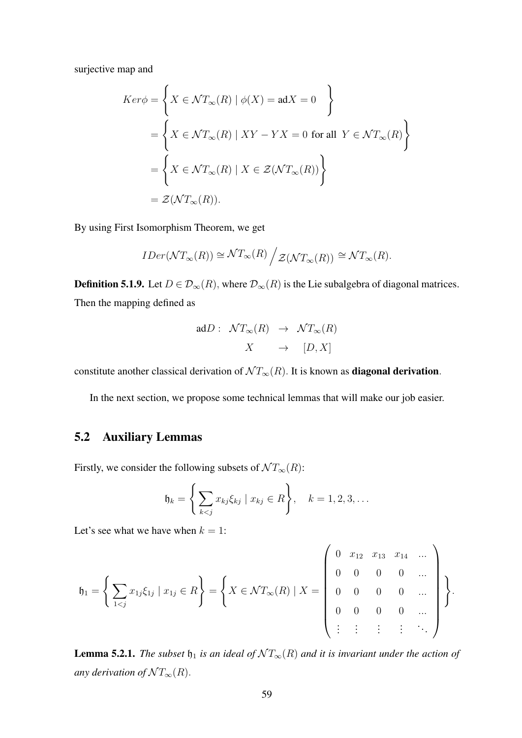surjective map and

$$
\begin{aligned}
Ker\phi &= \left\{ X \in \mathcal{N}T_\infty(R) \mid \phi(X) = \text{ad}X = 0 \quad \right\} \\
&= \left\{ X \in \mathcal{N}T_\infty(R) \mid XY - YX = 0 \text{ for all } Y \in \mathcal{N}T_\infty(R) \right\} \\
&= \left\{ X \in \mathcal{N}T_\infty(R) \mid X \in \mathcal{Z}(\mathcal{N}T_\infty(R)) \right\} \\
&= \mathcal{Z}(\mathcal{N}T_\infty(R)).
\end{aligned}
$$

By using First Isomorphism Theorem, we get

$$
IDer(\mathcal{N}T_\infty(R)) \cong \mathcal{N}T_\infty(R) \Big/ \mathcal{Z}(\mathcal{N}T_\infty(R)) \cong \mathcal{N}T_\infty(R).
$$

**Definition 5.1.9.** Let $D \in \mathcal{D}_\infty(R)$, where $\mathcal{D}_\infty(R)$ is the Lie subalgebra of diagonal matrices. Then the mapping defined as

$$
\begin{array}{rccc}
\text{ad}D: & \mathcal{N}T_\infty(R) & \rightarrow & \mathcal{N}T_\infty(R) \\
& X & \rightarrow & [D, X]
\end{array}
$$

constitute another classical derivation of $\mathcal{N}T_\infty(R)$. It is known as **diagonal derivation**.

In the next section, we propose some technical lemmas that will make our job easier.

## 5.2 Auxiliary Lemmas

Firstly, we consider the following subsets of $\mathcal{N}T_\infty(R)$:

$$
\mathfrak{h}_k = \left\{ \sum_{k<j} x_{kj}\xi_{kj} \mid x_{kj} \in R \right\}, \quad k = 1, 2, 3, \ldots
$$

Let's see what we have when $k = 1$:

$$
\mathfrak{h}_1 = \left\{ \sum_{1<j} x_{1j}\xi_{1j} \mid x_{1j} \in R \right\} = \left\{ X \in \mathcal{N}T_\infty(R) \mid X = \begin{pmatrix} 0 & x_{12} & x_{13} & x_{14} & \ldots \\ 0 & 0 & 0 & 0 & \ldots \\ 0 & 0 & 0 & 0 & \ldots \\ 0 & 0 & 0 & 0 & \ldots \\ \vdots & \vdots & \vdots & \vdots & \ddots \end{pmatrix} \right\}.
$$

**Lemma 5.2.1.** *The subset $\mathfrak{h}_1$ is an ideal of $\mathcal{N}T_\infty(R)$ and it is invariant under the action of any derivation of $\mathcal{N}T_\infty(R)$.*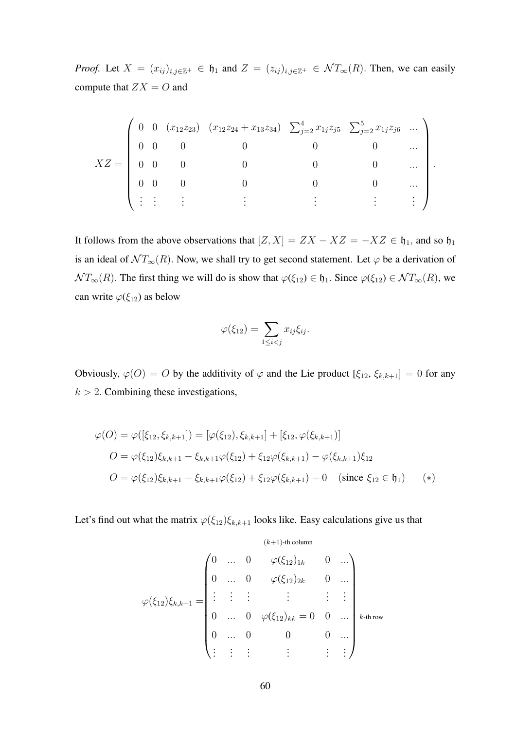*Proof.* Let $X = (x_{ij})_{i,j\in\mathbb{Z}^+} \in \mathfrak{h}_1$ and $Z = (z_{ij})_{i,j\in\mathbb{Z}^+} \in \mathcal{N}T_\infty(R)$. Then, we can easily compute that $ZX = O$ and

$$XZ = \begin{pmatrix} 0 & 0 & (x_{12}z_{23}) & (x_{12}z_{24} + x_{13}z_{34}) & \sum_{j=2}^{4} x_{1j}z_{j5} & \sum_{j=2}^{5} x_{1j}z_{j6} & \ldots \\ 0 & 0 & 0 & 0 & 0 & 0 & \ldots \\ 0 & 0 & 0 & 0 & 0 & 0 & \ldots \\ 0 & 0 & 0 & 0 & 0 & 0 & \ldots \\ \vdots & \vdots & \vdots & \vdots & \vdots & \vdots & \vdots \end{pmatrix}.$$

It follows from the above observations that $[Z, X] = ZX - XZ = -XZ \in \mathfrak{h}_1$, and so $\mathfrak{h}_1$ is an ideal of $\mathcal{N}T_\infty(R)$. Now, we shall try to get second statement. Let $\varphi$ be a derivation of $\mathcal{N}T_\infty(R)$. The first thing we will do is show that $\varphi(\xi_{12}) \in \mathfrak{h}_1$. Since $\varphi(\xi_{12}) \in \mathcal{N}T_\infty(R)$, we can write $\varphi(\xi_{12})$ as below

$$\varphi(\xi_{12}) = \sum_{1\leq i<j} x_{ij}\xi_{ij}.$$

Obviously, $\varphi(O) = O$ by the additivity of $\varphi$ and the Lie product $[\xi_{12}, \xi_{k,k+1}] = 0$ for any $k > 2$. Combining these investigations,

$$\begin{aligned} \varphi(O) = \varphi([\xi_{12}, \xi_{k,k+1}]) &= [\varphi(\xi_{12}), \xi_{k,k+1}] + [\xi_{12}, \varphi(\xi_{k,k+1})] \\ O &= \varphi(\xi_{12})\xi_{k,k+1} - \xi_{k,k+1}\varphi(\xi_{12}) + \xi_{12}\varphi(\xi_{k,k+1}) - \varphi(\xi_{k,k+1})\xi_{12} \\ O &= \varphi(\xi_{12})\xi_{k,k+1} - \xi_{k,k+1}\varphi(\xi_{12}) + \xi_{12}\varphi(\xi_{k,k+1}) - 0 \quad (\text{since } \xi_{12} \in \mathfrak{h}_1) \qquad (*) \end{aligned}$$

Let's find out what the matrix $\varphi(\xi_{12})\xi_{k,k+1}$ looks like. Easy calculations give us that

$$\varphi(\xi_{12})\xi_{k,k+1} = \begin{pmatrix} 0 & \ldots & 0 & \varphi(\xi_{12})_{1k} & 0 & \ldots \\ 0 & \ldots & 0 & \varphi(\xi_{12})_{2k} & 0 & \ldots \\ \vdots & \vdots & \vdots & \vdots & \vdots & \vdots \\ 0 & \ldots & 0 & \varphi(\xi_{12})_{kk} = 0 & 0 & \ldots \\ 0 & \ldots & 0 & 0 & 0 & \ldots \\ \vdots & \vdots & \vdots & \vdots & \vdots & \vdots \end{pmatrix} \begin{matrix} \\ \\ \\ k\text{-th row} \\ \\ \\ \end{matrix}$$

(the nonzero column above is the $(k+1)$-th column)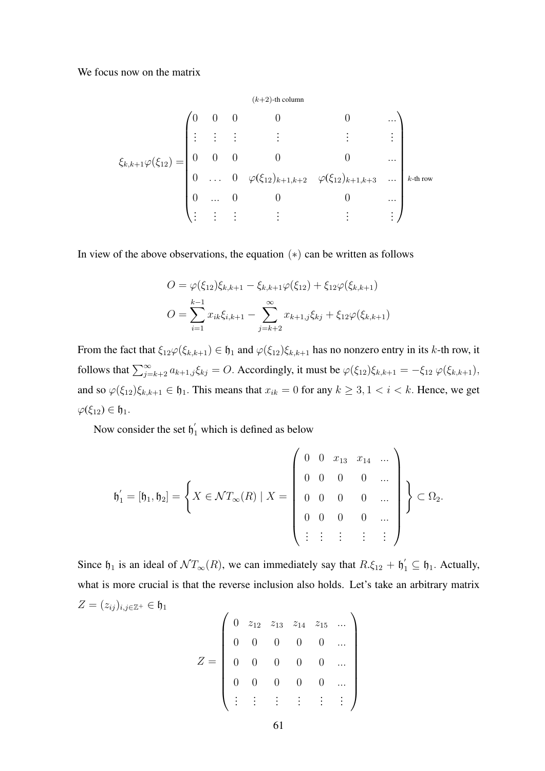We focus now on the matrix

$$
\xi_{k,k+1}\varphi(\xi_{12}) = \begin{pmatrix} 0 & 0 & 0 & 0 & 0 & \dots \\ \vdots & \vdots & \vdots & \vdots & \vdots & \vdots \\ 0 & 0 & 0 & 0 & 0 & \dots \\ 0 & \dots & 0 & \varphi(\xi_{12})_{k+1,k+2} & \varphi(\xi_{12})_{k+1,k+3} & \dots \\ 0 & \dots & 0 & 0 & 0 & \dots \\ \vdots & \vdots & \vdots & \vdots & \vdots & \vdots \end{pmatrix} \begin{matrix} \\ \\ \\ k\text{-th row} \\ \\ \\ \end{matrix}
$$

where the column containing $\varphi(\xi_{12})_{k+1,k+2}$ is the $(k+2)$-th column.

In view of the above observations, the equation $(*)$ can be written as follows

$$
O = \varphi(\xi_{12})\xi_{k,k+1} - \xi_{k,k+1}\varphi(\xi_{12}) + \xi_{12}\varphi(\xi_{k,k+1})
$$

$$
O = \sum_{i=1}^{k-1} x_{ik}\xi_{i,k+1} - \sum_{j=k+2}^{\infty} x_{k+1,j}\xi_{kj} + \xi_{12}\varphi(\xi_{k,k+1})
$$

From the fact that $\xi_{12}\varphi(\xi_{k,k+1}) \in \mathfrak{h}_1$ and $\varphi(\xi_{12})\xi_{k,k+1}$ has no nonzero entry in its $k$-th row, it follows that $\sum_{j=k+2}^{\infty} a_{k+1,j}\xi_{kj} = O$. Accordingly, it must be $\varphi(\xi_{12})\xi_{k,k+1} = -\xi_{12}\,\varphi(\xi_{k,k+1})$, and so $\varphi(\xi_{12})\xi_{k,k+1} \in \mathfrak{h}_1$. This means that $x_{ik} = 0$ for any $k \geq 3, 1 < i < k$. Hence, we get $\varphi(\xi_{12}) \in \mathfrak{h}_1$.

Now consider the set $\mathfrak{h}_1^{'}$ which is defined as below

$$
\mathfrak{h}_1^{'} = [\mathfrak{h}_1, \mathfrak{h}_2] = \left\{ X \in \mathcal{N}T_\infty(R) \mid X = \begin{pmatrix} 0 & 0 & x_{13} & x_{14} & \dots \\ 0 & 0 & 0 & 0 & \dots \\ 0 & 0 & 0 & 0 & \dots \\ 0 & 0 & 0 & 0 & \dots \\ \vdots & \vdots & \vdots & \vdots & \vdots \end{pmatrix} \right\} \subset \Omega_2.
$$

Since $\mathfrak{h}_1$ is an ideal of $\mathcal{N}T_\infty(R)$, we can immediately say that $R.\xi_{12} + \mathfrak{h}_1^{'} \subseteq \mathfrak{h}_1$. Actually, what is more crucial is that the reverse inclusion also holds. Let's take an arbitrary matrix $Z = (z_{ij})_{i,j\in\mathbb{Z}^+} \in \mathfrak{h}_1$

$$
Z = \begin{pmatrix} 0 & z_{12} & z_{13} & z_{14} & z_{15} & \dots \\ 0 & 0 & 0 & 0 & 0 & \dots \\ 0 & 0 & 0 & 0 & 0 & \dots \\ 0 & 0 & 0 & 0 & 0 & \dots \\ \vdots & \vdots & \vdots & \vdots & \vdots & \vdots \end{pmatrix}
$$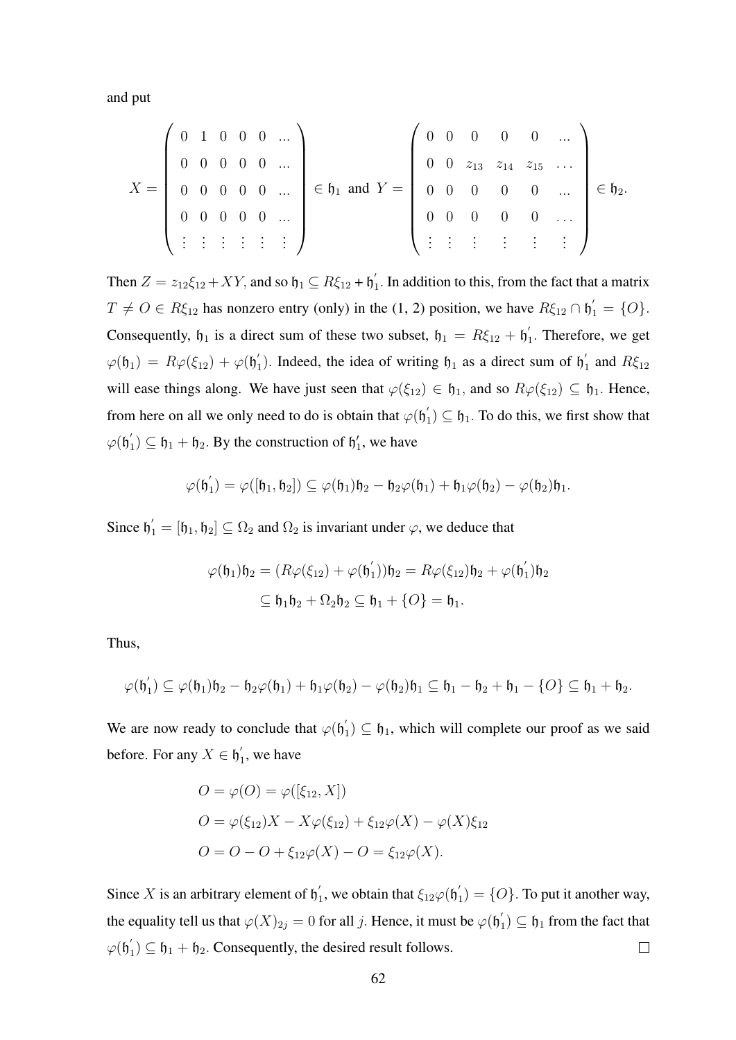and put

$$X = \begin{pmatrix} 0 & 1 & 0 & 0 & 0 & \ldots \\ 0 & 0 & 0 & 0 & 0 & \ldots \\ 0 & 0 & 0 & 0 & 0 & \ldots \\ 0 & 0 & 0 & 0 & 0 & \ldots \\ \vdots & \vdots & \vdots & \vdots & \vdots & \vdots \end{pmatrix} \in \mathfrak{h}_1 \text{ and } Y = \begin{pmatrix} 0 & 0 & 0 & 0 & 0 & \ldots \\ 0 & 0 & z_{13} & z_{14} & z_{15} & \ldots \\ 0 & 0 & 0 & 0 & 0 & \ldots \\ 0 & 0 & 0 & 0 & 0 & \ldots \\ \vdots & \vdots & \vdots & \vdots & \vdots & \vdots \end{pmatrix} \in \mathfrak{h}_2.$$

Then $Z = z_{12}\xi_{12} + XY$, and so $\mathfrak{h}_1 \subseteq R\xi_{12} + \mathfrak{h}_1^{'}$. In addition to this, from the fact that a matrix $T \neq O \in R\xi_{12}$ has nonzero entry (only) in the (1, 2) position, we have $R\xi_{12} \cap \mathfrak{h}_1^{'} = \{O\}$. Consequently, $\mathfrak{h}_1$ is a direct sum of these two subset, $\mathfrak{h}_1 = R\xi_{12} + \mathfrak{h}_1^{'}$. Therefore, we get $\varphi(\mathfrak{h}_1) = R\varphi(\xi_{12}) + \varphi(\mathfrak{h}_1^{'})$. Indeed, the idea of writing $\mathfrak{h}_1$ as a direct sum of $\mathfrak{h}_1^{'}$ and $R\xi_{12}$ will ease things along. We have just seen that $\varphi(\xi_{12}) \in \mathfrak{h}_1$, and so $R\varphi(\xi_{12}) \subseteq \mathfrak{h}_1$. Hence, from here on all we only need to do is obtain that $\varphi(\mathfrak{h}_1^{'}) \subseteq \mathfrak{h}_1$. To do this, we first show that $\varphi(\mathfrak{h}_1^{'}) \subseteq \mathfrak{h}_1 + \mathfrak{h}_2$. By the construction of $\mathfrak{h}_1'$, we have

$$\varphi(\mathfrak{h}_1^{'}) = \varphi([\mathfrak{h}_1, \mathfrak{h}_2]) \subseteq \varphi(\mathfrak{h}_1)\mathfrak{h}_2 - \mathfrak{h}_2\varphi(\mathfrak{h}_1) + \mathfrak{h}_1\varphi(\mathfrak{h}_2) - \varphi(\mathfrak{h}_2)\mathfrak{h}_1.$$

Since $\mathfrak{h}_1^{'} = [\mathfrak{h}_1, \mathfrak{h}_2] \subseteq \Omega_2$ and $\Omega_2$ is invariant under $\varphi$, we deduce that

$$\begin{aligned} \varphi(\mathfrak{h}_1)\mathfrak{h}_2 &= (R\varphi(\xi_{12}) + \varphi(\mathfrak{h}_1^{'}))\mathfrak{h}_2 = R\varphi(\xi_{12})\mathfrak{h}_2 + \varphi(\mathfrak{h}_1^{'})\mathfrak{h}_2 \\ &\subseteq \mathfrak{h}_1\mathfrak{h}_2 + \Omega_2\mathfrak{h}_2 \subseteq \mathfrak{h}_1 + \{O\} = \mathfrak{h}_1. \end{aligned}$$

Thus,

$$\varphi(\mathfrak{h}_1^{'}) \subseteq \varphi(\mathfrak{h}_1)\mathfrak{h}_2 - \mathfrak{h}_2\varphi(\mathfrak{h}_1) + \mathfrak{h}_1\varphi(\mathfrak{h}_2) - \varphi(\mathfrak{h}_2)\mathfrak{h}_1 \subseteq \mathfrak{h}_1 - \mathfrak{h}_2 + \mathfrak{h}_1 - \{O\} \subseteq \mathfrak{h}_1 + \mathfrak{h}_2.$$

We are now ready to conclude that $\varphi(\mathfrak{h}_1^{'}) \subseteq \mathfrak{h}_1$, which will complete our proof as we said before. For any $X \in \mathfrak{h}_1^{'}$, we have

$$\begin{aligned} O &= \varphi(O) = \varphi([\xi_{12}, X]) \\ O &= \varphi(\xi_{12})X - X\varphi(\xi_{12}) + \xi_{12}\varphi(X) - \varphi(X)\xi_{12} \\ O &= O - O + \xi_{12}\varphi(X) - O = \xi_{12}\varphi(X). \end{aligned}$$

Since $X$ is an arbitrary element of $\mathfrak{h}_1^{'}$, we obtain that $\xi_{12}\varphi(\mathfrak{h}_1^{'}) = \{O\}$. To put it another way, the equality tell us that $\varphi(X)_{2j} = 0$ for all $j$. Hence, it must be $\varphi(\mathfrak{h}_1^{'}) \subseteq \mathfrak{h}_1$ from the fact that $\varphi(\mathfrak{h}_1^{'}) \subseteq \mathfrak{h}_1 + \mathfrak{h}_2$. Consequently, the desired result follows. □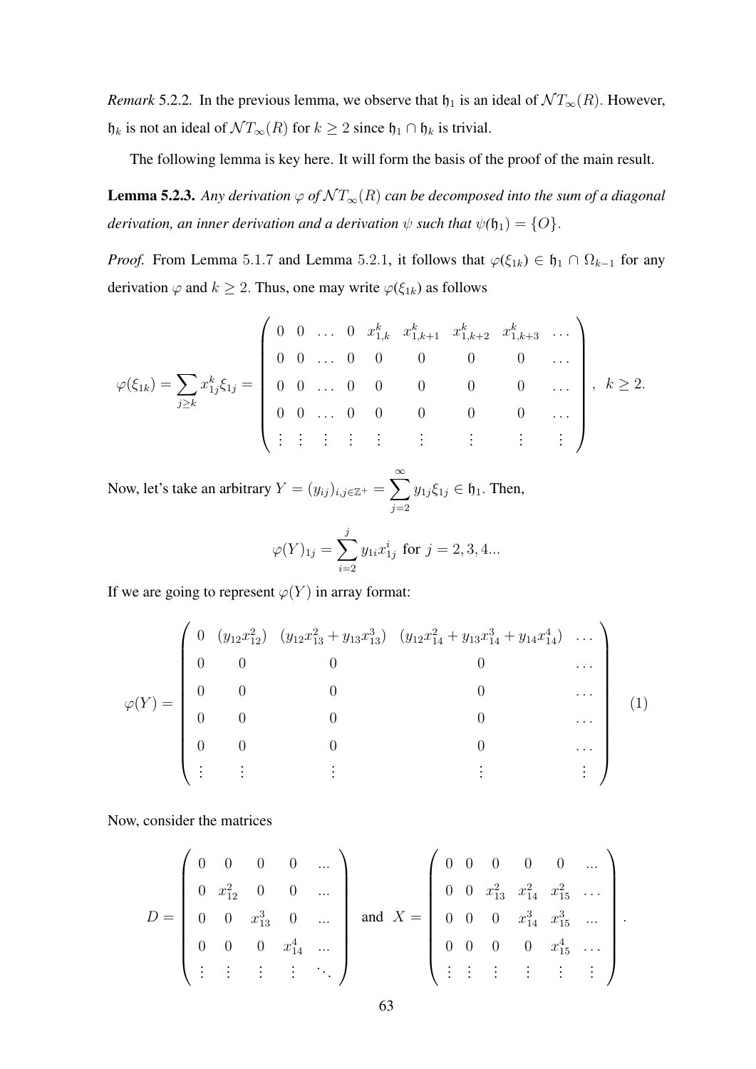*Remark* 5.2.2. In the previous lemma, we observe that $\mathfrak{h}_1$ is an ideal of $\mathcal{N}T_\infty(R)$. However, $\mathfrak{h}_k$ is not an ideal of $\mathcal{N}T_\infty(R)$ for $k \geq 2$ since $\mathfrak{h}_1 \cap \mathfrak{h}_k$ is trivial.

The following lemma is key here. It will form the basis of the proof of the main result.

**Lemma 5.2.3.** *Any derivation $\varphi$ of $\mathcal{N}T_\infty(R)$ can be decomposed into the sum of a diagonal derivation, an inner derivation and a derivation $\psi$ such that $\psi(\mathfrak{h}_1) = \{O\}$.*

*Proof.* From Lemma 5.1.7 and Lemma 5.2.1, it follows that $\varphi(\xi_{1k}) \in \mathfrak{h}_1 \cap \Omega_{k-1}$ for any derivation $\varphi$ and $k \geq 2$. Thus, one may write $\varphi(\xi_{1k})$ as follows

$$\varphi(\xi_{1k}) = \sum_{j \geq k} x_{1j}^k \xi_{1j} = \begin{pmatrix} 0 & 0 & \dots & 0 & x_{1,k}^k & x_{1,k+1}^k & x_{1,k+2}^k & x_{1,k+3}^k & \dots \\ 0 & 0 & \dots & 0 & 0 & 0 & 0 & 0 & \dots \\ 0 & 0 & \dots & 0 & 0 & 0 & 0 & 0 & \dots \\ 0 & 0 & \dots & 0 & 0 & 0 & 0 & 0 & \dots \\ \vdots & \vdots & \vdots & \vdots & \vdots & \vdots & \vdots & \vdots & \vdots \end{pmatrix}, \quad k \geq 2.$$

Now, let's take an arbitrary $Y = (y_{ij})_{i,j \in \mathbb{Z}^+} = \sum_{j=2}^{\infty} y_{1j}\xi_{1j} \in \mathfrak{h}_1$. Then,

$$\varphi(Y)_{1j} = \sum_{i=2}^{j} y_{1i} x_{1j}^i \text{ for } j = 2, 3, 4...$$

If we are going to represent $\varphi(Y)$ in array format:

$$\varphi(Y) = \begin{pmatrix} 0 & (y_{12}x_{12}^2) & (y_{12}x_{13}^2 + y_{13}x_{13}^3) & (y_{12}x_{14}^2 + y_{13}x_{14}^3 + y_{14}x_{14}^4) & \dots \\ 0 & 0 & 0 & 0 & \dots \\ 0 & 0 & 0 & 0 & \dots \\ 0 & 0 & 0 & 0 & \dots \\ 0 & 0 & 0 & 0 & \dots \\ \vdots & \vdots & \vdots & \vdots & \vdots \end{pmatrix} \quad (1)$$

Now, consider the matrices

$$D = \begin{pmatrix} 0 & 0 & 0 & 0 & ... \\ 0 & x_{12}^2 & 0 & 0 & ... \\ 0 & 0 & x_{13}^3 & 0 & ... \\ 0 & 0 & 0 & x_{14}^4 & ... \\ \vdots & \vdots & \vdots & \vdots & \ddots \end{pmatrix} \text{ and } X = \begin{pmatrix} 0 & 0 & 0 & 0 & 0 & ... \\ 0 & 0 & x_{13}^2 & x_{14}^2 & x_{15}^2 & \dots \\ 0 & 0 & 0 & x_{14}^3 & x_{15}^3 & ... \\ 0 & 0 & 0 & 0 & x_{15}^4 & \dots \\ \vdots & \vdots & \vdots & \vdots & \vdots & \vdots \end{pmatrix}.$$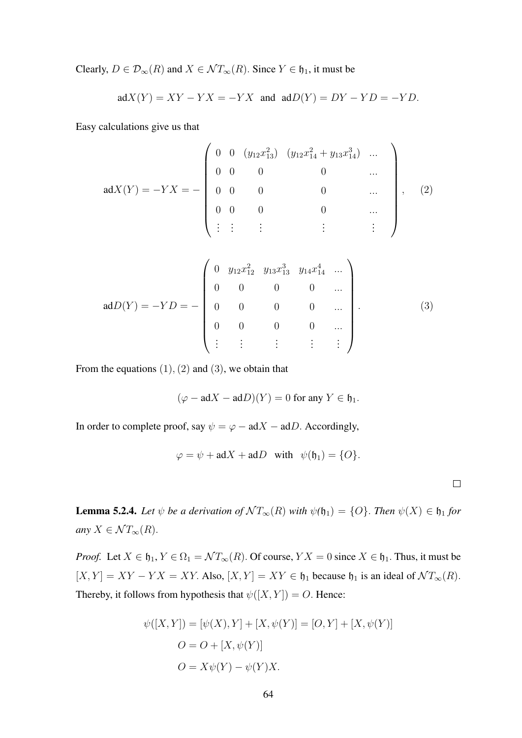Clearly, $D \in \mathcal{D}_\infty(R)$ and $X \in \mathcal{N}T_\infty(R)$. Since $Y \in \mathfrak{h}_1$, it must be

$$\text{ad}X(Y) = XY - YX = -YX \;\text{ and }\; \text{ad}D(Y) = DY - YD = -YD.$$

Easy calculations give us that

$$\text{ad}X(Y) = -YX = -\begin{pmatrix} 0 & 0 & (y_{12}x_{13}^2) & (y_{12}x_{14}^2 + y_{13}x_{14}^3) & \ldots \\ 0 & 0 & 0 & 0 & \ldots \\ 0 & 0 & 0 & 0 & \ldots \\ 0 & 0 & 0 & 0 & \ldots \\ \vdots & \vdots & \vdots & \vdots & \vdots \end{pmatrix}, \qquad (2)$$

$$\text{ad}D(Y) = -YD = -\begin{pmatrix} 0 & y_{12}x_{12}^2 & y_{13}x_{13}^3 & y_{14}x_{14}^4 & \ldots \\ 0 & 0 & 0 & 0 & \ldots \\ 0 & 0 & 0 & 0 & \ldots \\ 0 & 0 & 0 & 0 & \ldots \\ \vdots & \vdots & \vdots & \vdots & \vdots \end{pmatrix}. \qquad (3)$$

From the equations $(1), (2)$ and $(3)$, we obtain that

$$(\varphi - \text{ad}X - \text{ad}D)(Y) = 0 \text{ for any } Y \in \mathfrak{h}_1.$$

In order to complete proof, say $\psi = \varphi - \text{ad}X - \text{ad}D$. Accordingly,

$$\varphi = \psi + \text{ad}X + \text{ad}D \quad \text{with} \quad \psi(\mathfrak{h}_1) = \{O\}.$$

□

**Lemma 5.2.4.** *Let $\psi$ be a derivation of $\mathcal{N}T_\infty(R)$ with $\psi(\mathfrak{h}_1) = \{O\}$. Then $\psi(X) \in \mathfrak{h}_1$ for any $X \in \mathcal{N}T_\infty(R)$.*

*Proof.* Let $X \in \mathfrak{h}_1, Y \in \Omega_1 = \mathcal{N}T_\infty(R)$. Of course, $YX = 0$ since $X \in \mathfrak{h}_1$. Thus, it must be $[X, Y] = XY - YX = XY$. Also, $[X, Y] = XY \in \mathfrak{h}_1$ because $\mathfrak{h}_1$ is an ideal of $\mathcal{N}T_\infty(R)$. Thereby, it follows from hypothesis that $\psi([X, Y]) = O$. Hence:

$$\begin{aligned}
\psi([X, Y]) &= [\psi(X), Y] + [X, \psi(Y)] = [O, Y] + [X, \psi(Y)] \\
O &= O + [X, \psi(Y)] \\
O &= X\psi(Y) - \psi(Y)X.
\end{aligned}$$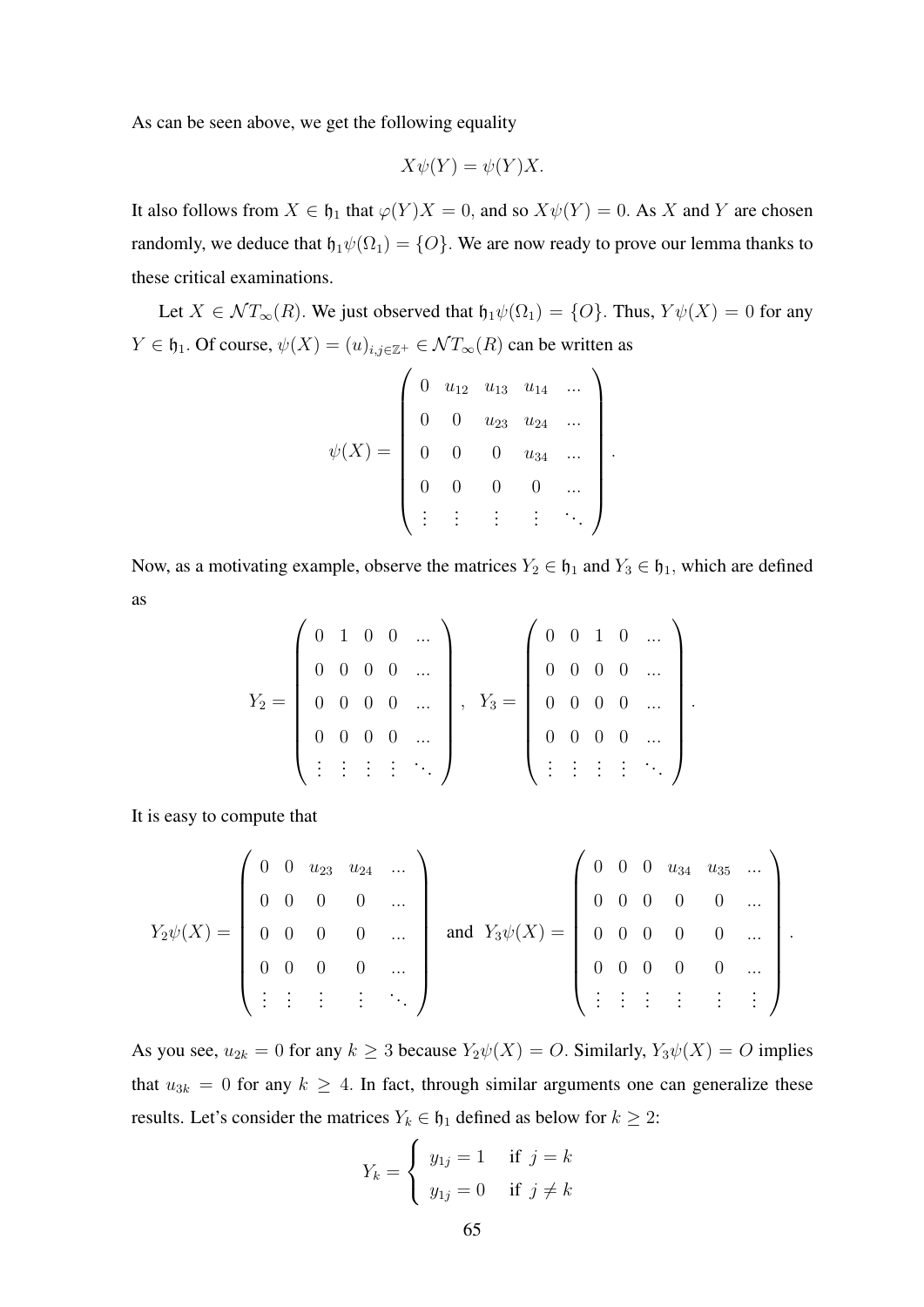As can be seen above, we get the following equality

$$X\psi(Y) = \psi(Y)X.$$

It also follows from $X \in \mathfrak{h}_1$ that $\varphi(Y)X = 0$, and so $X\psi(Y) = 0$. As $X$ and $Y$ are chosen randomly, we deduce that $\mathfrak{h}_1\psi(\Omega_1) = \{O\}$. We are now ready to prove our lemma thanks to these critical examinations.

Let $X \in \mathcal{NT}_\infty(R)$. We just observed that $\mathfrak{h}_1\psi(\Omega_1) = \{O\}$. Thus, $Y\psi(X) = 0$ for any $Y \in \mathfrak{h}_1$. Of course, $\psi(X) = (u)_{i,j\in\mathbb{Z}^+} \in \mathcal{NT}_\infty(R)$ can be written as

$$\psi(X) = \begin{pmatrix} 0 & u_{12} & u_{13} & u_{14} & \dots \\ 0 & 0 & u_{23} & u_{24} & \dots \\ 0 & 0 & 0 & u_{34} & \dots \\ 0 & 0 & 0 & 0 & \dots \\ \vdots & \vdots & \vdots & \vdots & \ddots \end{pmatrix}.$$

Now, as a motivating example, observe the matrices $Y_2 \in \mathfrak{h}_1$ and $Y_3 \in \mathfrak{h}_1$, which are defined as

$$Y_2 = \begin{pmatrix} 0 & 1 & 0 & 0 & \dots \\ 0 & 0 & 0 & 0 & \dots \\ 0 & 0 & 0 & 0 & \dots \\ 0 & 0 & 0 & 0 & \dots \\ \vdots & \vdots & \vdots & \vdots & \ddots \end{pmatrix}, \quad Y_3 = \begin{pmatrix} 0 & 0 & 1 & 0 & \dots \\ 0 & 0 & 0 & 0 & \dots \\ 0 & 0 & 0 & 0 & \dots \\ 0 & 0 & 0 & 0 & \dots \\ \vdots & \vdots & \vdots & \vdots & \ddots \end{pmatrix}.$$

It is easy to compute that

$$Y_2\psi(X) = \begin{pmatrix} 0 & 0 & u_{23} & u_{24} & \dots \\ 0 & 0 & 0 & 0 & \dots \\ 0 & 0 & 0 & 0 & \dots \\ 0 & 0 & 0 & 0 & \dots \\ \vdots & \vdots & \vdots & \vdots & \ddots \end{pmatrix} \quad \text{and} \quad Y_3\psi(X) = \begin{pmatrix} 0 & 0 & 0 & u_{34} & u_{35} & \dots \\ 0 & 0 & 0 & 0 & 0 & \dots \\ 0 & 0 & 0 & 0 & 0 & \dots \\ 0 & 0 & 0 & 0 & 0 & \dots \\ \vdots & \vdots & \vdots & \vdots & \vdots & \vdots \end{pmatrix}.$$

As you see, $u_{2k} = 0$ for any $k \geq 3$ because $Y_2\psi(X) = O$. Similarly, $Y_3\psi(X) = O$ implies that $u_{3k} = 0$ for any $k \geq 4$. In fact, through similar arguments one can generalize these results. Let's consider the matrices $Y_k \in \mathfrak{h}_1$ defined as below for $k \geq 2$:

$$Y_k = \begin{cases} y_{1j} = 1 & \text{if } j = k \\ y_{1j} = 0 & \text{if } j \neq k \end{cases}$$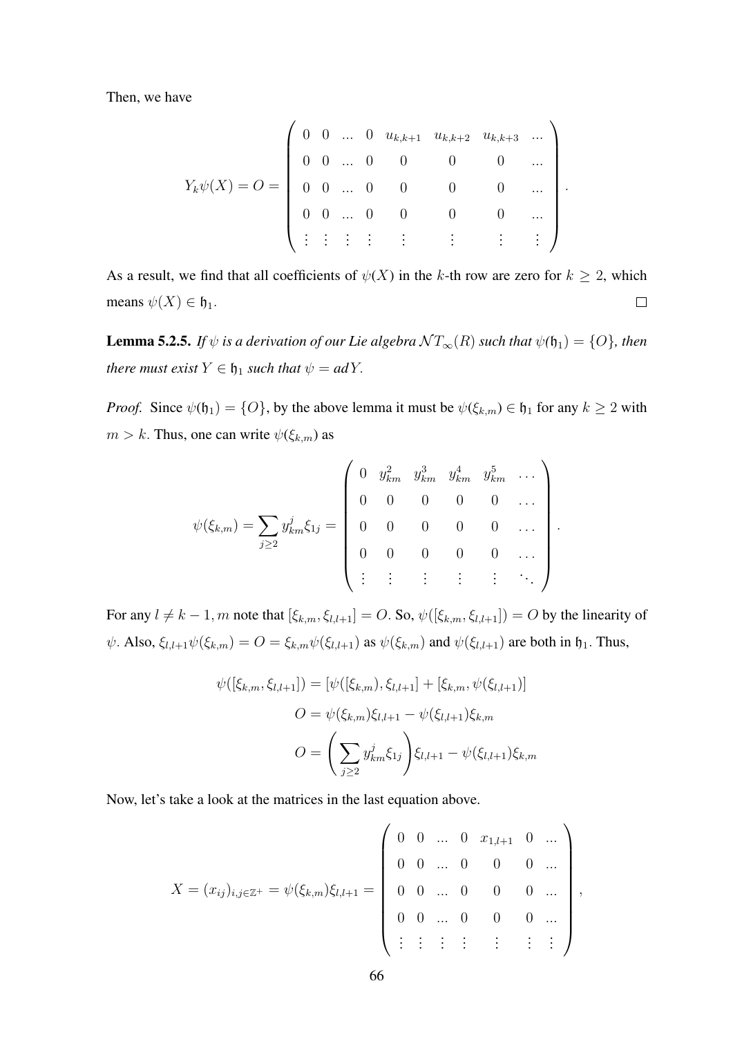Then, we have

$$
Y_k\psi(X) = O = \begin{pmatrix} 0 & 0 & ... & 0 & u_{k,k+1} & u_{k,k+2} & u_{k,k+3} & ... \\ 0 & 0 & ... & 0 & 0 & 0 & 0 & ... \\ 0 & 0 & ... & 0 & 0 & 0 & 0 & ... \\ 0 & 0 & ... & 0 & 0 & 0 & 0 & ... \\ \vdots & \vdots & \vdots & \vdots & \vdots & \vdots & \vdots & \vdots \end{pmatrix}.
$$

As a result, we find that all coefficients of $\psi(X)$ in the $k$-th row are zero for $k \geq 2$, which means $\psi(X) \in \mathfrak{h}_1$. □

**Lemma 5.2.5.** *If $\psi$ is a derivation of our Lie algebra $\mathcal{N}T_\infty(R)$ such that $\psi(\mathfrak{h}_1) = \{O\}$, then there must exist $Y \in \mathfrak{h}_1$ such that $\psi = adY$.*

*Proof.* Since $\psi(\mathfrak{h}_1) = \{O\}$, by the above lemma it must be $\psi(\xi_{k,m}) \in \mathfrak{h}_1$ for any $k \geq 2$ with $m > k$. Thus, one can write $\psi(\xi_{k,m})$ as

$$
\psi(\xi_{k,m}) = \sum_{j\geq 2} y^j_{km}\xi_{1j} = \begin{pmatrix} 0 & y^2_{km} & y^3_{km} & y^4_{km} & y^5_{km} & \dots \\ 0 & 0 & 0 & 0 & 0 & \dots \\ 0 & 0 & 0 & 0 & 0 & \dots \\ 0 & 0 & 0 & 0 & 0 & \dots \\ \vdots & \vdots & \vdots & \vdots & \vdots & \ddots \end{pmatrix}.
$$

For any $l \neq k-1, m$ note that $[\xi_{k,m}, \xi_{l,l+1}] = O$. So, $\psi([\xi_{k,m}, \xi_{l,l+1}]) = O$ by the linearity of $\psi$. Also, $\xi_{l,l+1}\psi(\xi_{k,m}) = O = \xi_{k,m}\psi(\xi_{l,l+1})$ as $\psi(\xi_{k,m})$ and $\psi(\xi_{l,l+1})$ are both in $\mathfrak{h}_1$. Thus,

$$
\begin{aligned}
\psi([\xi_{k,m}, \xi_{l,l+1}]) &= [\psi([\xi_{k,m}), \xi_{l,l+1}] + [\xi_{k,m}, \psi(\xi_{l,l+1})] \\
O &= \psi(\xi_{k,m})\xi_{l,l+1} - \psi(\xi_{l,l+1})\xi_{k,m} \\
O &= \left(\sum_{j\geq 2} y^j_{km}\xi_{1j}\right)\xi_{l,l+1} - \psi(\xi_{l,l+1})\xi_{k,m}
\end{aligned}
$$

Now, let's take a look at the matrices in the last equation above.

$$
X = (x_{ij})_{i,j\in\mathbb{Z}^+} = \psi(\xi_{k,m})\xi_{l,l+1} = \begin{pmatrix} 0 & 0 & ... & 0 & x_{1,l+1} & 0 & ... \\ 0 & 0 & ... & 0 & 0 & 0 & ... \\ 0 & 0 & ... & 0 & 0 & 0 & ... \\ 0 & 0 & ... & 0 & 0 & 0 & ... \\ \vdots & \vdots & \vdots & \vdots & \vdots & \vdots & \vdots \end{pmatrix},
$$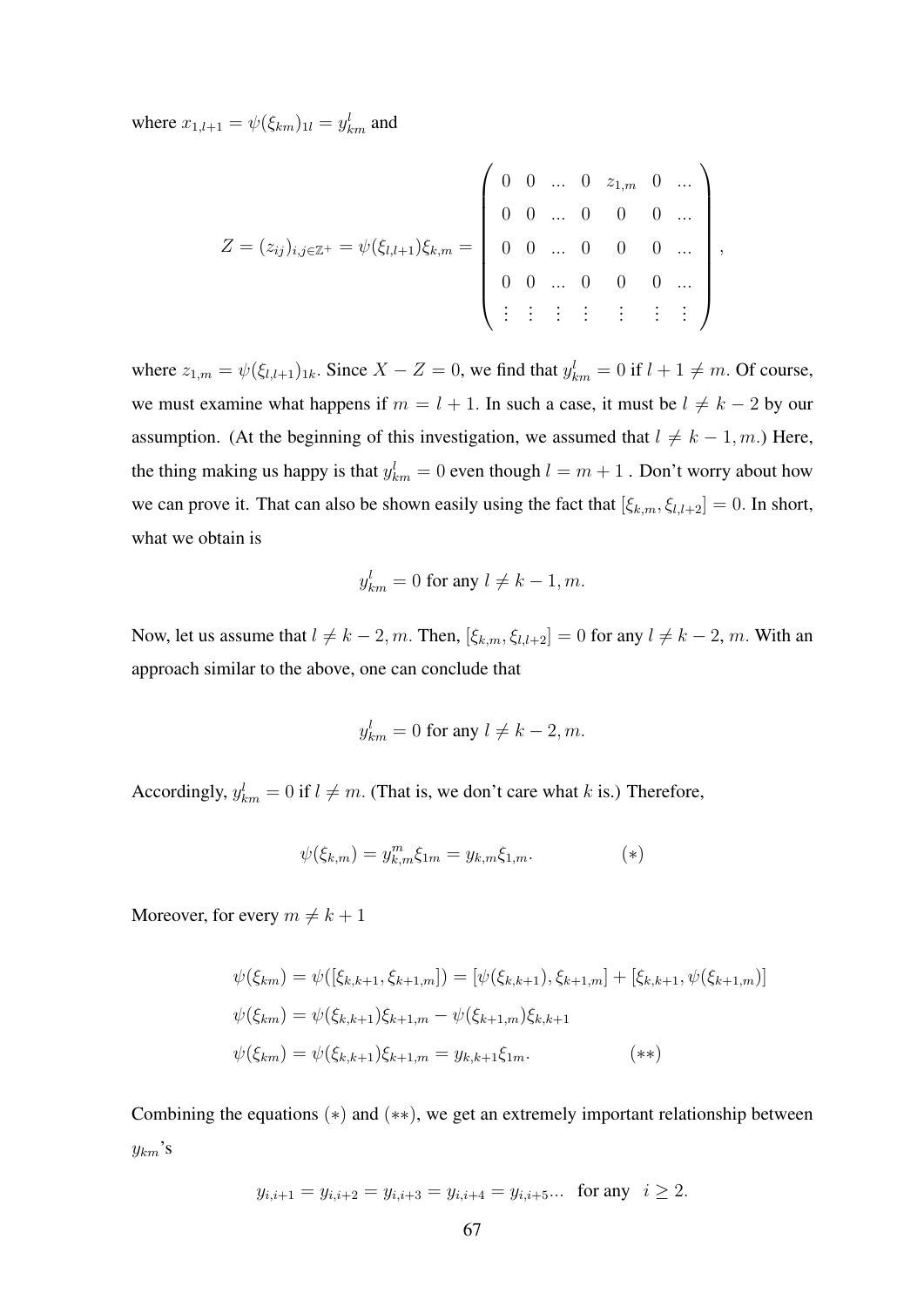where $x_{1,l+1} = \psi(\xi_{km})_{1l} = y^l_{km}$ and

$$Z = (z_{ij})_{i,j\in\mathbb{Z}^+} = \psi(\xi_{l,l+1})\xi_{k,m} = \begin{pmatrix} 0 & 0 & ... & 0 & z_{1,m} & 0 & ... \\ 0 & 0 & ... & 0 & 0 & 0 & ... \\ 0 & 0 & ... & 0 & 0 & 0 & ... \\ 0 & 0 & ... & 0 & 0 & 0 & ... \\ \vdots & \vdots & \vdots & \vdots & \vdots & \vdots & \vdots \end{pmatrix},$$

where $z_{1,m} = \psi(\xi_{l,l+1})_{1k}$. Since $X - Z = 0$, we find that $y^l_{km} = 0$ if $l + 1 \neq m$. Of course, we must examine what happens if $m = l + 1$. In such a case, it must be $l \neq k - 2$ by our assumption. (At the beginning of this investigation, we assumed that $l \neq k - 1, m$.) Here, the thing making us happy is that $y^l_{km} = 0$ even though $l = m + 1$ . Don't worry about how we can prove it. That can also be shown easily using the fact that $[\xi_{k,m}, \xi_{l,l+2}] = 0$. In short, what we obtain is

$$y^l_{km} = 0 \text{ for any } l \neq k - 1, m.$$

Now, let us assume that $l \neq k - 2, m$. Then, $[\xi_{k,m}, \xi_{l,l+2}] = 0$ for any $l \neq k - 2$, $m$. With an approach similar to the above, one can conclude that

$$y^l_{km} = 0 \text{ for any } l \neq k - 2, m.$$

Accordingly, $y^l_{km} = 0$ if $l \neq m$. (That is, we don't care what $k$ is.) Therefore,

$$\psi(\xi_{k,m}) = y^m_{k,m}\xi_{1m} = y_{k,m}\xi_{1,m}. \qquad (*)$$

Moreover, for every $m \neq k + 1$

$$\begin{aligned}
\psi(\xi_{km}) &= \psi([\xi_{k,k+1}, \xi_{k+1,m}]) = [\psi(\xi_{k,k+1}), \xi_{k+1,m}] + [\xi_{k,k+1}, \psi(\xi_{k+1,m})] \\
\psi(\xi_{km}) &= \psi(\xi_{k,k+1})\xi_{k+1,m} - \psi(\xi_{k+1,m})\xi_{k,k+1} \\
\psi(\xi_{km}) &= \psi(\xi_{k,k+1})\xi_{k+1,m} = y_{k,k+1}\xi_{1m}. \qquad (**)
\end{aligned}$$

Combining the equations $(*)$ and $(**)$, we get an extremely important relationship between $y_{km}$'s

$$y_{i,i+1} = y_{i,i+2} = y_{i,i+3} = y_{i,i+4} = y_{i,i+5}... \quad \text{for any} \quad i \geq 2.$$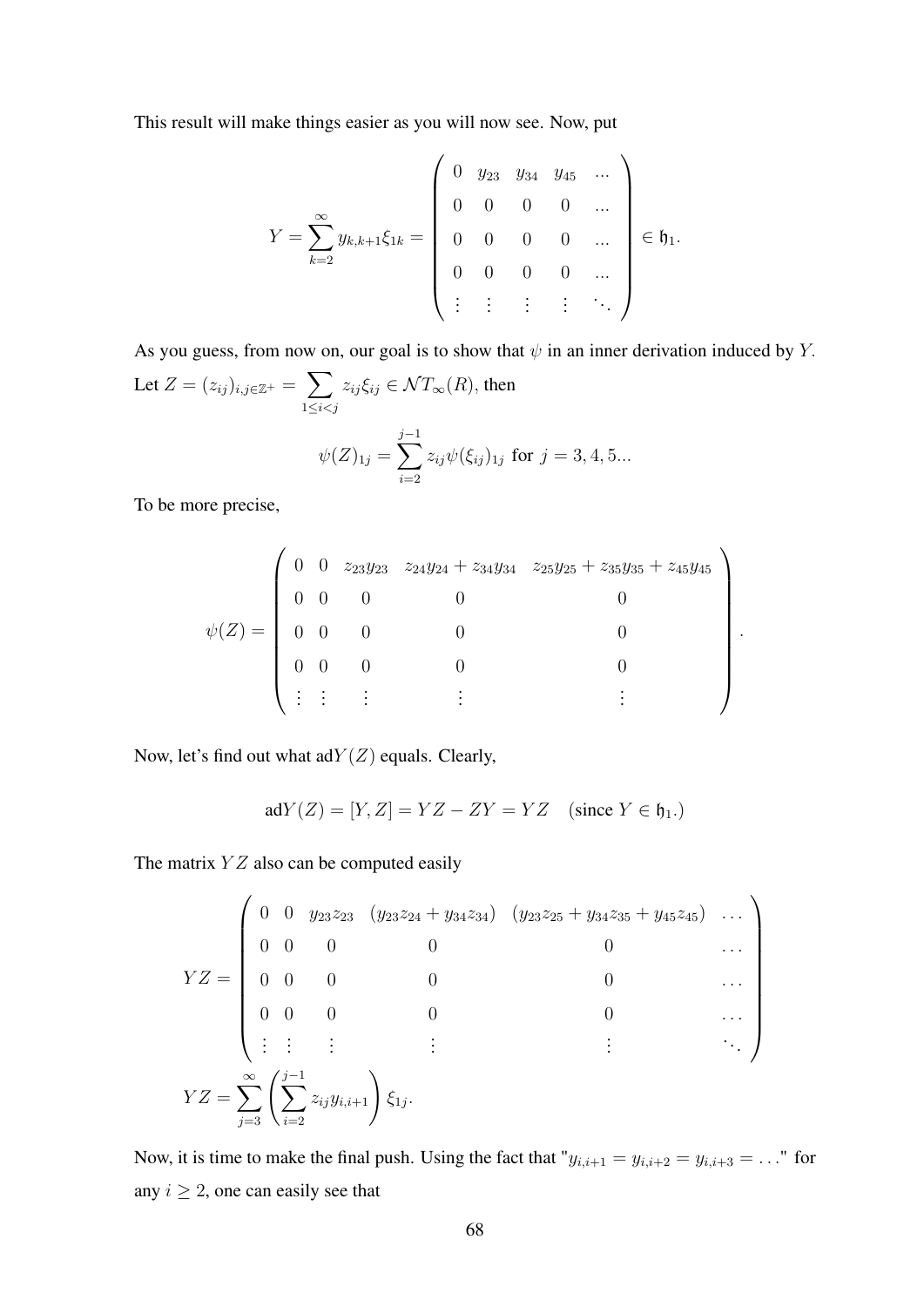This result will make things easier as you will now see. Now, put

$$Y = \sum_{k=2}^{\infty} y_{k,k+1}\xi_{1k} = \begin{pmatrix} 0 & y_{23} & y_{34} & y_{45} & ... \\ 0 & 0 & 0 & 0 & ... \\ 0 & 0 & 0 & 0 & ... \\ 0 & 0 & 0 & 0 & ... \\ \vdots & \vdots & \vdots & \vdots & \ddots \end{pmatrix} \in \mathfrak{h}_1.$$

As you guess, from now on, our goal is to show that $\psi$ in an inner derivation induced by $Y$.

Let $Z = (z_{ij})_{i,j \in \mathbb{Z}^+} = \sum_{1 \leq i < j} z_{ij}\xi_{ij} \in \mathcal{N}T_\infty(R)$, then

$$\psi(Z)_{1j} = \sum_{i=2}^{j-1} z_{ij}\psi(\xi_{ij})_{1j} \text{ for } j = 3, 4, 5...$$

To be more precise,

$$\psi(Z) = \begin{pmatrix} 0 & 0 & z_{23}y_{23} & z_{24}y_{24} + z_{34}y_{34} & z_{25}y_{25} + z_{35}y_{35} + z_{45}y_{45} \\ 0 & 0 & 0 & 0 & 0 \\ 0 & 0 & 0 & 0 & 0 \\ 0 & 0 & 0 & 0 & 0 \\ \vdots & \vdots & \vdots & \vdots & \vdots \end{pmatrix}.$$

Now, let's find out what $\text{ad}Y(Z)$ equals. Clearly,

$$\text{ad}Y(Z) = [Y, Z] = YZ - ZY = YZ \quad (\text{since } Y \in \mathfrak{h}_1.)$$

The matrix $YZ$ also can be computed easily

$$YZ = \begin{pmatrix} 0 & 0 & y_{23}z_{23} & (y_{23}z_{24} + y_{34}z_{34}) & (y_{23}z_{25} + y_{34}z_{35} + y_{45}z_{45}) & \dots \\ 0 & 0 & 0 & 0 & 0 & \dots \\ 0 & 0 & 0 & 0 & 0 & \dots \\ 0 & 0 & 0 & 0 & 0 & \dots \\ \vdots & \vdots & \vdots & \vdots & \vdots & \ddots \end{pmatrix}$$

$$YZ = \sum_{j=3}^{\infty} \left( \sum_{i=2}^{j-1} z_{ij}y_{i,i+1} \right) \xi_{1j}.$$

Now, it is time to make the final push. Using the fact that "$y_{i,i+1} = y_{i,i+2} = y_{i,i+3} = \dots$" for any $i \geq 2$, one can easily see that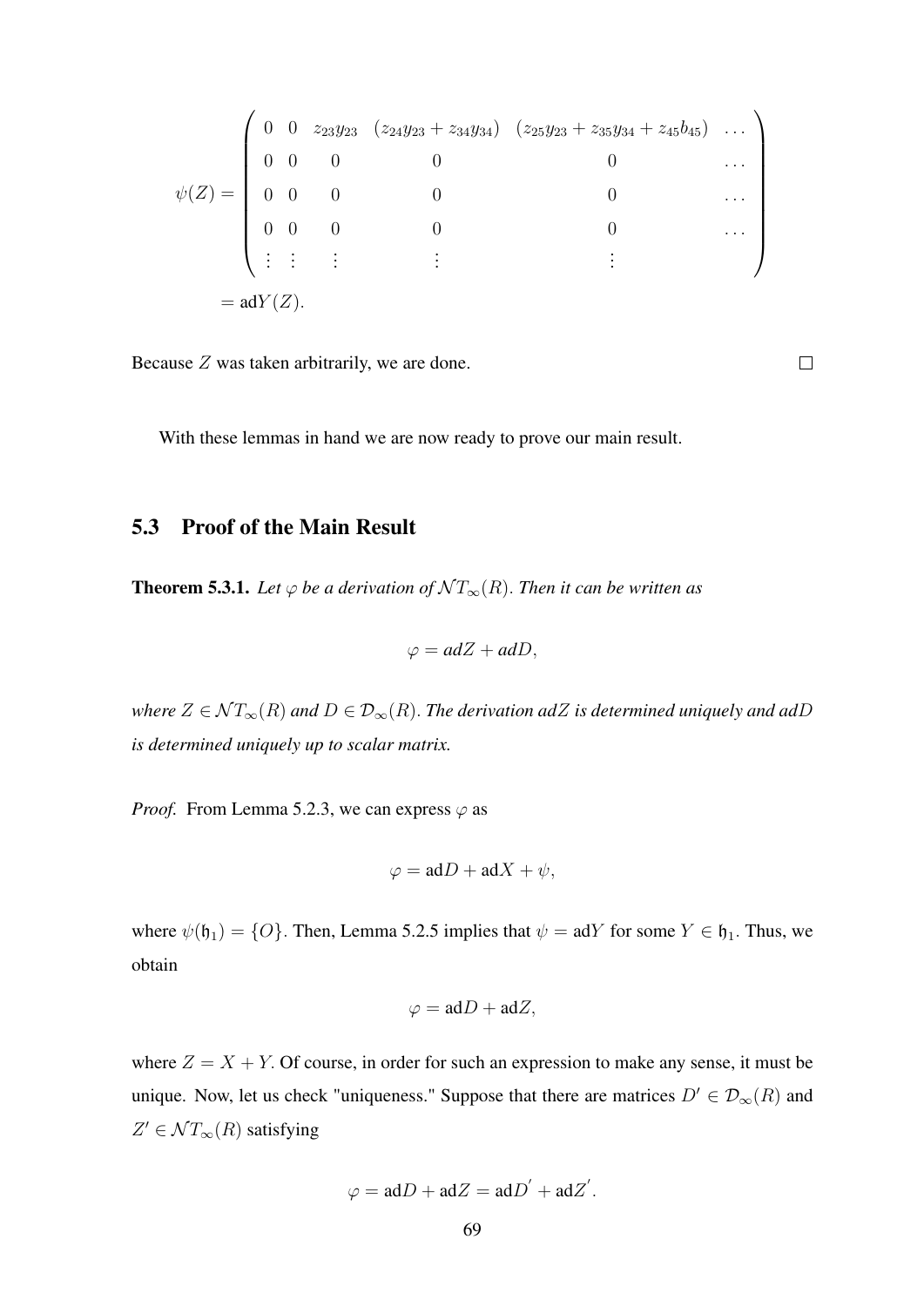$$
\psi(Z) = \begin{pmatrix} 0 & 0 & z_{23}y_{23} & (z_{24}y_{23} + z_{34}y_{34}) & (z_{25}y_{23} + z_{35}y_{34} + z_{45}b_{45}) & \dots \\ 0 & 0 & 0 & 0 & 0 & \dots \\ 0 & 0 & 0 & 0 & 0 & \dots \\ 0 & 0 & 0 & 0 & 0 & \dots \\ \vdots & \vdots & \vdots & \vdots & \vdots & \end{pmatrix}
$$

$$
= \text{ad}Y(Z).
$$

Because $Z$ was taken arbitrarily, we are done. □

With these lemmas in hand we are now ready to prove our main result.

## 5.3 Proof of the Main Result

**Theorem 5.3.1.** *Let $\varphi$ be a derivation of $\mathcal{N}T_\infty(R)$. Then it can be written as*

$$
\varphi = adZ + adD,
$$

*where $Z \in \mathcal{N}T_\infty(R)$ and $D \in \mathcal{D}_\infty(R)$. The derivation $adZ$ is determined uniquely and $adD$ is determined uniquely up to scalar matrix.*

*Proof.* From Lemma 5.2.3, we can express $\varphi$ as

$$
\varphi = \text{ad}D + \text{ad}X + \psi,
$$

where $\psi(\mathfrak{h}_1) = \{O\}$. Then, Lemma 5.2.5 implies that $\psi = \text{ad}Y$ for some $Y \in \mathfrak{h}_1$. Thus, we obtain

$$
\varphi = \text{ad}D + \text{ad}Z,
$$

where $Z = X + Y$. Of course, in order for such an expression to make any sense, it must be unique. Now, let us check "uniqueness." Suppose that there are matrices $D' \in \mathcal{D}_\infty(R)$ and $Z' \in \mathcal{N}T_\infty(R)$ satisfying

$$
\varphi = \text{ad}D + \text{ad}Z = \text{ad}D^{'} + \text{ad}Z^{'}.
$$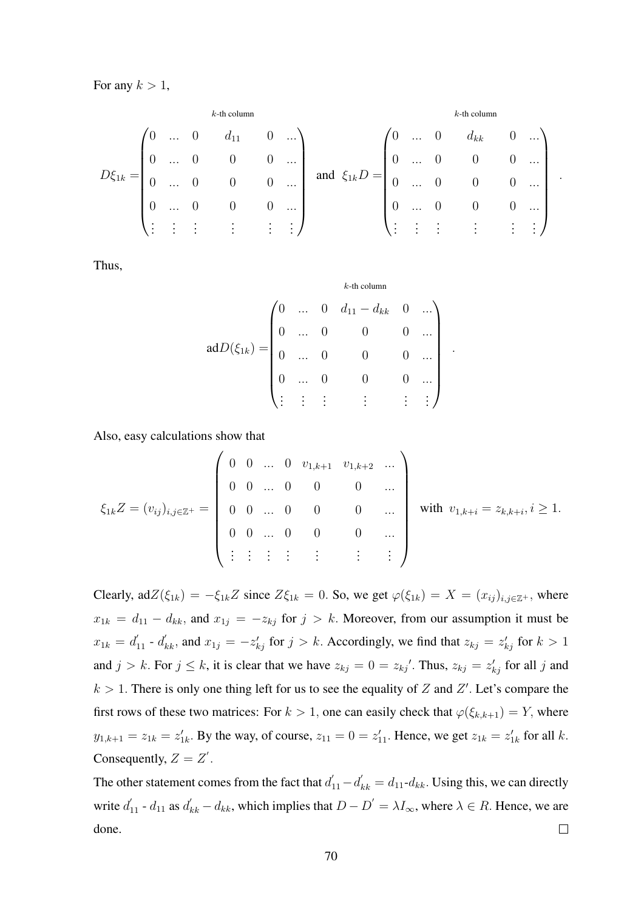For any $k > 1$,

$$D\xi_{1k} = \begin{pmatrix} 0 & \dots & 0 & d_{11} & 0 & \dots \\ 0 & \dots & 0 & 0 & 0 & \dots \\ 0 & \dots & 0 & 0 & 0 & \dots \\ 0 & \dots & 0 & 0 & 0 & \dots \\ \vdots & \vdots & \vdots & \vdots & \vdots & \vdots \end{pmatrix} \text{ and } \xi_{1k}D = \begin{pmatrix} 0 & \dots & 0 & d_{kk} & 0 & \dots \\ 0 & \dots & 0 & 0 & 0 & \dots \\ 0 & \dots & 0 & 0 & 0 & \dots \\ 0 & \dots & 0 & 0 & 0 & \dots \\ \vdots & \vdots & \vdots & \vdots & \vdots & \vdots \end{pmatrix}.$$

(where $d_{11}$ and $d_{kk}$ appear in the $k$-th column)

Thus,

$$\text{ad}D(\xi_{1k}) = \begin{pmatrix} 0 & \dots & 0 & d_{11} - d_{kk} & 0 & \dots \\ 0 & \dots & 0 & 0 & 0 & \dots \\ 0 & \dots & 0 & 0 & 0 & \dots \\ 0 & \dots & 0 & 0 & 0 & \dots \\ \vdots & \vdots & \vdots & \vdots & \vdots & \vdots \end{pmatrix}.$$

(where $d_{11} - d_{kk}$ appears in the $k$-th column)

Also, easy calculations show that

$$\xi_{1k}Z = (v_{ij})_{i,j\in\mathbb{Z}^+} = \begin{pmatrix} 0 & 0 & \dots & 0 & v_{1,k+1} & v_{1,k+2} & \dots \\ 0 & 0 & \dots & 0 & 0 & 0 & \dots \\ 0 & 0 & \dots & 0 & 0 & 0 & \dots \\ 0 & 0 & \dots & 0 & 0 & 0 & \dots \\ \vdots & \vdots & \vdots & \vdots & \vdots & \vdots & \vdots \end{pmatrix} \text{ with } v_{1,k+i} = z_{k,k+i}, i \geq 1.$$

Clearly, $\text{ad}Z(\xi_{1k}) = -\xi_{1k}Z$ since $Z\xi_{1k} = 0$. So, we get $\varphi(\xi_{1k}) = X = (x_{ij})_{i,j\in\mathbb{Z}^+}$, where $x_{1k} = d_{11} - d_{kk}$, and $x_{1j} = -z_{kj}$ for $j > k$. Moreover, from our assumption it must be $x_{1k} = d'_{11}$ - $d'_{kk}$, and $x_{1j} = -z'_{kj}$ for $j > k$. Accordingly, we find that $z_{kj} = z'_{kj}$ for $k > 1$ and $j > k$. For $j \leq k$, it is clear that we have $z_{kj} = 0 = z_{kj}'$. Thus, $z_{kj} = z'_{kj}$ for all $j$ and $k > 1$. There is only one thing left for us to see the equality of $Z$ and $Z'$. Let's compare the first rows of these two matrices: For $k > 1$, one can easily check that $\varphi(\xi_{k,k+1}) = Y$, where $y_{1,k+1} = z_{1k} = z'_{1k}$. By the way, of course, $z_{11} = 0 = z'_{11}$. Hence, we get $z_{1k} = z'_{1k}$ for all $k$. Consequently, $Z = Z'$.

The other statement comes from the fact that $d'_{11} - d'_{kk} = d_{11}$-$d_{kk}$. Using this, we can directly write $d'_{11}$ - $d_{11}$ as $d'_{kk} - d_{kk}$, which implies that $D - D' = \lambda I_\infty$, where $\lambda \in R$. Hence, we are done. $\square$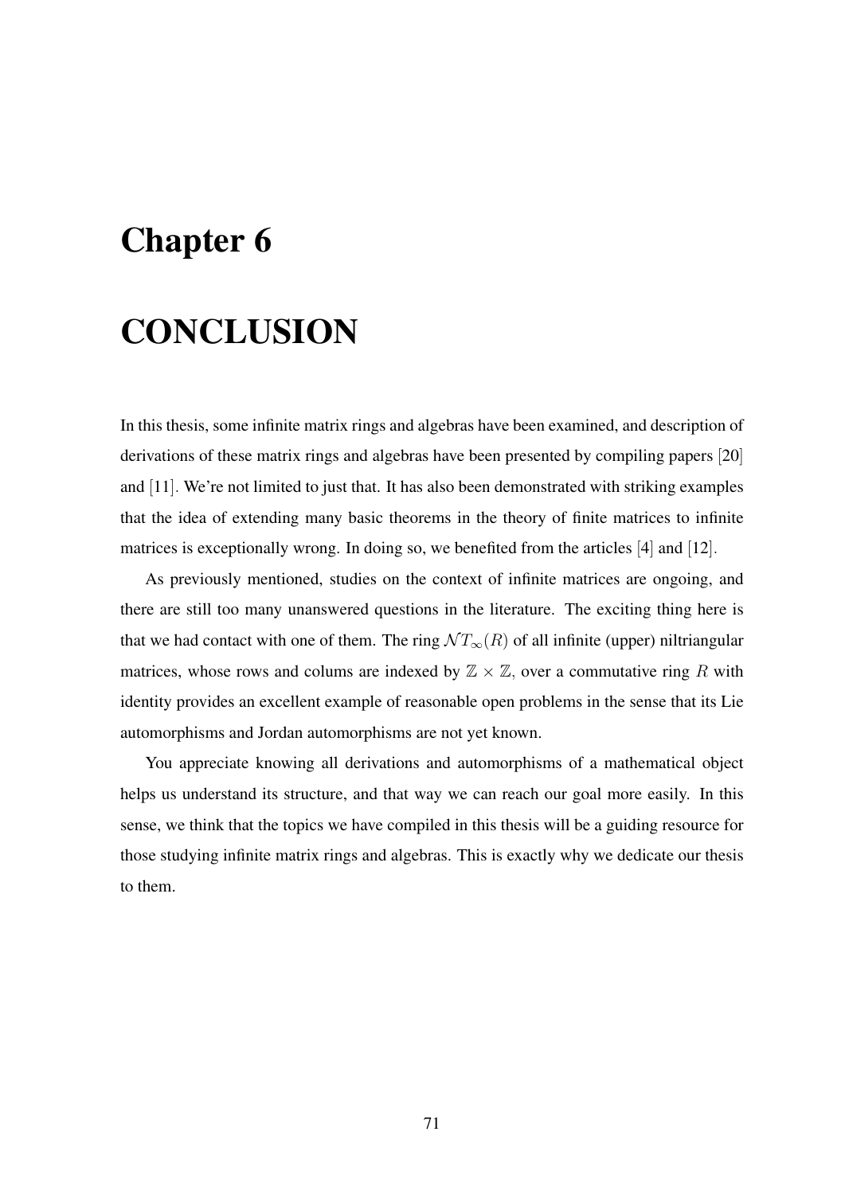# Chapter 6

# CONCLUSION

In this thesis, some infinite matrix rings and algebras have been examined, and description of derivations of these matrix rings and algebras have been presented by compiling papers [20] and [11]. We're not limited to just that. It has also been demonstrated with striking examples that the idea of extending many basic theorems in the theory of finite matrices to infinite matrices is exceptionally wrong. In doing so, we benefited from the articles [4] and [12].

As previously mentioned, studies on the context of infinite matrices are ongoing, and there are still too many unanswered questions in the literature. The exciting thing here is that we had contact with one of them. The ring $\mathcal{N}T_\infty(R)$ of all infinite (upper) niltriangular matrices, whose rows and colums are indexed by $\mathbb{Z} \times \mathbb{Z}$, over a commutative ring $R$ with identity provides an excellent example of reasonable open problems in the sense that its Lie automorphisms and Jordan automorphisms are not yet known.

You appreciate knowing all derivations and automorphisms of a mathematical object helps us understand its structure, and that way we can reach our goal more easily. In this sense, we think that the topics we have compiled in this thesis will be a guiding resource for those studying infinite matrix rings and algebras. This is exactly why we dedicate our thesis to them.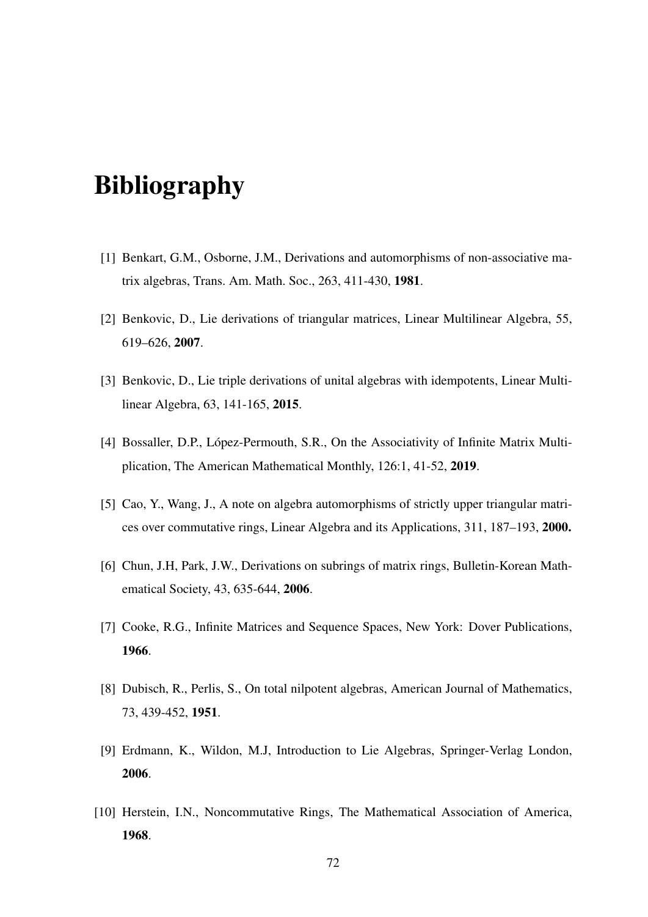# Bibliography

[1] Benkart, G.M., Osborne, J.M., Derivations and automorphisms of non-associative matrix algebras, Trans. Am. Math. Soc., 263, 411-430, **1981**.

[2] Benkovic, D., Lie derivations of triangular matrices, Linear Multilinear Algebra, 55, 619–626, **2007**.

[3] Benkovic, D., Lie triple derivations of unital algebras with idempotents, Linear Multilinear Algebra, 63, 141-165, **2015**.

[4] Bossaller, D.P., López-Permouth, S.R., On the Associativity of Infinite Matrix Multiplication, The American Mathematical Monthly, 126:1, 41-52, **2019**.

[5] Cao, Y., Wang, J., A note on algebra automorphisms of strictly upper triangular matrices over commutative rings, Linear Algebra and its Applications, 311, 187–193, **2000.**

[6] Chun, J.H, Park, J.W., Derivations on subrings of matrix rings, Bulletin-Korean Mathematical Society, 43, 635-644, **2006**.

[7] Cooke, R.G., Infinite Matrices and Sequence Spaces, New York: Dover Publications, **1966**.

[8] Dubisch, R., Perlis, S., On total nilpotent algebras, American Journal of Mathematics, 73, 439-452, **1951**.

[9] Erdmann, K., Wildon, M.J, Introduction to Lie Algebras, Springer-Verlag London, **2006**.

[10] Herstein, I.N., Noncommutative Rings, The Mathematical Association of America, **1968**.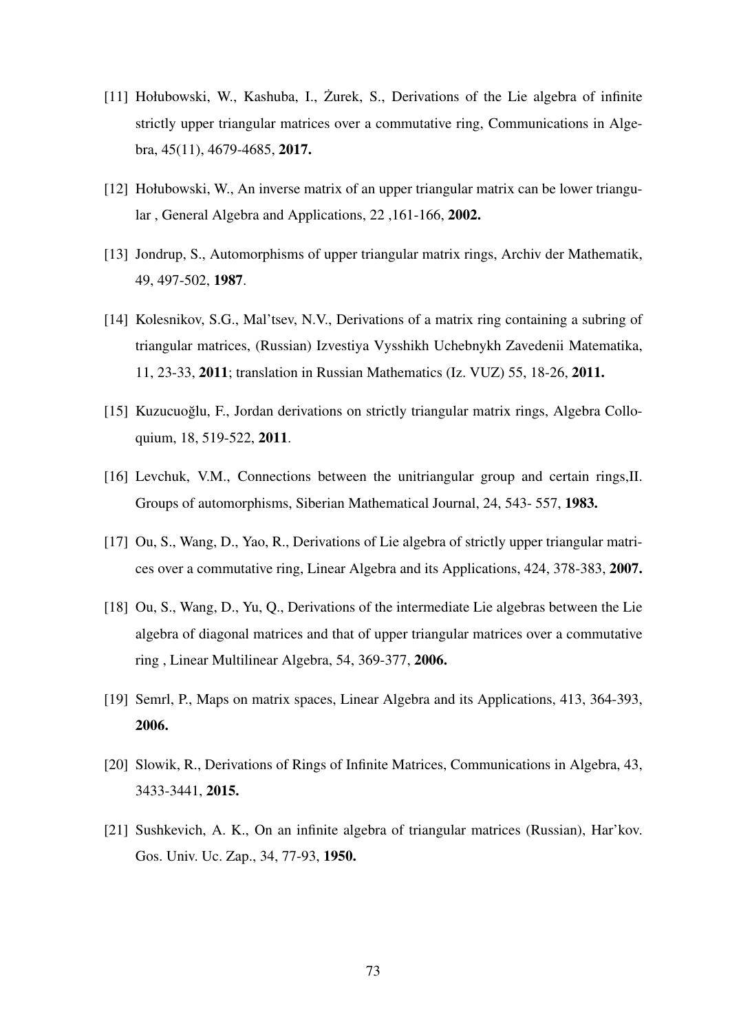[11] Hołubowski, W., Kashuba, I., Żurek, S., Derivations of the Lie algebra of infinite strictly upper triangular matrices over a commutative ring, Communications in Algebra, 45(11), 4679-4685, **2017.**

[12] Hołubowski, W., An inverse matrix of an upper triangular matrix can be lower triangular , General Algebra and Applications, 22 ,161-166, **2002.**

[13] Jondrup, S., Automorphisms of upper triangular matrix rings, Archiv der Mathematik, 49, 497-502, **1987**.

[14] Kolesnikov, S.G., Mal'tsev, N.V., Derivations of a matrix ring containing a subring of triangular matrices, (Russian) Izvestiya Vysshikh Uchebnykh Zavedenii Matematika, 11, 23-33, **2011**; translation in Russian Mathematics (Iz. VUZ) 55, 18-26, **2011.**

[15] Kuzucuoğlu, F., Jordan derivations on strictly triangular matrix rings, Algebra Colloquium, 18, 519-522, **2011**.

[16] Levchuk, V.M., Connections between the unitriangular group and certain rings,II. Groups of automorphisms, Siberian Mathematical Journal, 24, 543- 557, **1983.**

[17] Ou, S., Wang, D., Yao, R., Derivations of Lie algebra of strictly upper triangular matrices over a commutative ring, Linear Algebra and its Applications, 424, 378-383, **2007.**

[18] Ou, S., Wang, D., Yu, Q., Derivations of the intermediate Lie algebras between the Lie algebra of diagonal matrices and that of upper triangular matrices over a commutative ring , Linear Multilinear Algebra, 54, 369-377, **2006.**

[19] Semrl, P., Maps on matrix spaces, Linear Algebra and its Applications, 413, 364-393, **2006.**

[20] Slowik, R., Derivations of Rings of Infinite Matrices, Communications in Algebra, 43, 3433-3441, **2015.**

[21] Sushkevich, A. K., On an infinite algebra of triangular matrices (Russian), Har'kov. Gos. Univ. Uc. Zap., 34, 77-93, **1950.**